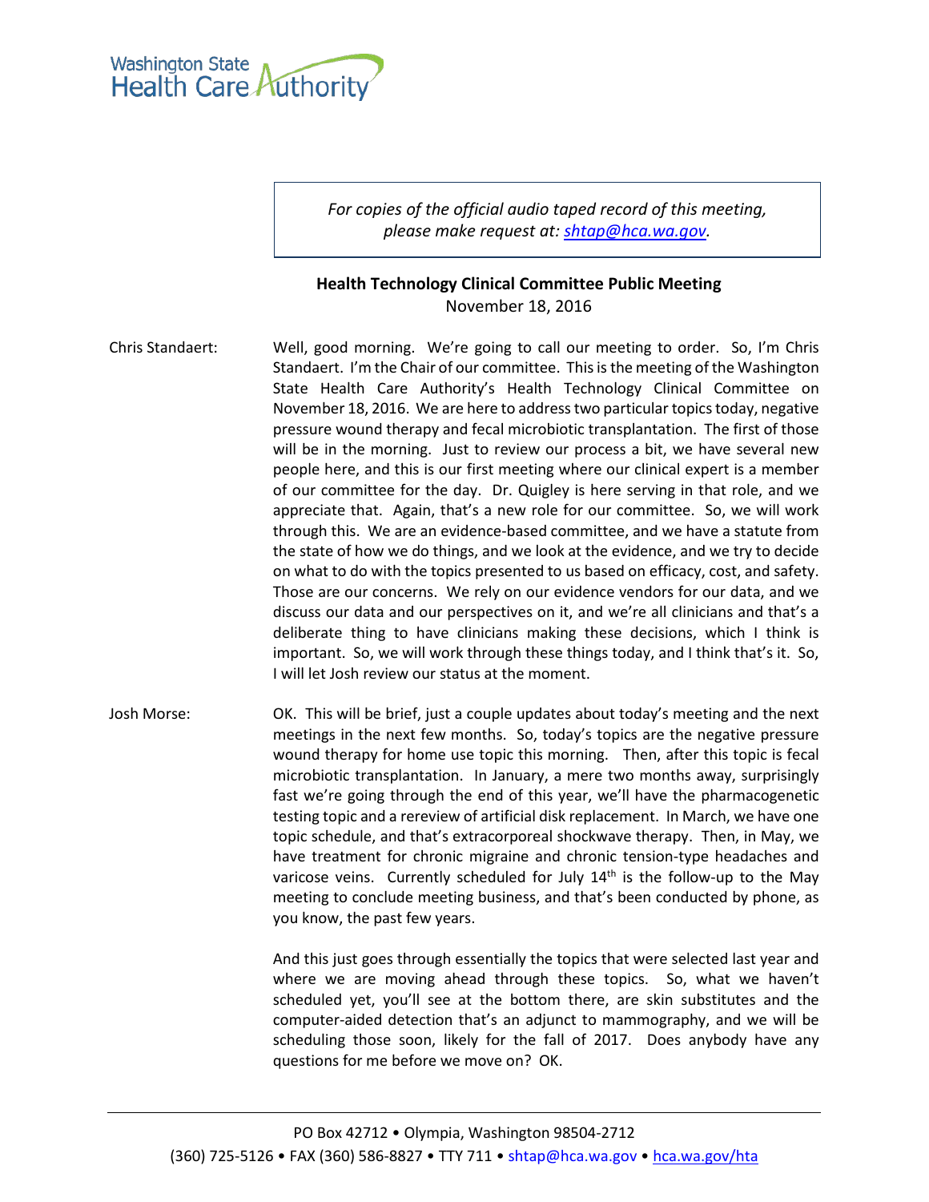Washington State Health Care Authority

*For copies of the official audio taped record of this meeting, please make request at: shtap@hca.wa.gov.*

**Health Technology Clinical Committee Public Meeting**
November 18, 2016

Chris Standaert: Well, good morning. We're going to call our meeting to order. So, I'm Chris Standaert. I'm the Chair of our committee. This is the meeting of the Washington State Health Care Authority's Health Technology Clinical Committee on November 18, 2016. We are here to address two particular topics today, negative pressure wound therapy and fecal microbiotic transplantation. The first of those will be in the morning. Just to review our process a bit, we have several new people here, and this is our first meeting where our clinical expert is a member of our committee for the day. Dr. Quigley is here serving in that role, and we appreciate that. Again, that's a new role for our committee. So, we will work through this. We are an evidence-based committee, and we have a statute from the state of how we do things, and we look at the evidence, and we try to decide on what to do with the topics presented to us based on efficacy, cost, and safety. Those are our concerns. We rely on our evidence vendors for our data, and we discuss our data and our perspectives on it, and we're all clinicians and that's a deliberate thing to have clinicians making these decisions, which I think is important. So, we will work through these things today, and I think that's it. So, I will let Josh review our status at the moment.

Josh Morse: OK. This will be brief, just a couple updates about today's meeting and the next meetings in the next few months. So, today's topics are the negative pressure wound therapy for home use topic this morning. Then, after this topic is fecal microbiotic transplantation. In January, a mere two months away, surprisingly fast we're going through the end of this year, we'll have the pharmacogenetic testing topic and a rereview of artificial disk replacement. In March, we have one topic schedule, and that's extracorporeal shockwave therapy. Then, in May, we have treatment for chronic migraine and chronic tension-type headaches and varicose veins. Currently scheduled for July 14th is the follow-up to the May meeting to conclude meeting business, and that's been conducted by phone, as you know, the past few years.

And this just goes through essentially the topics that were selected last year and where we are moving ahead through these topics. So, what we haven't scheduled yet, you'll see at the bottom there, are skin substitutes and the computer-aided detection that's an adjunct to mammography, and we will be scheduling those soon, likely for the fall of 2017. Does anybody have any questions for me before we move on? OK.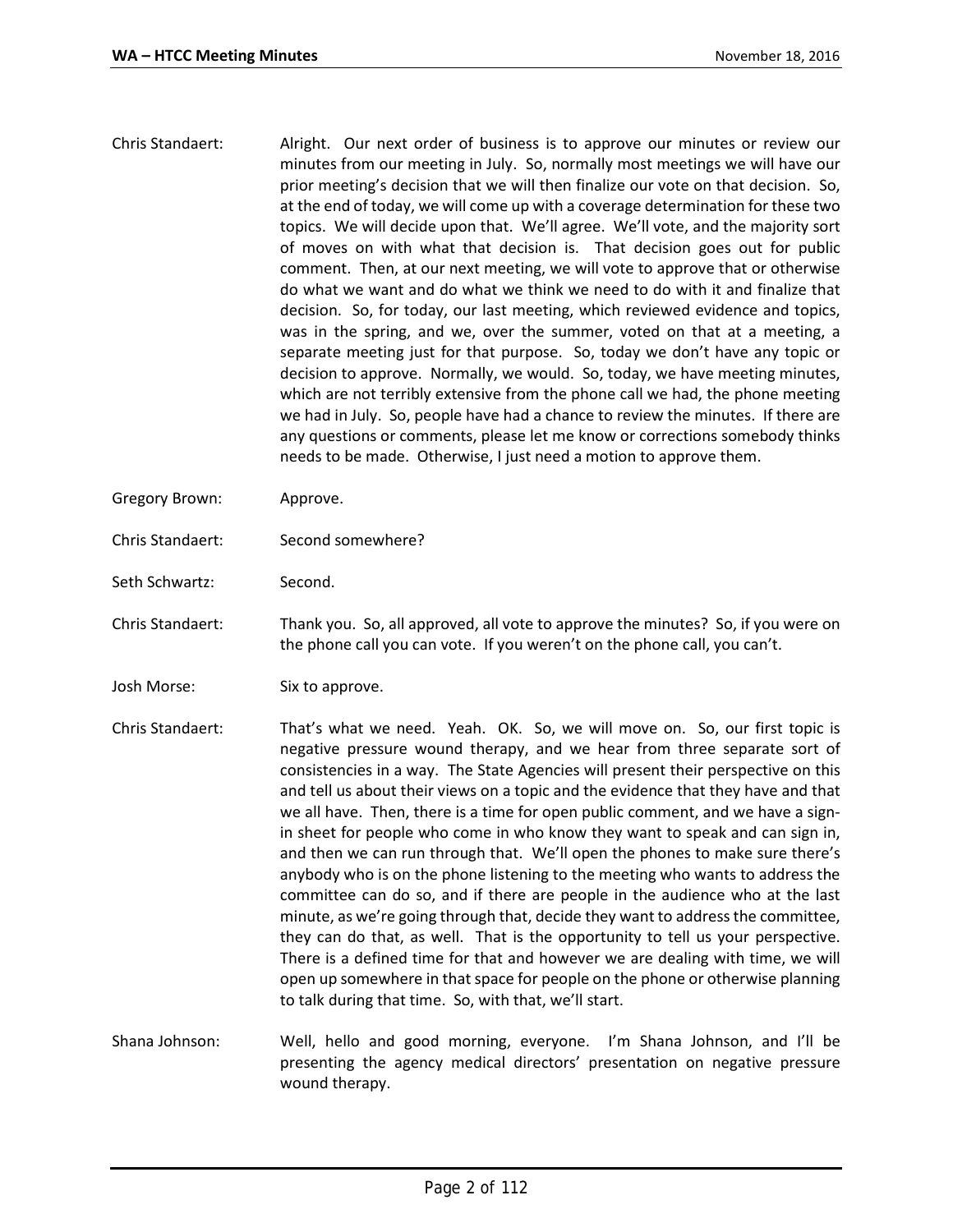Chris Standaert: Alright. Our next order of business is to approve our minutes or review our minutes from our meeting in July. So, normally most meetings we will have our prior meeting's decision that we will then finalize our vote on that decision. So, at the end of today, we will come up with a coverage determination for these two topics. We will decide upon that. We'll agree. We'll vote, and the majority sort of moves on with what that decision is. That decision goes out for public comment. Then, at our next meeting, we will vote to approve that or otherwise do what we want and do what we think we need to do with it and finalize that decision. So, for today, our last meeting, which reviewed evidence and topics, was in the spring, and we, over the summer, voted on that at a meeting, a separate meeting just for that purpose. So, today we don't have any topic or decision to approve. Normally, we would. So, today, we have meeting minutes, which are not terribly extensive from the phone call we had, the phone meeting we had in July. So, people have had a chance to review the minutes. If there are any questions or comments, please let me know or corrections somebody thinks needs to be made. Otherwise, I just need a motion to approve them.

Gregory Brown: Approve.

Chris Standaert: Second somewhere?

Seth Schwartz: Second.

Chris Standaert: Thank you. So, all approved, all vote to approve the minutes? So, if you were on the phone call you can vote. If you weren't on the phone call, you can't.

Josh Morse: Six to approve.

Chris Standaert: That's what we need. Yeah. OK. So, we will move on. So, our first topic is negative pressure wound therapy, and we hear from three separate sort of consistencies in a way. The State Agencies will present their perspective on this and tell us about their views on a topic and the evidence that they have and that we all have. Then, there is a time for open public comment, and we have a sign-in sheet for people who come in who know they want to speak and can sign in, and then we can run through that. We'll open the phones to make sure there's anybody who is on the phone listening to the meeting who wants to address the committee can do so, and if there are people in the audience who at the last minute, as we're going through that, decide they want to address the committee, they can do that, as well. That is the opportunity to tell us your perspective. There is a defined time for that and however we are dealing with time, we will open up somewhere in that space for people on the phone or otherwise planning to talk during that time. So, with that, we'll start.

Shana Johnson: Well, hello and good morning, everyone. I'm Shana Johnson, and I'll be presenting the agency medical directors' presentation on negative pressure wound therapy.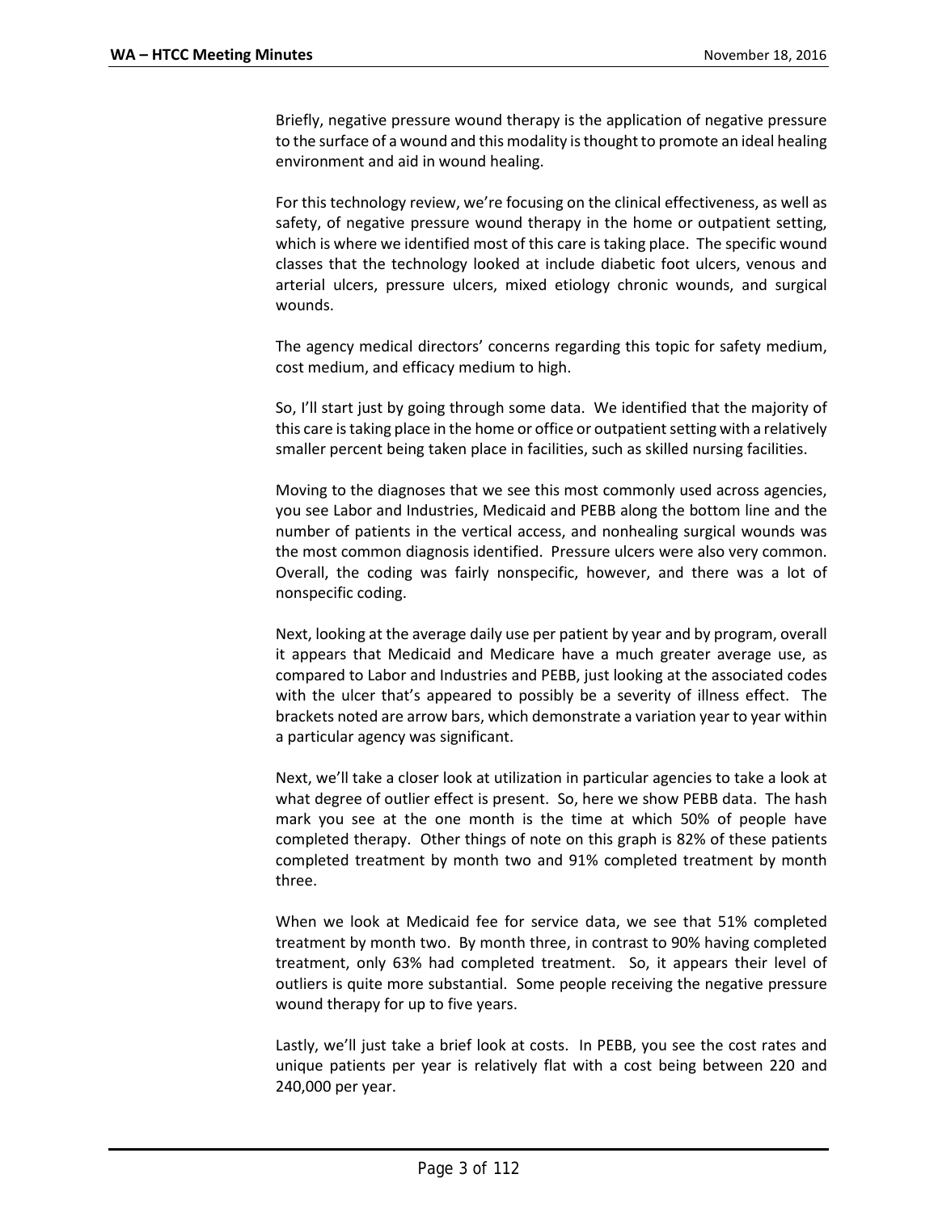Briefly, negative pressure wound therapy is the application of negative pressure to the surface of a wound and this modality is thought to promote an ideal healing environment and aid in wound healing.

For this technology review, we're focusing on the clinical effectiveness, as well as safety, of negative pressure wound therapy in the home or outpatient setting, which is where we identified most of this care is taking place. The specific wound classes that the technology looked at include diabetic foot ulcers, venous and arterial ulcers, pressure ulcers, mixed etiology chronic wounds, and surgical wounds.

The agency medical directors' concerns regarding this topic for safety medium, cost medium, and efficacy medium to high.

So, I'll start just by going through some data. We identified that the majority of this care is taking place in the home or office or outpatient setting with a relatively smaller percent being taken place in facilities, such as skilled nursing facilities.

Moving to the diagnoses that we see this most commonly used across agencies, you see Labor and Industries, Medicaid and PEBB along the bottom line and the number of patients in the vertical access, and nonhealing surgical wounds was the most common diagnosis identified. Pressure ulcers were also very common. Overall, the coding was fairly nonspecific, however, and there was a lot of nonspecific coding.

Next, looking at the average daily use per patient by year and by program, overall it appears that Medicaid and Medicare have a much greater average use, as compared to Labor and Industries and PEBB, just looking at the associated codes with the ulcer that's appeared to possibly be a severity of illness effect. The brackets noted are arrow bars, which demonstrate a variation year to year within a particular agency was significant.

Next, we'll take a closer look at utilization in particular agencies to take a look at what degree of outlier effect is present. So, here we show PEBB data. The hash mark you see at the one month is the time at which 50% of people have completed therapy. Other things of note on this graph is 82% of these patients completed treatment by month two and 91% completed treatment by month three.

When we look at Medicaid fee for service data, we see that 51% completed treatment by month two. By month three, in contrast to 90% having completed treatment, only 63% had completed treatment. So, it appears their level of outliers is quite more substantial. Some people receiving the negative pressure wound therapy for up to five years.

Lastly, we'll just take a brief look at costs. In PEBB, you see the cost rates and unique patients per year is relatively flat with a cost being between 220 and 240,000 per year.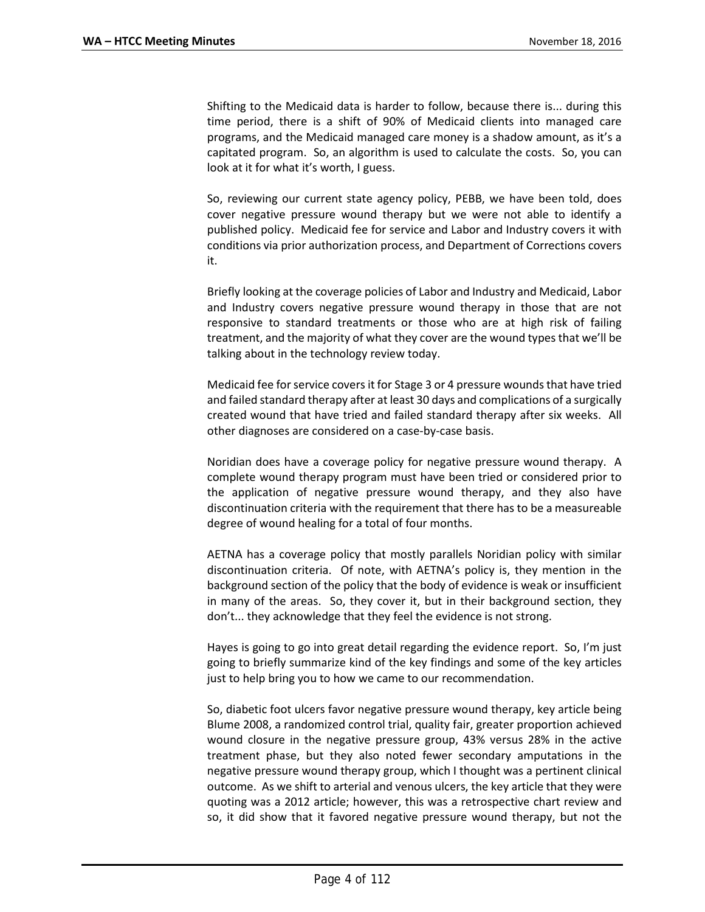Shifting to the Medicaid data is harder to follow, because there is... during this time period, there is a shift of 90% of Medicaid clients into managed care programs, and the Medicaid managed care money is a shadow amount, as it's a capitated program. So, an algorithm is used to calculate the costs. So, you can look at it for what it's worth, I guess.

So, reviewing our current state agency policy, PEBB, we have been told, does cover negative pressure wound therapy but we were not able to identify a published policy. Medicaid fee for service and Labor and Industry covers it with conditions via prior authorization process, and Department of Corrections covers it.

Briefly looking at the coverage policies of Labor and Industry and Medicaid, Labor and Industry covers negative pressure wound therapy in those that are not responsive to standard treatments or those who are at high risk of failing treatment, and the majority of what they cover are the wound types that we'll be talking about in the technology review today.

Medicaid fee for service covers it for Stage 3 or 4 pressure wounds that have tried and failed standard therapy after at least 30 days and complications of a surgically created wound that have tried and failed standard therapy after six weeks. All other diagnoses are considered on a case-by-case basis.

Noridian does have a coverage policy for negative pressure wound therapy. A complete wound therapy program must have been tried or considered prior to the application of negative pressure wound therapy, and they also have discontinuation criteria with the requirement that there has to be a measureable degree of wound healing for a total of four months.

AETNA has a coverage policy that mostly parallels Noridian policy with similar discontinuation criteria. Of note, with AETNA's policy is, they mention in the background section of the policy that the body of evidence is weak or insufficient in many of the areas. So, they cover it, but in their background section, they don't... they acknowledge that they feel the evidence is not strong.

Hayes is going to go into great detail regarding the evidence report. So, I'm just going to briefly summarize kind of the key findings and some of the key articles just to help bring you to how we came to our recommendation.

So, diabetic foot ulcers favor negative pressure wound therapy, key article being Blume 2008, a randomized control trial, quality fair, greater proportion achieved wound closure in the negative pressure group, 43% versus 28% in the active treatment phase, but they also noted fewer secondary amputations in the negative pressure wound therapy group, which I thought was a pertinent clinical outcome. As we shift to arterial and venous ulcers, the key article that they were quoting was a 2012 article; however, this was a retrospective chart review and so, it did show that it favored negative pressure wound therapy, but not the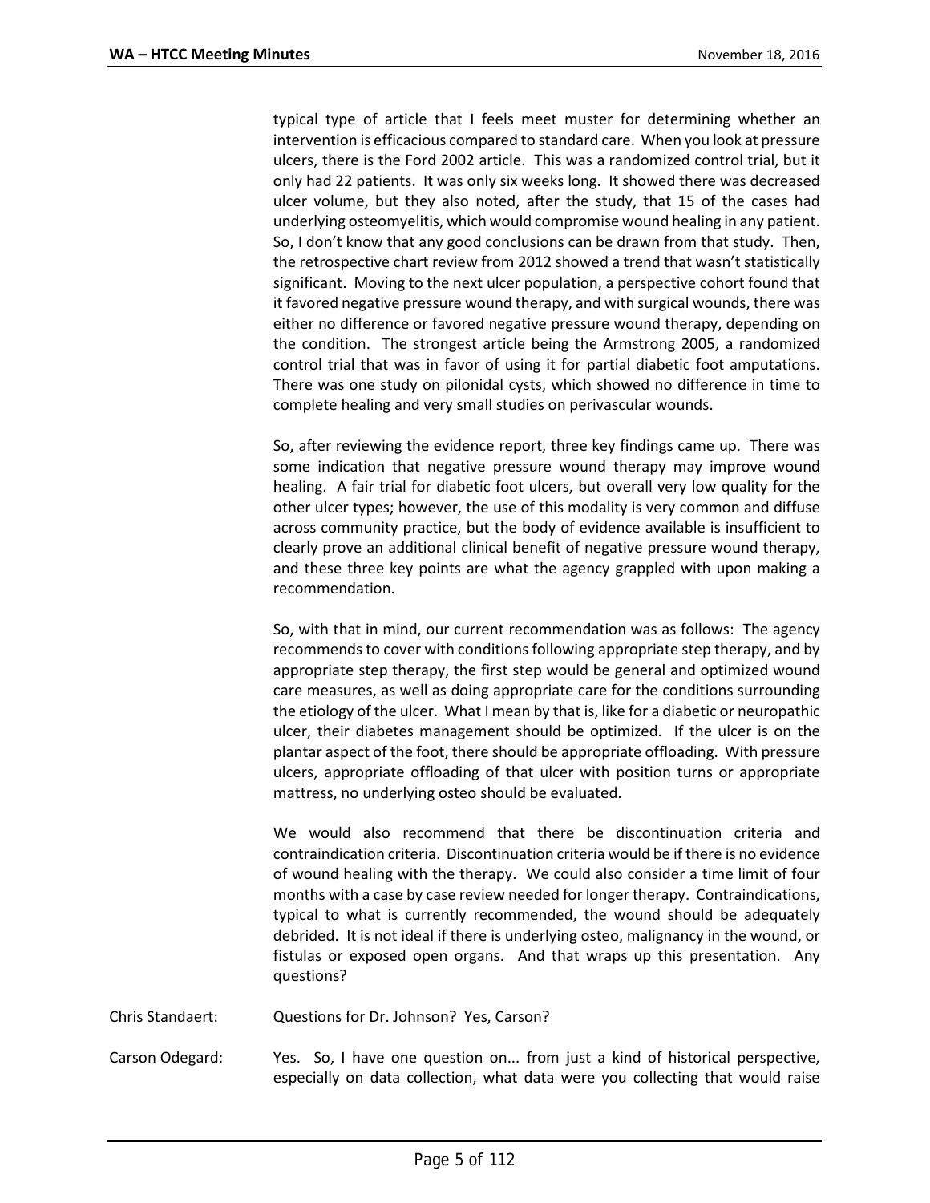typical type of article that I feels meet muster for determining whether an intervention is efficacious compared to standard care. When you look at pressure ulcers, there is the Ford 2002 article. This was a randomized control trial, but it only had 22 patients. It was only six weeks long. It showed there was decreased ulcer volume, but they also noted, after the study, that 15 of the cases had underlying osteomyelitis, which would compromise wound healing in any patient. So, I don't know that any good conclusions can be drawn from that study. Then, the retrospective chart review from 2012 showed a trend that wasn't statistically significant. Moving to the next ulcer population, a perspective cohort found that it favored negative pressure wound therapy, and with surgical wounds, there was either no difference or favored negative pressure wound therapy, depending on the condition. The strongest article being the Armstrong 2005, a randomized control trial that was in favor of using it for partial diabetic foot amputations. There was one study on pilonidal cysts, which showed no difference in time to complete healing and very small studies on perivascular wounds.

So, after reviewing the evidence report, three key findings came up. There was some indication that negative pressure wound therapy may improve wound healing. A fair trial for diabetic foot ulcers, but overall very low quality for the other ulcer types; however, the use of this modality is very common and diffuse across community practice, but the body of evidence available is insufficient to clearly prove an additional clinical benefit of negative pressure wound therapy, and these three key points are what the agency grappled with upon making a recommendation.

So, with that in mind, our current recommendation was as follows: The agency recommends to cover with conditions following appropriate step therapy, and by appropriate step therapy, the first step would be general and optimized wound care measures, as well as doing appropriate care for the conditions surrounding the etiology of the ulcer. What I mean by that is, like for a diabetic or neuropathic ulcer, their diabetes management should be optimized. If the ulcer is on the plantar aspect of the foot, there should be appropriate offloading. With pressure ulcers, appropriate offloading of that ulcer with position turns or appropriate mattress, no underlying osteo should be evaluated.

We would also recommend that there be discontinuation criteria and contraindication criteria. Discontinuation criteria would be if there is no evidence of wound healing with the therapy. We could also consider a time limit of four months with a case by case review needed for longer therapy. Contraindications, typical to what is currently recommended, the wound should be adequately debrided. It is not ideal if there is underlying osteo, malignancy in the wound, or fistulas or exposed open organs. And that wraps up this presentation. Any questions?

Chris Standaert: Questions for Dr. Johnson? Yes, Carson?

Carson Odegard: Yes. So, I have one question on... from just a kind of historical perspective, especially on data collection, what data were you collecting that would raise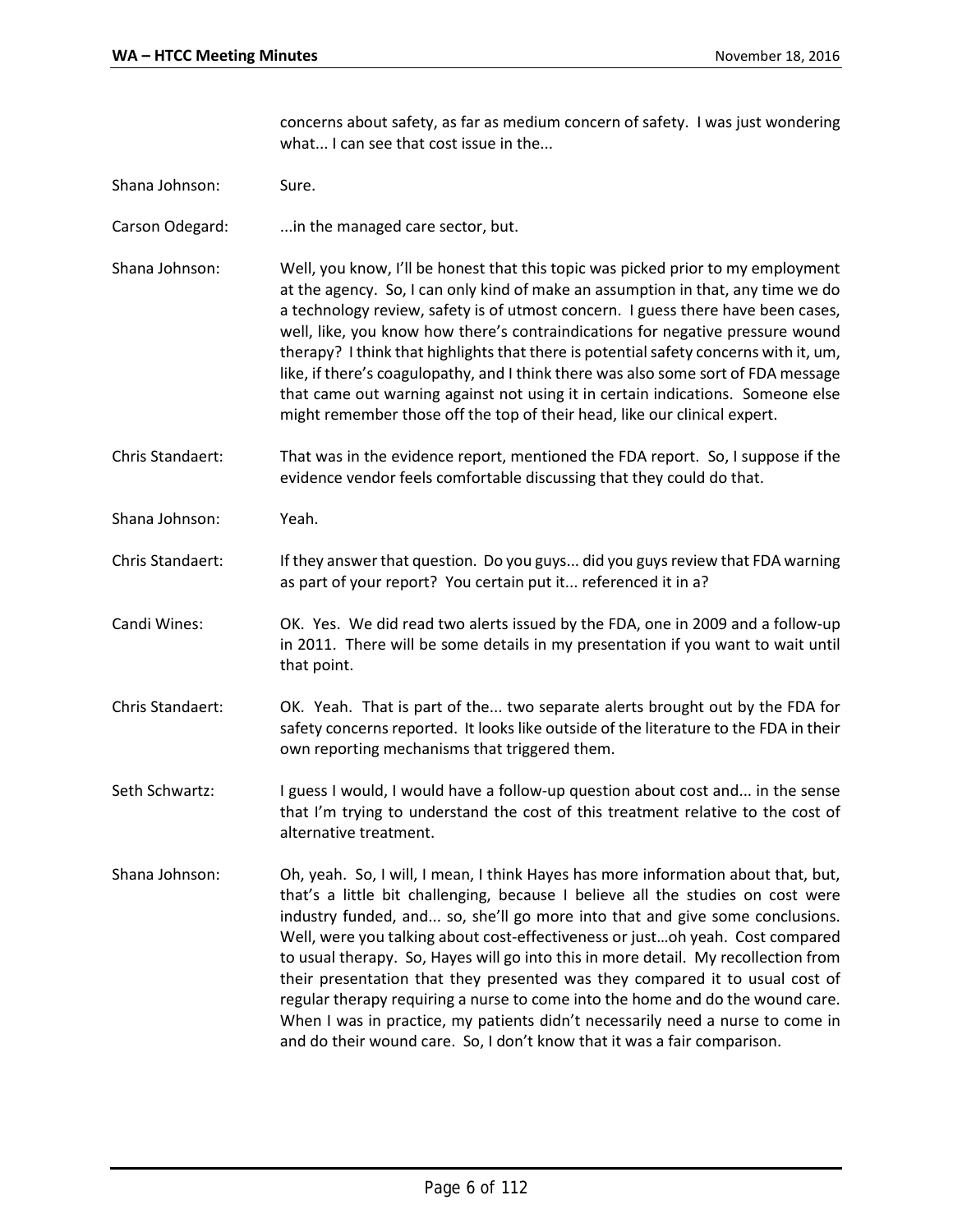concerns about safety, as far as medium concern of safety. I was just wondering what... I can see that cost issue in the...

Shana Johnson: Sure.

Carson Odegard: ...in the managed care sector, but.

Shana Johnson: Well, you know, I'll be honest that this topic was picked prior to my employment at the agency. So, I can only kind of make an assumption in that, any time we do a technology review, safety is of utmost concern. I guess there have been cases, well, like, you know how there's contraindications for negative pressure wound therapy? I think that highlights that there is potential safety concerns with it, um, like, if there's coagulopathy, and I think there was also some sort of FDA message that came out warning against not using it in certain indications. Someone else might remember those off the top of their head, like our clinical expert.

Chris Standaert: That was in the evidence report, mentioned the FDA report. So, I suppose if the evidence vendor feels comfortable discussing that they could do that.

Shana Johnson: Yeah.

Chris Standaert: If they answer that question. Do you guys... did you guys review that FDA warning as part of your report? You certain put it... referenced it in a?

Candi Wines: OK. Yes. We did read two alerts issued by the FDA, one in 2009 and a follow-up in 2011. There will be some details in my presentation if you want to wait until that point.

Chris Standaert: OK. Yeah. That is part of the... two separate alerts brought out by the FDA for safety concerns reported. It looks like outside of the literature to the FDA in their own reporting mechanisms that triggered them.

Seth Schwartz: I guess I would, I would have a follow-up question about cost and... in the sense that I'm trying to understand the cost of this treatment relative to the cost of alternative treatment.

Shana Johnson: Oh, yeah. So, I will, I mean, I think Hayes has more information about that, but, that's a little bit challenging, because I believe all the studies on cost were industry funded, and... so, she'll go more into that and give some conclusions. Well, were you talking about cost-effectiveness or just…oh yeah. Cost compared to usual therapy. So, Hayes will go into this in more detail. My recollection from their presentation that they presented was they compared it to usual cost of regular therapy requiring a nurse to come into the home and do the wound care. When I was in practice, my patients didn't necessarily need a nurse to come in and do their wound care. So, I don't know that it was a fair comparison.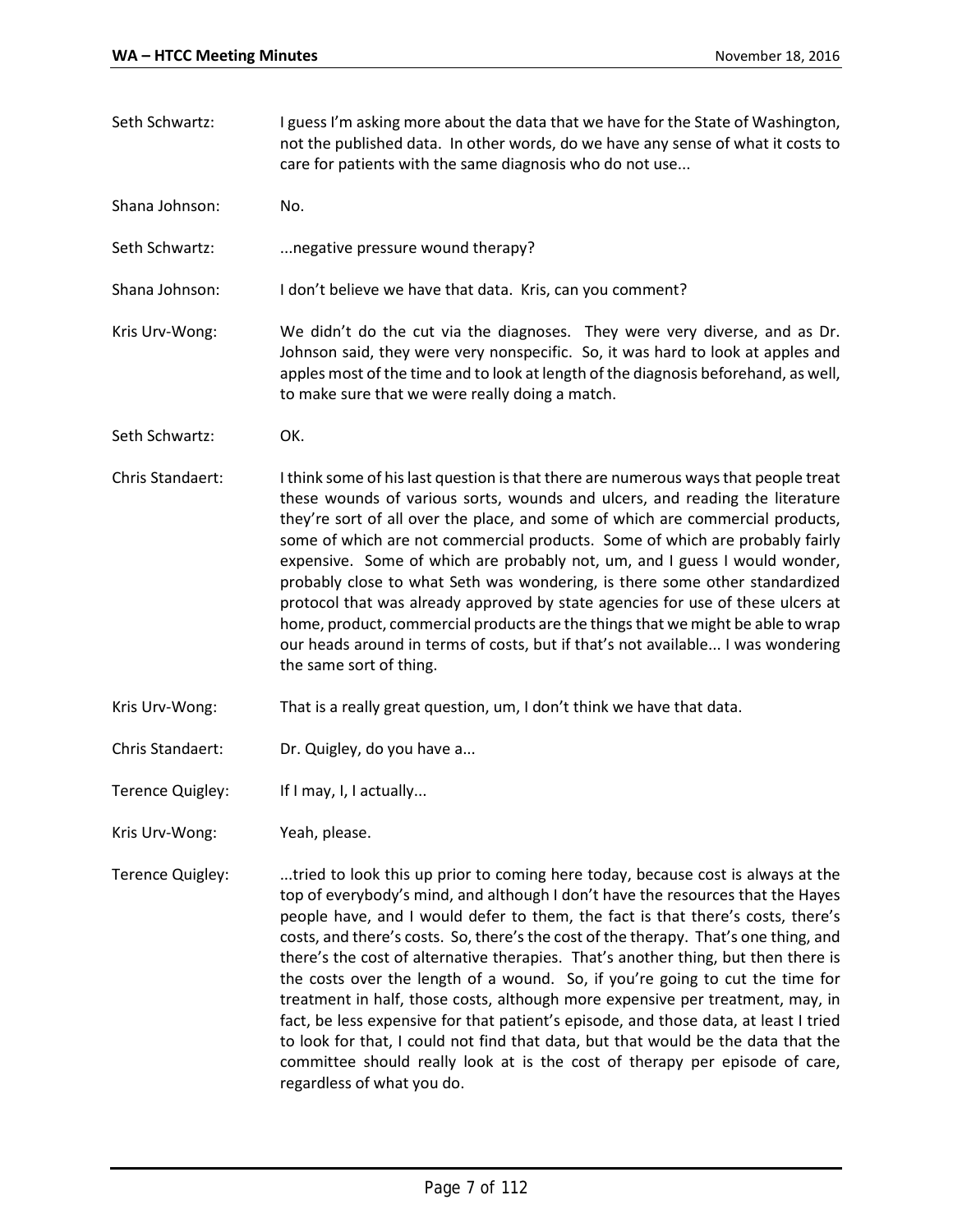Seth Schwartz: I guess I'm asking more about the data that we have for the State of Washington, not the published data. In other words, do we have any sense of what it costs to care for patients with the same diagnosis who do not use...

Shana Johnson: No.

Seth Schwartz: ...negative pressure wound therapy?

Shana Johnson: I don't believe we have that data. Kris, can you comment?

Kris Urv-Wong: We didn't do the cut via the diagnoses. They were very diverse, and as Dr. Johnson said, they were very nonspecific. So, it was hard to look at apples and apples most of the time and to look at length of the diagnosis beforehand, as well, to make sure that we were really doing a match.

Seth Schwartz: OK.

Chris Standaert: I think some of his last question is that there are numerous ways that people treat these wounds of various sorts, wounds and ulcers, and reading the literature they're sort of all over the place, and some of which are commercial products, some of which are not commercial products. Some of which are probably fairly expensive. Some of which are probably not, um, and I guess I would wonder, probably close to what Seth was wondering, is there some other standardized protocol that was already approved by state agencies for use of these ulcers at home, product, commercial products are the things that we might be able to wrap our heads around in terms of costs, but if that's not available... I was wondering the same sort of thing.

Kris Urv-Wong: That is a really great question, um, I don't think we have that data.

Chris Standaert: Dr. Quigley, do you have a...

Terence Quigley: If I may, I, I actually...

Kris Urv-Wong: Yeah, please.

Terence Quigley: ...tried to look this up prior to coming here today, because cost is always at the top of everybody's mind, and although I don't have the resources that the Hayes people have, and I would defer to them, the fact is that there's costs, there's costs, and there's costs. So, there's the cost of the therapy. That's one thing, and there's the cost of alternative therapies. That's another thing, but then there is the costs over the length of a wound. So, if you're going to cut the time for treatment in half, those costs, although more expensive per treatment, may, in fact, be less expensive for that patient's episode, and those data, at least I tried to look for that, I could not find that data, but that would be the data that the committee should really look at is the cost of therapy per episode of care, regardless of what you do.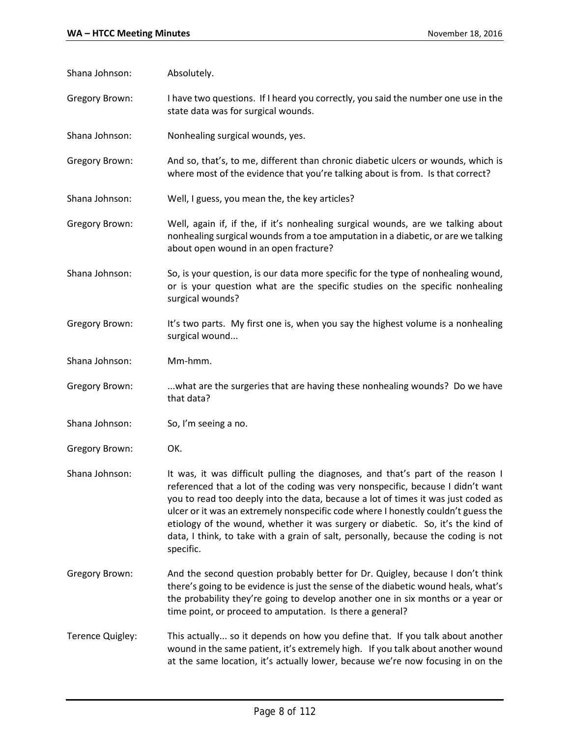Shana Johnson: Absolutely.

Gregory Brown: I have two questions. If I heard you correctly, you said the number one use in the state data was for surgical wounds.

Shana Johnson: Nonhealing surgical wounds, yes.

Gregory Brown: And so, that's, to me, different than chronic diabetic ulcers or wounds, which is where most of the evidence that you're talking about is from. Is that correct?

Shana Johnson: Well, I guess, you mean the, the key articles?

Gregory Brown: Well, again if, if the, if it's nonhealing surgical wounds, are we talking about nonhealing surgical wounds from a toe amputation in a diabetic, or are we talking about open wound in an open fracture?

Shana Johnson: So, is your question, is our data more specific for the type of nonhealing wound, or is your question what are the specific studies on the specific nonhealing surgical wounds?

Gregory Brown: It's two parts. My first one is, when you say the highest volume is a nonhealing surgical wound...

Shana Johnson: Mm-hmm.

Gregory Brown: ...what are the surgeries that are having these nonhealing wounds? Do we have that data?

Shana Johnson: So, I'm seeing a no.

Gregory Brown: OK.

Shana Johnson: It was, it was difficult pulling the diagnoses, and that's part of the reason I referenced that a lot of the coding was very nonspecific, because I didn't want you to read too deeply into the data, because a lot of times it was just coded as ulcer or it was an extremely nonspecific code where I honestly couldn't guess the etiology of the wound, whether it was surgery or diabetic. So, it's the kind of data, I think, to take with a grain of salt, personally, because the coding is not specific.

Gregory Brown: And the second question probably better for Dr. Quigley, because I don't think there's going to be evidence is just the sense of the diabetic wound heals, what's the probability they're going to develop another one in six months or a year or time point, or proceed to amputation. Is there a general?

Terence Quigley: This actually... so it depends on how you define that. If you talk about another wound in the same patient, it's extremely high. If you talk about another wound at the same location, it's actually lower, because we're now focusing in on the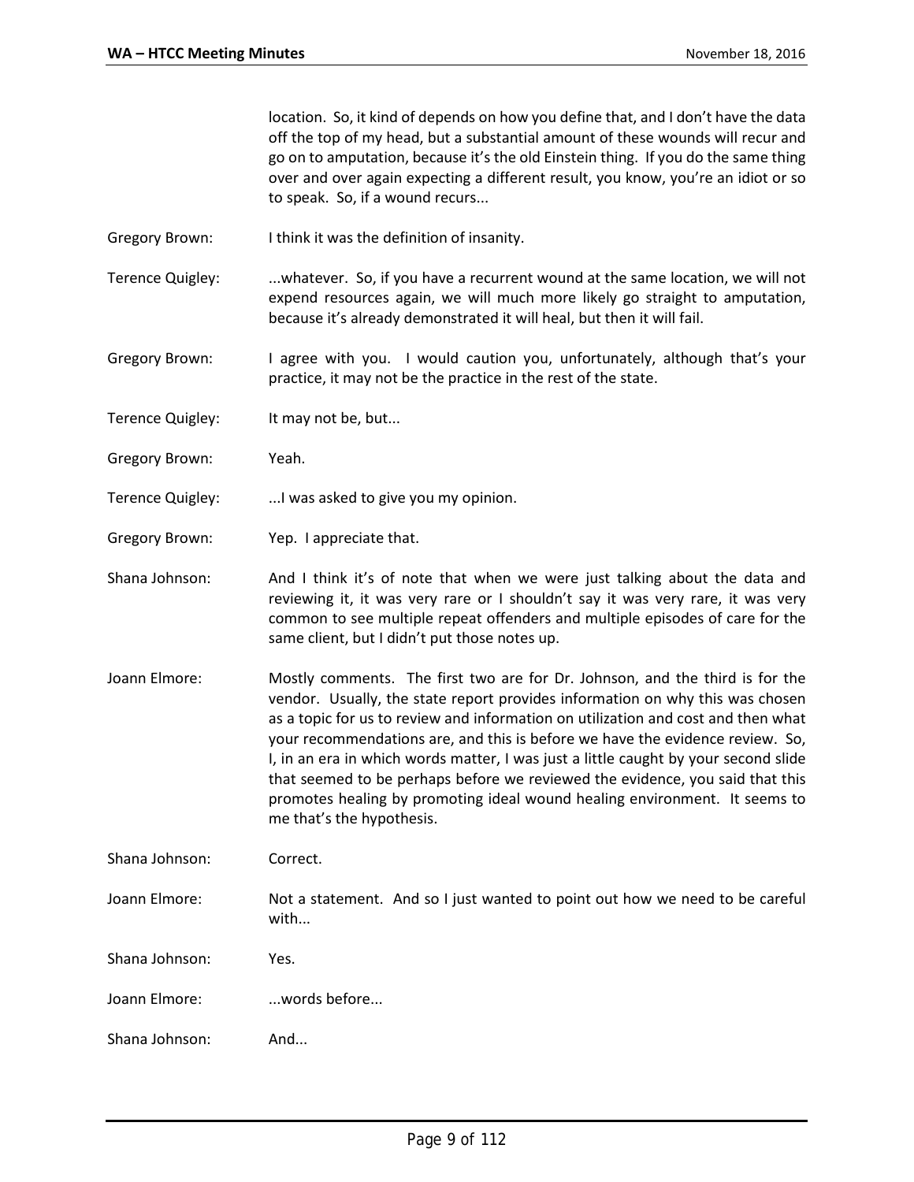location. So, it kind of depends on how you define that, and I don't have the data off the top of my head, but a substantial amount of these wounds will recur and go on to amputation, because it's the old Einstein thing. If you do the same thing over and over again expecting a different result, you know, you're an idiot or so to speak. So, if a wound recurs...

Gregory Brown: I think it was the definition of insanity.

Terence Quigley: ...whatever. So, if you have a recurrent wound at the same location, we will not expend resources again, we will much more likely go straight to amputation, because it's already demonstrated it will heal, but then it will fail.

Gregory Brown: I agree with you. I would caution you, unfortunately, although that's your practice, it may not be the practice in the rest of the state.

Terence Quigley: It may not be, but...

Gregory Brown: Yeah.

Terence Quigley: ...I was asked to give you my opinion.

Gregory Brown: Yep. I appreciate that.

Shana Johnson: And I think it's of note that when we were just talking about the data and reviewing it, it was very rare or I shouldn't say it was very rare, it was very common to see multiple repeat offenders and multiple episodes of care for the same client, but I didn't put those notes up.

Joann Elmore: Mostly comments. The first two are for Dr. Johnson, and the third is for the vendor. Usually, the state report provides information on why this was chosen as a topic for us to review and information on utilization and cost and then what your recommendations are, and this is before we have the evidence review. So, I, in an era in which words matter, I was just a little caught by your second slide that seemed to be perhaps before we reviewed the evidence, you said that this promotes healing by promoting ideal wound healing environment. It seems to me that's the hypothesis.

Shana Johnson: Correct.

Joann Elmore: Not a statement. And so I just wanted to point out how we need to be careful with...

Shana Johnson: Yes.

Joann Elmore: ...words before...

Shana Johnson: And...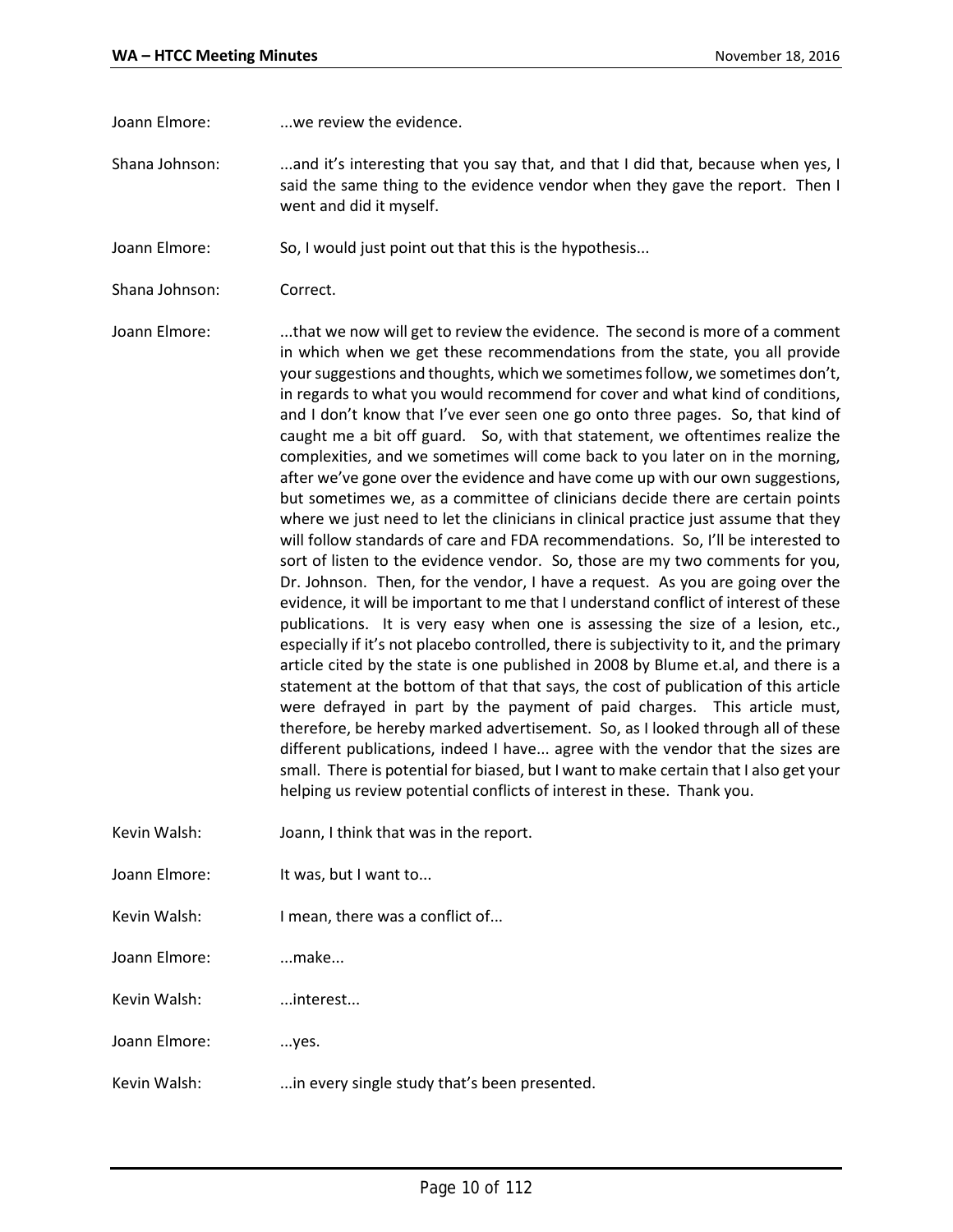Joann Elmore: ...we review the evidence.

Shana Johnson: ...and it's interesting that you say that, and that I did that, because when yes, I said the same thing to the evidence vendor when they gave the report. Then I went and did it myself.

Joann Elmore: So, I would just point out that this is the hypothesis...

Shana Johnson: Correct.

Joann Elmore: ...that we now will get to review the evidence. The second is more of a comment in which when we get these recommendations from the state, you all provide your suggestions and thoughts, which we sometimes follow, we sometimes don't, in regards to what you would recommend for cover and what kind of conditions, and I don't know that I've ever seen one go onto three pages. So, that kind of caught me a bit off guard. So, with that statement, we oftentimes realize the complexities, and we sometimes will come back to you later on in the morning, after we've gone over the evidence and have come up with our own suggestions, but sometimes we, as a committee of clinicians decide there are certain points where we just need to let the clinicians in clinical practice just assume that they will follow standards of care and FDA recommendations. So, I'll be interested to sort of listen to the evidence vendor. So, those are my two comments for you, Dr. Johnson. Then, for the vendor, I have a request. As you are going over the evidence, it will be important to me that I understand conflict of interest of these publications. It is very easy when one is assessing the size of a lesion, etc., especially if it's not placebo controlled, there is subjectivity to it, and the primary article cited by the state is one published in 2008 by Blume et.al, and there is a statement at the bottom of that that says, the cost of publication of this article were defrayed in part by the payment of paid charges. This article must, therefore, be hereby marked advertisement. So, as I looked through all of these different publications, indeed I have... agree with the vendor that the sizes are small. There is potential for biased, but I want to make certain that I also get your helping us review potential conflicts of interest in these. Thank you.

Kevin Walsh: Joann, I think that was in the report.

Joann Elmore: It was, but I want to...

Kevin Walsh: I mean, there was a conflict of...

Joann Elmore: ...make...

Kevin Walsh: ...interest...

Joann Elmore: ...yes.

Kevin Walsh: ...in every single study that's been presented.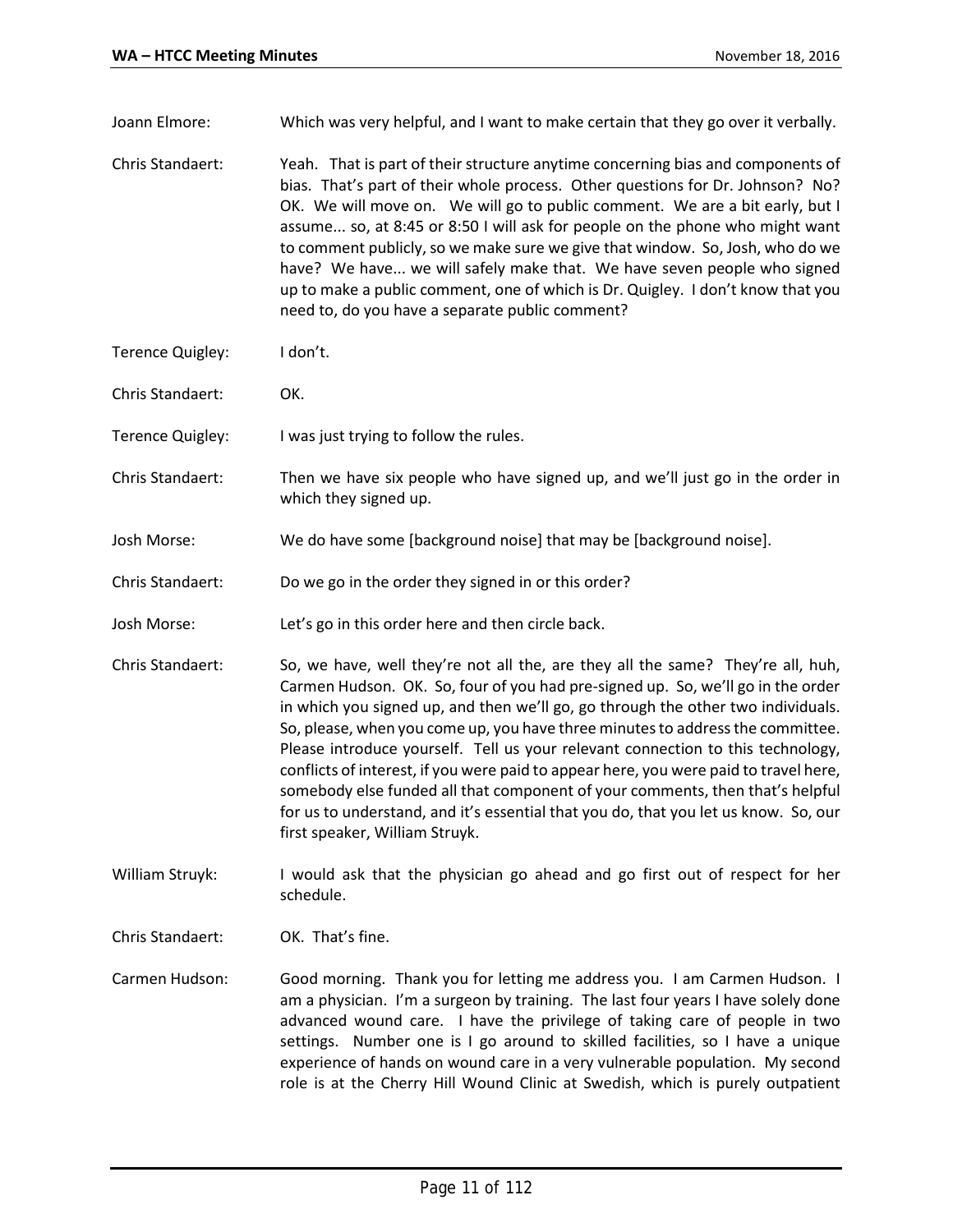Joann Elmore: Which was very helpful, and I want to make certain that they go over it verbally.

Chris Standaert: Yeah. That is part of their structure anytime concerning bias and components of bias. That's part of their whole process. Other questions for Dr. Johnson? No? OK. We will move on. We will go to public comment. We are a bit early, but I assume... so, at 8:45 or 8:50 I will ask for people on the phone who might want to comment publicly, so we make sure we give that window. So, Josh, who do we have? We have... we will safely make that. We have seven people who signed up to make a public comment, one of which is Dr. Quigley. I don't know that you need to, do you have a separate public comment?

Terence Quigley: I don't.

Chris Standaert: OK.

Terence Quigley: I was just trying to follow the rules.

Chris Standaert: Then we have six people who have signed up, and we'll just go in the order in which they signed up.

Josh Morse: We do have some [background noise] that may be [background noise].

Chris Standaert: Do we go in the order they signed in or this order?

Josh Morse: Let's go in this order here and then circle back.

Chris Standaert: So, we have, well they're not all the, are they all the same? They're all, huh, Carmen Hudson. OK. So, four of you had pre-signed up. So, we'll go in the order in which you signed up, and then we'll go, go through the other two individuals. So, please, when you come up, you have three minutes to address the committee. Please introduce yourself. Tell us your relevant connection to this technology, conflicts of interest, if you were paid to appear here, you were paid to travel here, somebody else funded all that component of your comments, then that's helpful for us to understand, and it's essential that you do, that you let us know. So, our first speaker, William Struyk.

William Struyk: I would ask that the physician go ahead and go first out of respect for her schedule.

Chris Standaert: OK. That's fine.

Carmen Hudson: Good morning. Thank you for letting me address you. I am Carmen Hudson. I am a physician. I'm a surgeon by training. The last four years I have solely done advanced wound care. I have the privilege of taking care of people in two settings. Number one is I go around to skilled facilities, so I have a unique experience of hands on wound care in a very vulnerable population. My second role is at the Cherry Hill Wound Clinic at Swedish, which is purely outpatient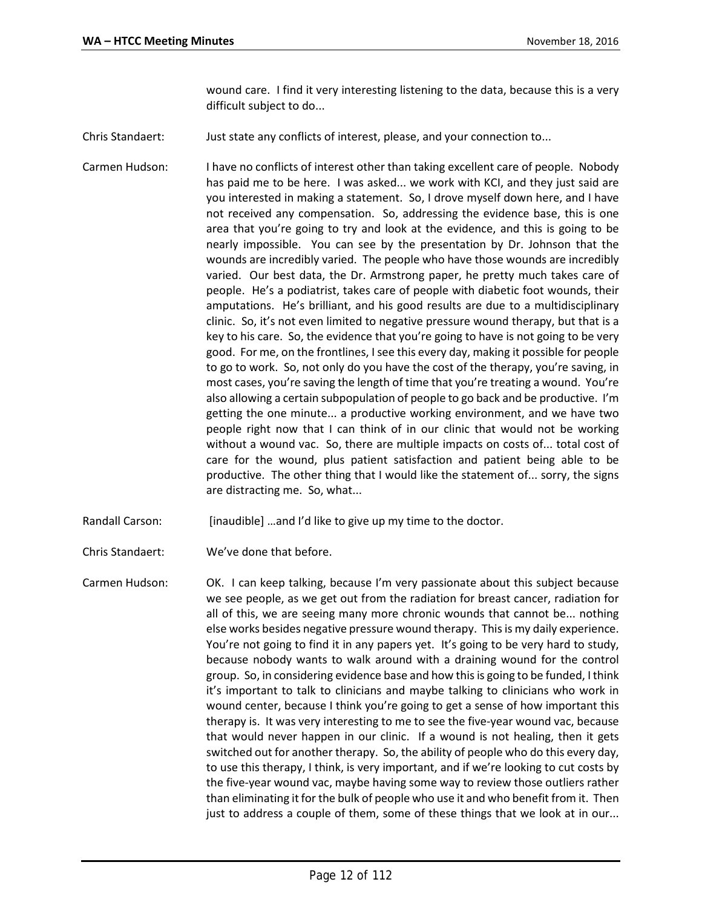wound care. I find it very interesting listening to the data, because this is a very difficult subject to do...

Chris Standaert: Just state any conflicts of interest, please, and your connection to...

Carmen Hudson: I have no conflicts of interest other than taking excellent care of people. Nobody has paid me to be here. I was asked... we work with KCI, and they just said are you interested in making a statement. So, I drove myself down here, and I have not received any compensation. So, addressing the evidence base, this is one area that you're going to try and look at the evidence, and this is going to be nearly impossible. You can see by the presentation by Dr. Johnson that the wounds are incredibly varied. The people who have those wounds are incredibly varied. Our best data, the Dr. Armstrong paper, he pretty much takes care of people. He's a podiatrist, takes care of people with diabetic foot wounds, their amputations. He's brilliant, and his good results are due to a multidisciplinary clinic. So, it's not even limited to negative pressure wound therapy, but that is a key to his care. So, the evidence that you're going to have is not going to be very good. For me, on the frontlines, I see this every day, making it possible for people to go to work. So, not only do you have the cost of the therapy, you're saving, in most cases, you're saving the length of time that you're treating a wound. You're also allowing a certain subpopulation of people to go back and be productive. I'm getting the one minute... a productive working environment, and we have two people right now that I can think of in our clinic that would not be working without a wound vac. So, there are multiple impacts on costs of... total cost of care for the wound, plus patient satisfaction and patient being able to be productive. The other thing that I would like the statement of... sorry, the signs are distracting me. So, what...

Randall Carson: [inaudible] …and I'd like to give up my time to the doctor.

Chris Standaert: We've done that before.

Carmen Hudson: OK. I can keep talking, because I'm very passionate about this subject because we see people, as we get out from the radiation for breast cancer, radiation for all of this, we are seeing many more chronic wounds that cannot be... nothing else works besides negative pressure wound therapy. This is my daily experience. You're not going to find it in any papers yet. It's going to be very hard to study, because nobody wants to walk around with a draining wound for the control group. So, in considering evidence base and how this is going to be funded, I think it's important to talk to clinicians and maybe talking to clinicians who work in wound center, because I think you're going to get a sense of how important this therapy is. It was very interesting to me to see the five-year wound vac, because that would never happen in our clinic. If a wound is not healing, then it gets switched out for another therapy. So, the ability of people who do this every day, to use this therapy, I think, is very important, and if we're looking to cut costs by the five-year wound vac, maybe having some way to review those outliers rather than eliminating it for the bulk of people who use it and who benefit from it. Then just to address a couple of them, some of these things that we look at in our...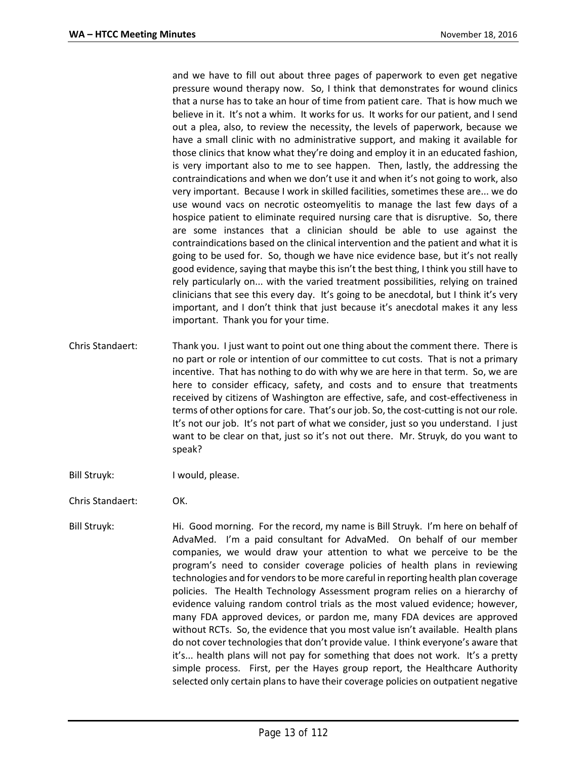and we have to fill out about three pages of paperwork to even get negative pressure wound therapy now. So, I think that demonstrates for wound clinics that a nurse has to take an hour of time from patient care. That is how much we believe in it. It's not a whim. It works for us. It works for our patient, and I send out a plea, also, to review the necessity, the levels of paperwork, because we have a small clinic with no administrative support, and making it available for those clinics that know what they're doing and employ it in an educated fashion, is very important also to me to see happen. Then, lastly, the addressing the contraindications and when we don't use it and when it's not going to work, also very important. Because I work in skilled facilities, sometimes these are... we do use wound vacs on necrotic osteomyelitis to manage the last few days of a hospice patient to eliminate required nursing care that is disruptive. So, there are some instances that a clinician should be able to use against the contraindications based on the clinical intervention and the patient and what it is going to be used for. So, though we have nice evidence base, but it's not really good evidence, saying that maybe this isn't the best thing, I think you still have to rely particularly on... with the varied treatment possibilities, relying on trained clinicians that see this every day. It's going to be anecdotal, but I think it's very important, and I don't think that just because it's anecdotal makes it any less important. Thank you for your time.

Chris Standaert: Thank you. I just want to point out one thing about the comment there. There is no part or role or intention of our committee to cut costs. That is not a primary incentive. That has nothing to do with why we are here in that term. So, we are here to consider efficacy, safety, and costs and to ensure that treatments received by citizens of Washington are effective, safe, and cost-effectiveness in terms of other options for care. That's our job. So, the cost-cutting is not our role. It's not our job. It's not part of what we consider, just so you understand. I just want to be clear on that, just so it's not out there. Mr. Struyk, do you want to speak?

Bill Struyk: I would, please.

Chris Standaert: OK.

Bill Struyk: Hi. Good morning. For the record, my name is Bill Struyk. I'm here on behalf of AdvaMed. I'm a paid consultant for AdvaMed. On behalf of our member companies, we would draw your attention to what we perceive to be the program's need to consider coverage policies of health plans in reviewing technologies and for vendors to be more careful in reporting health plan coverage policies. The Health Technology Assessment program relies on a hierarchy of evidence valuing random control trials as the most valued evidence; however, many FDA approved devices, or pardon me, many FDA devices are approved without RCTs. So, the evidence that you most value isn't available. Health plans do not cover technologies that don't provide value. I think everyone's aware that it's... health plans will not pay for something that does not work. It's a pretty simple process. First, per the Hayes group report, the Healthcare Authority selected only certain plans to have their coverage policies on outpatient negative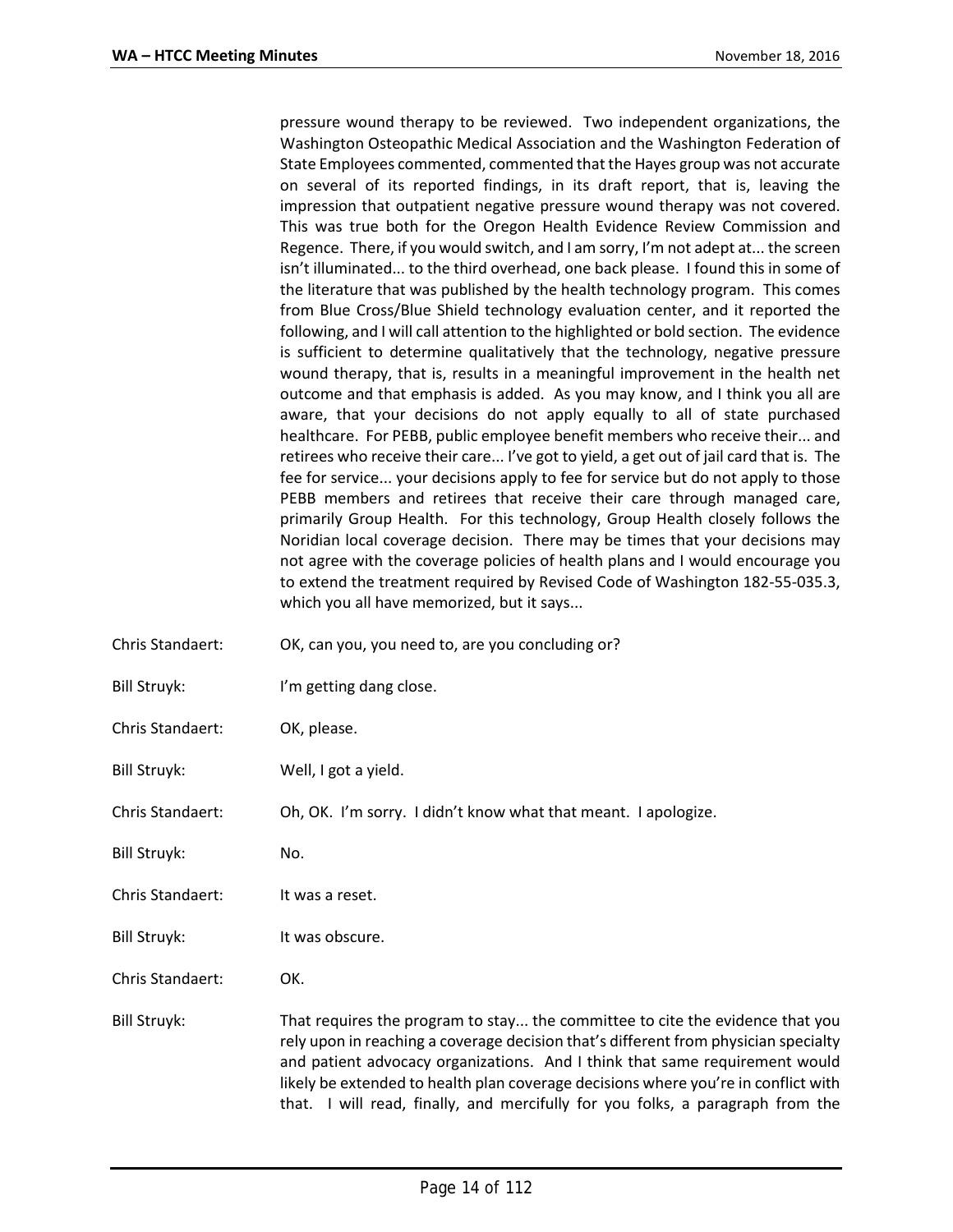pressure wound therapy to be reviewed. Two independent organizations, the Washington Osteopathic Medical Association and the Washington Federation of State Employees commented, commented that the Hayes group was not accurate on several of its reported findings, in its draft report, that is, leaving the impression that outpatient negative pressure wound therapy was not covered. This was true both for the Oregon Health Evidence Review Commission and Regence. There, if you would switch, and I am sorry, I'm not adept at... the screen isn't illuminated... to the third overhead, one back please. I found this in some of the literature that was published by the health technology program. This comes from Blue Cross/Blue Shield technology evaluation center, and it reported the following, and I will call attention to the highlighted or bold section. The evidence is sufficient to determine qualitatively that the technology, negative pressure wound therapy, that is, results in a meaningful improvement in the health net outcome and that emphasis is added. As you may know, and I think you all are aware, that your decisions do not apply equally to all of state purchased healthcare. For PEBB, public employee benefit members who receive their... and retirees who receive their care... I've got to yield, a get out of jail card that is. The fee for service... your decisions apply to fee for service but do not apply to those PEBB members and retirees that receive their care through managed care, primarily Group Health. For this technology, Group Health closely follows the Noridian local coverage decision. There may be times that your decisions may not agree with the coverage policies of health plans and I would encourage you to extend the treatment required by Revised Code of Washington 182-55-035.3, which you all have memorized, but it says...

| | |
|---|---|
| Chris Standaert: | OK, can you, you need to, are you concluding or? |
| Bill Struyk: | I'm getting dang close. |
| Chris Standaert: | OK, please. |
| Bill Struyk: | Well, I got a yield. |
| Chris Standaert: | Oh, OK. I'm sorry. I didn't know what that meant. I apologize. |
| Bill Struyk: | No. |
| Chris Standaert: | It was a reset. |
| Bill Struyk: | It was obscure. |
| Chris Standaert: | OK. |
| Bill Struyk: | That requires the program to stay... the committee to cite the evidence that you rely upon in reaching a coverage decision that's different from physician specialty and patient advocacy organizations. And I think that same requirement would likely be extended to health plan coverage decisions where you're in conflict with that. I will read, finally, and mercifully for you folks, a paragraph from the |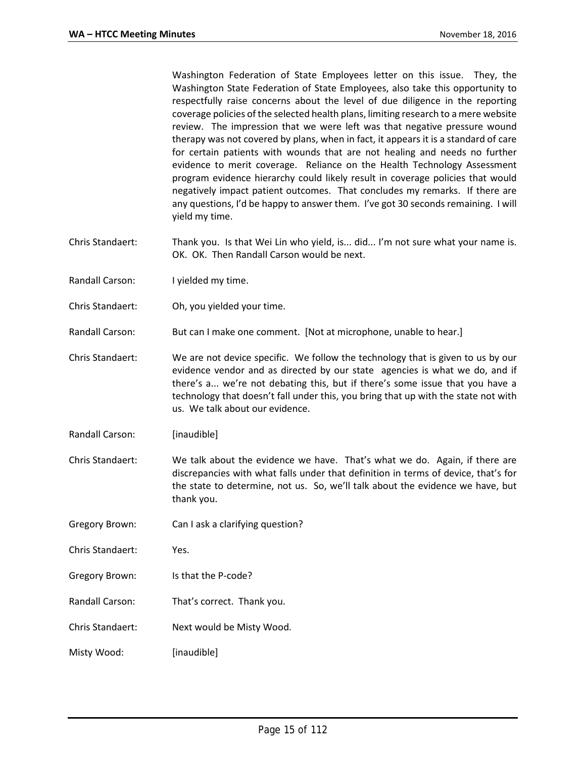Washington Federation of State Employees letter on this issue. They, the Washington State Federation of State Employees, also take this opportunity to respectfully raise concerns about the level of due diligence in the reporting coverage policies of the selected health plans, limiting research to a mere website review. The impression that we were left was that negative pressure wound therapy was not covered by plans, when in fact, it appears it is a standard of care for certain patients with wounds that are not healing and needs no further evidence to merit coverage. Reliance on the Health Technology Assessment program evidence hierarchy could likely result in coverage policies that would negatively impact patient outcomes. That concludes my remarks. If there are any questions, I'd be happy to answer them. I've got 30 seconds remaining. I will yield my time.

Chris Standaert: Thank you. Is that Wei Lin who yield, is... did... I'm not sure what your name is. OK. OK. Then Randall Carson would be next.

Randall Carson: I yielded my time.

Chris Standaert: Oh, you yielded your time.

Randall Carson: But can I make one comment. [Not at microphone, unable to hear.]

Chris Standaert: We are not device specific. We follow the technology that is given to us by our evidence vendor and as directed by our state agencies is what we do, and if there's a... we're not debating this, but if there's some issue that you have a technology that doesn't fall under this, you bring that up with the state not with us. We talk about our evidence.

Randall Carson: [inaudible]

Chris Standaert: We talk about the evidence we have. That's what we do. Again, if there are discrepancies with what falls under that definition in terms of device, that's for the state to determine, not us. So, we'll talk about the evidence we have, but thank you.

Gregory Brown: Can I ask a clarifying question?

Chris Standaert: Yes.

Gregory Brown: Is that the P-code?

Randall Carson: That's correct. Thank you.

Chris Standaert: Next would be Misty Wood.

Misty Wood: [inaudible]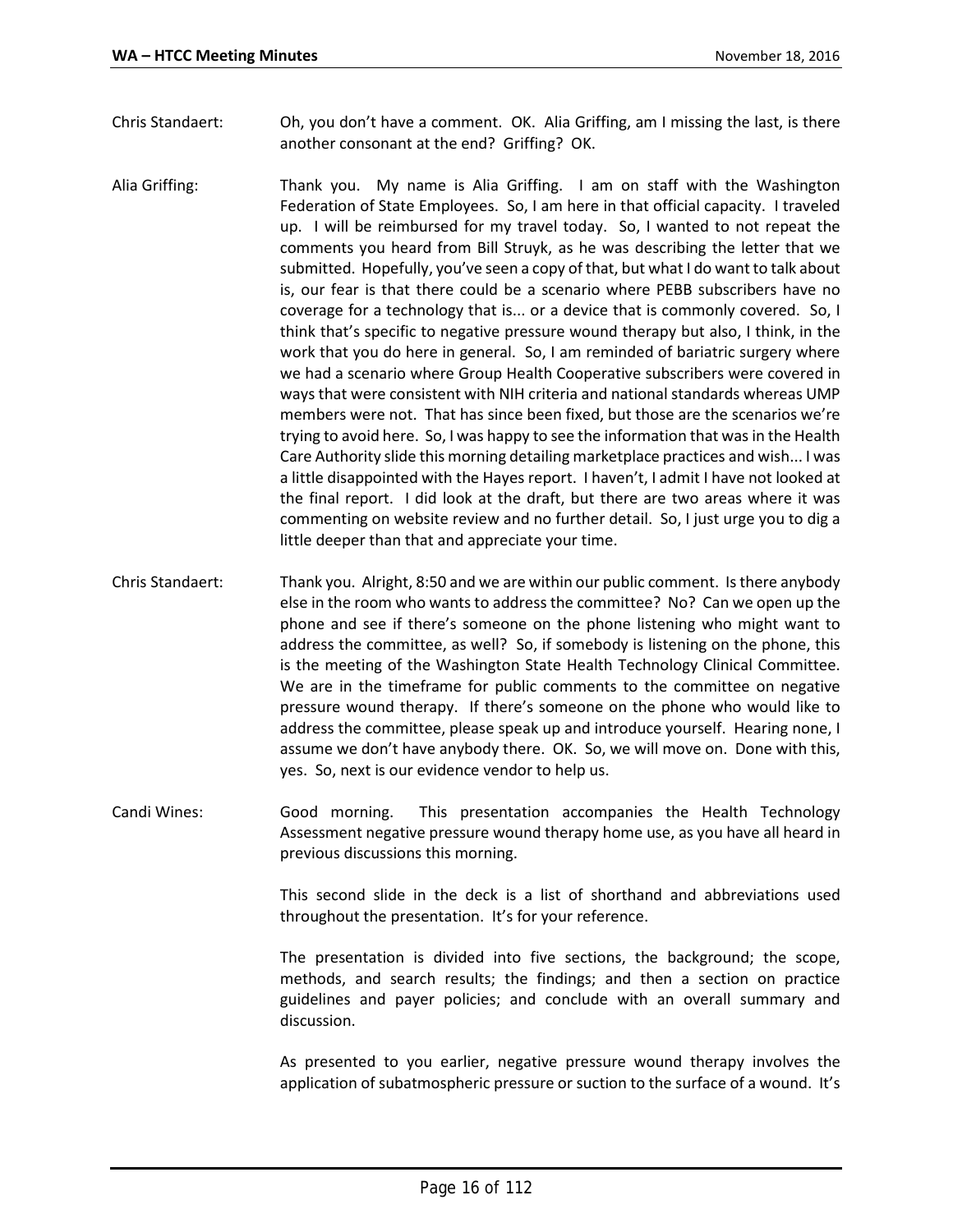Chris Standaert: Oh, you don't have a comment. OK. Alia Griffing, am I missing the last, is there another consonant at the end? Griffing? OK.

Alia Griffing: Thank you. My name is Alia Griffing. I am on staff with the Washington Federation of State Employees. So, I am here in that official capacity. I traveled up. I will be reimbursed for my travel today. So, I wanted to not repeat the comments you heard from Bill Struyk, as he was describing the letter that we submitted. Hopefully, you've seen a copy of that, but what I do want to talk about is, our fear is that there could be a scenario where PEBB subscribers have no coverage for a technology that is... or a device that is commonly covered. So, I think that's specific to negative pressure wound therapy but also, I think, in the work that you do here in general. So, I am reminded of bariatric surgery where we had a scenario where Group Health Cooperative subscribers were covered in ways that were consistent with NIH criteria and national standards whereas UMP members were not. That has since been fixed, but those are the scenarios we're trying to avoid here. So, I was happy to see the information that was in the Health Care Authority slide this morning detailing marketplace practices and wish... I was a little disappointed with the Hayes report. I haven't, I admit I have not looked at the final report. I did look at the draft, but there are two areas where it was commenting on website review and no further detail. So, I just urge you to dig a little deeper than that and appreciate your time.

Chris Standaert: Thank you. Alright, 8:50 and we are within our public comment. Is there anybody else in the room who wants to address the committee? No? Can we open up the phone and see if there's someone on the phone listening who might want to address the committee, as well? So, if somebody is listening on the phone, this is the meeting of the Washington State Health Technology Clinical Committee. We are in the timeframe for public comments to the committee on negative pressure wound therapy. If there's someone on the phone who would like to address the committee, please speak up and introduce yourself. Hearing none, I assume we don't have anybody there. OK. So, we will move on. Done with this, yes. So, next is our evidence vendor to help us.

Candi Wines: Good morning. This presentation accompanies the Health Technology Assessment negative pressure wound therapy home use, as you have all heard in previous discussions this morning.

This second slide in the deck is a list of shorthand and abbreviations used throughout the presentation. It's for your reference.

The presentation is divided into five sections, the background; the scope, methods, and search results; the findings; and then a section on practice guidelines and payer policies; and conclude with an overall summary and discussion.

As presented to you earlier, negative pressure wound therapy involves the application of subatmospheric pressure or suction to the surface of a wound. It's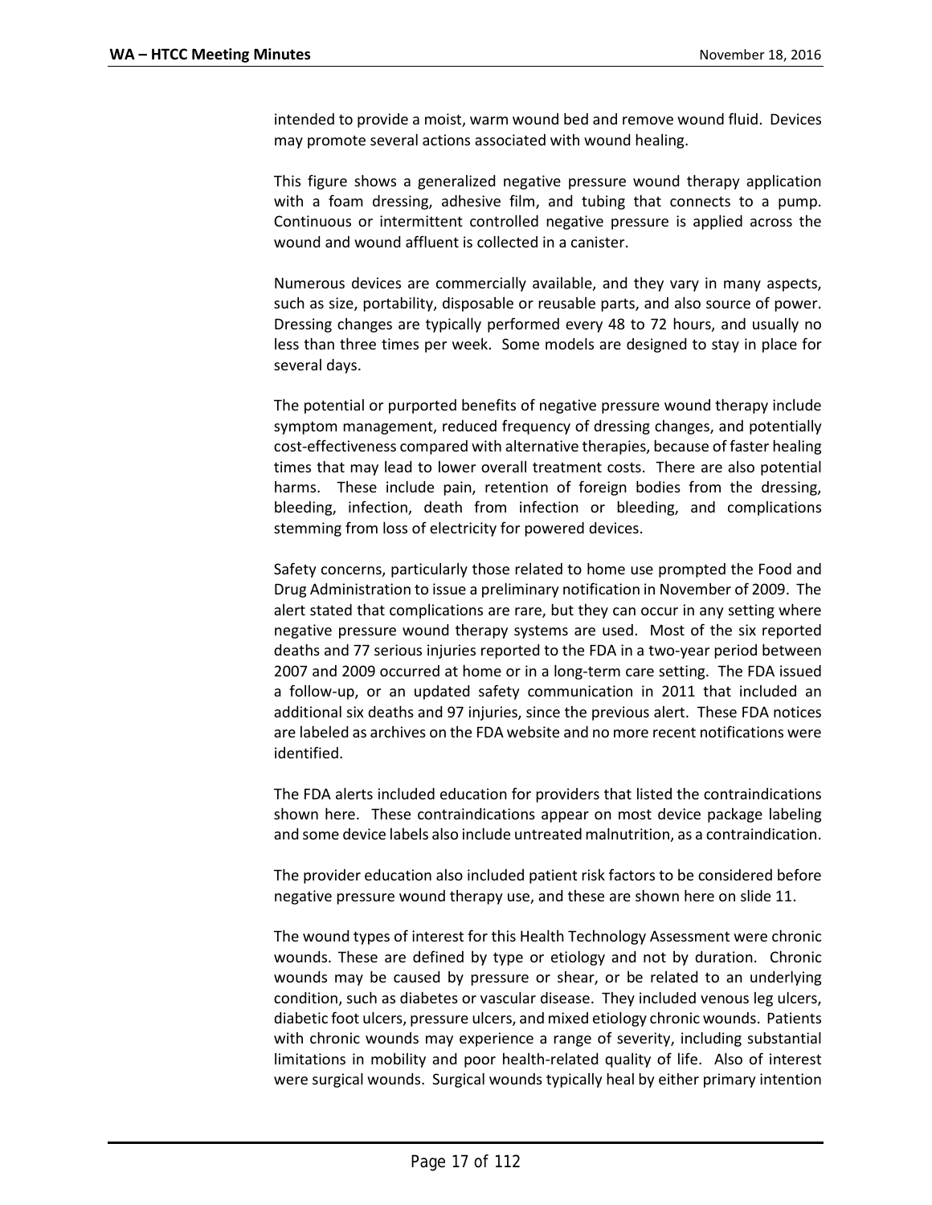intended to provide a moist, warm wound bed and remove wound fluid. Devices may promote several actions associated with wound healing.

This figure shows a generalized negative pressure wound therapy application with a foam dressing, adhesive film, and tubing that connects to a pump. Continuous or intermittent controlled negative pressure is applied across the wound and wound affluent is collected in a canister.

Numerous devices are commercially available, and they vary in many aspects, such as size, portability, disposable or reusable parts, and also source of power. Dressing changes are typically performed every 48 to 72 hours, and usually no less than three times per week. Some models are designed to stay in place for several days.

The potential or purported benefits of negative pressure wound therapy include symptom management, reduced frequency of dressing changes, and potentially cost-effectiveness compared with alternative therapies, because of faster healing times that may lead to lower overall treatment costs. There are also potential harms. These include pain, retention of foreign bodies from the dressing, bleeding, infection, death from infection or bleeding, and complications stemming from loss of electricity for powered devices.

Safety concerns, particularly those related to home use prompted the Food and Drug Administration to issue a preliminary notification in November of 2009. The alert stated that complications are rare, but they can occur in any setting where negative pressure wound therapy systems are used. Most of the six reported deaths and 77 serious injuries reported to the FDA in a two-year period between 2007 and 2009 occurred at home or in a long-term care setting. The FDA issued a follow-up, or an updated safety communication in 2011 that included an additional six deaths and 97 injuries, since the previous alert. These FDA notices are labeled as archives on the FDA website and no more recent notifications were identified.

The FDA alerts included education for providers that listed the contraindications shown here. These contraindications appear on most device package labeling and some device labels also include untreated malnutrition, as a contraindication.

The provider education also included patient risk factors to be considered before negative pressure wound therapy use, and these are shown here on slide 11.

The wound types of interest for this Health Technology Assessment were chronic wounds. These are defined by type or etiology and not by duration. Chronic wounds may be caused by pressure or shear, or be related to an underlying condition, such as diabetes or vascular disease. They included venous leg ulcers, diabetic foot ulcers, pressure ulcers, and mixed etiology chronic wounds. Patients with chronic wounds may experience a range of severity, including substantial limitations in mobility and poor health-related quality of life. Also of interest were surgical wounds. Surgical wounds typically heal by either primary intention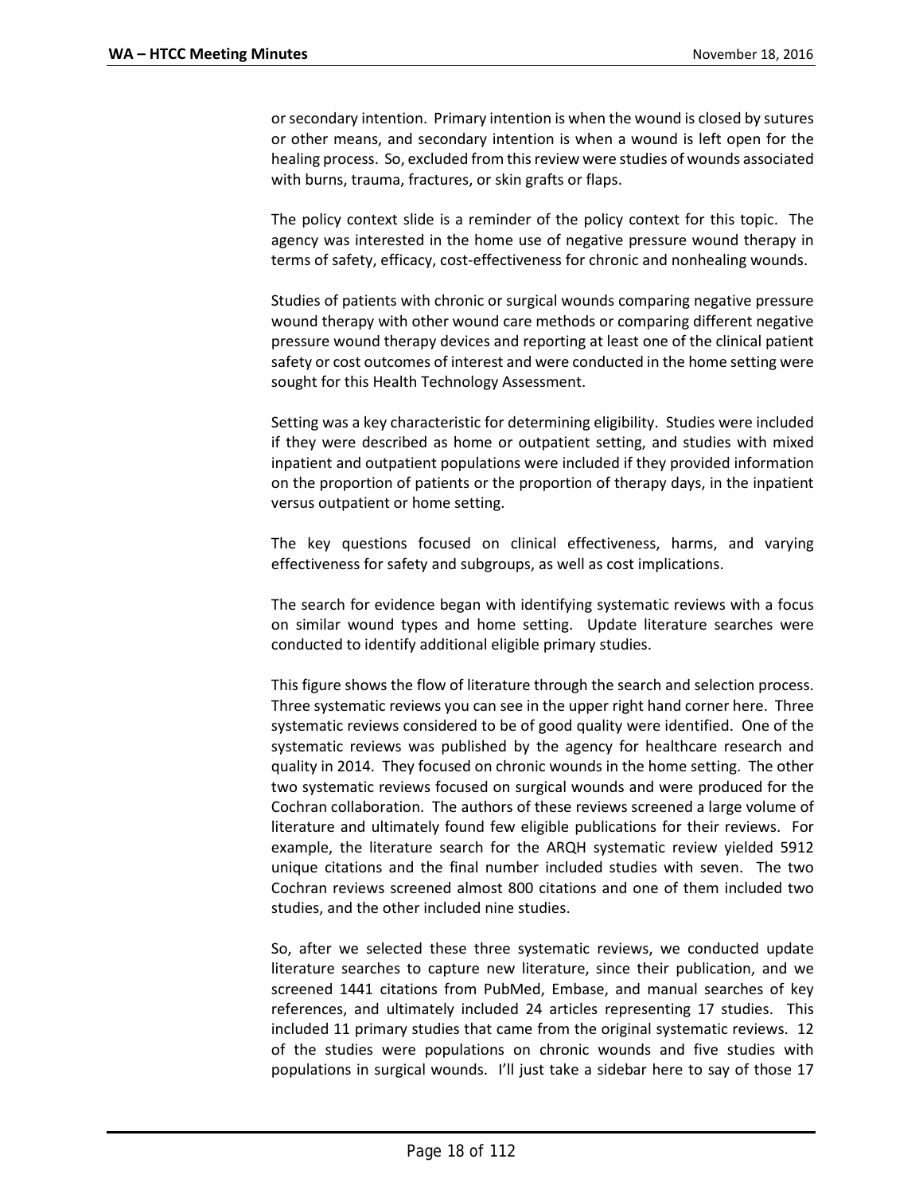or secondary intention. Primary intention is when the wound is closed by sutures or other means, and secondary intention is when a wound is left open for the healing process. So, excluded from this review were studies of wounds associated with burns, trauma, fractures, or skin grafts or flaps.

The policy context slide is a reminder of the policy context for this topic. The agency was interested in the home use of negative pressure wound therapy in terms of safety, efficacy, cost-effectiveness for chronic and nonhealing wounds.

Studies of patients with chronic or surgical wounds comparing negative pressure wound therapy with other wound care methods or comparing different negative pressure wound therapy devices and reporting at least one of the clinical patient safety or cost outcomes of interest and were conducted in the home setting were sought for this Health Technology Assessment.

Setting was a key characteristic for determining eligibility. Studies were included if they were described as home or outpatient setting, and studies with mixed inpatient and outpatient populations were included if they provided information on the proportion of patients or the proportion of therapy days, in the inpatient versus outpatient or home setting.

The key questions focused on clinical effectiveness, harms, and varying effectiveness for safety and subgroups, as well as cost implications.

The search for evidence began with identifying systematic reviews with a focus on similar wound types and home setting. Update literature searches were conducted to identify additional eligible primary studies.

This figure shows the flow of literature through the search and selection process. Three systematic reviews you can see in the upper right hand corner here. Three systematic reviews considered to be of good quality were identified. One of the systematic reviews was published by the agency for healthcare research and quality in 2014. They focused on chronic wounds in the home setting. The other two systematic reviews focused on surgical wounds and were produced for the Cochran collaboration. The authors of these reviews screened a large volume of literature and ultimately found few eligible publications for their reviews. For example, the literature search for the ARQH systematic review yielded 5912 unique citations and the final number included studies with seven. The two Cochran reviews screened almost 800 citations and one of them included two studies, and the other included nine studies.

So, after we selected these three systematic reviews, we conducted update literature searches to capture new literature, since their publication, and we screened 1441 citations from PubMed, Embase, and manual searches of key references, and ultimately included 24 articles representing 17 studies. This included 11 primary studies that came from the original systematic reviews. 12 of the studies were populations on chronic wounds and five studies with populations in surgical wounds. I'll just take a sidebar here to say of those 17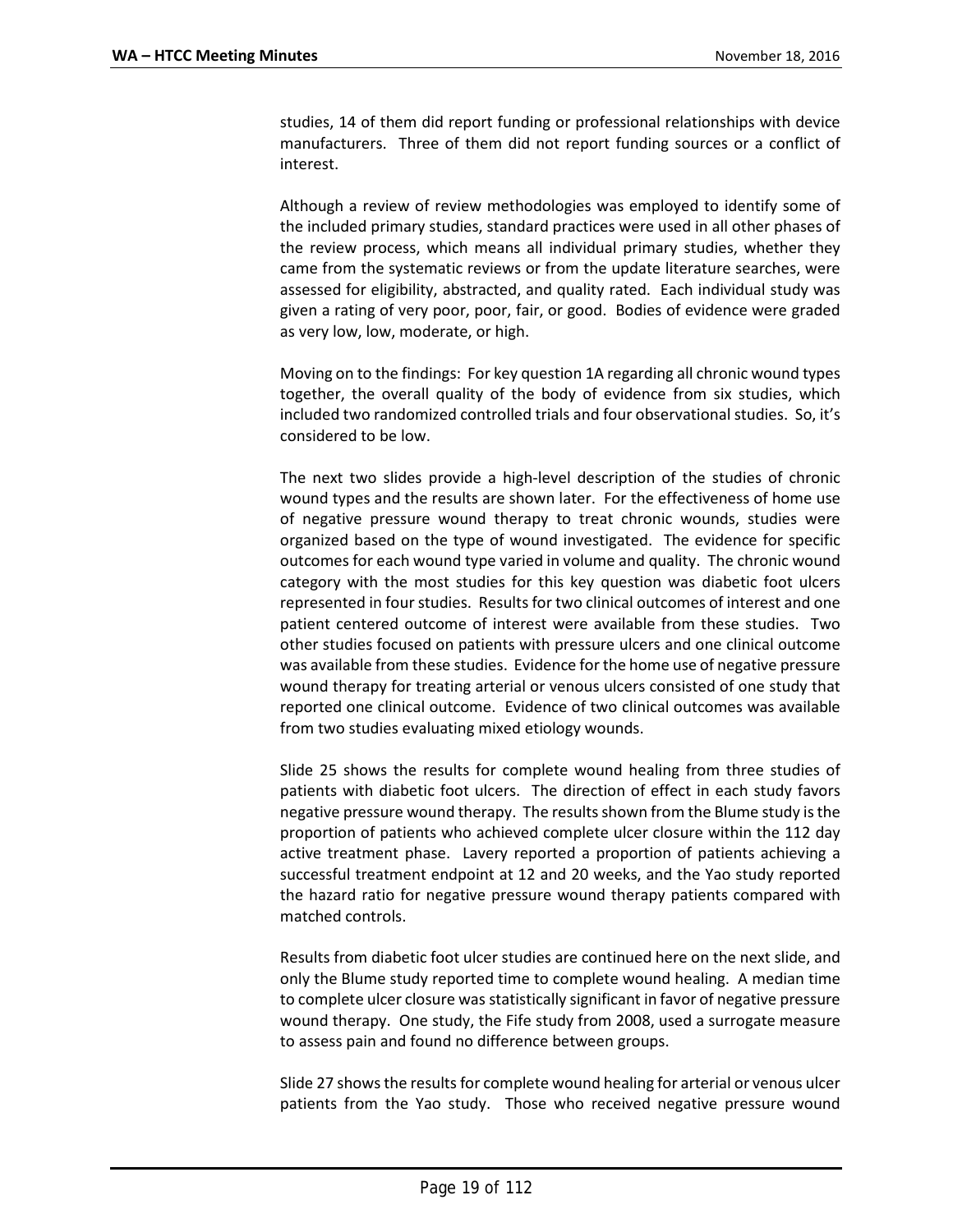studies, 14 of them did report funding or professional relationships with device manufacturers. Three of them did not report funding sources or a conflict of interest.

Although a review of review methodologies was employed to identify some of the included primary studies, standard practices were used in all other phases of the review process, which means all individual primary studies, whether they came from the systematic reviews or from the update literature searches, were assessed for eligibility, abstracted, and quality rated. Each individual study was given a rating of very poor, poor, fair, or good. Bodies of evidence were graded as very low, low, moderate, or high.

Moving on to the findings: For key question 1A regarding all chronic wound types together, the overall quality of the body of evidence from six studies, which included two randomized controlled trials and four observational studies. So, it's considered to be low.

The next two slides provide a high-level description of the studies of chronic wound types and the results are shown later. For the effectiveness of home use of negative pressure wound therapy to treat chronic wounds, studies were organized based on the type of wound investigated. The evidence for specific outcomes for each wound type varied in volume and quality. The chronic wound category with the most studies for this key question was diabetic foot ulcers represented in four studies. Results for two clinical outcomes of interest and one patient centered outcome of interest were available from these studies. Two other studies focused on patients with pressure ulcers and one clinical outcome was available from these studies. Evidence for the home use of negative pressure wound therapy for treating arterial or venous ulcers consisted of one study that reported one clinical outcome. Evidence of two clinical outcomes was available from two studies evaluating mixed etiology wounds.

Slide 25 shows the results for complete wound healing from three studies of patients with diabetic foot ulcers. The direction of effect in each study favors negative pressure wound therapy. The results shown from the Blume study is the proportion of patients who achieved complete ulcer closure within the 112 day active treatment phase. Lavery reported a proportion of patients achieving a successful treatment endpoint at 12 and 20 weeks, and the Yao study reported the hazard ratio for negative pressure wound therapy patients compared with matched controls.

Results from diabetic foot ulcer studies are continued here on the next slide, and only the Blume study reported time to complete wound healing. A median time to complete ulcer closure was statistically significant in favor of negative pressure wound therapy. One study, the Fife study from 2008, used a surrogate measure to assess pain and found no difference between groups.

Slide 27 shows the results for complete wound healing for arterial or venous ulcer patients from the Yao study. Those who received negative pressure wound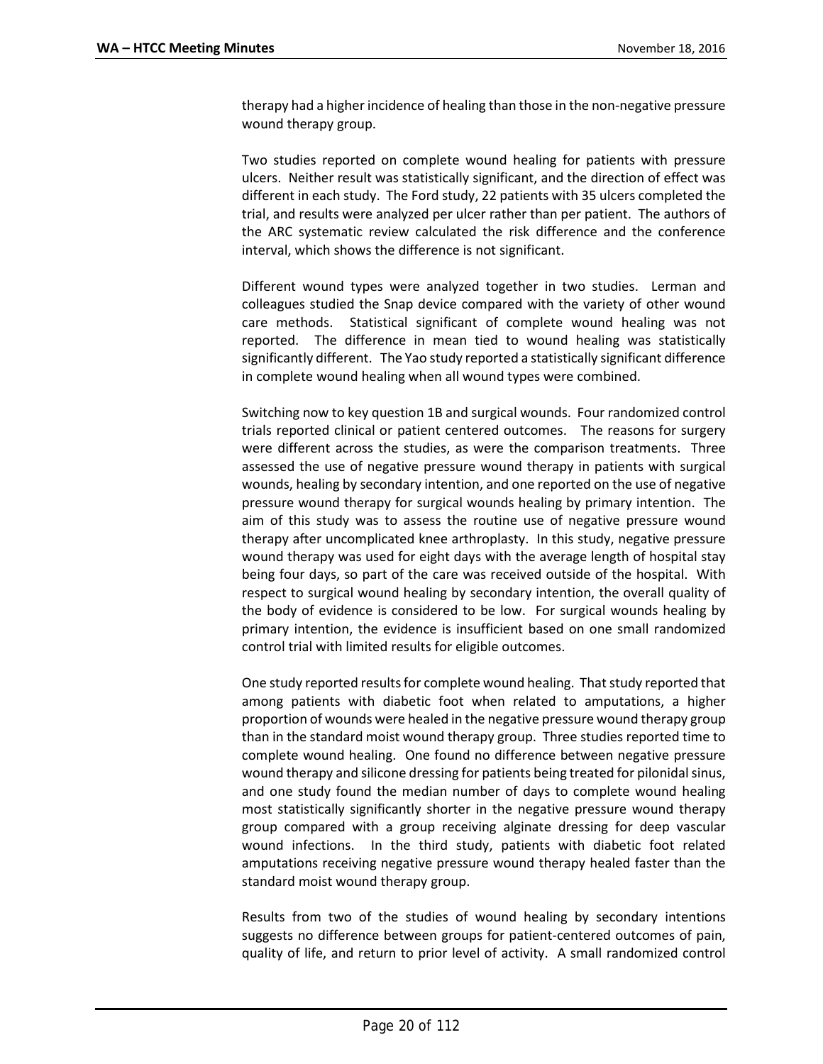therapy had a higher incidence of healing than those in the non-negative pressure wound therapy group.

Two studies reported on complete wound healing for patients with pressure ulcers. Neither result was statistically significant, and the direction of effect was different in each study. The Ford study, 22 patients with 35 ulcers completed the trial, and results were analyzed per ulcer rather than per patient. The authors of the ARC systematic review calculated the risk difference and the conference interval, which shows the difference is not significant.

Different wound types were analyzed together in two studies. Lerman and colleagues studied the Snap device compared with the variety of other wound care methods. Statistical significant of complete wound healing was not reported. The difference in mean tied to wound healing was statistically significantly different. The Yao study reported a statistically significant difference in complete wound healing when all wound types were combined.

Switching now to key question 1B and surgical wounds. Four randomized control trials reported clinical or patient centered outcomes. The reasons for surgery were different across the studies, as were the comparison treatments. Three assessed the use of negative pressure wound therapy in patients with surgical wounds, healing by secondary intention, and one reported on the use of negative pressure wound therapy for surgical wounds healing by primary intention. The aim of this study was to assess the routine use of negative pressure wound therapy after uncomplicated knee arthroplasty. In this study, negative pressure wound therapy was used for eight days with the average length of hospital stay being four days, so part of the care was received outside of the hospital. With respect to surgical wound healing by secondary intention, the overall quality of the body of evidence is considered to be low. For surgical wounds healing by primary intention, the evidence is insufficient based on one small randomized control trial with limited results for eligible outcomes.

One study reported results for complete wound healing. That study reported that among patients with diabetic foot when related to amputations, a higher proportion of wounds were healed in the negative pressure wound therapy group than in the standard moist wound therapy group. Three studies reported time to complete wound healing. One found no difference between negative pressure wound therapy and silicone dressing for patients being treated for pilonidal sinus, and one study found the median number of days to complete wound healing most statistically significantly shorter in the negative pressure wound therapy group compared with a group receiving alginate dressing for deep vascular wound infections. In the third study, patients with diabetic foot related amputations receiving negative pressure wound therapy healed faster than the standard moist wound therapy group.

Results from two of the studies of wound healing by secondary intentions suggests no difference between groups for patient-centered outcomes of pain, quality of life, and return to prior level of activity. A small randomized control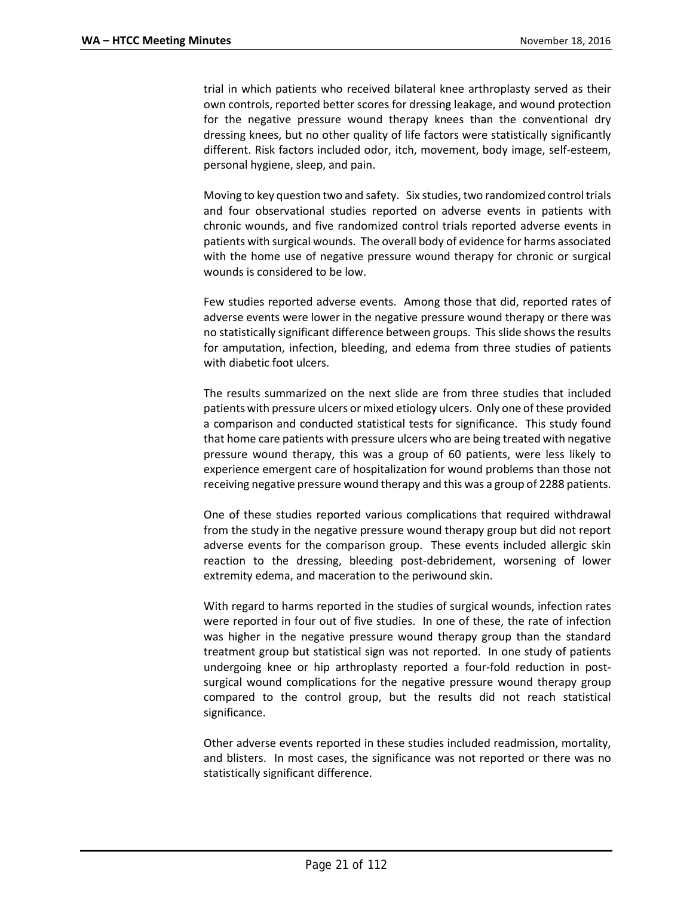trial in which patients who received bilateral knee arthroplasty served as their own controls, reported better scores for dressing leakage, and wound protection for the negative pressure wound therapy knees than the conventional dry dressing knees, but no other quality of life factors were statistically significantly different. Risk factors included odor, itch, movement, body image, self-esteem, personal hygiene, sleep, and pain.

Moving to key question two and safety. Six studies, two randomized control trials and four observational studies reported on adverse events in patients with chronic wounds, and five randomized control trials reported adverse events in patients with surgical wounds. The overall body of evidence for harms associated with the home use of negative pressure wound therapy for chronic or surgical wounds is considered to be low.

Few studies reported adverse events. Among those that did, reported rates of adverse events were lower in the negative pressure wound therapy or there was no statistically significant difference between groups. This slide shows the results for amputation, infection, bleeding, and edema from three studies of patients with diabetic foot ulcers.

The results summarized on the next slide are from three studies that included patients with pressure ulcers or mixed etiology ulcers. Only one of these provided a comparison and conducted statistical tests for significance. This study found that home care patients with pressure ulcers who are being treated with negative pressure wound therapy, this was a group of 60 patients, were less likely to experience emergent care of hospitalization for wound problems than those not receiving negative pressure wound therapy and this was a group of 2288 patients.

One of these studies reported various complications that required withdrawal from the study in the negative pressure wound therapy group but did not report adverse events for the comparison group. These events included allergic skin reaction to the dressing, bleeding post-debridement, worsening of lower extremity edema, and maceration to the periwound skin.

With regard to harms reported in the studies of surgical wounds, infection rates were reported in four out of five studies. In one of these, the rate of infection was higher in the negative pressure wound therapy group than the standard treatment group but statistical sign was not reported. In one study of patients undergoing knee or hip arthroplasty reported a four-fold reduction in post-surgical wound complications for the negative pressure wound therapy group compared to the control group, but the results did not reach statistical significance.

Other adverse events reported in these studies included readmission, mortality, and blisters. In most cases, the significance was not reported or there was no statistically significant difference.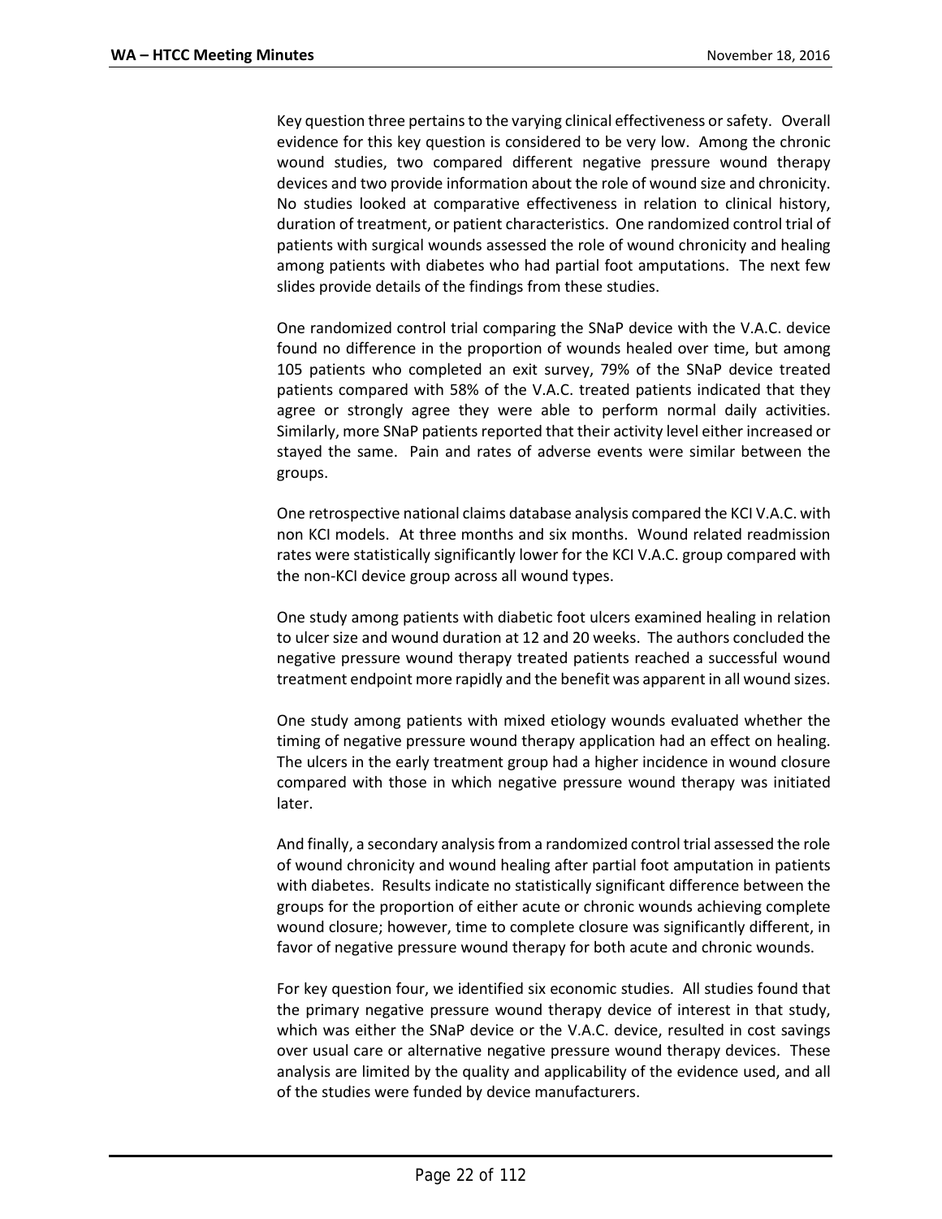Key question three pertains to the varying clinical effectiveness or safety. Overall evidence for this key question is considered to be very low. Among the chronic wound studies, two compared different negative pressure wound therapy devices and two provide information about the role of wound size and chronicity. No studies looked at comparative effectiveness in relation to clinical history, duration of treatment, or patient characteristics. One randomized control trial of patients with surgical wounds assessed the role of wound chronicity and healing among patients with diabetes who had partial foot amputations. The next few slides provide details of the findings from these studies.

One randomized control trial comparing the SNaP device with the V.A.C. device found no difference in the proportion of wounds healed over time, but among 105 patients who completed an exit survey, 79% of the SNaP device treated patients compared with 58% of the V.A.C. treated patients indicated that they agree or strongly agree they were able to perform normal daily activities. Similarly, more SNaP patients reported that their activity level either increased or stayed the same. Pain and rates of adverse events were similar between the groups.

One retrospective national claims database analysis compared the KCI V.A.C. with non KCI models. At three months and six months. Wound related readmission rates were statistically significantly lower for the KCI V.A.C. group compared with the non-KCI device group across all wound types.

One study among patients with diabetic foot ulcers examined healing in relation to ulcer size and wound duration at 12 and 20 weeks. The authors concluded the negative pressure wound therapy treated patients reached a successful wound treatment endpoint more rapidly and the benefit was apparent in all wound sizes.

One study among patients with mixed etiology wounds evaluated whether the timing of negative pressure wound therapy application had an effect on healing. The ulcers in the early treatment group had a higher incidence in wound closure compared with those in which negative pressure wound therapy was initiated later.

And finally, a secondary analysis from a randomized control trial assessed the role of wound chronicity and wound healing after partial foot amputation in patients with diabetes. Results indicate no statistically significant difference between the groups for the proportion of either acute or chronic wounds achieving complete wound closure; however, time to complete closure was significantly different, in favor of negative pressure wound therapy for both acute and chronic wounds.

For key question four, we identified six economic studies. All studies found that the primary negative pressure wound therapy device of interest in that study, which was either the SNaP device or the V.A.C. device, resulted in cost savings over usual care or alternative negative pressure wound therapy devices. These analysis are limited by the quality and applicability of the evidence used, and all of the studies were funded by device manufacturers.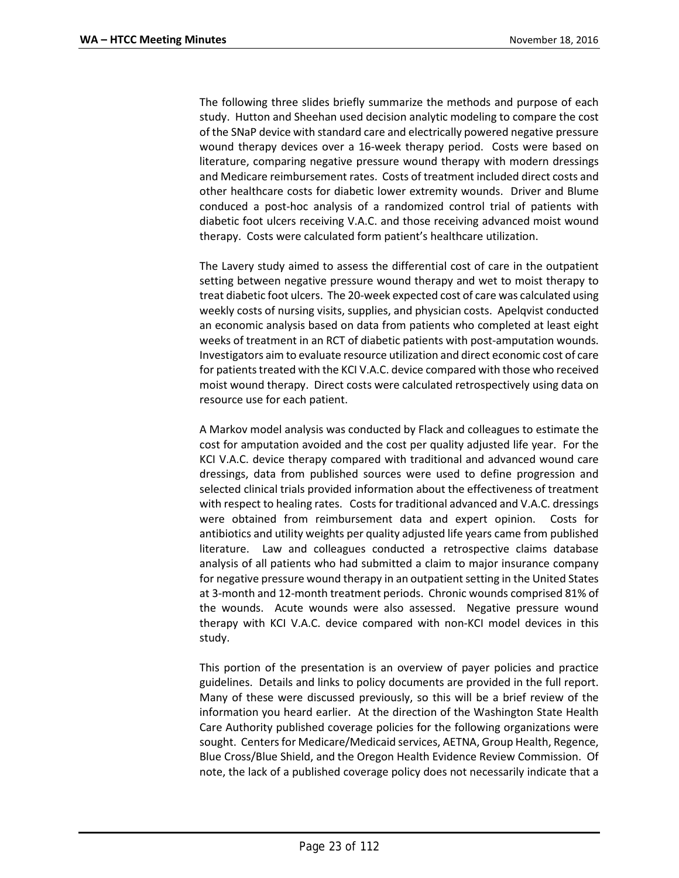The following three slides briefly summarize the methods and purpose of each study. Hutton and Sheehan used decision analytic modeling to compare the cost of the SNaP device with standard care and electrically powered negative pressure wound therapy devices over a 16-week therapy period. Costs were based on literature, comparing negative pressure wound therapy with modern dressings and Medicare reimbursement rates. Costs of treatment included direct costs and other healthcare costs for diabetic lower extremity wounds. Driver and Blume conduced a post-hoc analysis of a randomized control trial of patients with diabetic foot ulcers receiving V.A.C. and those receiving advanced moist wound therapy. Costs were calculated form patient's healthcare utilization.

The Lavery study aimed to assess the differential cost of care in the outpatient setting between negative pressure wound therapy and wet to moist therapy to treat diabetic foot ulcers. The 20-week expected cost of care was calculated using weekly costs of nursing visits, supplies, and physician costs. Apelqvist conducted an economic analysis based on data from patients who completed at least eight weeks of treatment in an RCT of diabetic patients with post-amputation wounds. Investigators aim to evaluate resource utilization and direct economic cost of care for patients treated with the KCI V.A.C. device compared with those who received moist wound therapy. Direct costs were calculated retrospectively using data on resource use for each patient.

A Markov model analysis was conducted by Flack and colleagues to estimate the cost for amputation avoided and the cost per quality adjusted life year. For the KCI V.A.C. device therapy compared with traditional and advanced wound care dressings, data from published sources were used to define progression and selected clinical trials provided information about the effectiveness of treatment with respect to healing rates. Costs for traditional advanced and V.A.C. dressings were obtained from reimbursement data and expert opinion. Costs for antibiotics and utility weights per quality adjusted life years came from published literature. Law and colleagues conducted a retrospective claims database analysis of all patients who had submitted a claim to major insurance company for negative pressure wound therapy in an outpatient setting in the United States at 3-month and 12-month treatment periods. Chronic wounds comprised 81% of the wounds. Acute wounds were also assessed. Negative pressure wound therapy with KCI V.A.C. device compared with non-KCI model devices in this study.

This portion of the presentation is an overview of payer policies and practice guidelines. Details and links to policy documents are provided in the full report. Many of these were discussed previously, so this will be a brief review of the information you heard earlier. At the direction of the Washington State Health Care Authority published coverage policies for the following organizations were sought. Centers for Medicare/Medicaid services, AETNA, Group Health, Regence, Blue Cross/Blue Shield, and the Oregon Health Evidence Review Commission. Of note, the lack of a published coverage policy does not necessarily indicate that a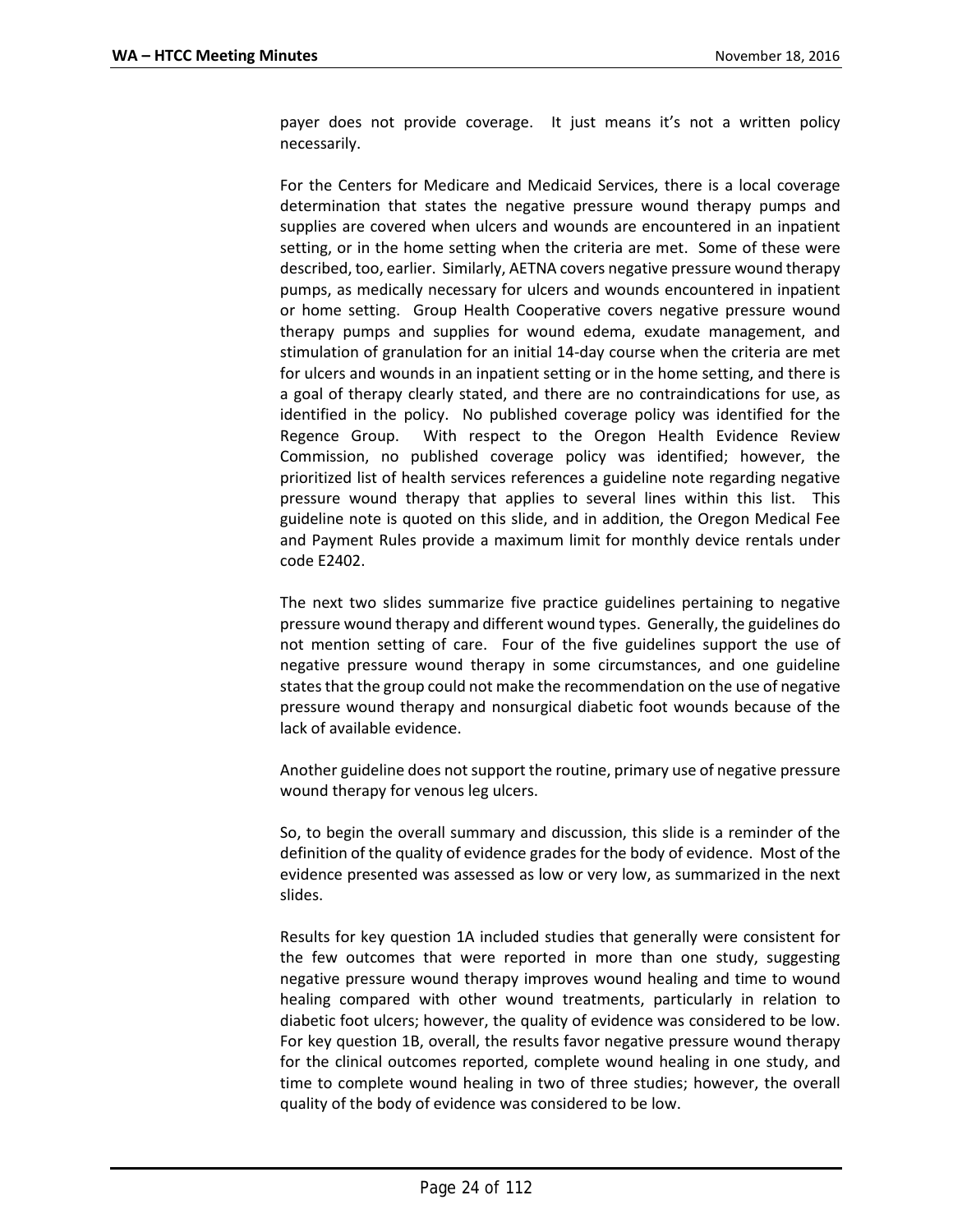payer does not provide coverage. It just means it's not a written policy necessarily.

For the Centers for Medicare and Medicaid Services, there is a local coverage determination that states the negative pressure wound therapy pumps and supplies are covered when ulcers and wounds are encountered in an inpatient setting, or in the home setting when the criteria are met. Some of these were described, too, earlier. Similarly, AETNA covers negative pressure wound therapy pumps, as medically necessary for ulcers and wounds encountered in inpatient or home setting. Group Health Cooperative covers negative pressure wound therapy pumps and supplies for wound edema, exudate management, and stimulation of granulation for an initial 14-day course when the criteria are met for ulcers and wounds in an inpatient setting or in the home setting, and there is a goal of therapy clearly stated, and there are no contraindications for use, as identified in the policy. No published coverage policy was identified for the Regence Group. With respect to the Oregon Health Evidence Review Commission, no published coverage policy was identified; however, the prioritized list of health services references a guideline note regarding negative pressure wound therapy that applies to several lines within this list. This guideline note is quoted on this slide, and in addition, the Oregon Medical Fee and Payment Rules provide a maximum limit for monthly device rentals under code E2402.

The next two slides summarize five practice guidelines pertaining to negative pressure wound therapy and different wound types. Generally, the guidelines do not mention setting of care. Four of the five guidelines support the use of negative pressure wound therapy in some circumstances, and one guideline states that the group could not make the recommendation on the use of negative pressure wound therapy and nonsurgical diabetic foot wounds because of the lack of available evidence.

Another guideline does not support the routine, primary use of negative pressure wound therapy for venous leg ulcers.

So, to begin the overall summary and discussion, this slide is a reminder of the definition of the quality of evidence grades for the body of evidence. Most of the evidence presented was assessed as low or very low, as summarized in the next slides.

Results for key question 1A included studies that generally were consistent for the few outcomes that were reported in more than one study, suggesting negative pressure wound therapy improves wound healing and time to wound healing compared with other wound treatments, particularly in relation to diabetic foot ulcers; however, the quality of evidence was considered to be low. For key question 1B, overall, the results favor negative pressure wound therapy for the clinical outcomes reported, complete wound healing in one study, and time to complete wound healing in two of three studies; however, the overall quality of the body of evidence was considered to be low.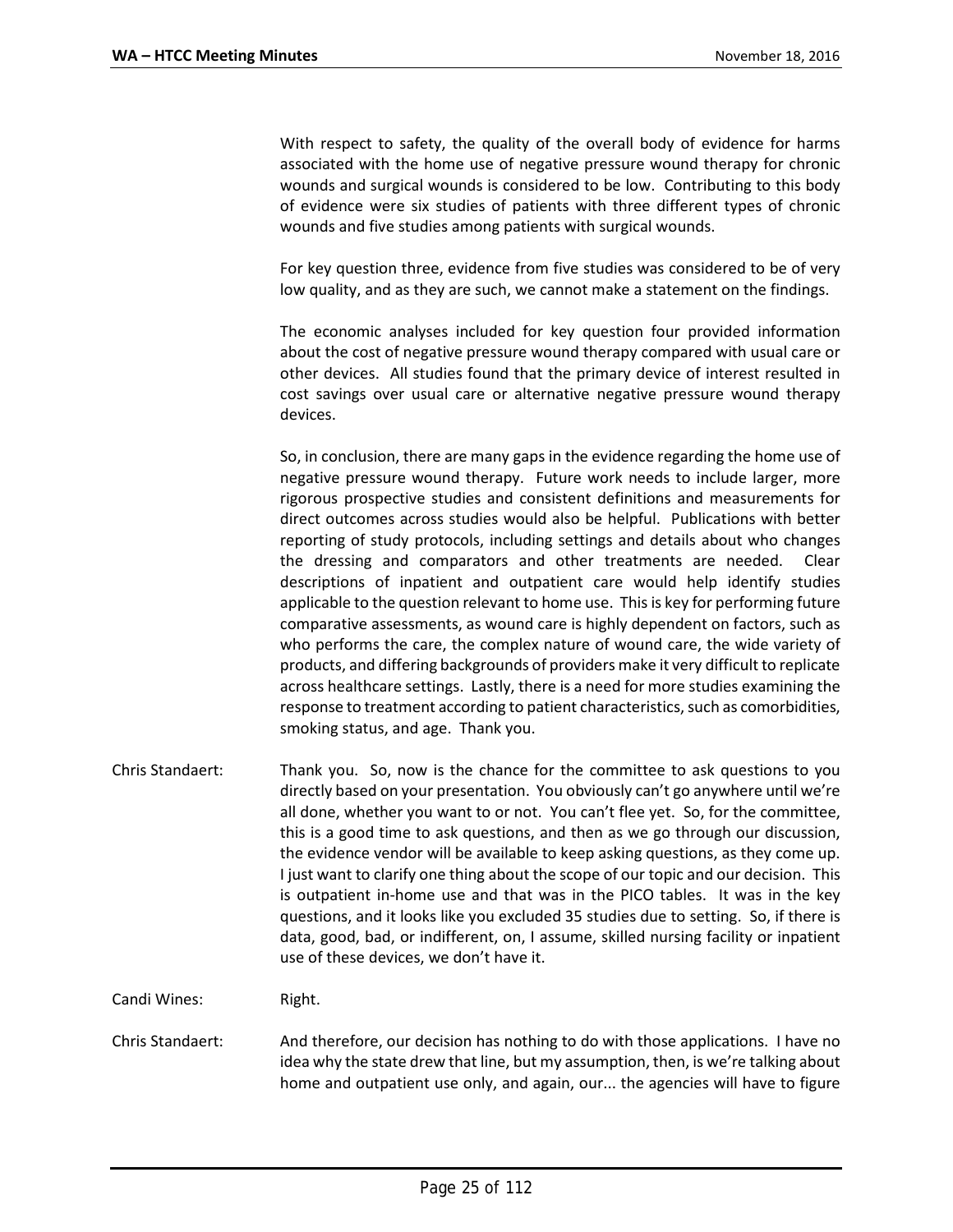With respect to safety, the quality of the overall body of evidence for harms associated with the home use of negative pressure wound therapy for chronic wounds and surgical wounds is considered to be low. Contributing to this body of evidence were six studies of patients with three different types of chronic wounds and five studies among patients with surgical wounds.

For key question three, evidence from five studies was considered to be of very low quality, and as they are such, we cannot make a statement on the findings.

The economic analyses included for key question four provided information about the cost of negative pressure wound therapy compared with usual care or other devices. All studies found that the primary device of interest resulted in cost savings over usual care or alternative negative pressure wound therapy devices.

So, in conclusion, there are many gaps in the evidence regarding the home use of negative pressure wound therapy. Future work needs to include larger, more rigorous prospective studies and consistent definitions and measurements for direct outcomes across studies would also be helpful. Publications with better reporting of study protocols, including settings and details about who changes the dressing and comparators and other treatments are needed. Clear descriptions of inpatient and outpatient care would help identify studies applicable to the question relevant to home use. This is key for performing future comparative assessments, as wound care is highly dependent on factors, such as who performs the care, the complex nature of wound care, the wide variety of products, and differing backgrounds of providers make it very difficult to replicate across healthcare settings. Lastly, there is a need for more studies examining the response to treatment according to patient characteristics, such as comorbidities, smoking status, and age. Thank you.

Chris Standaert: Thank you. So, now is the chance for the committee to ask questions to you directly based on your presentation. You obviously can't go anywhere until we're all done, whether you want to or not. You can't flee yet. So, for the committee, this is a good time to ask questions, and then as we go through our discussion, the evidence vendor will be available to keep asking questions, as they come up. I just want to clarify one thing about the scope of our topic and our decision. This is outpatient in-home use and that was in the PICO tables. It was in the key questions, and it looks like you excluded 35 studies due to setting. So, if there is data, good, bad, or indifferent, on, I assume, skilled nursing facility or inpatient use of these devices, we don't have it.

Candi Wines: Right.

Chris Standaert: And therefore, our decision has nothing to do with those applications. I have no idea why the state drew that line, but my assumption, then, is we're talking about home and outpatient use only, and again, our... the agencies will have to figure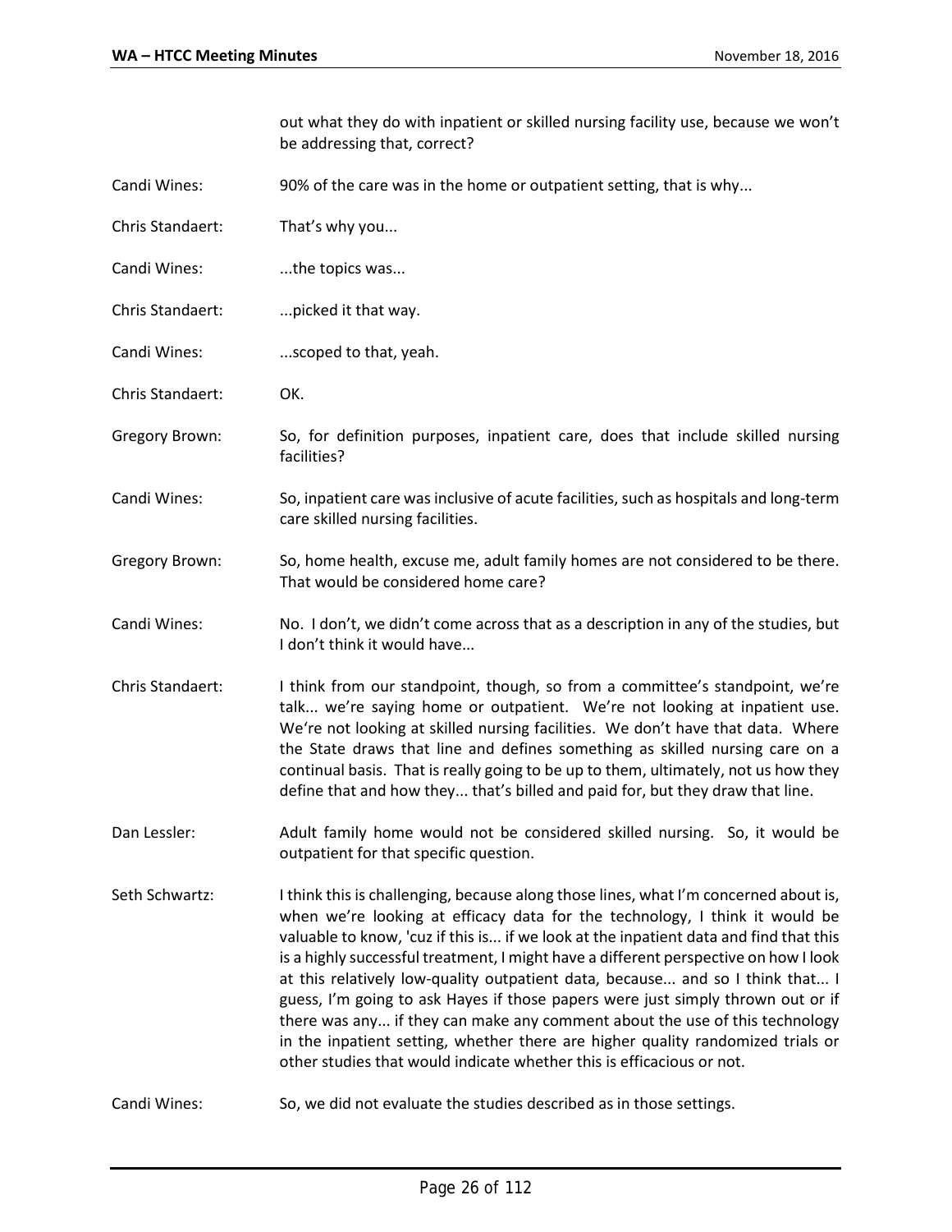out what they do with inpatient or skilled nursing facility use, because we won't be addressing that, correct?

Candi Wines: 90% of the care was in the home or outpatient setting, that is why...

Chris Standaert: That's why you...

Candi Wines: ...the topics was...

Chris Standaert: ...picked it that way.

Candi Wines: ...scoped to that, yeah.

Chris Standaert: OK.

Gregory Brown: So, for definition purposes, inpatient care, does that include skilled nursing facilities?

Candi Wines: So, inpatient care was inclusive of acute facilities, such as hospitals and long-term care skilled nursing facilities.

Gregory Brown: So, home health, excuse me, adult family homes are not considered to be there. That would be considered home care?

Candi Wines: No. I don't, we didn't come across that as a description in any of the studies, but I don't think it would have...

Chris Standaert: I think from our standpoint, though, so from a committee's standpoint, we're talk... we're saying home or outpatient. We're not looking at inpatient use. We're not looking at skilled nursing facilities. We don't have that data. Where the State draws that line and defines something as skilled nursing care on a continual basis. That is really going to be up to them, ultimately, not us how they define that and how they... that's billed and paid for, but they draw that line.

Dan Lessler: Adult family home would not be considered skilled nursing. So, it would be outpatient for that specific question.

Seth Schwartz: I think this is challenging, because along those lines, what I'm concerned about is, when we're looking at efficacy data for the technology, I think it would be valuable to know, 'cuz if this is... if we look at the inpatient data and find that this is a highly successful treatment, I might have a different perspective on how I look at this relatively low-quality outpatient data, because... and so I think that... I guess, I'm going to ask Hayes if those papers were just simply thrown out or if there was any... if they can make any comment about the use of this technology in the inpatient setting, whether there are higher quality randomized trials or other studies that would indicate whether this is efficacious or not.

Candi Wines: So, we did not evaluate the studies described as in those settings.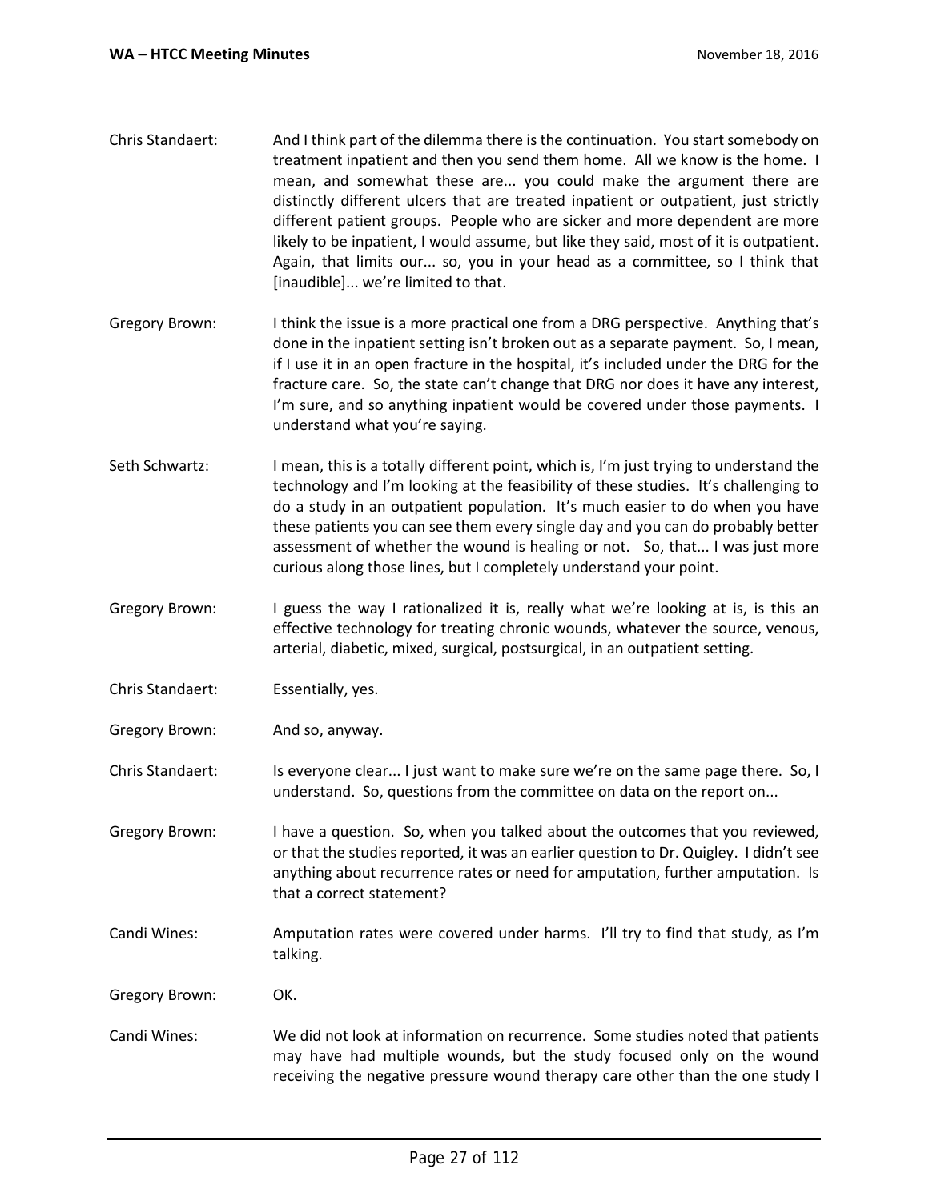Chris Standaert: And I think part of the dilemma there is the continuation. You start somebody on treatment inpatient and then you send them home. All we know is the home. I mean, and somewhat these are... you could make the argument there are distinctly different ulcers that are treated inpatient or outpatient, just strictly different patient groups. People who are sicker and more dependent are more likely to be inpatient, I would assume, but like they said, most of it is outpatient. Again, that limits our... so, you in your head as a committee, so I think that [inaudible]... we're limited to that.

Gregory Brown: I think the issue is a more practical one from a DRG perspective. Anything that's done in the inpatient setting isn't broken out as a separate payment. So, I mean, if I use it in an open fracture in the hospital, it's included under the DRG for the fracture care. So, the state can't change that DRG nor does it have any interest, I'm sure, and so anything inpatient would be covered under those payments. I understand what you're saying.

Seth Schwartz: I mean, this is a totally different point, which is, I'm just trying to understand the technology and I'm looking at the feasibility of these studies. It's challenging to do a study in an outpatient population. It's much easier to do when you have these patients you can see them every single day and you can do probably better assessment of whether the wound is healing or not. So, that... I was just more curious along those lines, but I completely understand your point.

Gregory Brown: I guess the way I rationalized it is, really what we're looking at is, is this an effective technology for treating chronic wounds, whatever the source, venous, arterial, diabetic, mixed, surgical, postsurgical, in an outpatient setting.

Chris Standaert: Essentially, yes.

Gregory Brown: And so, anyway.

Chris Standaert: Is everyone clear... I just want to make sure we're on the same page there. So, I understand. So, questions from the committee on data on the report on...

Gregory Brown: I have a question. So, when you talked about the outcomes that you reviewed, or that the studies reported, it was an earlier question to Dr. Quigley. I didn't see anything about recurrence rates or need for amputation, further amputation. Is that a correct statement?

Candi Wines: Amputation rates were covered under harms. I'll try to find that study, as I'm talking.

Gregory Brown: OK.

Candi Wines: We did not look at information on recurrence. Some studies noted that patients may have had multiple wounds, but the study focused only on the wound receiving the negative pressure wound therapy care other than the one study I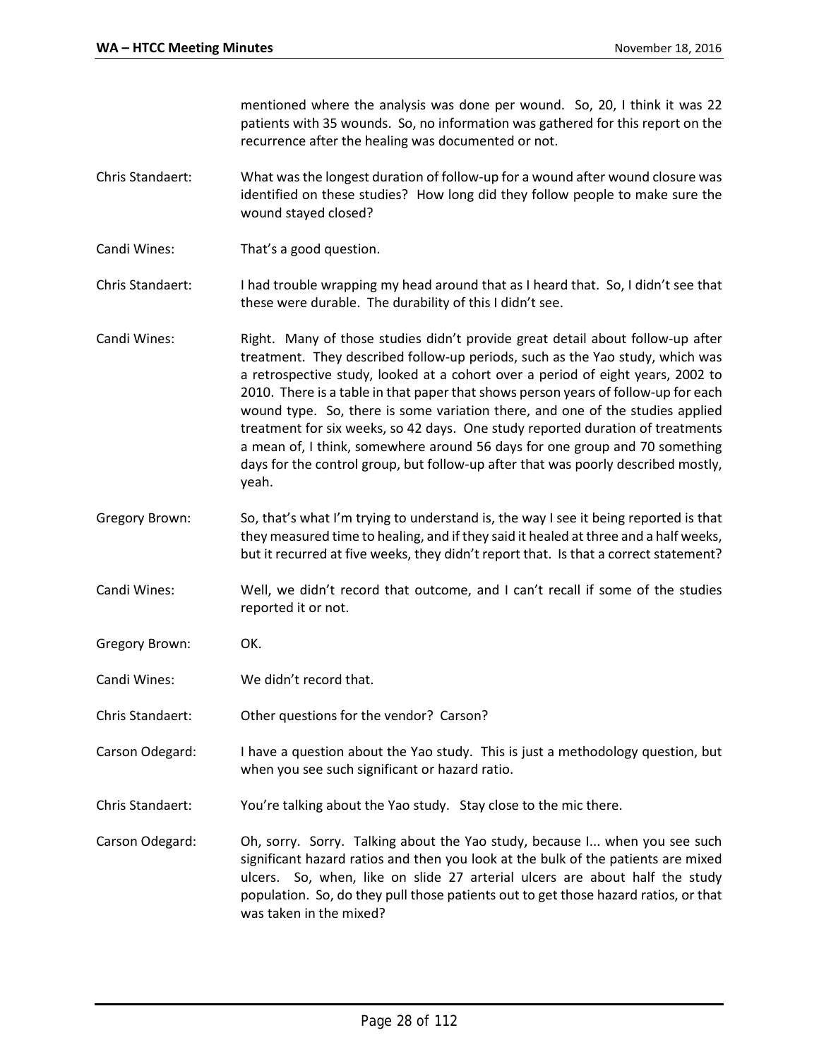mentioned where the analysis was done per wound. So, 20, I think it was 22 patients with 35 wounds. So, no information was gathered for this report on the recurrence after the healing was documented or not.

Chris Standaert: What was the longest duration of follow-up for a wound after wound closure was identified on these studies? How long did they follow people to make sure the wound stayed closed?

Candi Wines: That's a good question.

Chris Standaert: I had trouble wrapping my head around that as I heard that. So, I didn't see that these were durable. The durability of this I didn't see.

Candi Wines: Right. Many of those studies didn't provide great detail about follow-up after treatment. They described follow-up periods, such as the Yao study, which was a retrospective study, looked at a cohort over a period of eight years, 2002 to 2010. There is a table in that paper that shows person years of follow-up for each wound type. So, there is some variation there, and one of the studies applied treatment for six weeks, so 42 days. One study reported duration of treatments a mean of, I think, somewhere around 56 days for one group and 70 something days for the control group, but follow-up after that was poorly described mostly, yeah.

Gregory Brown: So, that's what I'm trying to understand is, the way I see it being reported is that they measured time to healing, and if they said it healed at three and a half weeks, but it recurred at five weeks, they didn't report that. Is that a correct statement?

Candi Wines: Well, we didn't record that outcome, and I can't recall if some of the studies reported it or not.

Gregory Brown: OK.

Candi Wines: We didn't record that.

Chris Standaert: Other questions for the vendor? Carson?

Carson Odegard: I have a question about the Yao study. This is just a methodology question, but when you see such significant or hazard ratio.

Chris Standaert: You're talking about the Yao study. Stay close to the mic there.

Carson Odegard: Oh, sorry. Sorry. Talking about the Yao study, because I... when you see such significant hazard ratios and then you look at the bulk of the patients are mixed ulcers. So, when, like on slide 27 arterial ulcers are about half the study population. So, do they pull those patients out to get those hazard ratios, or that was taken in the mixed?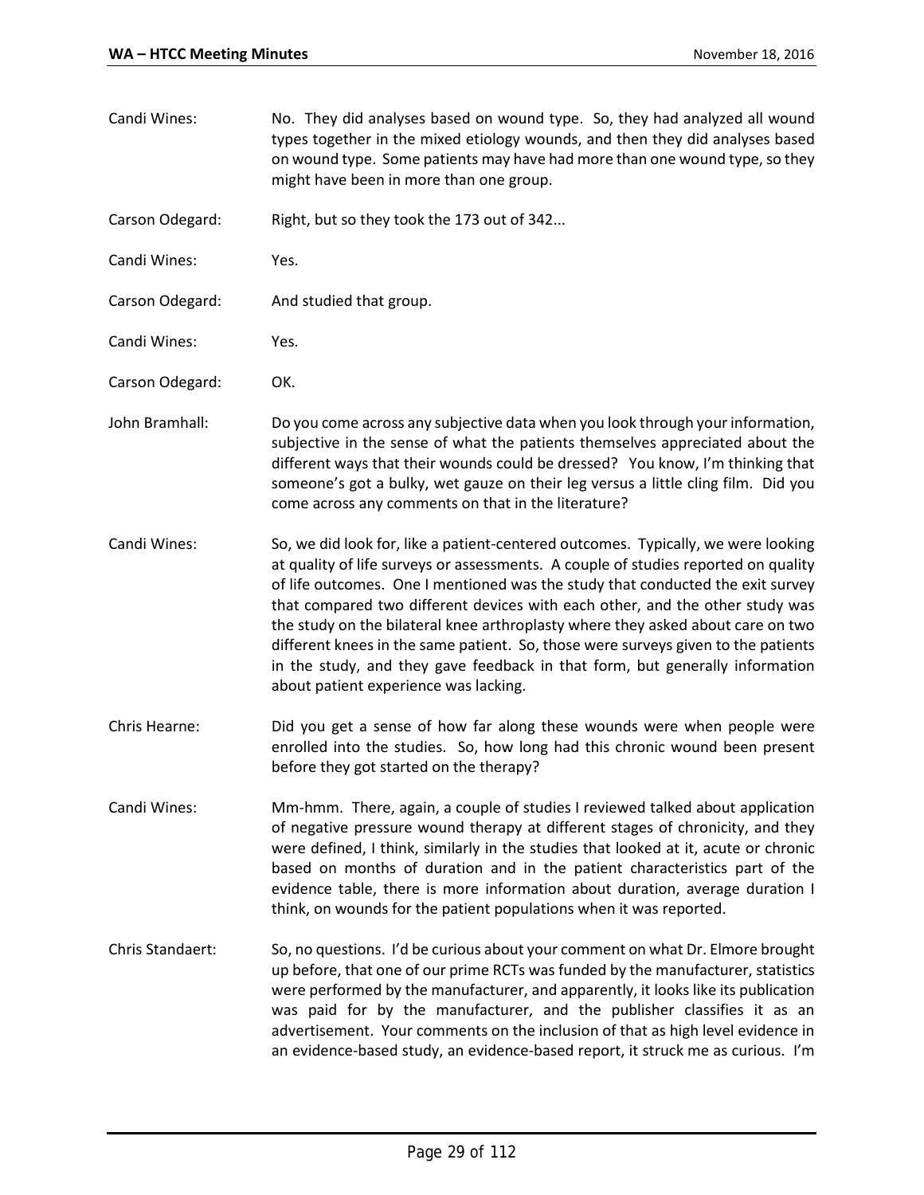Candi Wines: No. They did analyses based on wound type. So, they had analyzed all wound types together in the mixed etiology wounds, and then they did analyses based on wound type. Some patients may have had more than one wound type, so they might have been in more than one group.

Carson Odegard: Right, but so they took the 173 out of 342...

Candi Wines: Yes.

Carson Odegard: And studied that group.

Candi Wines: Yes.

Carson Odegard: OK.

John Bramhall: Do you come across any subjective data when you look through your information, subjective in the sense of what the patients themselves appreciated about the different ways that their wounds could be dressed? You know, I'm thinking that someone's got a bulky, wet gauze on their leg versus a little cling film. Did you come across any comments on that in the literature?

Candi Wines: So, we did look for, like a patient-centered outcomes. Typically, we were looking at quality of life surveys or assessments. A couple of studies reported on quality of life outcomes. One I mentioned was the study that conducted the exit survey that compared two different devices with each other, and the other study was the study on the bilateral knee arthroplasty where they asked about care on two different knees in the same patient. So, those were surveys given to the patients in the study, and they gave feedback in that form, but generally information about patient experience was lacking.

Chris Hearne: Did you get a sense of how far along these wounds were when people were enrolled into the studies. So, how long had this chronic wound been present before they got started on the therapy?

Candi Wines: Mm-hmm. There, again, a couple of studies I reviewed talked about application of negative pressure wound therapy at different stages of chronicity, and they were defined, I think, similarly in the studies that looked at it, acute or chronic based on months of duration and in the patient characteristics part of the evidence table, there is more information about duration, average duration I think, on wounds for the patient populations when it was reported.

Chris Standaert: So, no questions. I'd be curious about your comment on what Dr. Elmore brought up before, that one of our prime RCTs was funded by the manufacturer, statistics were performed by the manufacturer, and apparently, it looks like its publication was paid for by the manufacturer, and the publisher classifies it as an advertisement. Your comments on the inclusion of that as high level evidence in an evidence-based study, an evidence-based report, it struck me as curious. I'm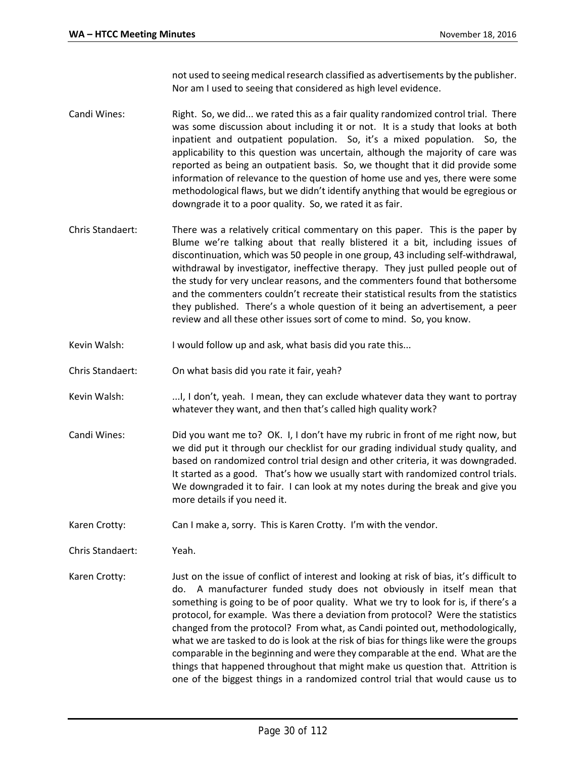not used to seeing medical research classified as advertisements by the publisher. Nor am I used to seeing that considered as high level evidence.

Candi Wines: Right. So, we did... we rated this as a fair quality randomized control trial. There was some discussion about including it or not. It is a study that looks at both inpatient and outpatient population. So, it's a mixed population. So, the applicability to this question was uncertain, although the majority of care was reported as being an outpatient basis. So, we thought that it did provide some information of relevance to the question of home use and yes, there were some methodological flaws, but we didn't identify anything that would be egregious or downgrade it to a poor quality. So, we rated it as fair.

Chris Standaert: There was a relatively critical commentary on this paper. This is the paper by Blume we're talking about that really blistered it a bit, including issues of discontinuation, which was 50 people in one group, 43 including self-withdrawal, withdrawal by investigator, ineffective therapy. They just pulled people out of the study for very unclear reasons, and the commenters found that bothersome and the commenters couldn't recreate their statistical results from the statistics they published. There's a whole question of it being an advertisement, a peer review and all these other issues sort of come to mind. So, you know.

Kevin Walsh: I would follow up and ask, what basis did you rate this...

Chris Standaert: On what basis did you rate it fair, yeah?

Kevin Walsh: ...I, I don't, yeah. I mean, they can exclude whatever data they want to portray whatever they want, and then that's called high quality work?

Candi Wines: Did you want me to? OK. I, I don't have my rubric in front of me right now, but we did put it through our checklist for our grading individual study quality, and based on randomized control trial design and other criteria, it was downgraded. It started as a good. That's how we usually start with randomized control trials. We downgraded it to fair. I can look at my notes during the break and give you more details if you need it.

Karen Crotty: Can I make a, sorry. This is Karen Crotty. I'm with the vendor.

Chris Standaert: Yeah.

Karen Crotty: Just on the issue of conflict of interest and looking at risk of bias, it's difficult to do. A manufacturer funded study does not obviously in itself mean that something is going to be of poor quality. What we try to look for is, if there's a protocol, for example. Was there a deviation from protocol? Were the statistics changed from the protocol? From what, as Candi pointed out, methodologically, what we are tasked to do is look at the risk of bias for things like were the groups comparable in the beginning and were they comparable at the end. What are the things that happened throughout that might make us question that. Attrition is one of the biggest things in a randomized control trial that would cause us to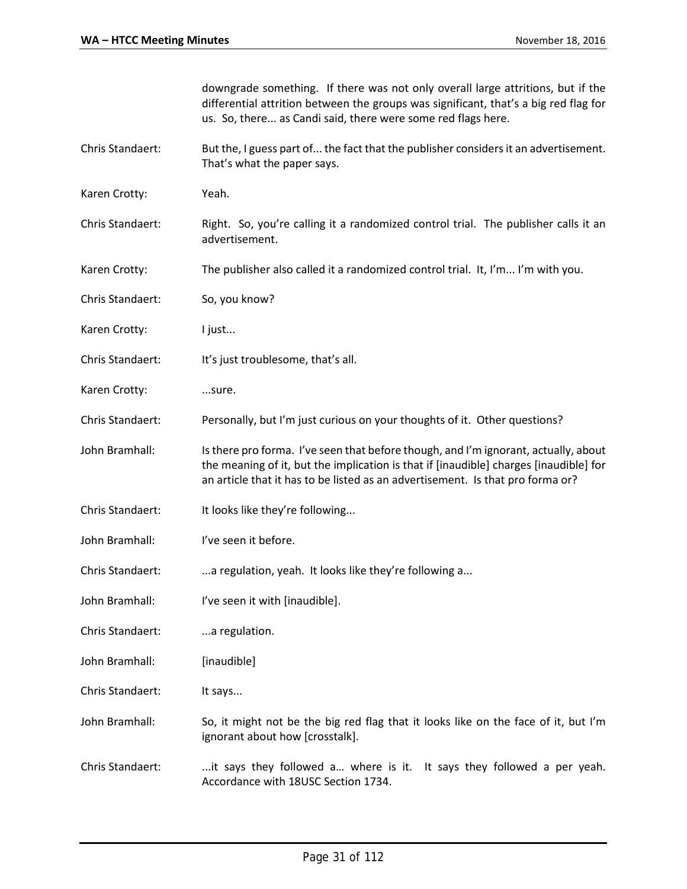downgrade something. If there was not only overall large attritions, but if the differential attrition between the groups was significant, that's a big red flag for us. So, there... as Candi said, there were some red flags here.

Chris Standaert: But the, I guess part of... the fact that the publisher considers it an advertisement. That's what the paper says.

Karen Crotty: Yeah.

Chris Standaert: Right. So, you're calling it a randomized control trial. The publisher calls it an advertisement.

Karen Crotty: The publisher also called it a randomized control trial. It, I'm... I'm with you.

Chris Standaert: So, you know?

Karen Crotty: I just...

Chris Standaert: It's just troublesome, that's all.

Karen Crotty: ...sure.

Chris Standaert: Personally, but I'm just curious on your thoughts of it. Other questions?

John Bramhall: Is there pro forma. I've seen that before though, and I'm ignorant, actually, about the meaning of it, but the implication is that if [inaudible] charges [inaudible] for an article that it has to be listed as an advertisement. Is that pro forma or?

Chris Standaert: It looks like they're following...

John Bramhall: I've seen it before.

Chris Standaert: ...a regulation, yeah. It looks like they're following a...

John Bramhall: I've seen it with [inaudible].

Chris Standaert: ...a regulation.

John Bramhall: [inaudible]

Chris Standaert: It says...

John Bramhall: So, it might not be the big red flag that it looks like on the face of it, but I'm ignorant about how [crosstalk].

Chris Standaert: ...it says they followed a… where is it. It says they followed a per yeah. Accordance with 18USC Section 1734.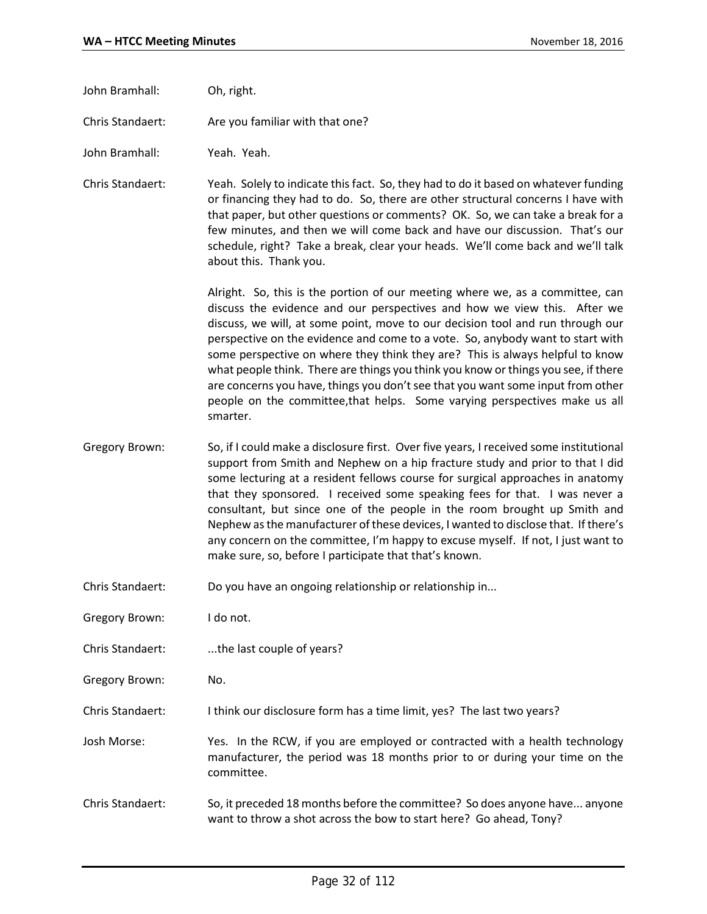John Bramhall: Oh, right.

Chris Standaert: Are you familiar with that one?

John Bramhall: Yeah. Yeah.

Chris Standaert: Yeah. Solely to indicate this fact. So, they had to do it based on whatever funding or financing they had to do. So, there are other structural concerns I have with that paper, but other questions or comments? OK. So, we can take a break for a few minutes, and then we will come back and have our discussion. That's our schedule, right? Take a break, clear your heads. We'll come back and we'll talk about this. Thank you.

Alright. So, this is the portion of our meeting where we, as a committee, can discuss the evidence and our perspectives and how we view this. After we discuss, we will, at some point, move to our decision tool and run through our perspective on the evidence and come to a vote. So, anybody want to start with some perspective on where they think they are? This is always helpful to know what people think. There are things you think you know or things you see, if there are concerns you have, things you don't see that you want some input from other people on the committee,that helps. Some varying perspectives make us all smarter.

Gregory Brown: So, if I could make a disclosure first. Over five years, I received some institutional support from Smith and Nephew on a hip fracture study and prior to that I did some lecturing at a resident fellows course for surgical approaches in anatomy that they sponsored. I received some speaking fees for that. I was never a consultant, but since one of the people in the room brought up Smith and Nephew as the manufacturer of these devices, I wanted to disclose that. If there's any concern on the committee, I'm happy to excuse myself. If not, I just want to make sure, so, before I participate that that's known.

Chris Standaert: Do you have an ongoing relationship or relationship in...

Gregory Brown: I do not.

Chris Standaert: ...the last couple of years?

Gregory Brown: No.

Chris Standaert: I think our disclosure form has a time limit, yes? The last two years?

Josh Morse: Yes. In the RCW, if you are employed or contracted with a health technology manufacturer, the period was 18 months prior to or during your time on the committee.

Chris Standaert: So, it preceded 18 months before the committee? So does anyone have... anyone want to throw a shot across the bow to start here? Go ahead, Tony?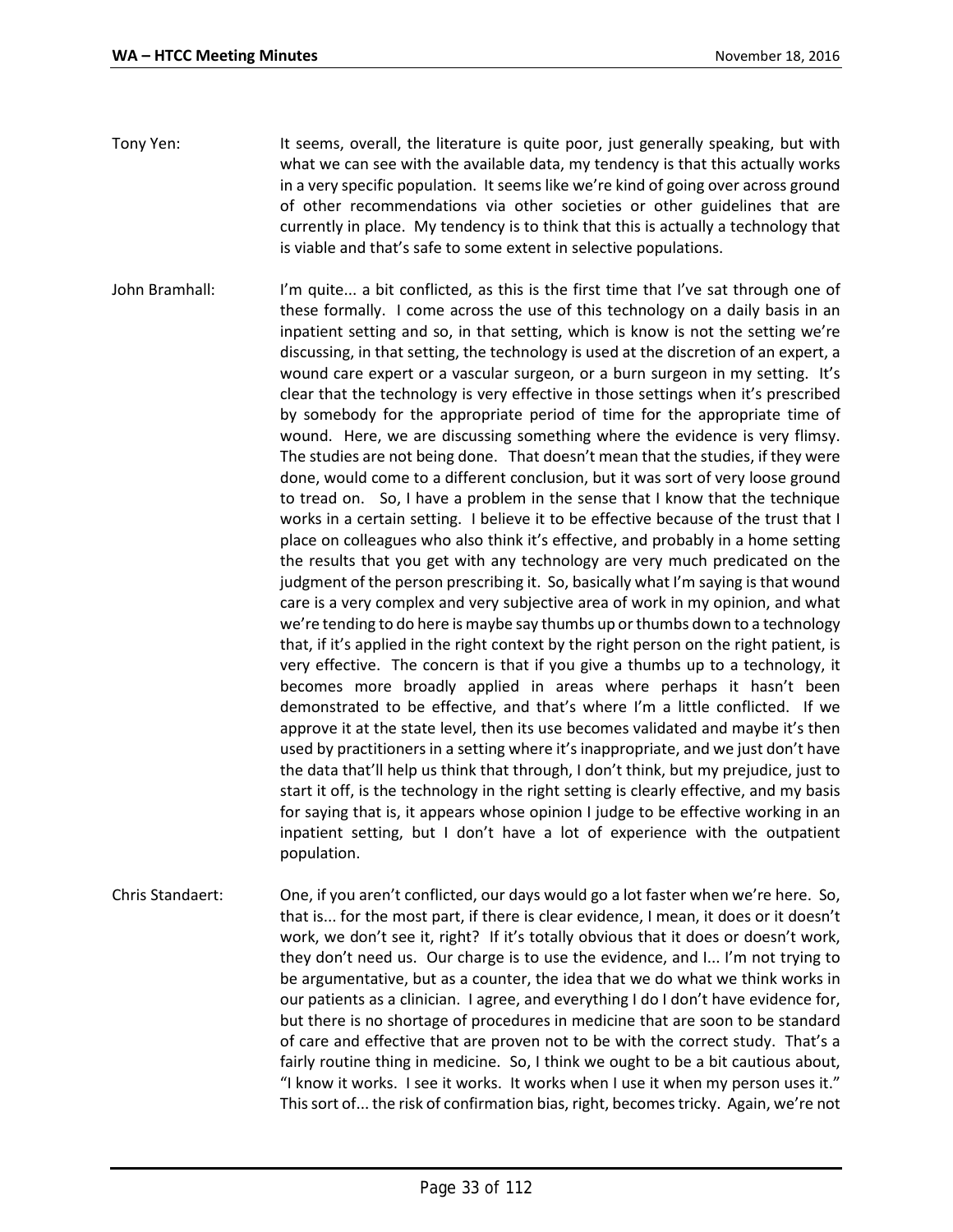Tony Yen: It seems, overall, the literature is quite poor, just generally speaking, but with what we can see with the available data, my tendency is that this actually works in a very specific population. It seems like we're kind of going over across ground of other recommendations via other societies or other guidelines that are currently in place. My tendency is to think that this is actually a technology that is viable and that's safe to some extent in selective populations.

John Bramhall: I'm quite... a bit conflicted, as this is the first time that I've sat through one of these formally. I come across the use of this technology on a daily basis in an inpatient setting and so, in that setting, which is know is not the setting we're discussing, in that setting, the technology is used at the discretion of an expert, a wound care expert or a vascular surgeon, or a burn surgeon in my setting. It's clear that the technology is very effective in those settings when it's prescribed by somebody for the appropriate period of time for the appropriate time of wound. Here, we are discussing something where the evidence is very flimsy. The studies are not being done. That doesn't mean that the studies, if they were done, would come to a different conclusion, but it was sort of very loose ground to tread on. So, I have a problem in the sense that I know that the technique works in a certain setting. I believe it to be effective because of the trust that I place on colleagues who also think it's effective, and probably in a home setting the results that you get with any technology are very much predicated on the judgment of the person prescribing it. So, basically what I'm saying is that wound care is a very complex and very subjective area of work in my opinion, and what we're tending to do here is maybe say thumbs up or thumbs down to a technology that, if it's applied in the right context by the right person on the right patient, is very effective. The concern is that if you give a thumbs up to a technology, it becomes more broadly applied in areas where perhaps it hasn't been demonstrated to be effective, and that's where I'm a little conflicted. If we approve it at the state level, then its use becomes validated and maybe it's then used by practitioners in a setting where it's inappropriate, and we just don't have the data that'll help us think that through, I don't think, but my prejudice, just to start it off, is the technology in the right setting is clearly effective, and my basis for saying that is, it appears whose opinion I judge to be effective working in an inpatient setting, but I don't have a lot of experience with the outpatient population.

Chris Standaert: One, if you aren't conflicted, our days would go a lot faster when we're here. So, that is... for the most part, if there is clear evidence, I mean, it does or it doesn't work, we don't see it, right? If it's totally obvious that it does or doesn't work, they don't need us. Our charge is to use the evidence, and I... I'm not trying to be argumentative, but as a counter, the idea that we do what we think works in our patients as a clinician. I agree, and everything I do I don't have evidence for, but there is no shortage of procedures in medicine that are soon to be standard of care and effective that are proven not to be with the correct study. That's a fairly routine thing in medicine. So, I think we ought to be a bit cautious about, "I know it works. I see it works. It works when I use it when my person uses it." This sort of... the risk of confirmation bias, right, becomes tricky. Again, we're not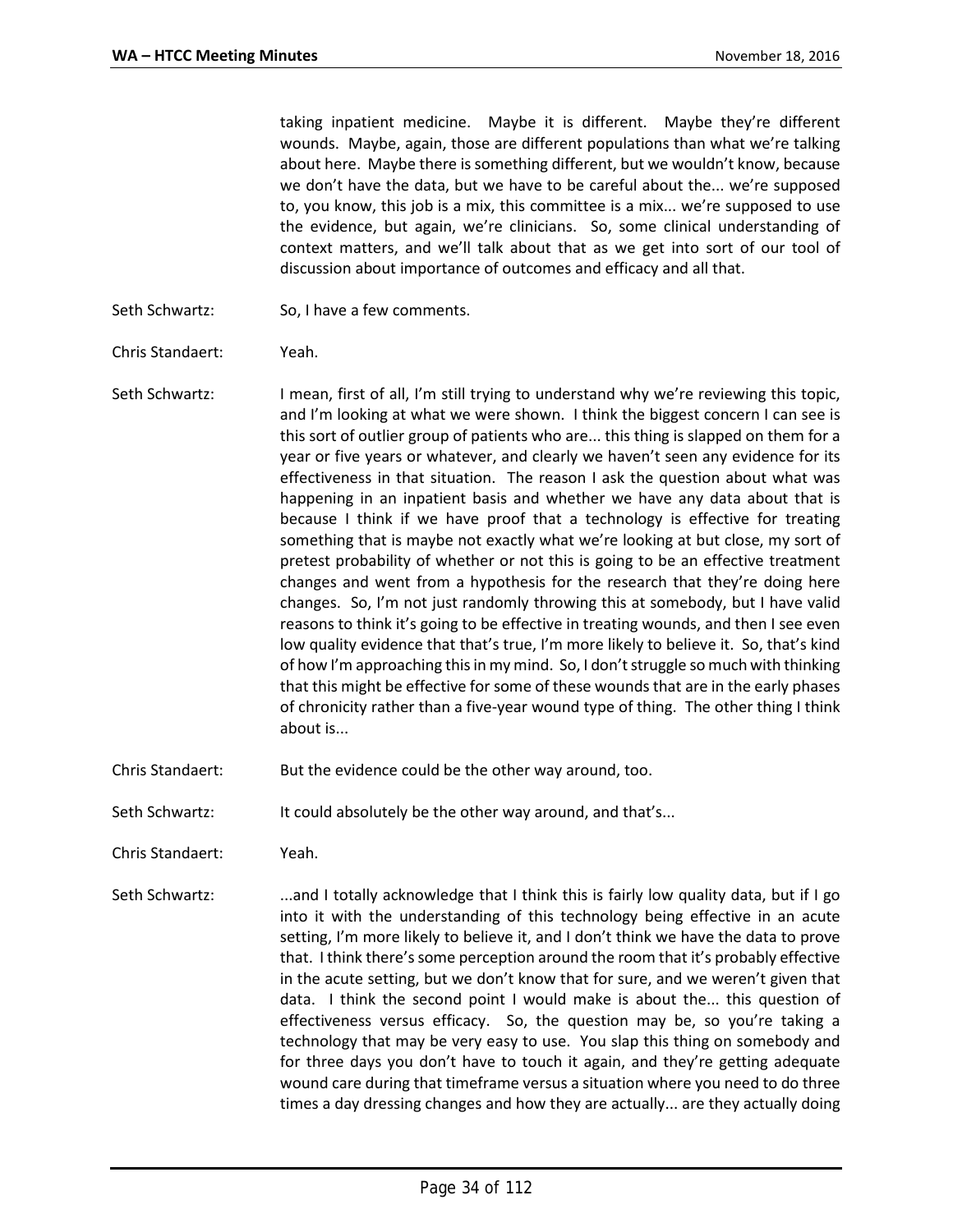taking inpatient medicine. Maybe it is different. Maybe they're different wounds. Maybe, again, those are different populations than what we're talking about here. Maybe there is something different, but we wouldn't know, because we don't have the data, but we have to be careful about the... we're supposed to, you know, this job is a mix, this committee is a mix... we're supposed to use the evidence, but again, we're clinicians. So, some clinical understanding of context matters, and we'll talk about that as we get into sort of our tool of discussion about importance of outcomes and efficacy and all that.

Seth Schwartz: So, I have a few comments.

Chris Standaert: Yeah.

Seth Schwartz: I mean, first of all, I'm still trying to understand why we're reviewing this topic, and I'm looking at what we were shown. I think the biggest concern I can see is this sort of outlier group of patients who are... this thing is slapped on them for a year or five years or whatever, and clearly we haven't seen any evidence for its effectiveness in that situation. The reason I ask the question about what was happening in an inpatient basis and whether we have any data about that is because I think if we have proof that a technology is effective for treating something that is maybe not exactly what we're looking at but close, my sort of pretest probability of whether or not this is going to be an effective treatment changes and went from a hypothesis for the research that they're doing here changes. So, I'm not just randomly throwing this at somebody, but I have valid reasons to think it's going to be effective in treating wounds, and then I see even low quality evidence that that's true, I'm more likely to believe it. So, that's kind of how I'm approaching this in my mind. So, I don't struggle so much with thinking that this might be effective for some of these wounds that are in the early phases of chronicity rather than a five-year wound type of thing. The other thing I think about is...

Chris Standaert: But the evidence could be the other way around, too.

Seth Schwartz: It could absolutely be the other way around, and that's...

Chris Standaert: Yeah.

Seth Schwartz: ...and I totally acknowledge that I think this is fairly low quality data, but if I go into it with the understanding of this technology being effective in an acute setting, I'm more likely to believe it, and I don't think we have the data to prove that. I think there's some perception around the room that it's probably effective in the acute setting, but we don't know that for sure, and we weren't given that data. I think the second point I would make is about the... this question of effectiveness versus efficacy. So, the question may be, so you're taking a technology that may be very easy to use. You slap this thing on somebody and for three days you don't have to touch it again, and they're getting adequate wound care during that timeframe versus a situation where you need to do three times a day dressing changes and how they are actually... are they actually doing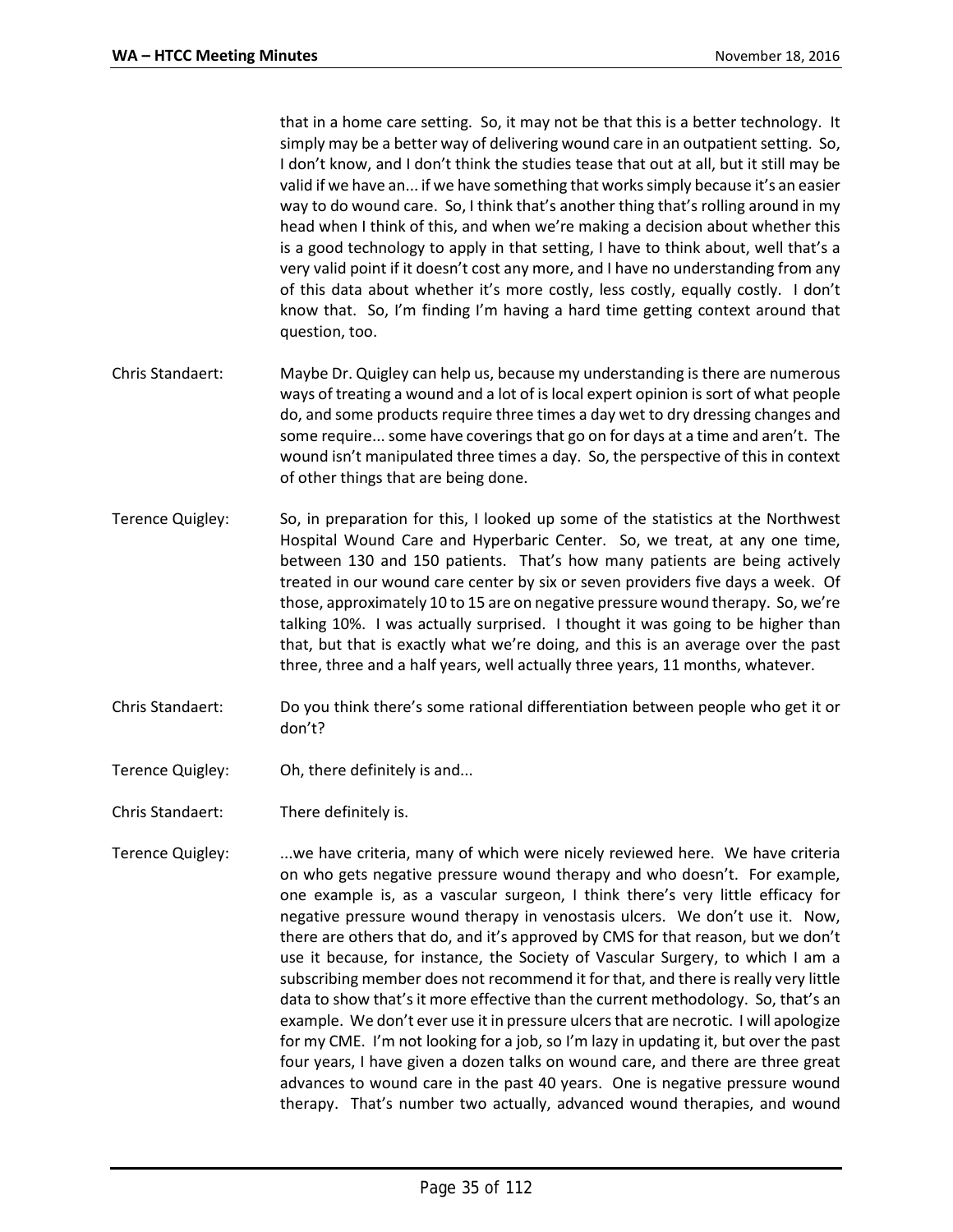that in a home care setting. So, it may not be that this is a better technology. It simply may be a better way of delivering wound care in an outpatient setting. So, I don't know, and I don't think the studies tease that out at all, but it still may be valid if we have an... if we have something that works simply because it's an easier way to do wound care. So, I think that's another thing that's rolling around in my head when I think of this, and when we're making a decision about whether this is a good technology to apply in that setting, I have to think about, well that's a very valid point if it doesn't cost any more, and I have no understanding from any of this data about whether it's more costly, less costly, equally costly. I don't know that. So, I'm finding I'm having a hard time getting context around that question, too.

Chris Standaert: Maybe Dr. Quigley can help us, because my understanding is there are numerous ways of treating a wound and a lot of is local expert opinion is sort of what people do, and some products require three times a day wet to dry dressing changes and some require... some have coverings that go on for days at a time and aren't. The wound isn't manipulated three times a day. So, the perspective of this in context of other things that are being done.

Terence Quigley: So, in preparation for this, I looked up some of the statistics at the Northwest Hospital Wound Care and Hyperbaric Center. So, we treat, at any one time, between 130 and 150 patients. That's how many patients are being actively treated in our wound care center by six or seven providers five days a week. Of those, approximately 10 to 15 are on negative pressure wound therapy. So, we're talking 10%. I was actually surprised. I thought it was going to be higher than that, but that is exactly what we're doing, and this is an average over the past three, three and a half years, well actually three years, 11 months, whatever.

Chris Standaert: Do you think there's some rational differentiation between people who get it or don't?

Terence Quigley: Oh, there definitely is and...

Chris Standaert: There definitely is.

Terence Quigley: ...we have criteria, many of which were nicely reviewed here. We have criteria on who gets negative pressure wound therapy and who doesn't. For example, one example is, as a vascular surgeon, I think there's very little efficacy for negative pressure wound therapy in venostasis ulcers. We don't use it. Now, there are others that do, and it's approved by CMS for that reason, but we don't use it because, for instance, the Society of Vascular Surgery, to which I am a subscribing member does not recommend it for that, and there is really very little data to show that's it more effective than the current methodology. So, that's an example. We don't ever use it in pressure ulcers that are necrotic. I will apologize for my CME. I'm not looking for a job, so I'm lazy in updating it, but over the past four years, I have given a dozen talks on wound care, and there are three great advances to wound care in the past 40 years. One is negative pressure wound therapy. That's number two actually, advanced wound therapies, and wound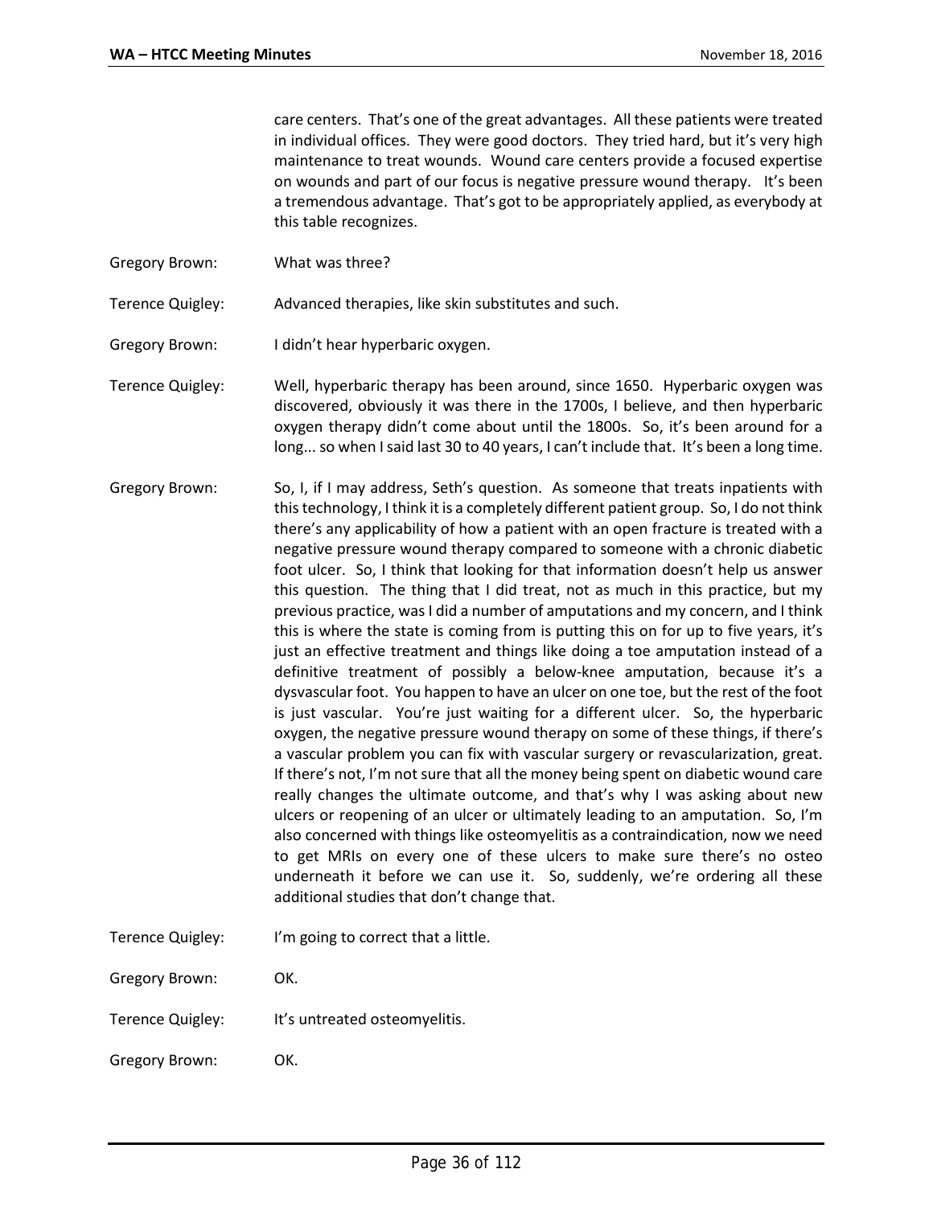care centers. That's one of the great advantages. All these patients were treated in individual offices. They were good doctors. They tried hard, but it's very high maintenance to treat wounds. Wound care centers provide a focused expertise on wounds and part of our focus is negative pressure wound therapy. It's been a tremendous advantage. That's got to be appropriately applied, as everybody at this table recognizes.

Gregory Brown: What was three?

Terence Quigley: Advanced therapies, like skin substitutes and such.

Gregory Brown: I didn't hear hyperbaric oxygen.

Terence Quigley: Well, hyperbaric therapy has been around, since 1650. Hyperbaric oxygen was discovered, obviously it was there in the 1700s, I believe, and then hyperbaric oxygen therapy didn't come about until the 1800s. So, it's been around for a long... so when I said last 30 to 40 years, I can't include that. It's been a long time.

Gregory Brown: So, I, if I may address, Seth's question. As someone that treats inpatients with this technology, I think it is a completely different patient group. So, I do not think there's any applicability of how a patient with an open fracture is treated with a negative pressure wound therapy compared to someone with a chronic diabetic foot ulcer. So, I think that looking for that information doesn't help us answer this question. The thing that I did treat, not as much in this practice, but my previous practice, was I did a number of amputations and my concern, and I think this is where the state is coming from is putting this on for up to five years, it's just an effective treatment and things like doing a toe amputation instead of a definitive treatment of possibly a below-knee amputation, because it's a dysvascular foot. You happen to have an ulcer on one toe, but the rest of the foot is just vascular. You're just waiting for a different ulcer. So, the hyperbaric oxygen, the negative pressure wound therapy on some of these things, if there's a vascular problem you can fix with vascular surgery or revascularization, great. If there's not, I'm not sure that all the money being spent on diabetic wound care really changes the ultimate outcome, and that's why I was asking about new ulcers or reopening of an ulcer or ultimately leading to an amputation. So, I'm also concerned with things like osteomyelitis as a contraindication, now we need to get MRIs on every one of these ulcers to make sure there's no osteo underneath it before we can use it. So, suddenly, we're ordering all these additional studies that don't change that.

Terence Quigley: I'm going to correct that a little.

Gregory Brown: OK.

Terence Quigley: It's untreated osteomyelitis.

Gregory Brown: OK.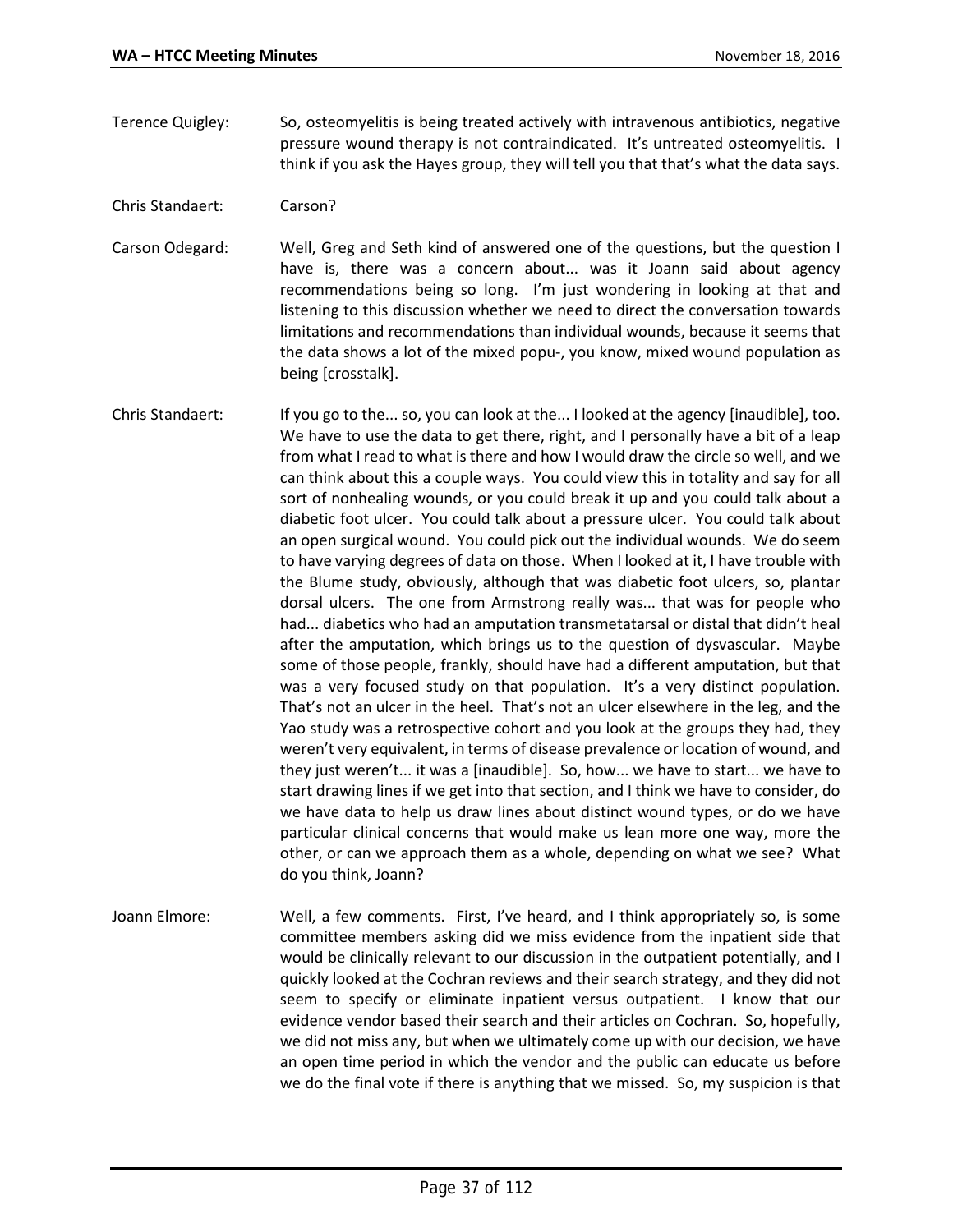Terence Quigley: So, osteomyelitis is being treated actively with intravenous antibiotics, negative pressure wound therapy is not contraindicated. It's untreated osteomyelitis. I think if you ask the Hayes group, they will tell you that that's what the data says.

Chris Standaert: Carson?

Carson Odegard: Well, Greg and Seth kind of answered one of the questions, but the question I have is, there was a concern about... was it Joann said about agency recommendations being so long. I'm just wondering in looking at that and listening to this discussion whether we need to direct the conversation towards limitations and recommendations than individual wounds, because it seems that the data shows a lot of the mixed popu-, you know, mixed wound population as being [crosstalk].

Chris Standaert: If you go to the... so, you can look at the... I looked at the agency [inaudible], too. We have to use the data to get there, right, and I personally have a bit of a leap from what I read to what is there and how I would draw the circle so well, and we can think about this a couple ways. You could view this in totality and say for all sort of nonhealing wounds, or you could break it up and you could talk about a diabetic foot ulcer. You could talk about a pressure ulcer. You could talk about an open surgical wound. You could pick out the individual wounds. We do seem to have varying degrees of data on those. When I looked at it, I have trouble with the Blume study, obviously, although that was diabetic foot ulcers, so, plantar dorsal ulcers. The one from Armstrong really was... that was for people who had... diabetics who had an amputation transmetatarsal or distal that didn't heal after the amputation, which brings us to the question of dysvascular. Maybe some of those people, frankly, should have had a different amputation, but that was a very focused study on that population. It's a very distinct population. That's not an ulcer in the heel. That's not an ulcer elsewhere in the leg, and the Yao study was a retrospective cohort and you look at the groups they had, they weren't very equivalent, in terms of disease prevalence or location of wound, and they just weren't... it was a [inaudible]. So, how... we have to start... we have to start drawing lines if we get into that section, and I think we have to consider, do we have data to help us draw lines about distinct wound types, or do we have particular clinical concerns that would make us lean more one way, more the other, or can we approach them as a whole, depending on what we see? What do you think, Joann?

Joann Elmore: Well, a few comments. First, I've heard, and I think appropriately so, is some committee members asking did we miss evidence from the inpatient side that would be clinically relevant to our discussion in the outpatient potentially, and I quickly looked at the Cochran reviews and their search strategy, and they did not seem to specify or eliminate inpatient versus outpatient. I know that our evidence vendor based their search and their articles on Cochran. So, hopefully, we did not miss any, but when we ultimately come up with our decision, we have an open time period in which the vendor and the public can educate us before we do the final vote if there is anything that we missed. So, my suspicion is that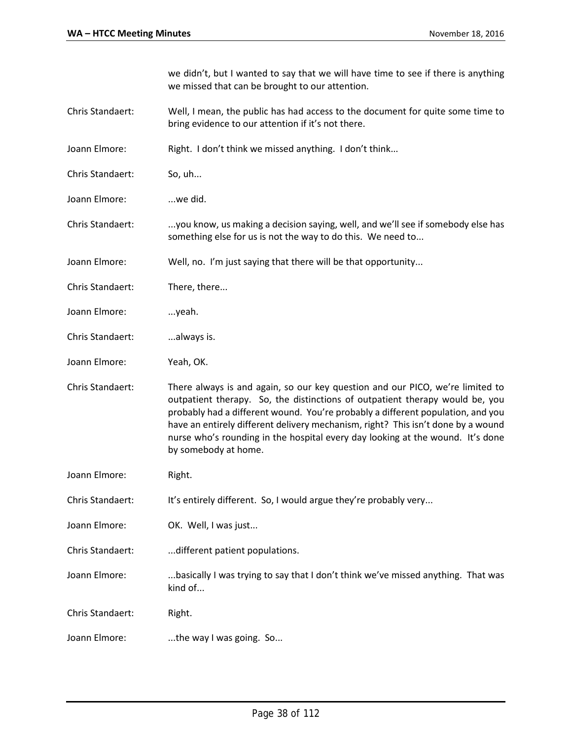we didn't, but I wanted to say that we will have time to see if there is anything we missed that can be brought to our attention.

Chris Standaert: Well, I mean, the public has had access to the document for quite some time to bring evidence to our attention if it's not there.

Joann Elmore: Right. I don't think we missed anything. I don't think…

Chris Standaert: So, uh...

Joann Elmore: ...we did.

Chris Standaert: ...you know, us making a decision saying, well, and we'll see if somebody else has something else for us is not the way to do this. We need to...

Joann Elmore: Well, no. I'm just saying that there will be that opportunity...

Chris Standaert: There, there...

Joann Elmore: ...yeah.

Chris Standaert: ...always is.

Joann Elmore: Yeah, OK.

Chris Standaert: There always is and again, so our key question and our PICO, we're limited to outpatient therapy. So, the distinctions of outpatient therapy would be, you probably had a different wound. You're probably a different population, and you have an entirely different delivery mechanism, right? This isn't done by a wound nurse who's rounding in the hospital every day looking at the wound. It's done by somebody at home.

Joann Elmore: Right.

Chris Standaert: It's entirely different. So, I would argue they're probably very...

Joann Elmore: OK. Well, I was just...

Chris Standaert: ...different patient populations.

Joann Elmore: ...basically I was trying to say that I don't think we've missed anything. That was kind of...

Chris Standaert: Right.

Joann Elmore: ...the way I was going. So...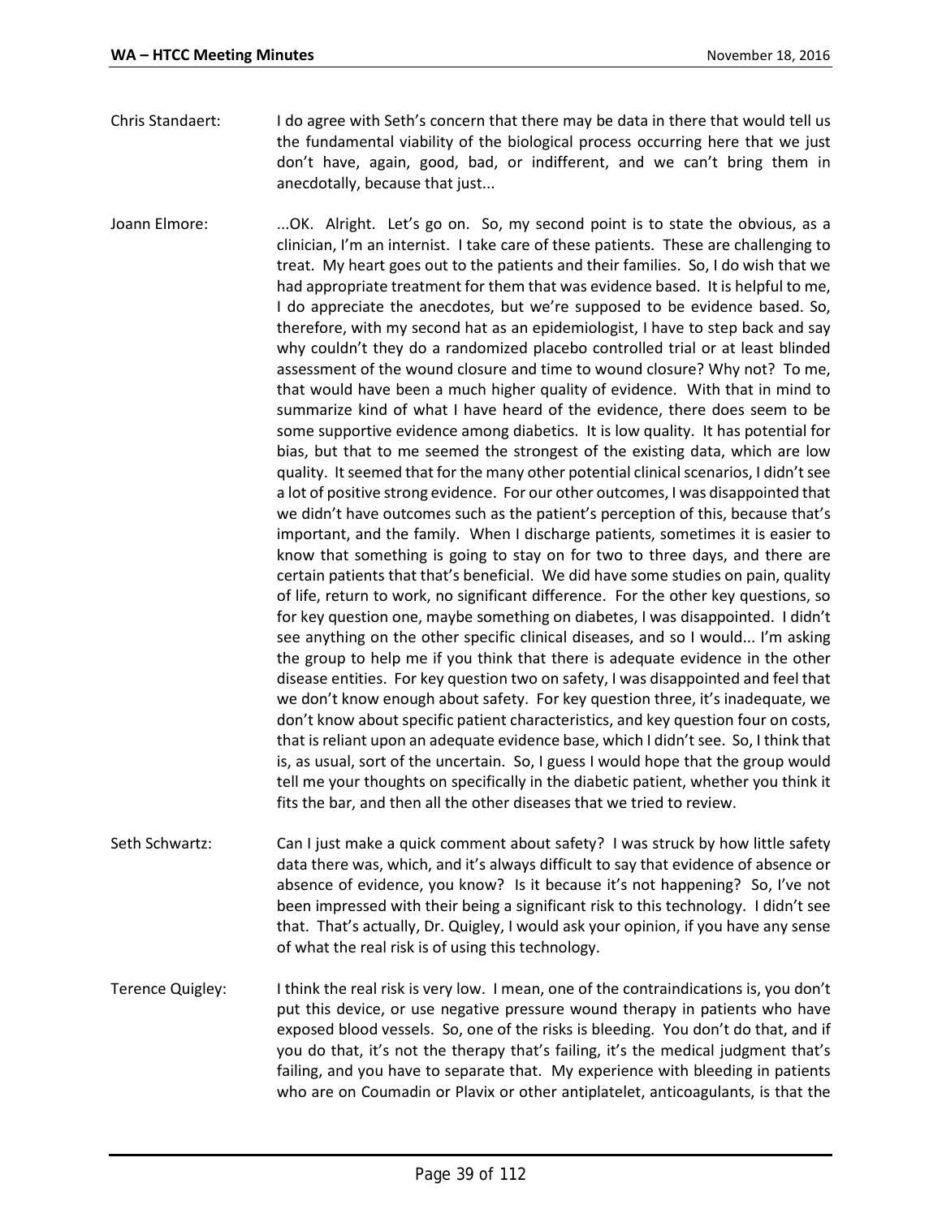Chris Standaert: I do agree with Seth's concern that there may be data in there that would tell us the fundamental viability of the biological process occurring here that we just don't have, again, good, bad, or indifferent, and we can't bring them in anecdotally, because that just...

Joann Elmore: ...OK. Alright. Let's go on. So, my second point is to state the obvious, as a clinician, I'm an internist. I take care of these patients. These are challenging to treat. My heart goes out to the patients and their families. So, I do wish that we had appropriate treatment for them that was evidence based. It is helpful to me, I do appreciate the anecdotes, but we're supposed to be evidence based. So, therefore, with my second hat as an epidemiologist, I have to step back and say why couldn't they do a randomized placebo controlled trial or at least blinded assessment of the wound closure and time to wound closure? Why not? To me, that would have been a much higher quality of evidence. With that in mind to summarize kind of what I have heard of the evidence, there does seem to be some supportive evidence among diabetics. It is low quality. It has potential for bias, but that to me seemed the strongest of the existing data, which are low quality. It seemed that for the many other potential clinical scenarios, I didn't see a lot of positive strong evidence. For our other outcomes, I was disappointed that we didn't have outcomes such as the patient's perception of this, because that's important, and the family. When I discharge patients, sometimes it is easier to know that something is going to stay on for two to three days, and there are certain patients that that's beneficial. We did have some studies on pain, quality of life, return to work, no significant difference. For the other key questions, so for key question one, maybe something on diabetes, I was disappointed. I didn't see anything on the other specific clinical diseases, and so I would... I'm asking the group to help me if you think that there is adequate evidence in the other disease entities. For key question two on safety, I was disappointed and feel that we don't know enough about safety. For key question three, it's inadequate, we don't know about specific patient characteristics, and key question four on costs, that is reliant upon an adequate evidence base, which I didn't see. So, I think that is, as usual, sort of the uncertain. So, I guess I would hope that the group would tell me your thoughts on specifically in the diabetic patient, whether you think it fits the bar, and then all the other diseases that we tried to review.

Seth Schwartz: Can I just make a quick comment about safety? I was struck by how little safety data there was, which, and it's always difficult to say that evidence of absence or absence of evidence, you know? Is it because it's not happening? So, I've not been impressed with their being a significant risk to this technology. I didn't see that. That's actually, Dr. Quigley, I would ask your opinion, if you have any sense of what the real risk is of using this technology.

Terence Quigley: I think the real risk is very low. I mean, one of the contraindications is, you don't put this device, or use negative pressure wound therapy in patients who have exposed blood vessels. So, one of the risks is bleeding. You don't do that, and if you do that, it's not the therapy that's failing, it's the medical judgment that's failing, and you have to separate that. My experience with bleeding in patients who are on Coumadin or Plavix or other antiplatelet, anticoagulants, is that the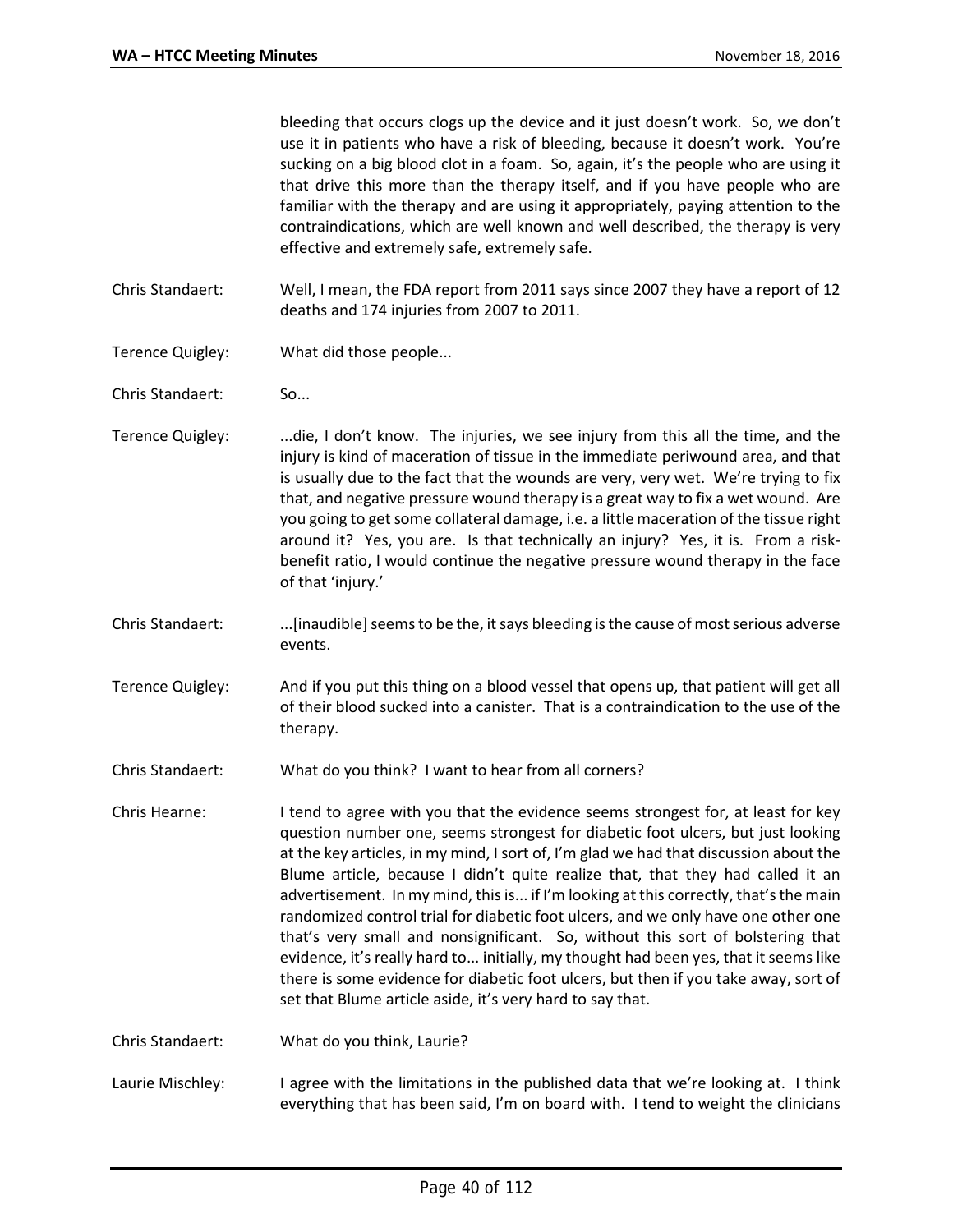bleeding that occurs clogs up the device and it just doesn't work. So, we don't use it in patients who have a risk of bleeding, because it doesn't work. You're sucking on a big blood clot in a foam. So, again, it's the people who are using it that drive this more than the therapy itself, and if you have people who are familiar with the therapy and are using it appropriately, paying attention to the contraindications, which are well known and well described, the therapy is very effective and extremely safe, extremely safe.

Chris Standaert: Well, I mean, the FDA report from 2011 says since 2007 they have a report of 12 deaths and 174 injuries from 2007 to 2011.

Terence Quigley: What did those people...

Chris Standaert: So...

Terence Quigley: ...die, I don't know. The injuries, we see injury from this all the time, and the injury is kind of maceration of tissue in the immediate periwound area, and that is usually due to the fact that the wounds are very, very wet. We're trying to fix that, and negative pressure wound therapy is a great way to fix a wet wound. Are you going to get some collateral damage, i.e. a little maceration of the tissue right around it? Yes, you are. Is that technically an injury? Yes, it is. From a risk-benefit ratio, I would continue the negative pressure wound therapy in the face of that 'injury.'

Chris Standaert: ...[inaudible] seems to be the, it says bleeding is the cause of most serious adverse events.

Terence Quigley: And if you put this thing on a blood vessel that opens up, that patient will get all of their blood sucked into a canister. That is a contraindication to the use of the therapy.

Chris Standaert: What do you think? I want to hear from all corners?

Chris Hearne: I tend to agree with you that the evidence seems strongest for, at least for key question number one, seems strongest for diabetic foot ulcers, but just looking at the key articles, in my mind, I sort of, I'm glad we had that discussion about the Blume article, because I didn't quite realize that, that they had called it an advertisement. In my mind, this is... if I'm looking at this correctly, that's the main randomized control trial for diabetic foot ulcers, and we only have one other one that's very small and nonsignificant. So, without this sort of bolstering that evidence, it's really hard to... initially, my thought had been yes, that it seems like there is some evidence for diabetic foot ulcers, but then if you take away, sort of set that Blume article aside, it's very hard to say that.

Chris Standaert: What do you think, Laurie?

Laurie Mischley: I agree with the limitations in the published data that we're looking at. I think everything that has been said, I'm on board with. I tend to weight the clinicians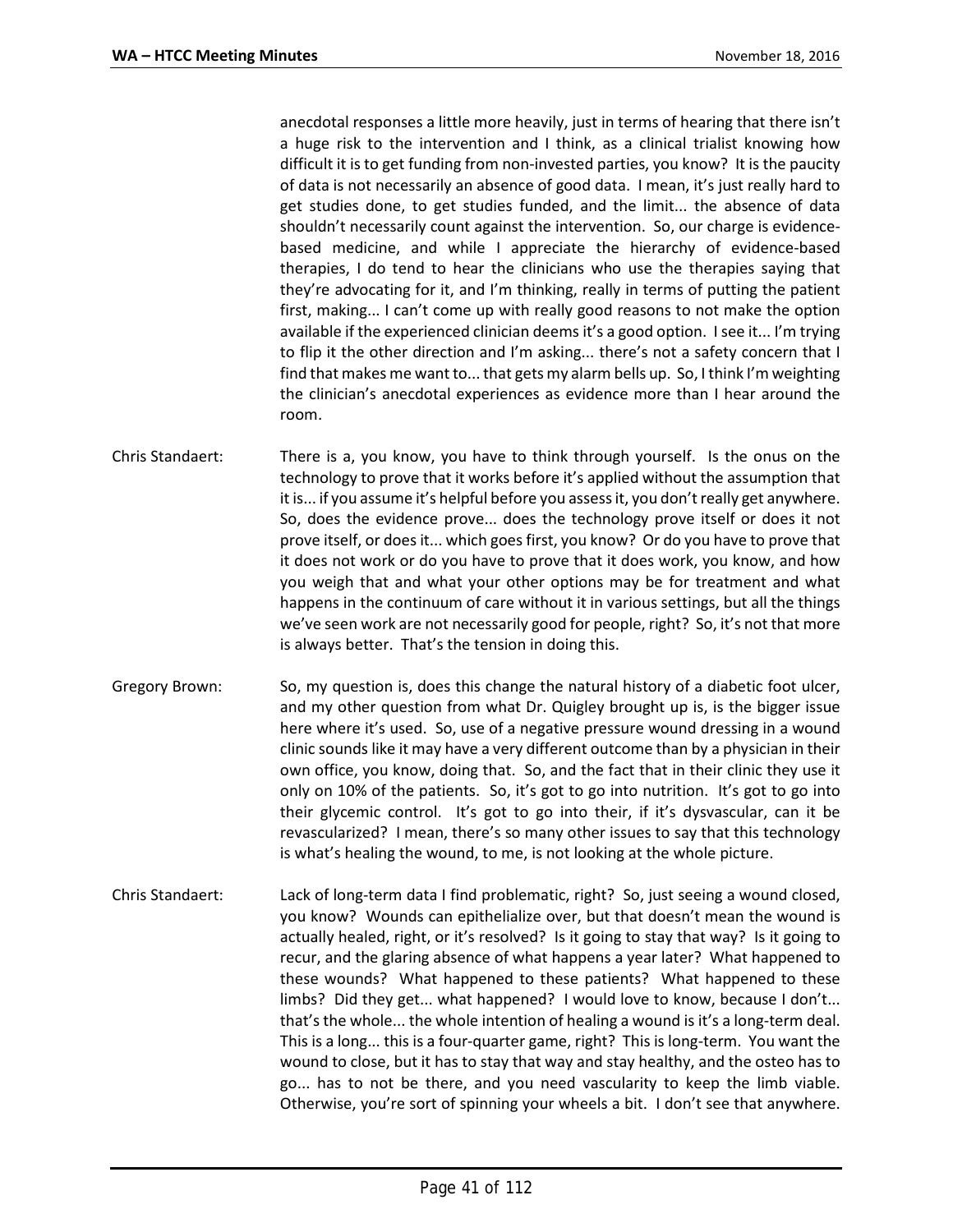anecdotal responses a little more heavily, just in terms of hearing that there isn't a huge risk to the intervention and I think, as a clinical trialist knowing how difficult it is to get funding from non-invested parties, you know? It is the paucity of data is not necessarily an absence of good data. I mean, it's just really hard to get studies done, to get studies funded, and the limit... the absence of data shouldn't necessarily count against the intervention. So, our charge is evidence-based medicine, and while I appreciate the hierarchy of evidence-based therapies, I do tend to hear the clinicians who use the therapies saying that they're advocating for it, and I'm thinking, really in terms of putting the patient first, making... I can't come up with really good reasons to not make the option available if the experienced clinician deems it's a good option. I see it... I'm trying to flip it the other direction and I'm asking... there's not a safety concern that I find that makes me want to... that gets my alarm bells up. So, I think I'm weighting the clinician's anecdotal experiences as evidence more than I hear around the room.

Chris Standaert: There is a, you know, you have to think through yourself. Is the onus on the technology to prove that it works before it's applied without the assumption that it is... if you assume it's helpful before you assess it, you don't really get anywhere. So, does the evidence prove... does the technology prove itself or does it not prove itself, or does it... which goes first, you know? Or do you have to prove that it does not work or do you have to prove that it does work, you know, and how you weigh that and what your other options may be for treatment and what happens in the continuum of care without it in various settings, but all the things we've seen work are not necessarily good for people, right? So, it's not that more is always better. That's the tension in doing this.

Gregory Brown: So, my question is, does this change the natural history of a diabetic foot ulcer, and my other question from what Dr. Quigley brought up is, is the bigger issue here where it's used. So, use of a negative pressure wound dressing in a wound clinic sounds like it may have a very different outcome than by a physician in their own office, you know, doing that. So, and the fact that in their clinic they use it only on 10% of the patients. So, it's got to go into nutrition. It's got to go into their glycemic control. It's got to go into their, if it's dysvascular, can it be revascularized? I mean, there's so many other issues to say that this technology is what's healing the wound, to me, is not looking at the whole picture.

Chris Standaert: Lack of long-term data I find problematic, right? So, just seeing a wound closed, you know? Wounds can epithelialize over, but that doesn't mean the wound is actually healed, right, or it's resolved? Is it going to stay that way? Is it going to recur, and the glaring absence of what happens a year later? What happened to these wounds? What happened to these patients? What happened to these limbs? Did they get... what happened? I would love to know, because I don't... that's the whole... the whole intention of healing a wound is it's a long-term deal. This is a long... this is a four-quarter game, right? This is long-term. You want the wound to close, but it has to stay that way and stay healthy, and the osteo has to go... has to not be there, and you need vascularity to keep the limb viable. Otherwise, you're sort of spinning your wheels a bit. I don't see that anywhere.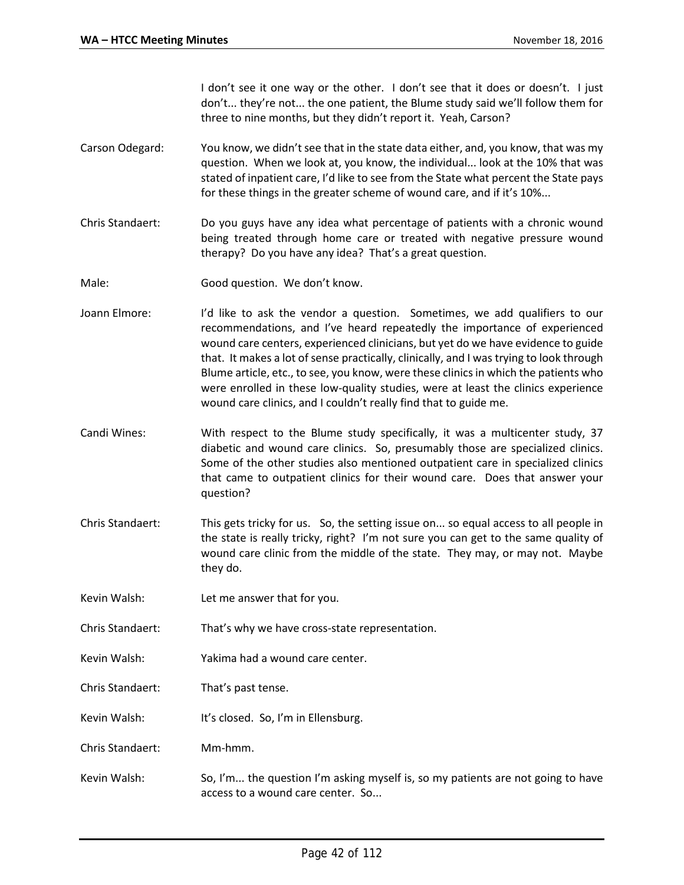I don't see it one way or the other. I don't see that it does or doesn't. I just don't... they're not... the one patient, the Blume study said we'll follow them for three to nine months, but they didn't report it. Yeah, Carson?

Carson Odegard: You know, we didn't see that in the state data either, and, you know, that was my question. When we look at, you know, the individual... look at the 10% that was stated of inpatient care, I'd like to see from the State what percent the State pays for these things in the greater scheme of wound care, and if it's 10%...

Chris Standaert: Do you guys have any idea what percentage of patients with a chronic wound being treated through home care or treated with negative pressure wound therapy? Do you have any idea? That's a great question.

Male: Good question. We don't know.

Joann Elmore: I'd like to ask the vendor a question. Sometimes, we add qualifiers to our recommendations, and I've heard repeatedly the importance of experienced wound care centers, experienced clinicians, but yet do we have evidence to guide that. It makes a lot of sense practically, clinically, and I was trying to look through Blume article, etc., to see, you know, were these clinics in which the patients who were enrolled in these low-quality studies, were at least the clinics experience wound care clinics, and I couldn't really find that to guide me.

Candi Wines: With respect to the Blume study specifically, it was a multicenter study, 37 diabetic and wound care clinics. So, presumably those are specialized clinics. Some of the other studies also mentioned outpatient care in specialized clinics that came to outpatient clinics for their wound care. Does that answer your question?

Chris Standaert: This gets tricky for us. So, the setting issue on... so equal access to all people in the state is really tricky, right? I'm not sure you can get to the same quality of wound care clinic from the middle of the state. They may, or may not. Maybe they do.

Kevin Walsh: Let me answer that for you.

Chris Standaert: That's why we have cross-state representation.

Kevin Walsh: Yakima had a wound care center.

Chris Standaert: That's past tense.

Kevin Walsh: It's closed. So, I'm in Ellensburg.

Chris Standaert: Mm-hmm.

Kevin Walsh: So, I'm... the question I'm asking myself is, so my patients are not going to have access to a wound care center. So...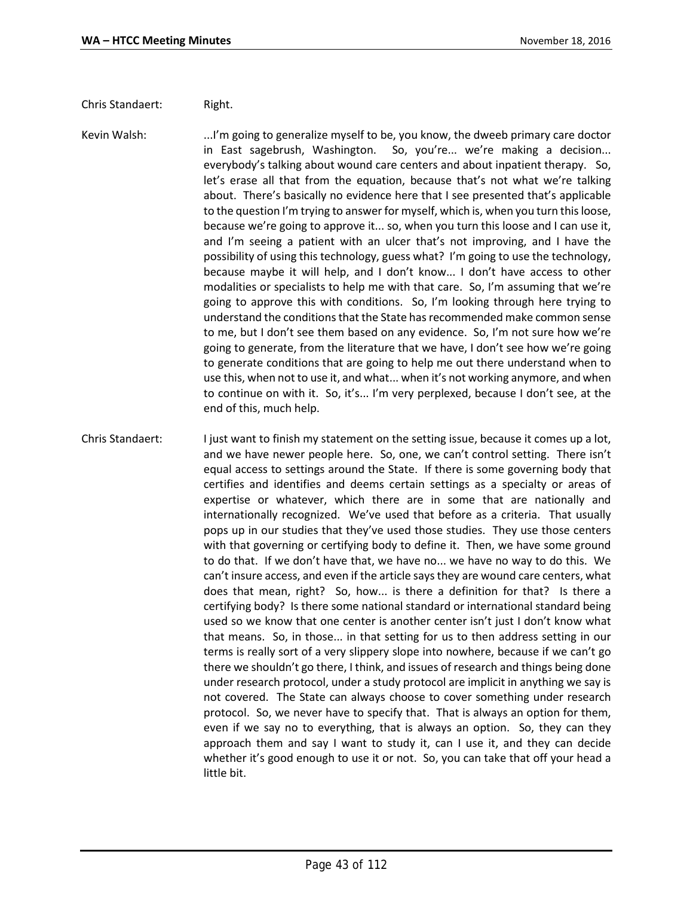Chris Standaert: Right.

Kevin Walsh: ...I'm going to generalize myself to be, you know, the dweeb primary care doctor in East sagebrush, Washington. So, you're... we're making a decision... everybody's talking about wound care centers and about inpatient therapy. So, let's erase all that from the equation, because that's not what we're talking about. There's basically no evidence here that I see presented that's applicable to the question I'm trying to answer for myself, which is, when you turn this loose, because we're going to approve it... so, when you turn this loose and I can use it, and I'm seeing a patient with an ulcer that's not improving, and I have the possibility of using this technology, guess what? I'm going to use the technology, because maybe it will help, and I don't know... I don't have access to other modalities or specialists to help me with that care. So, I'm assuming that we're going to approve this with conditions. So, I'm looking through here trying to understand the conditions that the State has recommended make common sense to me, but I don't see them based on any evidence. So, I'm not sure how we're going to generate, from the literature that we have, I don't see how we're going to generate conditions that are going to help me out there understand when to use this, when not to use it, and what... when it's not working anymore, and when to continue on with it. So, it's... I'm very perplexed, because I don't see, at the end of this, much help.

Chris Standaert: I just want to finish my statement on the setting issue, because it comes up a lot, and we have newer people here. So, one, we can't control setting. There isn't equal access to settings around the State. If there is some governing body that certifies and identifies and deems certain settings as a specialty or areas of expertise or whatever, which there are in some that are nationally and internationally recognized. We've used that before as a criteria. That usually pops up in our studies that they've used those studies. They use those centers with that governing or certifying body to define it. Then, we have some ground to do that. If we don't have that, we have no... we have no way to do this. We can't insure access, and even if the article says they are wound care centers, what does that mean, right? So, how... is there a definition for that? Is there a certifying body? Is there some national standard or international standard being used so we know that one center is another center isn't just I don't know what that means. So, in those... in that setting for us to then address setting in our terms is really sort of a very slippery slope into nowhere, because if we can't go there we shouldn't go there, I think, and issues of research and things being done under research protocol, under a study protocol are implicit in anything we say is not covered. The State can always choose to cover something under research protocol. So, we never have to specify that. That is always an option for them, even if we say no to everything, that is always an option. So, they can they approach them and say I want to study it, can I use it, and they can decide whether it's good enough to use it or not. So, you can take that off your head a little bit.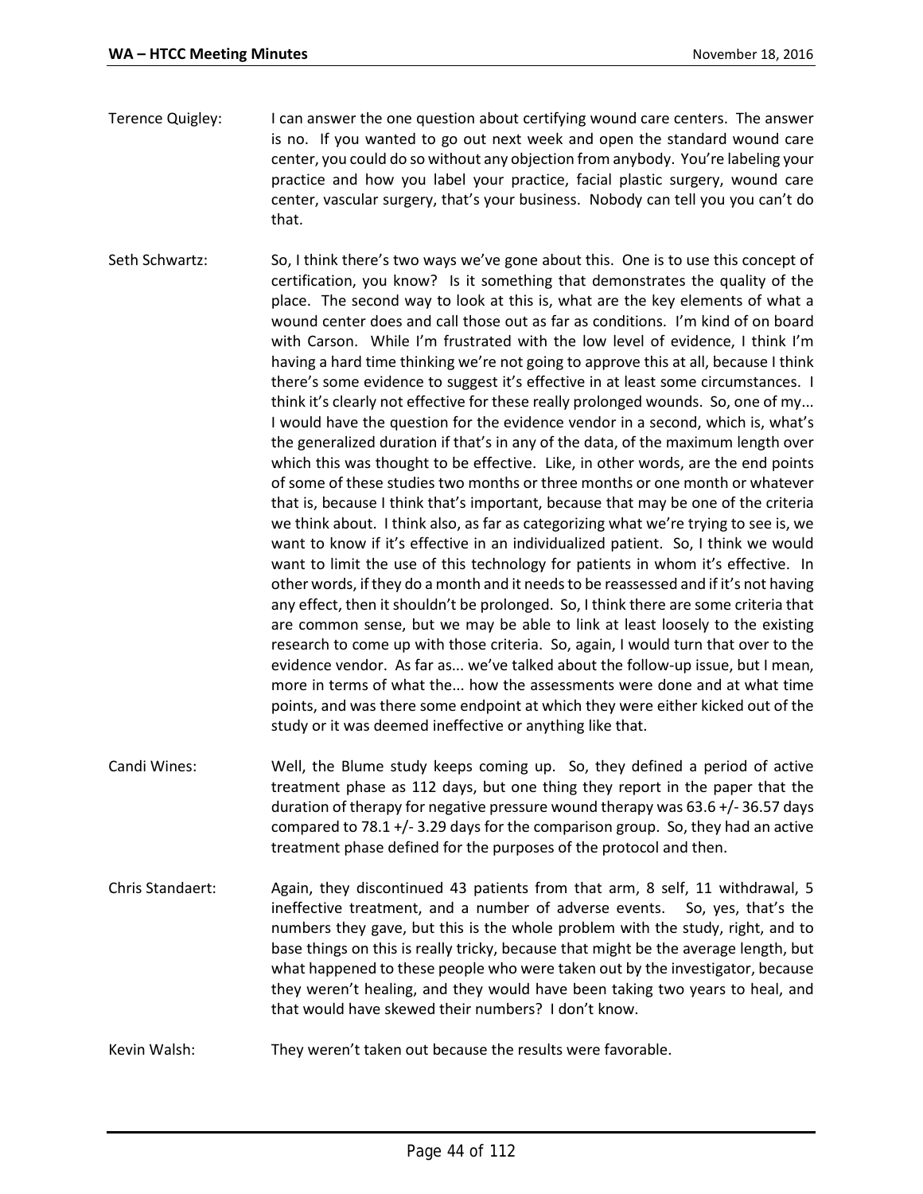Terence Quigley: I can answer the one question about certifying wound care centers. The answer is no. If you wanted to go out next week and open the standard wound care center, you could do so without any objection from anybody. You're labeling your practice and how you label your practice, facial plastic surgery, wound care center, vascular surgery, that's your business. Nobody can tell you you can't do that.

Seth Schwartz: So, I think there's two ways we've gone about this. One is to use this concept of certification, you know? Is it something that demonstrates the quality of the place. The second way to look at this is, what are the key elements of what a wound center does and call those out as far as conditions. I'm kind of on board with Carson. While I'm frustrated with the low level of evidence, I think I'm having a hard time thinking we're not going to approve this at all, because I think there's some evidence to suggest it's effective in at least some circumstances. I think it's clearly not effective for these really prolonged wounds. So, one of my... I would have the question for the evidence vendor in a second, which is, what's the generalized duration if that's in any of the data, of the maximum length over which this was thought to be effective. Like, in other words, are the end points of some of these studies two months or three months or one month or whatever that is, because I think that's important, because that may be one of the criteria we think about. I think also, as far as categorizing what we're trying to see is, we want to know if it's effective in an individualized patient. So, I think we would want to limit the use of this technology for patients in whom it's effective. In other words, if they do a month and it needs to be reassessed and if it's not having any effect, then it shouldn't be prolonged. So, I think there are some criteria that are common sense, but we may be able to link at least loosely to the existing research to come up with those criteria. So, again, I would turn that over to the evidence vendor. As far as... we've talked about the follow-up issue, but I mean, more in terms of what the... how the assessments were done and at what time points, and was there some endpoint at which they were either kicked out of the study or it was deemed ineffective or anything like that.

Candi Wines: Well, the Blume study keeps coming up. So, they defined a period of active treatment phase as 112 days, but one thing they report in the paper that the duration of therapy for negative pressure wound therapy was 63.6 +/- 36.57 days compared to 78.1 +/- 3.29 days for the comparison group. So, they had an active treatment phase defined for the purposes of the protocol and then.

Chris Standaert: Again, they discontinued 43 patients from that arm, 8 self, 11 withdrawal, 5 ineffective treatment, and a number of adverse events. So, yes, that's the numbers they gave, but this is the whole problem with the study, right, and to base things on this is really tricky, because that might be the average length, but what happened to these people who were taken out by the investigator, because they weren't healing, and they would have been taking two years to heal, and that would have skewed their numbers? I don't know.

Kevin Walsh: They weren't taken out because the results were favorable.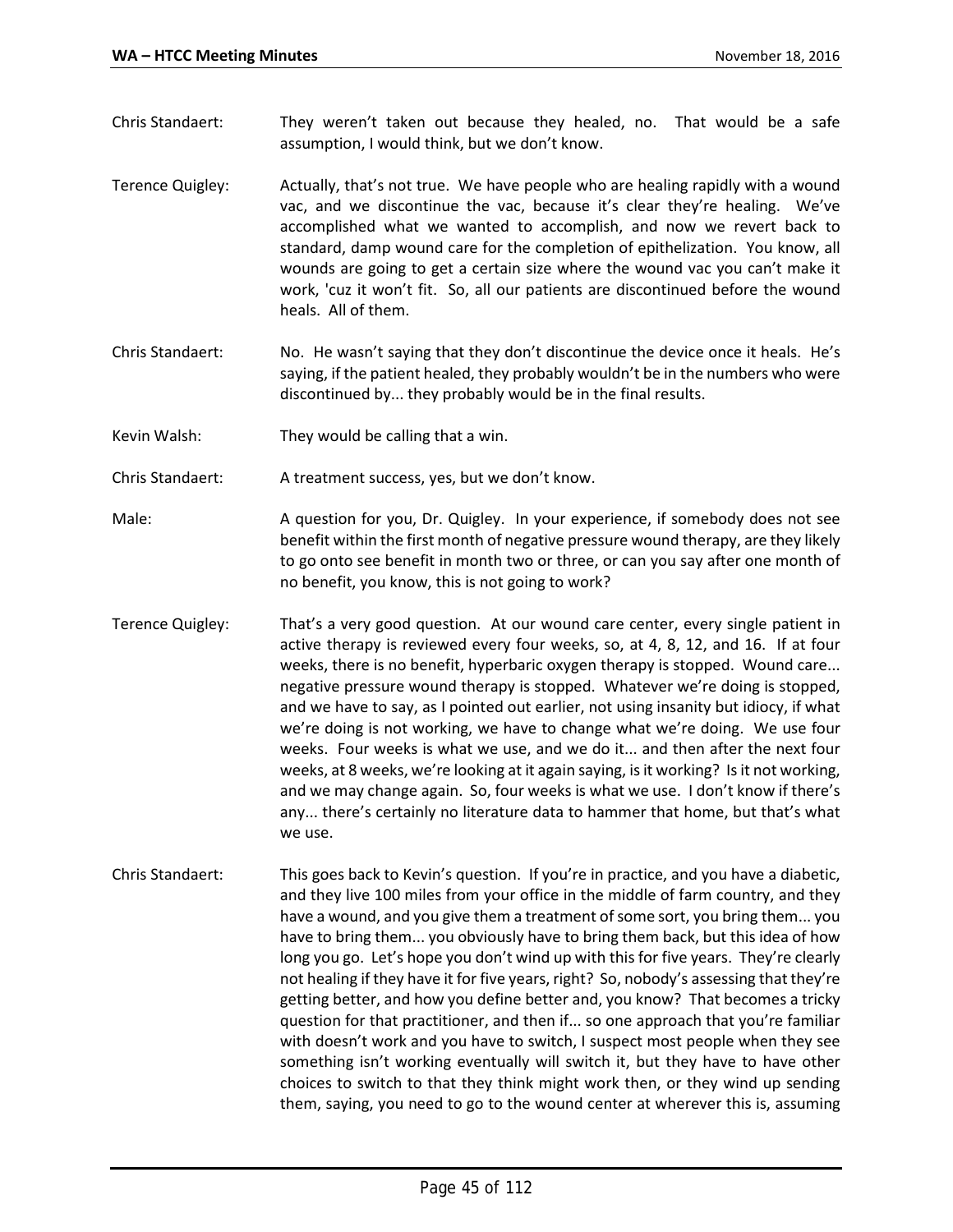Chris Standaert: They weren't taken out because they healed, no. That would be a safe assumption, I would think, but we don't know.

Terence Quigley: Actually, that's not true. We have people who are healing rapidly with a wound vac, and we discontinue the vac, because it's clear they're healing. We've accomplished what we wanted to accomplish, and now we revert back to standard, damp wound care for the completion of epithelization. You know, all wounds are going to get a certain size where the wound vac you can't make it work, 'cuz it won't fit. So, all our patients are discontinued before the wound heals. All of them.

Chris Standaert: No. He wasn't saying that they don't discontinue the device once it heals. He's saying, if the patient healed, they probably wouldn't be in the numbers who were discontinued by... they probably would be in the final results.

Kevin Walsh: They would be calling that a win.

Chris Standaert: A treatment success, yes, but we don't know.

Male: A question for you, Dr. Quigley. In your experience, if somebody does not see benefit within the first month of negative pressure wound therapy, are they likely to go onto see benefit in month two or three, or can you say after one month of no benefit, you know, this is not going to work?

Terence Quigley: That's a very good question. At our wound care center, every single patient in active therapy is reviewed every four weeks, so, at 4, 8, 12, and 16. If at four weeks, there is no benefit, hyperbaric oxygen therapy is stopped. Wound care... negative pressure wound therapy is stopped. Whatever we're doing is stopped, and we have to say, as I pointed out earlier, not using insanity but idiocy, if what we're doing is not working, we have to change what we're doing. We use four weeks. Four weeks is what we use, and we do it... and then after the next four weeks, at 8 weeks, we're looking at it again saying, is it working? Is it not working, and we may change again. So, four weeks is what we use. I don't know if there's any... there's certainly no literature data to hammer that home, but that's what we use.

Chris Standaert: This goes back to Kevin's question. If you're in practice, and you have a diabetic, and they live 100 miles from your office in the middle of farm country, and they have a wound, and you give them a treatment of some sort, you bring them... you have to bring them... you obviously have to bring them back, but this idea of how long you go. Let's hope you don't wind up with this for five years. They're clearly not healing if they have it for five years, right? So, nobody's assessing that they're getting better, and how you define better and, you know? That becomes a tricky question for that practitioner, and then if... so one approach that you're familiar with doesn't work and you have to switch, I suspect most people when they see something isn't working eventually will switch it, but they have to have other choices to switch to that they think might work then, or they wind up sending them, saying, you need to go to the wound center at wherever this is, assuming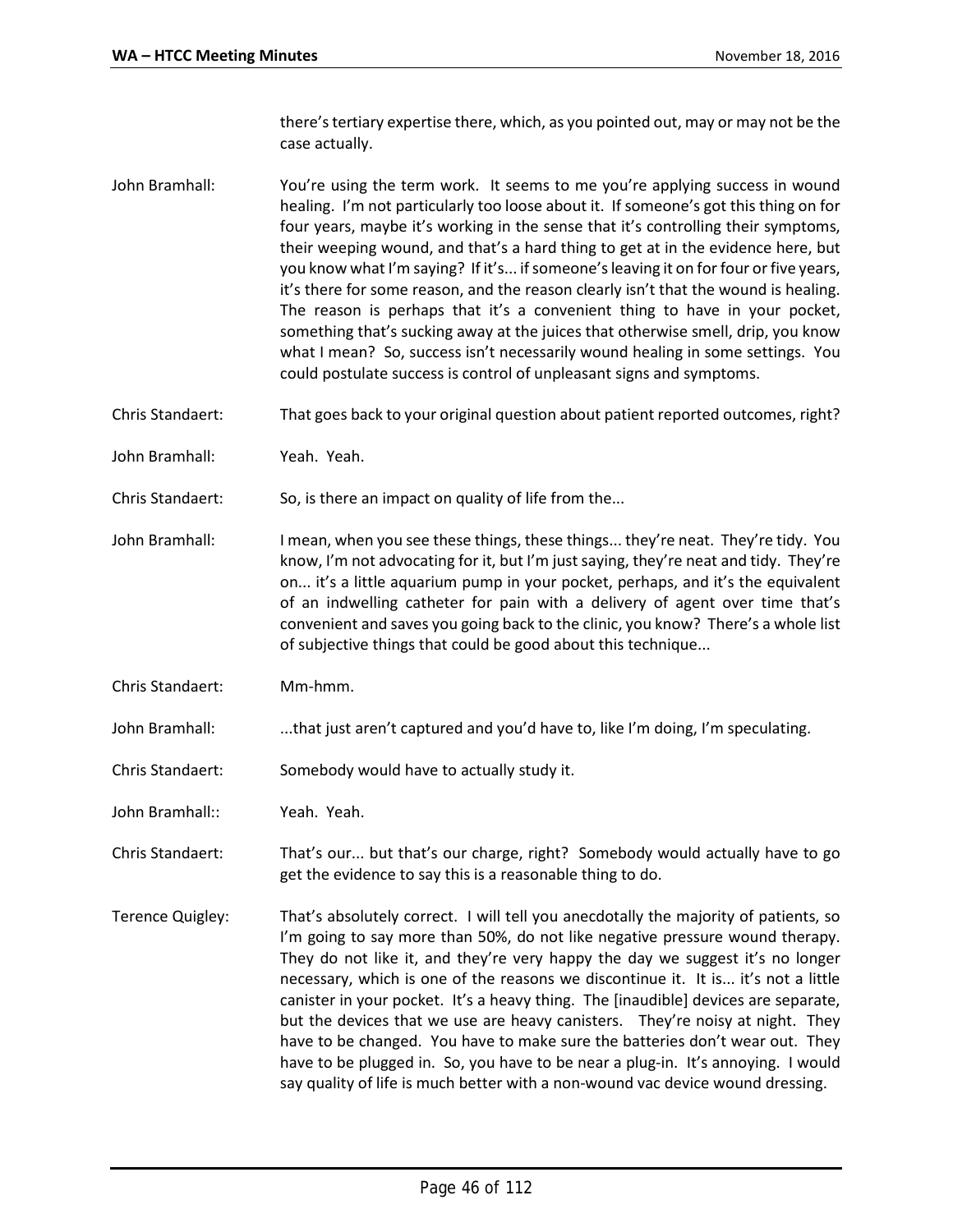there's tertiary expertise there, which, as you pointed out, may or may not be the case actually.

John Bramhall: You're using the term work. It seems to me you're applying success in wound healing. I'm not particularly too loose about it. If someone's got this thing on for four years, maybe it's working in the sense that it's controlling their symptoms, their weeping wound, and that's a hard thing to get at in the evidence here, but you know what I'm saying? If it's... if someone's leaving it on for four or five years, it's there for some reason, and the reason clearly isn't that the wound is healing. The reason is perhaps that it's a convenient thing to have in your pocket, something that's sucking away at the juices that otherwise smell, drip, you know what I mean? So, success isn't necessarily wound healing in some settings. You could postulate success is control of unpleasant signs and symptoms.

Chris Standaert: That goes back to your original question about patient reported outcomes, right?

John Bramhall: Yeah. Yeah.

Chris Standaert: So, is there an impact on quality of life from the...

John Bramhall: I mean, when you see these things, these things... they're neat. They're tidy. You know, I'm not advocating for it, but I'm just saying, they're neat and tidy. They're on... it's a little aquarium pump in your pocket, perhaps, and it's the equivalent of an indwelling catheter for pain with a delivery of agent over time that's convenient and saves you going back to the clinic, you know? There's a whole list of subjective things that could be good about this technique...

Chris Standaert: Mm-hmm.

John Bramhall: ...that just aren't captured and you'd have to, like I'm doing, I'm speculating.

Chris Standaert: Somebody would have to actually study it.

John Bramhall:: Yeah. Yeah.

Chris Standaert: That's our... but that's our charge, right? Somebody would actually have to go get the evidence to say this is a reasonable thing to do.

Terence Quigley: That's absolutely correct. I will tell you anecdotally the majority of patients, so I'm going to say more than 50%, do not like negative pressure wound therapy. They do not like it, and they're very happy the day we suggest it's no longer necessary, which is one of the reasons we discontinue it. It is... it's not a little canister in your pocket. It's a heavy thing. The [inaudible] devices are separate, but the devices that we use are heavy canisters. They're noisy at night. They have to be changed. You have to make sure the batteries don't wear out. They have to be plugged in. So, you have to be near a plug-in. It's annoying. I would say quality of life is much better with a non-wound vac device wound dressing.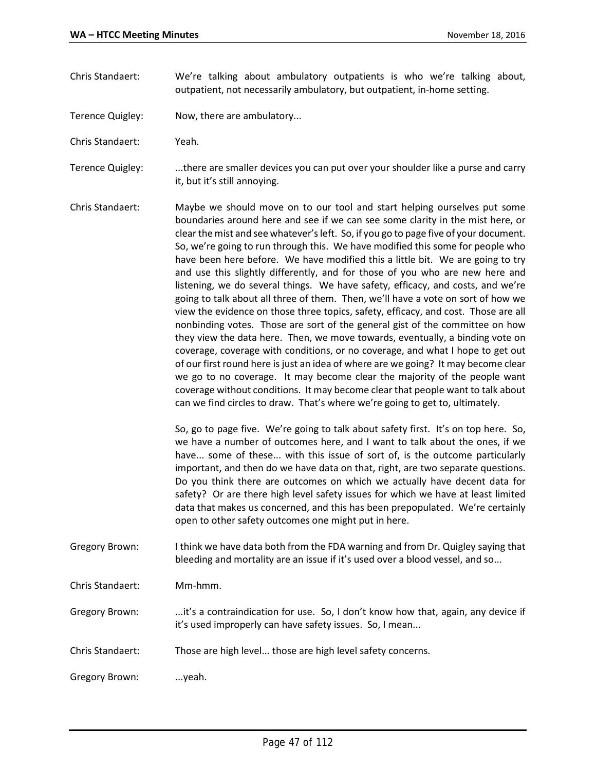Chris Standaert: We're talking about ambulatory outpatients is who we're talking about, outpatient, not necessarily ambulatory, but outpatient, in-home setting.

Terence Quigley: Now, there are ambulatory...

Chris Standaert: Yeah.

Terence Quigley: ...there are smaller devices you can put over your shoulder like a purse and carry it, but it's still annoying.

Chris Standaert: Maybe we should move on to our tool and start helping ourselves put some boundaries around here and see if we can see some clarity in the mist here, or clear the mist and see whatever's left. So, if you go to page five of your document. So, we're going to run through this. We have modified this some for people who have been here before. We have modified this a little bit. We are going to try and use this slightly differently, and for those of you who are new here and listening, we do several things. We have safety, efficacy, and costs, and we're going to talk about all three of them. Then, we'll have a vote on sort of how we view the evidence on those three topics, safety, efficacy, and cost. Those are all nonbinding votes. Those are sort of the general gist of the committee on how they view the data here. Then, we move towards, eventually, a binding vote on coverage, coverage with conditions, or no coverage, and what I hope to get out of our first round here is just an idea of where are we going? It may become clear we go to no coverage. It may become clear the majority of the people want coverage without conditions. It may become clear that people want to talk about can we find circles to draw. That's where we're going to get to, ultimately.

So, go to page five. We're going to talk about safety first. It's on top here. So, we have a number of outcomes here, and I want to talk about the ones, if we have... some of these... with this issue of sort of, is the outcome particularly important, and then do we have data on that, right, are two separate questions. Do you think there are outcomes on which we actually have decent data for safety? Or are there high level safety issues for which we have at least limited data that makes us concerned, and this has been prepopulated. We're certainly open to other safety outcomes one might put in here.

Gregory Brown: I think we have data both from the FDA warning and from Dr. Quigley saying that bleeding and mortality are an issue if it's used over a blood vessel, and so...

Chris Standaert: Mm-hmm.

Gregory Brown: ...it's a contraindication for use. So, I don't know how that, again, any device if it's used improperly can have safety issues. So, I mean...

Chris Standaert: Those are high level... those are high level safety concerns.

Gregory Brown: ...yeah.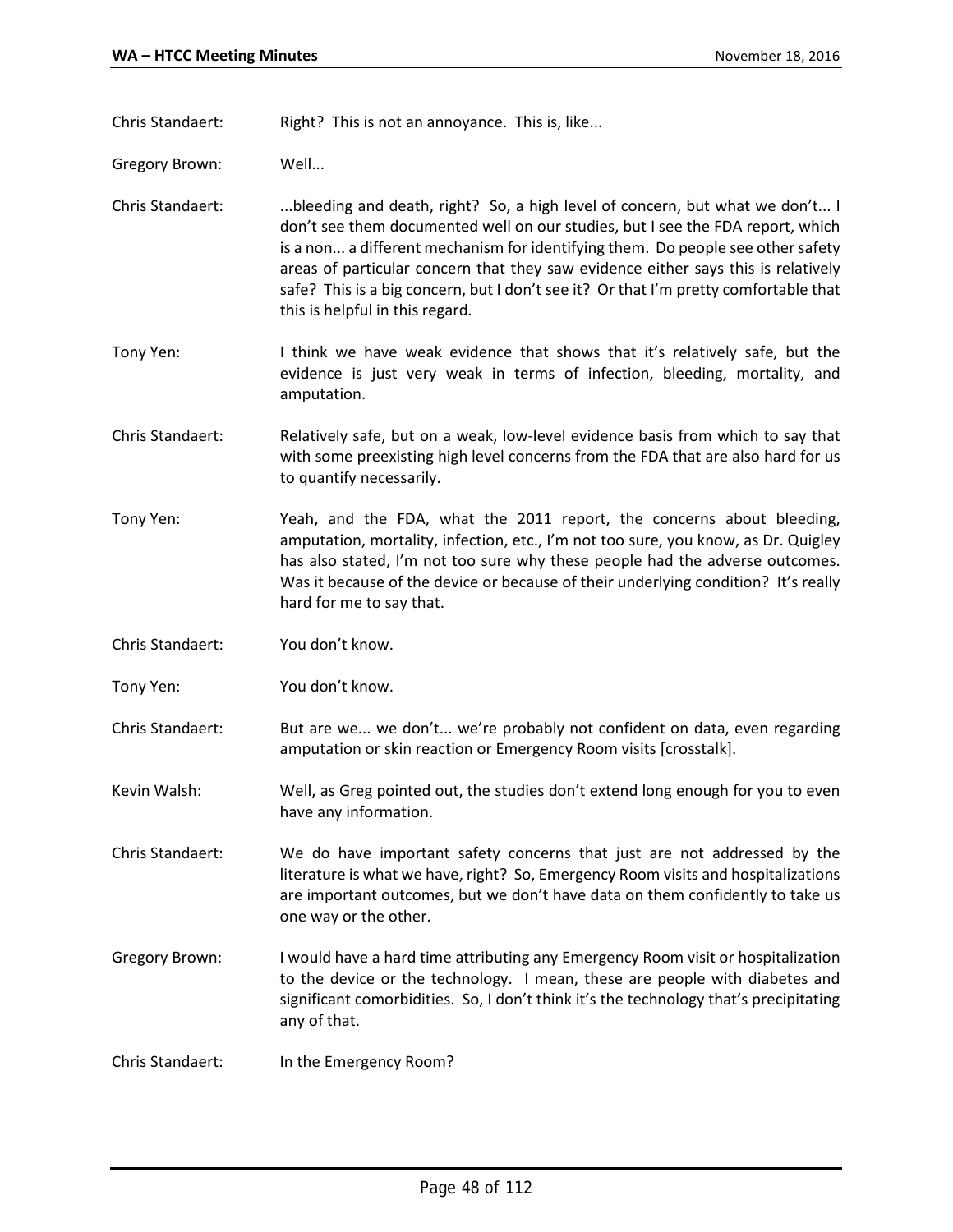Chris Standaert: Right? This is not an annoyance. This is, like...

Gregory Brown: Well...

Chris Standaert: ...bleeding and death, right? So, a high level of concern, but what we don't... I don't see them documented well on our studies, but I see the FDA report, which is a non... a different mechanism for identifying them. Do people see other safety areas of particular concern that they saw evidence either says this is relatively safe? This is a big concern, but I don't see it? Or that I'm pretty comfortable that this is helpful in this regard.

Tony Yen: I think we have weak evidence that shows that it's relatively safe, but the evidence is just very weak in terms of infection, bleeding, mortality, and amputation.

Chris Standaert: Relatively safe, but on a weak, low-level evidence basis from which to say that with some preexisting high level concerns from the FDA that are also hard for us to quantify necessarily.

Tony Yen: Yeah, and the FDA, what the 2011 report, the concerns about bleeding, amputation, mortality, infection, etc., I'm not too sure, you know, as Dr. Quigley has also stated, I'm not too sure why these people had the adverse outcomes. Was it because of the device or because of their underlying condition? It's really hard for me to say that.

Chris Standaert: You don't know.

Tony Yen: You don't know.

Chris Standaert: But are we... we don't... we're probably not confident on data, even regarding amputation or skin reaction or Emergency Room visits [crosstalk].

Kevin Walsh: Well, as Greg pointed out, the studies don't extend long enough for you to even have any information.

Chris Standaert: We do have important safety concerns that just are not addressed by the literature is what we have, right? So, Emergency Room visits and hospitalizations are important outcomes, but we don't have data on them confidently to take us one way or the other.

Gregory Brown: I would have a hard time attributing any Emergency Room visit or hospitalization to the device or the technology. I mean, these are people with diabetes and significant comorbidities. So, I don't think it's the technology that's precipitating any of that.

Chris Standaert: In the Emergency Room?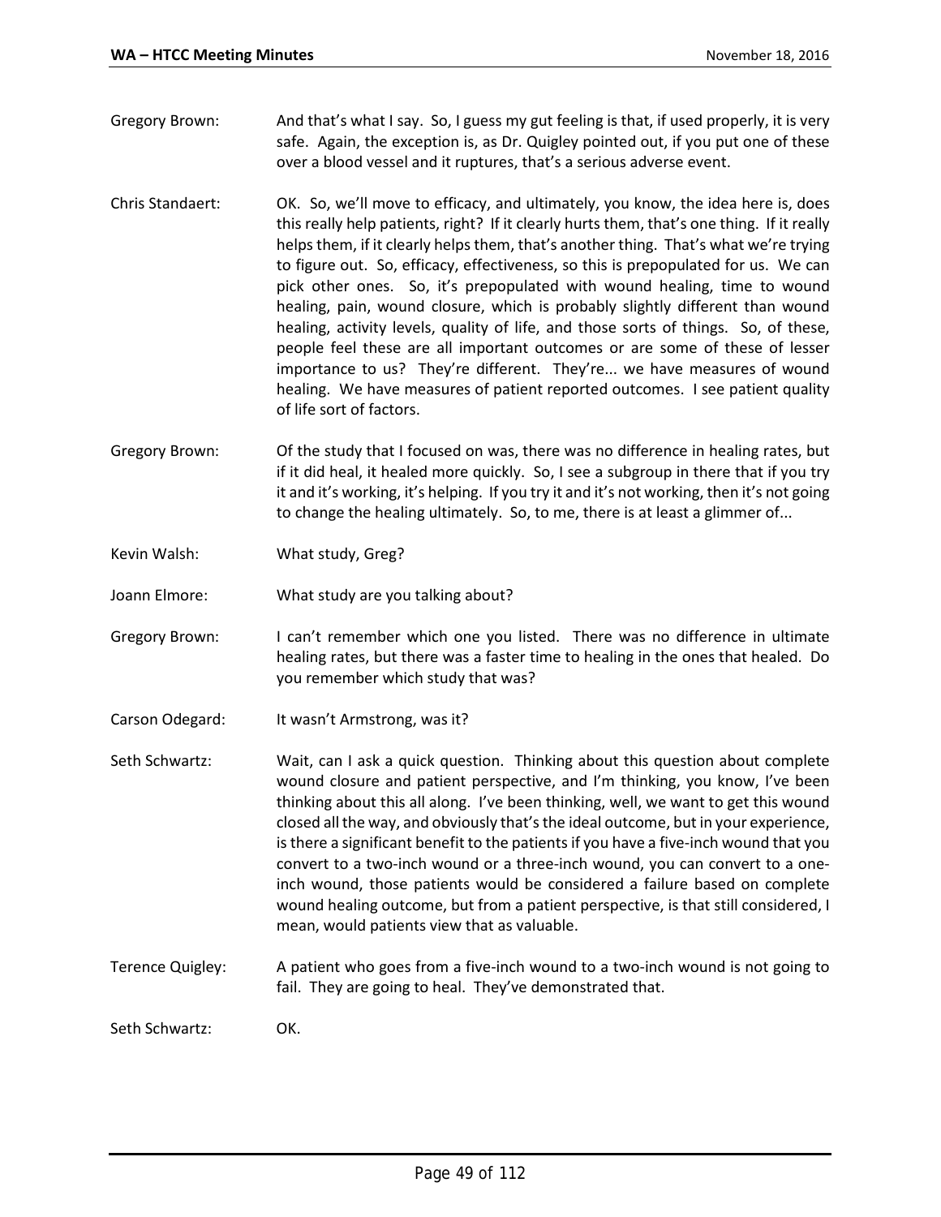Gregory Brown: And that's what I say. So, I guess my gut feeling is that, if used properly, it is very safe. Again, the exception is, as Dr. Quigley pointed out, if you put one of these over a blood vessel and it ruptures, that's a serious adverse event.

Chris Standaert: OK. So, we'll move to efficacy, and ultimately, you know, the idea here is, does this really help patients, right? If it clearly hurts them, that's one thing. If it really helps them, if it clearly helps them, that's another thing. That's what we're trying to figure out. So, efficacy, effectiveness, so this is prepopulated for us. We can pick other ones. So, it's prepopulated with wound healing, time to wound healing, pain, wound closure, which is probably slightly different than wound healing, activity levels, quality of life, and those sorts of things. So, of these, people feel these are all important outcomes or are some of these of lesser importance to us? They're different. They're... we have measures of wound healing. We have measures of patient reported outcomes. I see patient quality of life sort of factors.

Gregory Brown: Of the study that I focused on was, there was no difference in healing rates, but if it did heal, it healed more quickly. So, I see a subgroup in there that if you try it and it's working, it's helping. If you try it and it's not working, then it's not going to change the healing ultimately. So, to me, there is at least a glimmer of...

Kevin Walsh: What study, Greg?

Joann Elmore: What study are you talking about?

Gregory Brown: I can't remember which one you listed. There was no difference in ultimate healing rates, but there was a faster time to healing in the ones that healed. Do you remember which study that was?

Carson Odegard: It wasn't Armstrong, was it?

Seth Schwartz: Wait, can I ask a quick question. Thinking about this question about complete wound closure and patient perspective, and I'm thinking, you know, I've been thinking about this all along. I've been thinking, well, we want to get this wound closed all the way, and obviously that's the ideal outcome, but in your experience, is there a significant benefit to the patients if you have a five-inch wound that you convert to a two-inch wound or a three-inch wound, you can convert to a one-inch wound, those patients would be considered a failure based on complete wound healing outcome, but from a patient perspective, is that still considered, I mean, would patients view that as valuable.

Terence Quigley: A patient who goes from a five-inch wound to a two-inch wound is not going to fail. They are going to heal. They've demonstrated that.

Seth Schwartz: OK.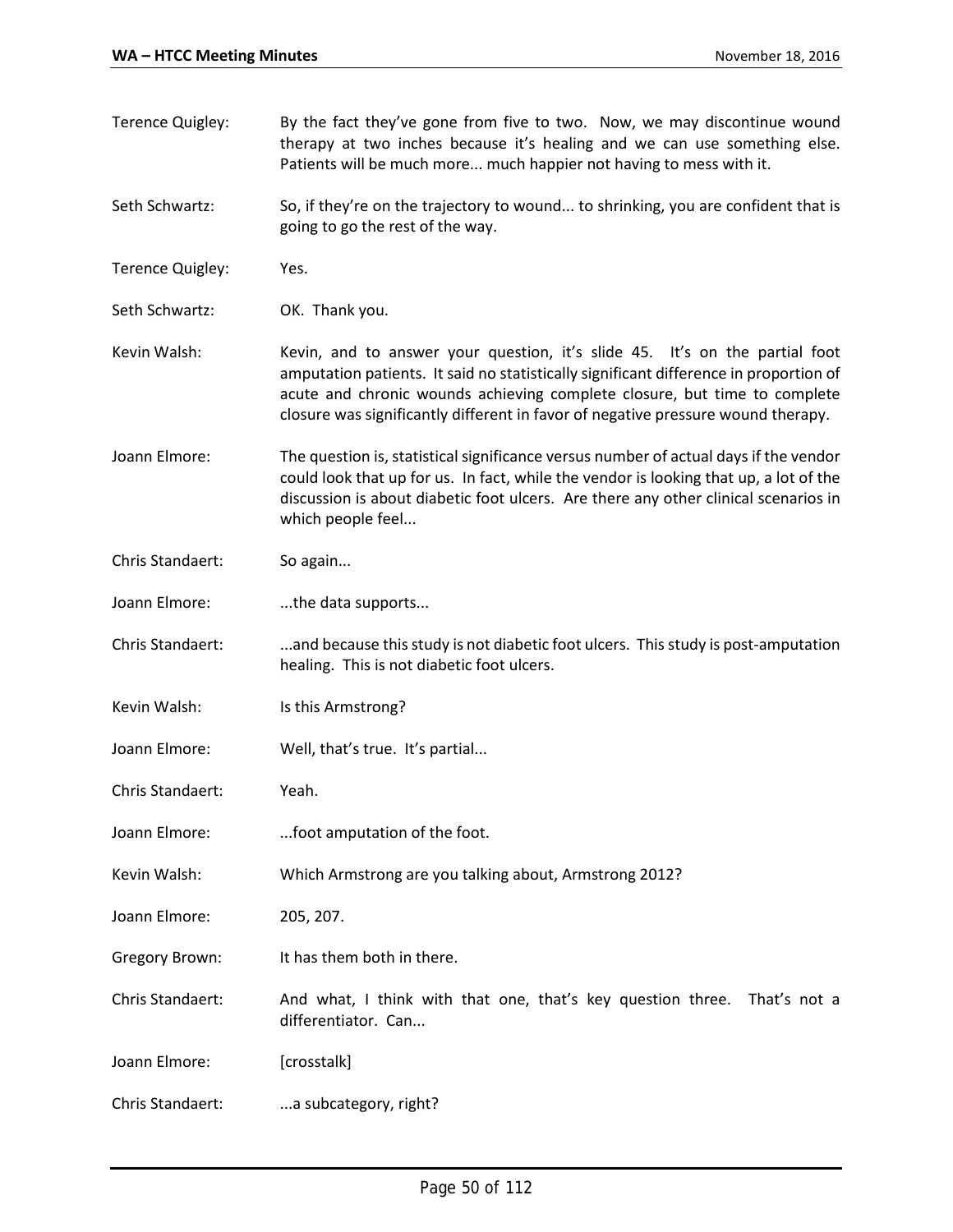Terence Quigley: By the fact they've gone from five to two. Now, we may discontinue wound therapy at two inches because it's healing and we can use something else. Patients will be much more... much happier not having to mess with it.

Seth Schwartz: So, if they're on the trajectory to wound... to shrinking, you are confident that is going to go the rest of the way.

Terence Quigley: Yes.

Seth Schwartz: OK. Thank you.

Kevin Walsh: Kevin, and to answer your question, it's slide 45. It's on the partial foot amputation patients. It said no statistically significant difference in proportion of acute and chronic wounds achieving complete closure, but time to complete closure was significantly different in favor of negative pressure wound therapy.

Joann Elmore: The question is, statistical significance versus number of actual days if the vendor could look that up for us. In fact, while the vendor is looking that up, a lot of the discussion is about diabetic foot ulcers. Are there any other clinical scenarios in which people feel...

Chris Standaert: So again...

Joann Elmore: ...the data supports...

Chris Standaert: ...and because this study is not diabetic foot ulcers. This study is post-amputation healing. This is not diabetic foot ulcers.

Kevin Walsh: Is this Armstrong?

Joann Elmore: Well, that's true. It's partial...

Chris Standaert: Yeah.

Joann Elmore: ...foot amputation of the foot.

Kevin Walsh: Which Armstrong are you talking about, Armstrong 2012?

Joann Elmore: 205, 207.

Gregory Brown: It has them both in there.

Chris Standaert: And what, I think with that one, that's key question three. That's not a differentiator. Can...

Joann Elmore: [crosstalk]

Chris Standaert: ...a subcategory, right?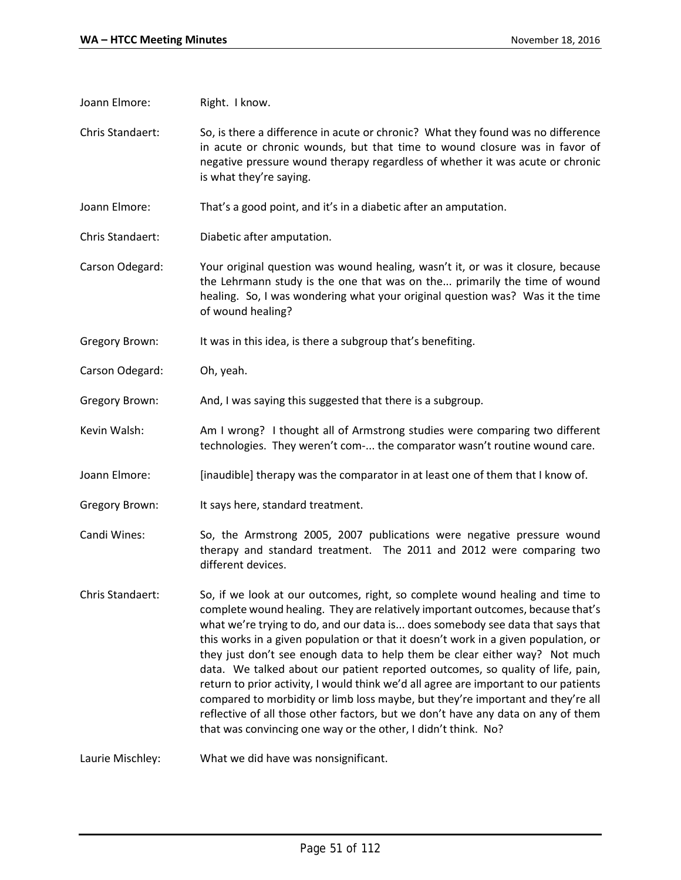Joann Elmore: Right. I know.

Chris Standaert: So, is there a difference in acute or chronic? What they found was no difference in acute or chronic wounds, but that time to wound closure was in favor of negative pressure wound therapy regardless of whether it was acute or chronic is what they're saying.

Joann Elmore: That's a good point, and it's in a diabetic after an amputation.

Chris Standaert: Diabetic after amputation.

Carson Odegard: Your original question was wound healing, wasn't it, or was it closure, because the Lehrmann study is the one that was on the... primarily the time of wound healing. So, I was wondering what your original question was? Was it the time of wound healing?

Gregory Brown: It was in this idea, is there a subgroup that's benefiting.

Carson Odegard: Oh, yeah.

Gregory Brown: And, I was saying this suggested that there is a subgroup.

Kevin Walsh: Am I wrong? I thought all of Armstrong studies were comparing two different technologies. They weren't com-... the comparator wasn't routine wound care.

Joann Elmore: [inaudible] therapy was the comparator in at least one of them that I know of.

Gregory Brown: It says here, standard treatment.

Candi Wines: So, the Armstrong 2005, 2007 publications were negative pressure wound therapy and standard treatment. The 2011 and 2012 were comparing two different devices.

Chris Standaert: So, if we look at our outcomes, right, so complete wound healing and time to complete wound healing. They are relatively important outcomes, because that's what we're trying to do, and our data is... does somebody see data that says that this works in a given population or that it doesn't work in a given population, or they just don't see enough data to help them be clear either way? Not much data. We talked about our patient reported outcomes, so quality of life, pain, return to prior activity, I would think we'd all agree are important to our patients compared to morbidity or limb loss maybe, but they're important and they're all reflective of all those other factors, but we don't have any data on any of them that was convincing one way or the other, I didn't think. No?

Laurie Mischley: What we did have was nonsignificant.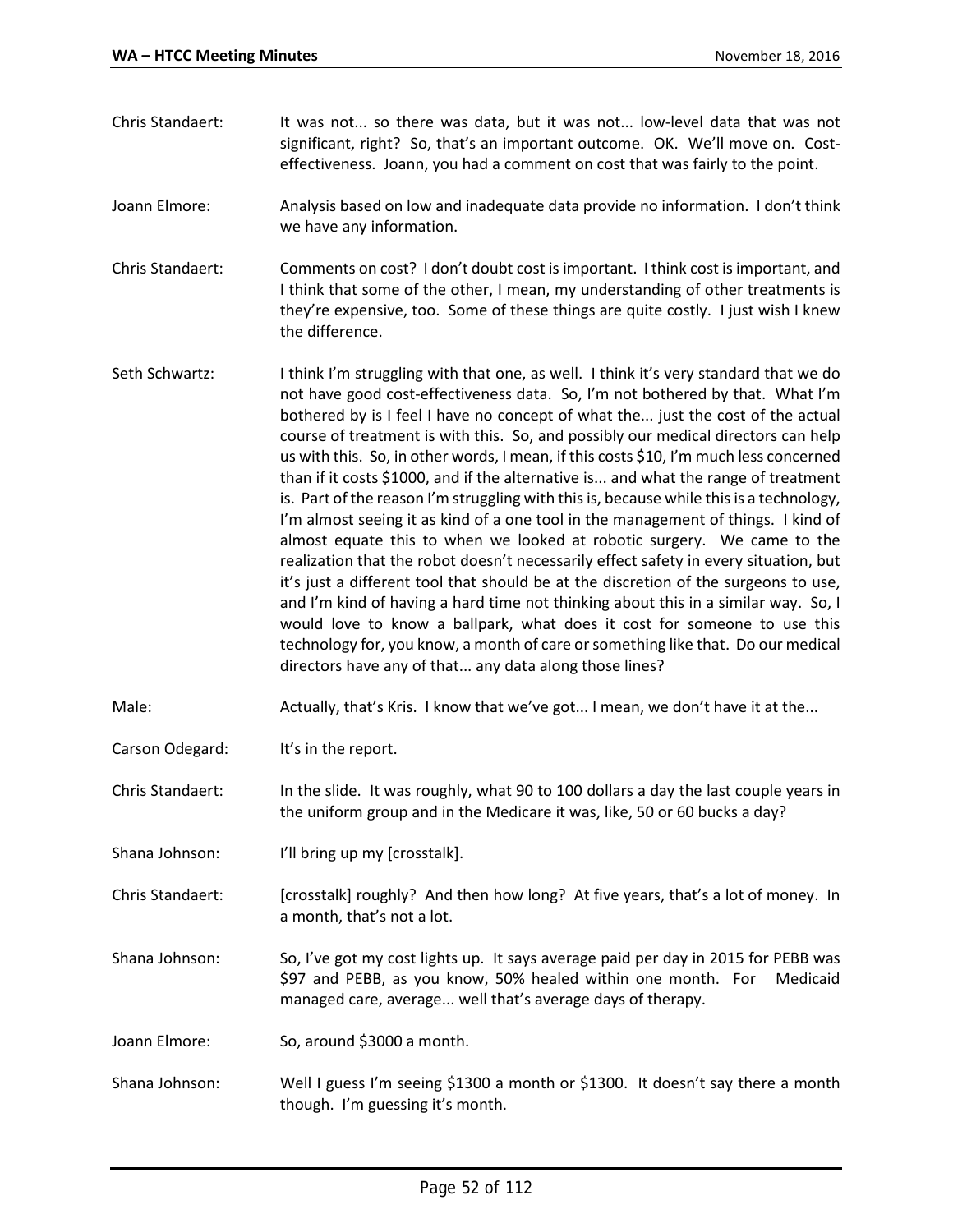Chris Standaert: It was not... so there was data, but it was not... low-level data that was not significant, right? So, that's an important outcome. OK. We'll move on. Cost-effectiveness. Joann, you had a comment on cost that was fairly to the point.

Joann Elmore: Analysis based on low and inadequate data provide no information. I don't think we have any information.

Chris Standaert: Comments on cost? I don't doubt cost is important. I think cost is important, and I think that some of the other, I mean, my understanding of other treatments is they're expensive, too. Some of these things are quite costly. I just wish I knew the difference.

Seth Schwartz: I think I'm struggling with that one, as well. I think it's very standard that we do not have good cost-effectiveness data. So, I'm not bothered by that. What I'm bothered by is I feel I have no concept of what the... just the cost of the actual course of treatment is with this. So, and possibly our medical directors can help us with this. So, in other words, I mean, if this costs $10, I'm much less concerned than if it costs $1000, and if the alternative is... and what the range of treatment is. Part of the reason I'm struggling with this is, because while this is a technology, I'm almost seeing it as kind of a one tool in the management of things. I kind of almost equate this to when we looked at robotic surgery. We came to the realization that the robot doesn't necessarily effect safety in every situation, but it's just a different tool that should be at the discretion of the surgeons to use, and I'm kind of having a hard time not thinking about this in a similar way. So, I would love to know a ballpark, what does it cost for someone to use this technology for, you know, a month of care or something like that. Do our medical directors have any of that... any data along those lines?

Male: Actually, that's Kris. I know that we've got... I mean, we don't have it at the...

Carson Odegard: It's in the report.

Chris Standaert: In the slide. It was roughly, what 90 to 100 dollars a day the last couple years in the uniform group and in the Medicare it was, like, 50 or 60 bucks a day?

Shana Johnson: I'll bring up my [crosstalk].

Chris Standaert: [crosstalk] roughly? And then how long? At five years, that's a lot of money. In a month, that's not a lot.

Shana Johnson: So, I've got my cost lights up. It says average paid per day in 2015 for PEBB was $97 and PEBB, as you know, 50% healed within one month. For Medicaid managed care, average... well that's average days of therapy.

Joann Elmore: So, around $3000 a month.

Shana Johnson: Well I guess I'm seeing $1300 a month or $1300. It doesn't say there a month though. I'm guessing it's month.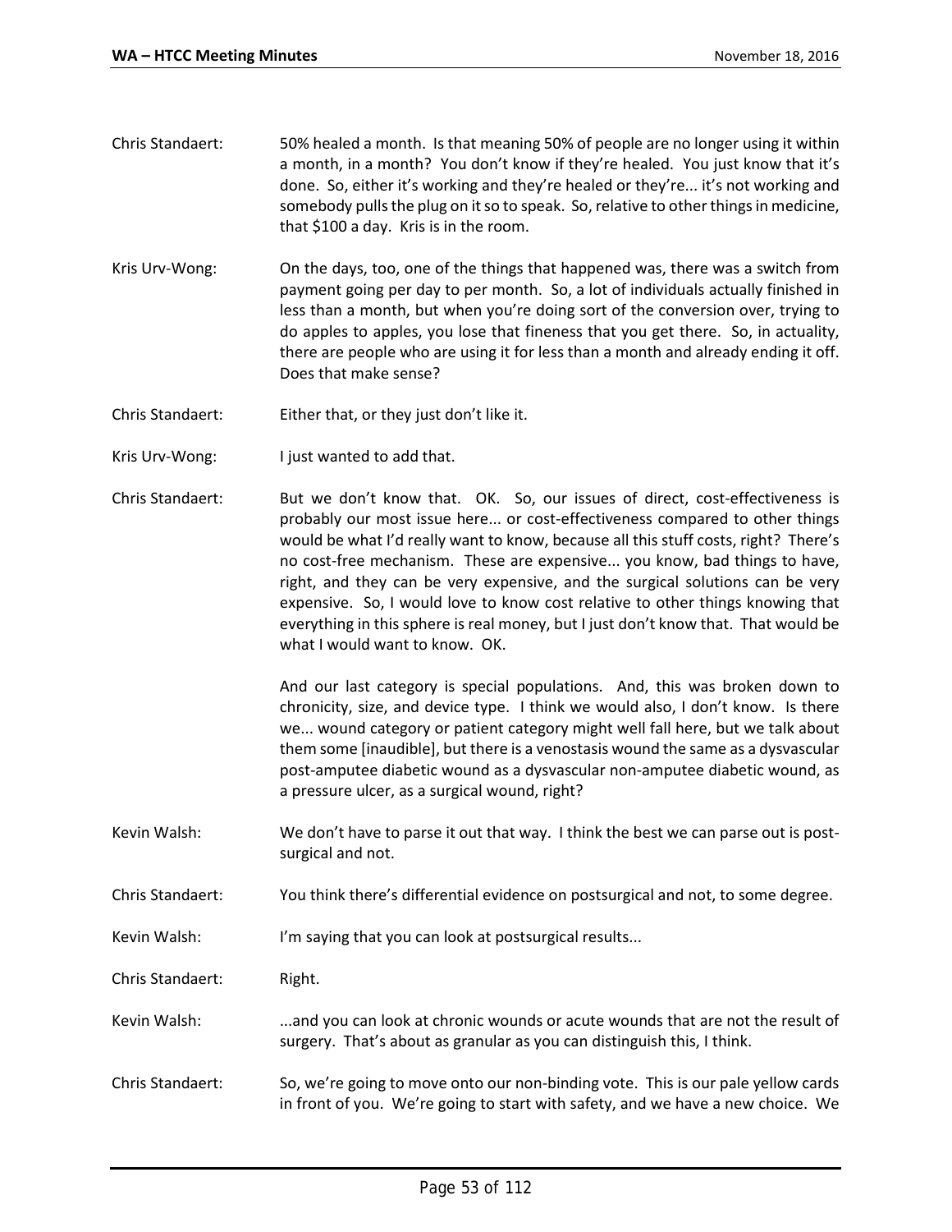Chris Standaert: 50% healed a month. Is that meaning 50% of people are no longer using it within a month, in a month? You don't know if they're healed. You just know that it's done. So, either it's working and they're healed or they're... it's not working and somebody pulls the plug on it so to speak. So, relative to other things in medicine, that $100 a day. Kris is in the room.

Kris Urv-Wong: On the days, too, one of the things that happened was, there was a switch from payment going per day to per month. So, a lot of individuals actually finished in less than a month, but when you're doing sort of the conversion over, trying to do apples to apples, you lose that fineness that you get there. So, in actuality, there are people who are using it for less than a month and already ending it off. Does that make sense?

Chris Standaert: Either that, or they just don't like it.

Kris Urv-Wong: I just wanted to add that.

Chris Standaert: But we don't know that. OK. So, our issues of direct, cost-effectiveness is probably our most issue here... or cost-effectiveness compared to other things would be what I'd really want to know, because all this stuff costs, right? There's no cost-free mechanism. These are expensive... you know, bad things to have, right, and they can be very expensive, and the surgical solutions can be very expensive. So, I would love to know cost relative to other things knowing that everything in this sphere is real money, but I just don't know that. That would be what I would want to know. OK.

And our last category is special populations. And, this was broken down to chronicity, size, and device type. I think we would also, I don't know. Is there we... wound category or patient category might well fall here, but we talk about them some [inaudible], but there is a venostasis wound the same as a dysvascular post-amputee diabetic wound as a dysvascular non-amputee diabetic wound, as a pressure ulcer, as a surgical wound, right?

Kevin Walsh: We don't have to parse it out that way. I think the best we can parse out is post-surgical and not.

Chris Standaert: You think there's differential evidence on postsurgical and not, to some degree.

Kevin Walsh: I'm saying that you can look at postsurgical results...

Chris Standaert: Right.

Kevin Walsh: ...and you can look at chronic wounds or acute wounds that are not the result of surgery. That's about as granular as you can distinguish this, I think.

Chris Standaert: So, we're going to move onto our non-binding vote. This is our pale yellow cards in front of you. We're going to start with safety, and we have a new choice. We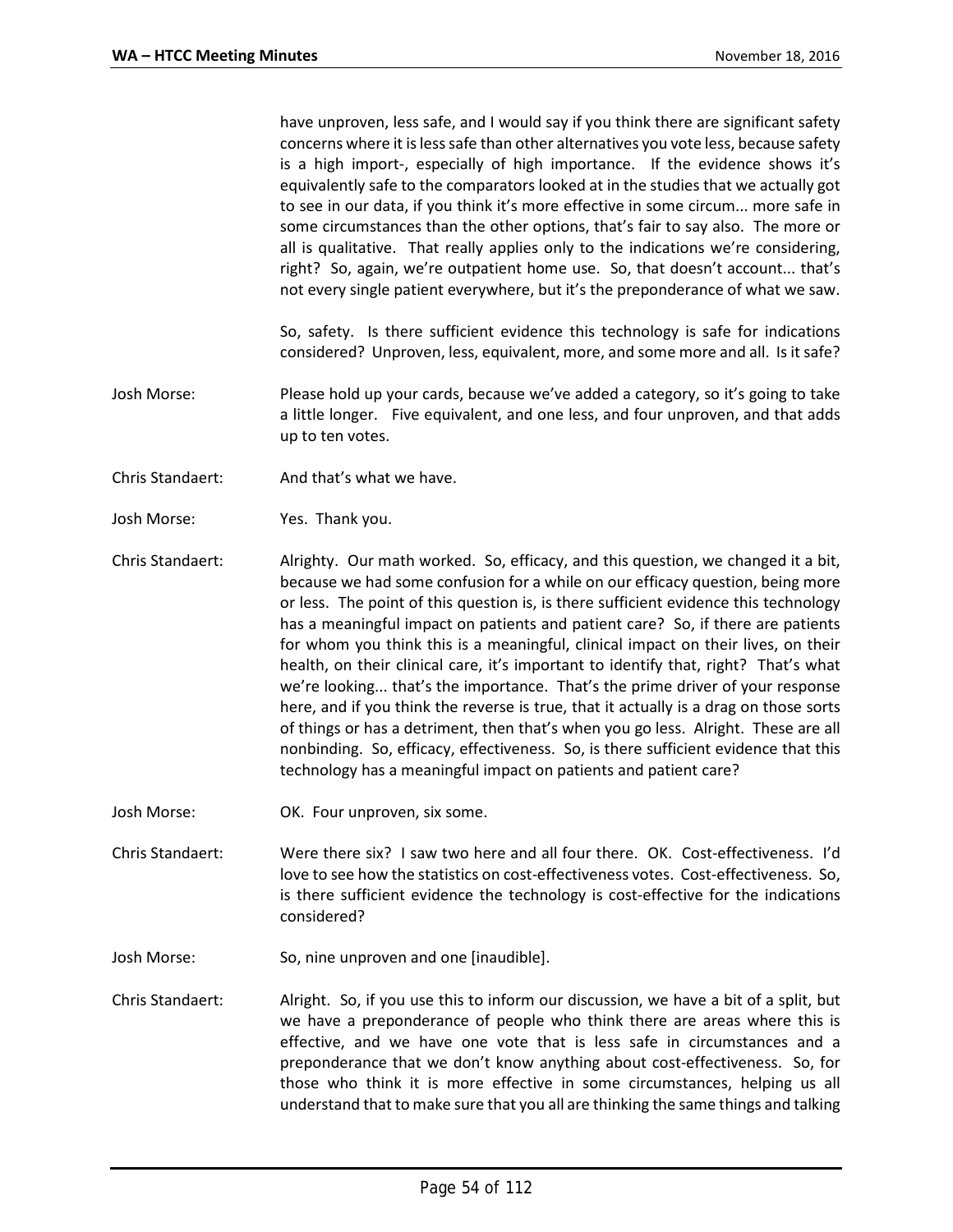have unproven, less safe, and I would say if you think there are significant safety concerns where it is less safe than other alternatives you vote less, because safety is a high import-, especially of high importance. If the evidence shows it's equivalently safe to the comparators looked at in the studies that we actually got to see in our data, if you think it's more effective in some circum... more safe in some circumstances than the other options, that's fair to say also. The more or all is qualitative. That really applies only to the indications we're considering, right? So, again, we're outpatient home use. So, that doesn't account... that's not every single patient everywhere, but it's the preponderance of what we saw.

So, safety. Is there sufficient evidence this technology is safe for indications considered? Unproven, less, equivalent, more, and some more and all. Is it safe?

Josh Morse: Please hold up your cards, because we've added a category, so it's going to take a little longer. Five equivalent, and one less, and four unproven, and that adds up to ten votes.

Chris Standaert: And that's what we have.

Josh Morse: Yes. Thank you.

Chris Standaert: Alrighty. Our math worked. So, efficacy, and this question, we changed it a bit, because we had some confusion for a while on our efficacy question, being more or less. The point of this question is, is there sufficient evidence this technology has a meaningful impact on patients and patient care? So, if there are patients for whom you think this is a meaningful, clinical impact on their lives, on their health, on their clinical care, it's important to identify that, right? That's what we're looking... that's the importance. That's the prime driver of your response here, and if you think the reverse is true, that it actually is a drag on those sorts of things or has a detriment, then that's when you go less. Alright. These are all nonbinding. So, efficacy, effectiveness. So, is there sufficient evidence that this technology has a meaningful impact on patients and patient care?

Josh Morse: OK. Four unproven, six some.

Chris Standaert: Were there six? I saw two here and all four there. OK. Cost-effectiveness. I'd love to see how the statistics on cost-effectiveness votes. Cost-effectiveness. So, is there sufficient evidence the technology is cost-effective for the indications considered?

Josh Morse: So, nine unproven and one [inaudible].

Chris Standaert: Alright. So, if you use this to inform our discussion, we have a bit of a split, but we have a preponderance of people who think there are areas where this is effective, and we have one vote that is less safe in circumstances and a preponderance that we don't know anything about cost-effectiveness. So, for those who think it is more effective in some circumstances, helping us all understand that to make sure that you all are thinking the same things and talking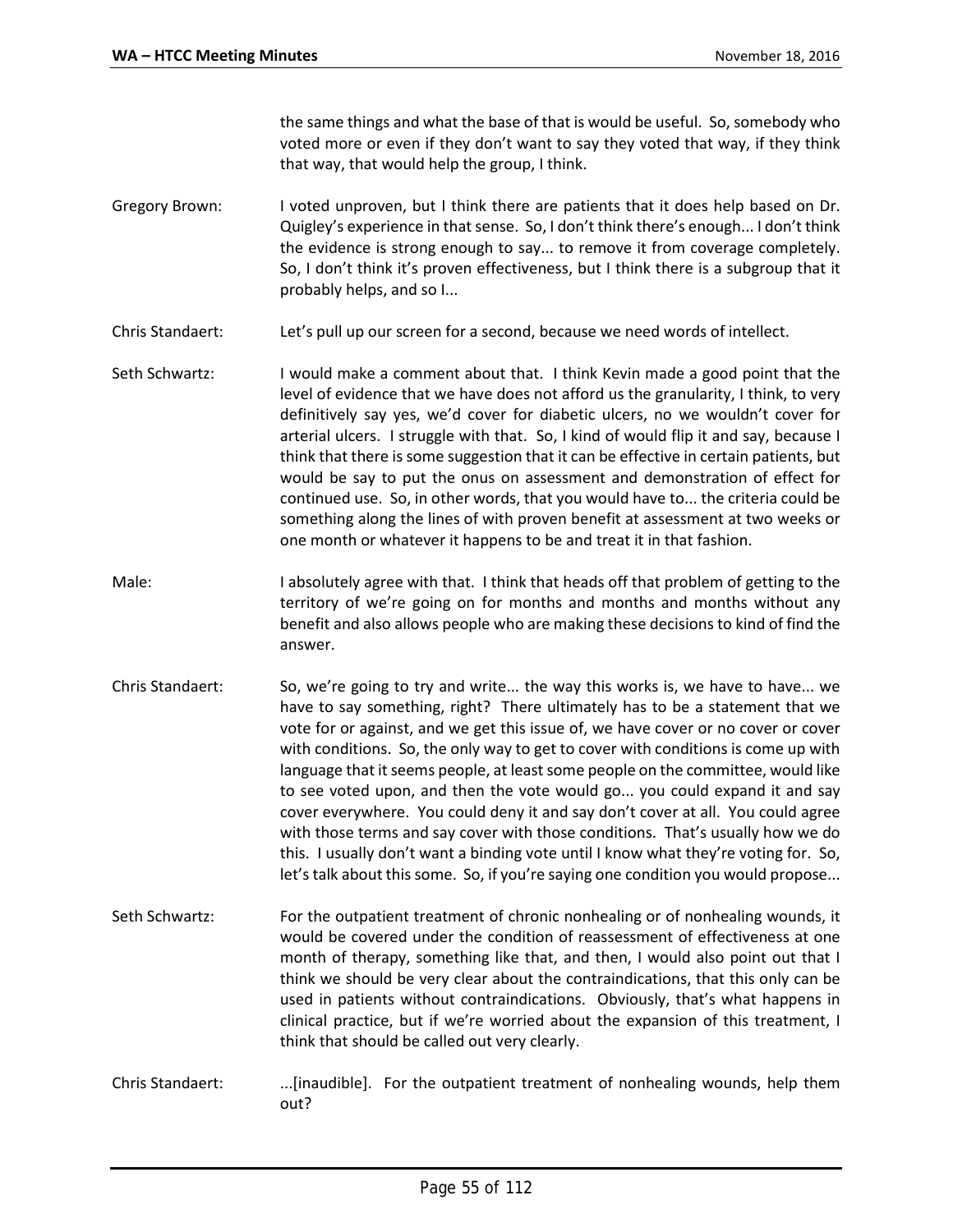the same things and what the base of that is would be useful. So, somebody who voted more or even if they don't want to say they voted that way, if they think that way, that would help the group, I think.

Gregory Brown: I voted unproven, but I think there are patients that it does help based on Dr. Quigley's experience in that sense. So, I don't think there's enough... I don't think the evidence is strong enough to say... to remove it from coverage completely. So, I don't think it's proven effectiveness, but I think there is a subgroup that it probably helps, and so I...

Chris Standaert: Let's pull up our screen for a second, because we need words of intellect.

Seth Schwartz: I would make a comment about that. I think Kevin made a good point that the level of evidence that we have does not afford us the granularity, I think, to very definitively say yes, we'd cover for diabetic ulcers, no we wouldn't cover for arterial ulcers. I struggle with that. So, I kind of would flip it and say, because I think that there is some suggestion that it can be effective in certain patients, but would be say to put the onus on assessment and demonstration of effect for continued use. So, in other words, that you would have to... the criteria could be something along the lines of with proven benefit at assessment at two weeks or one month or whatever it happens to be and treat it in that fashion.

Male: I absolutely agree with that. I think that heads off that problem of getting to the territory of we're going on for months and months and months without any benefit and also allows people who are making these decisions to kind of find the answer.

Chris Standaert: So, we're going to try and write... the way this works is, we have to have... we have to say something, right? There ultimately has to be a statement that we vote for or against, and we get this issue of, we have cover or no cover or cover with conditions. So, the only way to get to cover with conditions is come up with language that it seems people, at least some people on the committee, would like to see voted upon, and then the vote would go... you could expand it and say cover everywhere. You could deny it and say don't cover at all. You could agree with those terms and say cover with those conditions. That's usually how we do this. I usually don't want a binding vote until I know what they're voting for. So, let's talk about this some. So, if you're saying one condition you would propose...

Seth Schwartz: For the outpatient treatment of chronic nonhealing or of nonhealing wounds, it would be covered under the condition of reassessment of effectiveness at one month of therapy, something like that, and then, I would also point out that I think we should be very clear about the contraindications, that this only can be used in patients without contraindications. Obviously, that's what happens in clinical practice, but if we're worried about the expansion of this treatment, I think that should be called out very clearly.

Chris Standaert: ...[inaudible]. For the outpatient treatment of nonhealing wounds, help them out?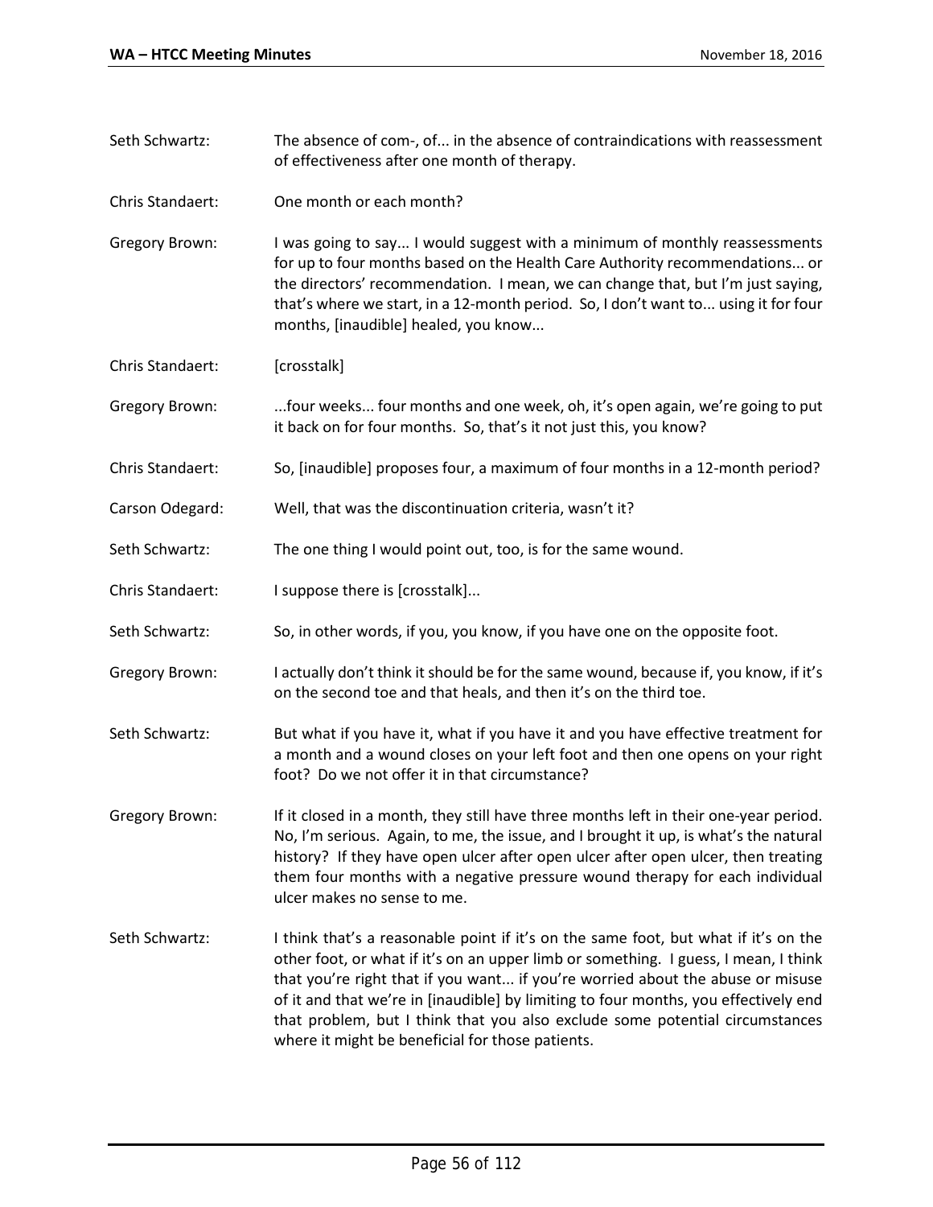Seth Schwartz: The absence of com-, of... in the absence of contraindications with reassessment of effectiveness after one month of therapy.

Chris Standaert: One month or each month?

Gregory Brown: I was going to say... I would suggest with a minimum of monthly reassessments for up to four months based on the Health Care Authority recommendations... or the directors' recommendation. I mean, we can change that, but I'm just saying, that's where we start, in a 12-month period. So, I don't want to... using it for four months, [inaudible] healed, you know...

Chris Standaert: [crosstalk]

Gregory Brown: ...four weeks... four months and one week, oh, it's open again, we're going to put it back on for four months. So, that's it not just this, you know?

Chris Standaert: So, [inaudible] proposes four, a maximum of four months in a 12-month period?

Carson Odegard: Well, that was the discontinuation criteria, wasn't it?

Seth Schwartz: The one thing I would point out, too, is for the same wound.

Chris Standaert: I suppose there is [crosstalk]...

Seth Schwartz: So, in other words, if you, you know, if you have one on the opposite foot.

Gregory Brown: I actually don't think it should be for the same wound, because if, you know, if it's on the second toe and that heals, and then it's on the third toe.

Seth Schwartz: But what if you have it, what if you have it and you have effective treatment for a month and a wound closes on your left foot and then one opens on your right foot? Do we not offer it in that circumstance?

Gregory Brown: If it closed in a month, they still have three months left in their one-year period. No, I'm serious. Again, to me, the issue, and I brought it up, is what's the natural history? If they have open ulcer after open ulcer after open ulcer, then treating them four months with a negative pressure wound therapy for each individual ulcer makes no sense to me.

Seth Schwartz: I think that's a reasonable point if it's on the same foot, but what if it's on the other foot, or what if it's on an upper limb or something. I guess, I mean, I think that you're right that if you want... if you're worried about the abuse or misuse of it and that we're in [inaudible] by limiting to four months, you effectively end that problem, but I think that you also exclude some potential circumstances where it might be beneficial for those patients.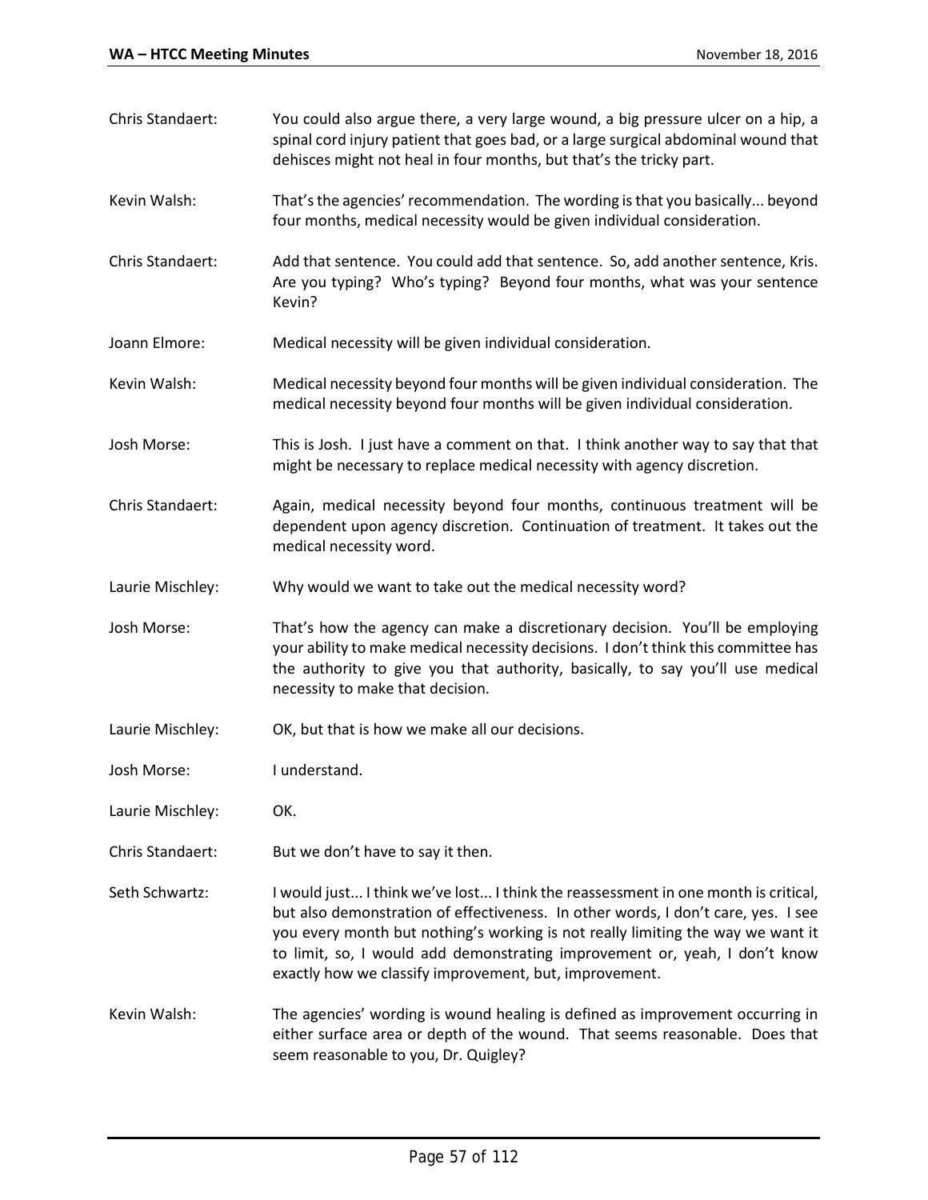Chris Standaert: You could also argue there, a very large wound, a big pressure ulcer on a hip, a spinal cord injury patient that goes bad, or a large surgical abdominal wound that dehisces might not heal in four months, but that's the tricky part.

Kevin Walsh: That's the agencies' recommendation. The wording is that you basically... beyond four months, medical necessity would be given individual consideration.

Chris Standaert: Add that sentence. You could add that sentence. So, add another sentence, Kris. Are you typing? Who's typing? Beyond four months, what was your sentence Kevin?

Joann Elmore: Medical necessity will be given individual consideration.

Kevin Walsh: Medical necessity beyond four months will be given individual consideration. The medical necessity beyond four months will be given individual consideration.

Josh Morse: This is Josh. I just have a comment on that. I think another way to say that that might be necessary to replace medical necessity with agency discretion.

Chris Standaert: Again, medical necessity beyond four months, continuous treatment will be dependent upon agency discretion. Continuation of treatment. It takes out the medical necessity word.

Laurie Mischley: Why would we want to take out the medical necessity word?

Josh Morse: That's how the agency can make a discretionary decision. You'll be employing your ability to make medical necessity decisions. I don't think this committee has the authority to give you that authority, basically, to say you'll use medical necessity to make that decision.

Laurie Mischley: OK, but that is how we make all our decisions.

Josh Morse: I understand.

Laurie Mischley: OK.

Chris Standaert: But we don't have to say it then.

Seth Schwartz: I would just... I think we've lost... I think the reassessment in one month is critical, but also demonstration of effectiveness. In other words, I don't care, yes. I see you every month but nothing's working is not really limiting the way we want it to limit, so, I would add demonstrating improvement or, yeah, I don't know exactly how we classify improvement, but, improvement.

Kevin Walsh: The agencies' wording is wound healing is defined as improvement occurring in either surface area or depth of the wound. That seems reasonable. Does that seem reasonable to you, Dr. Quigley?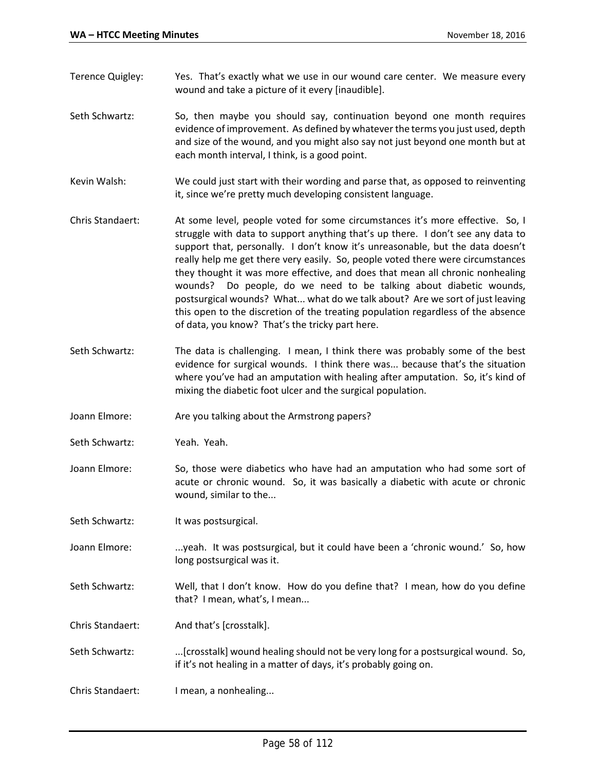Terence Quigley: Yes. That's exactly what we use in our wound care center. We measure every wound and take a picture of it every [inaudible].

Seth Schwartz: So, then maybe you should say, continuation beyond one month requires evidence of improvement. As defined by whatever the terms you just used, depth and size of the wound, and you might also say not just beyond one month but at each month interval, I think, is a good point.

Kevin Walsh: We could just start with their wording and parse that, as opposed to reinventing it, since we're pretty much developing consistent language.

Chris Standaert: At some level, people voted for some circumstances it's more effective. So, I struggle with data to support anything that's up there. I don't see any data to support that, personally. I don't know it's unreasonable, but the data doesn't really help me get there very easily. So, people voted there were circumstances they thought it was more effective, and does that mean all chronic nonhealing wounds? Do people, do we need to be talking about diabetic wounds, postsurgical wounds? What... what do we talk about? Are we sort of just leaving this open to the discretion of the treating population regardless of the absence of data, you know? That's the tricky part here.

Seth Schwartz: The data is challenging. I mean, I think there was probably some of the best evidence for surgical wounds. I think there was... because that's the situation where you've had an amputation with healing after amputation. So, it's kind of mixing the diabetic foot ulcer and the surgical population.

Joann Elmore: Are you talking about the Armstrong papers?

Seth Schwartz: Yeah. Yeah.

Joann Elmore: So, those were diabetics who have had an amputation who had some sort of acute or chronic wound. So, it was basically a diabetic with acute or chronic wound, similar to the...

Seth Schwartz: It was postsurgical.

Joann Elmore: ...yeah. It was postsurgical, but it could have been a 'chronic wound.' So, how long postsurgical was it.

Seth Schwartz: Well, that I don't know. How do you define that? I mean, how do you define that? I mean, what's, I mean...

Chris Standaert: And that's [crosstalk].

Seth Schwartz: ...[crosstalk] wound healing should not be very long for a postsurgical wound. So, if it's not healing in a matter of days, it's probably going on.

Chris Standaert: I mean, a nonhealing...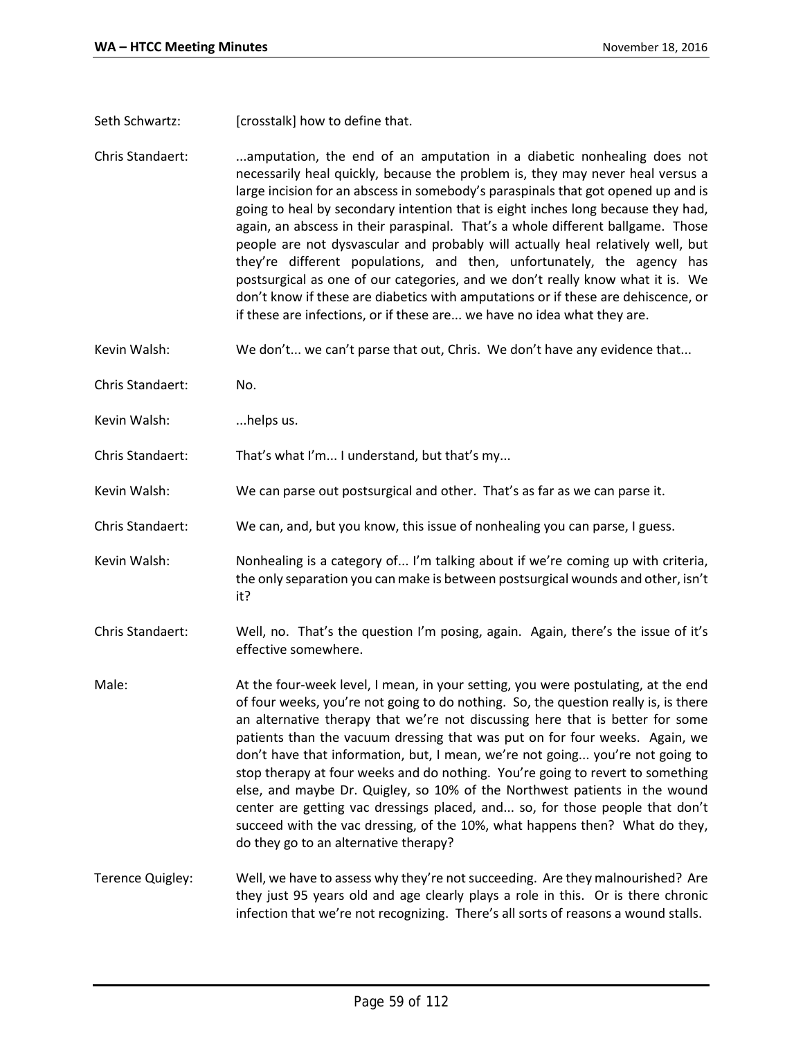Seth Schwartz: [crosstalk] how to define that.

Chris Standaert: ...amputation, the end of an amputation in a diabetic nonhealing does not necessarily heal quickly, because the problem is, they may never heal versus a large incision for an abscess in somebody's paraspinals that got opened up and is going to heal by secondary intention that is eight inches long because they had, again, an abscess in their paraspinal. That's a whole different ballgame. Those people are not dysvascular and probably will actually heal relatively well, but they're different populations, and then, unfortunately, the agency has postsurgical as one of our categories, and we don't really know what it is. We don't know if these are diabetics with amputations or if these are dehiscence, or if these are infections, or if these are... we have no idea what they are.

Kevin Walsh: We don't... we can't parse that out, Chris. We don't have any evidence that...

Chris Standaert: No.

Kevin Walsh: ...helps us.

Chris Standaert: That's what I'm... I understand, but that's my...

Kevin Walsh: We can parse out postsurgical and other. That's as far as we can parse it.

Chris Standaert: We can, and, but you know, this issue of nonhealing you can parse, I guess.

Kevin Walsh: Nonhealing is a category of... I'm talking about if we're coming up with criteria, the only separation you can make is between postsurgical wounds and other, isn't it?

Chris Standaert: Well, no. That's the question I'm posing, again. Again, there's the issue of it's effective somewhere.

Male: At the four-week level, I mean, in your setting, you were postulating, at the end of four weeks, you're not going to do nothing. So, the question really is, is there an alternative therapy that we're not discussing here that is better for some patients than the vacuum dressing that was put on for four weeks. Again, we don't have that information, but, I mean, we're not going... you're not going to stop therapy at four weeks and do nothing. You're going to revert to something else, and maybe Dr. Quigley, so 10% of the Northwest patients in the wound center are getting vac dressings placed, and... so, for those people that don't succeed with the vac dressing, of the 10%, what happens then? What do they, do they go to an alternative therapy?

Terence Quigley: Well, we have to assess why they're not succeeding. Are they malnourished? Are they just 95 years old and age clearly plays a role in this. Or is there chronic infection that we're not recognizing. There's all sorts of reasons a wound stalls.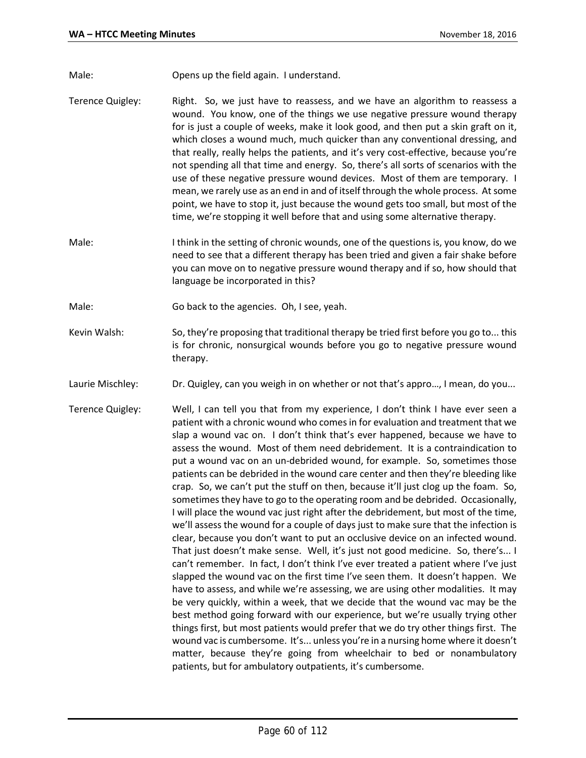Male: Opens up the field again. I understand.

Terence Quigley: Right. So, we just have to reassess, and we have an algorithm to reassess a wound. You know, one of the things we use negative pressure wound therapy for is just a couple of weeks, make it look good, and then put a skin graft on it, which closes a wound much, much quicker than any conventional dressing, and that really, really helps the patients, and it's very cost-effective, because you're not spending all that time and energy. So, there's all sorts of scenarios with the use of these negative pressure wound devices. Most of them are temporary. I mean, we rarely use as an end in and of itself through the whole process. At some point, we have to stop it, just because the wound gets too small, but most of the time, we're stopping it well before that and using some alternative therapy.

Male: I think in the setting of chronic wounds, one of the questions is, you know, do we need to see that a different therapy has been tried and given a fair shake before you can move on to negative pressure wound therapy and if so, how should that language be incorporated in this?

Male: Go back to the agencies. Oh, I see, yeah.

Kevin Walsh: So, they're proposing that traditional therapy be tried first before you go to... this is for chronic, nonsurgical wounds before you go to negative pressure wound therapy.

Laurie Mischley: Dr. Quigley, can you weigh in on whether or not that's appro..., I mean, do you...

Terence Quigley: Well, I can tell you that from my experience, I don't think I have ever seen a patient with a chronic wound who comes in for evaluation and treatment that we slap a wound vac on. I don't think that's ever happened, because we have to assess the wound. Most of them need debridement. It is a contraindication to put a wound vac on an un-debrided wound, for example. So, sometimes those patients can be debrided in the wound care center and then they're bleeding like crap. So, we can't put the stuff on then, because it'll just clog up the foam. So, sometimes they have to go to the operating room and be debrided. Occasionally, I will place the wound vac just right after the debridement, but most of the time, we'll assess the wound for a couple of days just to make sure that the infection is clear, because you don't want to put an occlusive device on an infected wound. That just doesn't make sense. Well, it's just not good medicine. So, there's... I can't remember. In fact, I don't think I've ever treated a patient where I've just slapped the wound vac on the first time I've seen them. It doesn't happen. We have to assess, and while we're assessing, we are using other modalities. It may be very quickly, within a week, that we decide that the wound vac may be the best method going forward with our experience, but we're usually trying other things first, but most patients would prefer that we do try other things first. The wound vac is cumbersome. It's... unless you're in a nursing home where it doesn't matter, because they're going from wheelchair to bed or nonambulatory patients, but for ambulatory outpatients, it's cumbersome.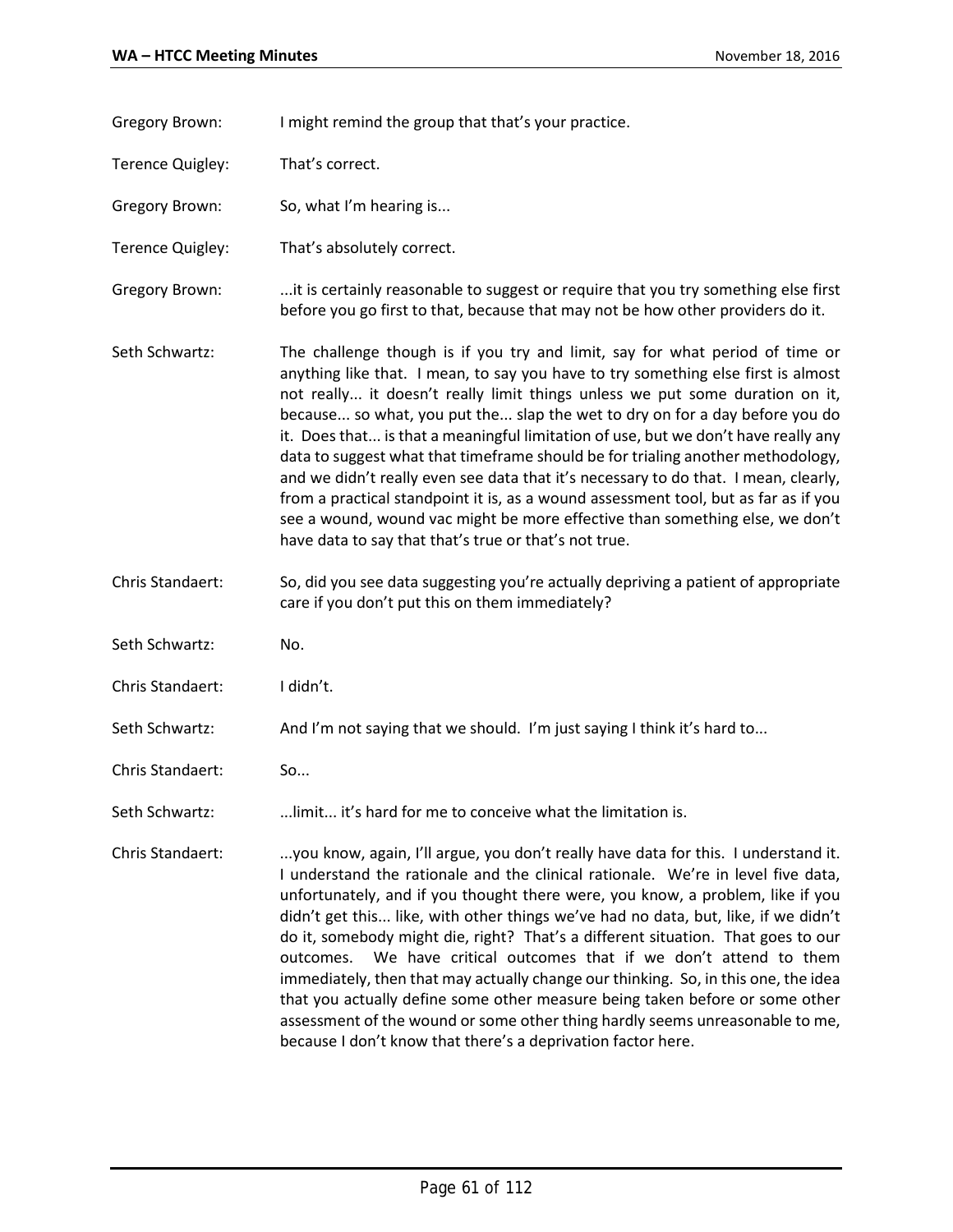Gregory Brown: I might remind the group that that's your practice.

Terence Quigley: That's correct.

Gregory Brown: So, what I'm hearing is...

Terence Quigley: That's absolutely correct.

Gregory Brown: ...it is certainly reasonable to suggest or require that you try something else first before you go first to that, because that may not be how other providers do it.

Seth Schwartz: The challenge though is if you try and limit, say for what period of time or anything like that. I mean, to say you have to try something else first is almost not really... it doesn't really limit things unless we put some duration on it, because... so what, you put the... slap the wet to dry on for a day before you do it. Does that... is that a meaningful limitation of use, but we don't have really any data to suggest what that timeframe should be for trialing another methodology, and we didn't really even see data that it's necessary to do that. I mean, clearly, from a practical standpoint it is, as a wound assessment tool, but as far as if you see a wound, wound vac might be more effective than something else, we don't have data to say that that's true or that's not true.

Chris Standaert: So, did you see data suggesting you're actually depriving a patient of appropriate care if you don't put this on them immediately?

Seth Schwartz: No.

Chris Standaert: I didn't.

Seth Schwartz: And I'm not saying that we should. I'm just saying I think it's hard to...

Chris Standaert: So...

Seth Schwartz: ...limit... it's hard for me to conceive what the limitation is.

Chris Standaert: ...you know, again, I'll argue, you don't really have data for this. I understand it. I understand the rationale and the clinical rationale. We're in level five data, unfortunately, and if you thought there were, you know, a problem, like if you didn't get this... like, with other things we've had no data, but, like, if we didn't do it, somebody might die, right? That's a different situation. That goes to our outcomes. We have critical outcomes that if we don't attend to them immediately, then that may actually change our thinking. So, in this one, the idea that you actually define some other measure being taken before or some other assessment of the wound or some other thing hardly seems unreasonable to me, because I don't know that there's a deprivation factor here.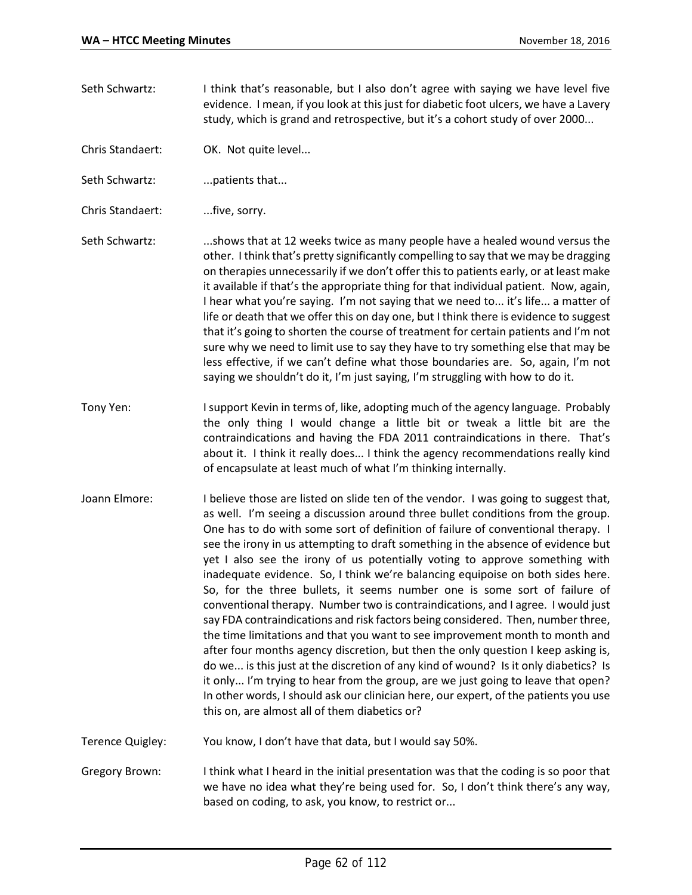Seth Schwartz: I think that's reasonable, but I also don't agree with saying we have level five evidence. I mean, if you look at this just for diabetic foot ulcers, we have a Lavery study, which is grand and retrospective, but it's a cohort study of over 2000...

Chris Standaert: OK. Not quite level...

Seth Schwartz: ...patients that...

Chris Standaert: ...five, sorry.

Seth Schwartz: ...shows that at 12 weeks twice as many people have a healed wound versus the other. I think that's pretty significantly compelling to say that we may be dragging on therapies unnecessarily if we don't offer this to patients early, or at least make it available if that's the appropriate thing for that individual patient. Now, again, I hear what you're saying. I'm not saying that we need to... it's life... a matter of life or death that we offer this on day one, but I think there is evidence to suggest that it's going to shorten the course of treatment for certain patients and I'm not sure why we need to limit use to say they have to try something else that may be less effective, if we can't define what those boundaries are. So, again, I'm not saying we shouldn't do it, I'm just saying, I'm struggling with how to do it.

Tony Yen: I support Kevin in terms of, like, adopting much of the agency language. Probably the only thing I would change a little bit or tweak a little bit are the contraindications and having the FDA 2011 contraindications in there. That's about it. I think it really does... I think the agency recommendations really kind of encapsulate at least much of what I'm thinking internally.

Joann Elmore: I believe those are listed on slide ten of the vendor. I was going to suggest that, as well. I'm seeing a discussion around three bullet conditions from the group. One has to do with some sort of definition of failure of conventional therapy. I see the irony in us attempting to draft something in the absence of evidence but yet I also see the irony of us potentially voting to approve something with inadequate evidence. So, I think we're balancing equipoise on both sides here. So, for the three bullets, it seems number one is some sort of failure of conventional therapy. Number two is contraindications, and I agree. I would just say FDA contraindications and risk factors being considered. Then, number three, the time limitations and that you want to see improvement month to month and after four months agency discretion, but then the only question I keep asking is, do we... is this just at the discretion of any kind of wound? Is it only diabetics? Is it only... I'm trying to hear from the group, are we just going to leave that open? In other words, I should ask our clinician here, our expert, of the patients you use this on, are almost all of them diabetics or?

Terence Quigley: You know, I don't have that data, but I would say 50%.

Gregory Brown: I think what I heard in the initial presentation was that the coding is so poor that we have no idea what they're being used for. So, I don't think there's any way, based on coding, to ask, you know, to restrict or...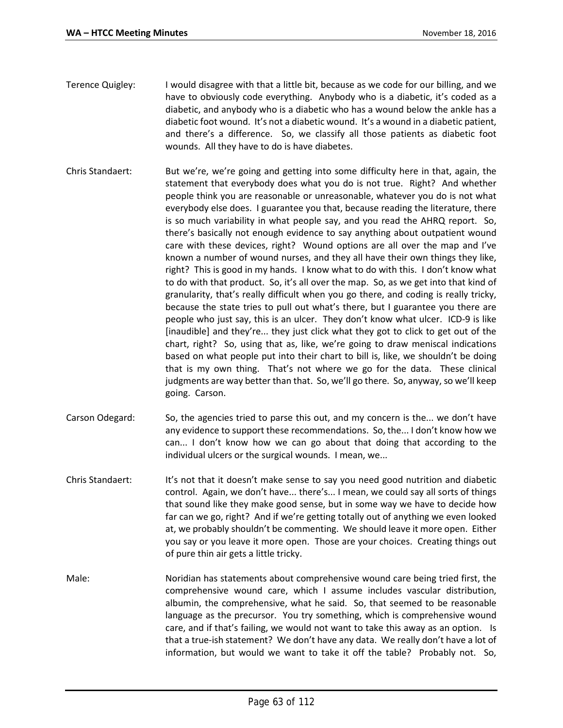Terence Quigley: I would disagree with that a little bit, because as we code for our billing, and we have to obviously code everything. Anybody who is a diabetic, it's coded as a diabetic, and anybody who is a diabetic who has a wound below the ankle has a diabetic foot wound. It's not a diabetic wound. It's a wound in a diabetic patient, and there's a difference. So, we classify all those patients as diabetic foot wounds. All they have to do is have diabetes.

Chris Standaert: But we're, we're going and getting into some difficulty here in that, again, the statement that everybody does what you do is not true. Right? And whether people think you are reasonable or unreasonable, whatever you do is not what everybody else does. I guarantee you that, because reading the literature, there is so much variability in what people say, and you read the AHRQ report. So, there's basically not enough evidence to say anything about outpatient wound care with these devices, right? Wound options are all over the map and I've known a number of wound nurses, and they all have their own things they like, right? This is good in my hands. I know what to do with this. I don't know what to do with that product. So, it's all over the map. So, as we get into that kind of granularity, that's really difficult when you go there, and coding is really tricky, because the state tries to pull out what's there, but I guarantee you there are people who just say, this is an ulcer. They don't know what ulcer. ICD-9 is like [inaudible] and they're... they just click what they got to click to get out of the chart, right? So, using that as, like, we're going to draw meniscal indications based on what people put into their chart to bill is, like, we shouldn't be doing that is my own thing. That's not where we go for the data. These clinical judgments are way better than that. So, we'll go there. So, anyway, so we'll keep going. Carson.

Carson Odegard: So, the agencies tried to parse this out, and my concern is the... we don't have any evidence to support these recommendations. So, the... I don't know how we can... I don't know how we can go about that doing that according to the individual ulcers or the surgical wounds. I mean, we...

Chris Standaert: It's not that it doesn't make sense to say you need good nutrition and diabetic control. Again, we don't have... there's... I mean, we could say all sorts of things that sound like they make good sense, but in some way we have to decide how far can we go, right? And if we're getting totally out of anything we even looked at, we probably shouldn't be commenting. We should leave it more open. Either you say or you leave it more open. Those are your choices. Creating things out of pure thin air gets a little tricky.

Male: Noridian has statements about comprehensive wound care being tried first, the comprehensive wound care, which I assume includes vascular distribution, albumin, the comprehensive, what he said. So, that seemed to be reasonable language as the precursor. You try something, which is comprehensive wound care, and if that's failing, we would not want to take this away as an option. Is that a true-ish statement? We don't have any data. We really don't have a lot of information, but would we want to take it off the table? Probably not. So,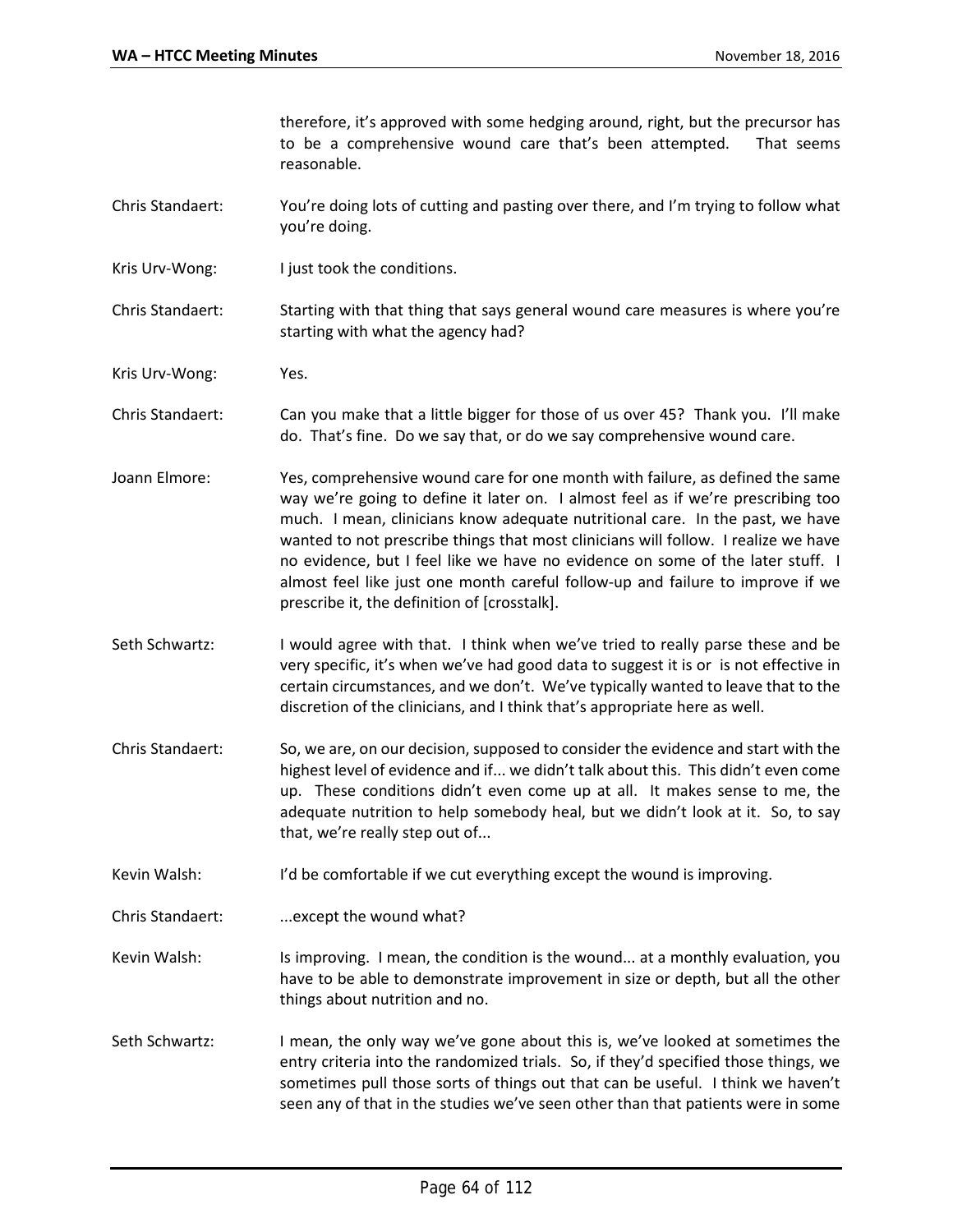therefore, it's approved with some hedging around, right, but the precursor has to be a comprehensive wound care that's been attempted. That seems reasonable.

Chris Standaert: You're doing lots of cutting and pasting over there, and I'm trying to follow what you're doing.

Kris Urv-Wong: I just took the conditions.

Chris Standaert: Starting with that thing that says general wound care measures is where you're starting with what the agency had?

Kris Urv-Wong: Yes.

Chris Standaert: Can you make that a little bigger for those of us over 45? Thank you. I'll make do. That's fine. Do we say that, or do we say comprehensive wound care.

Joann Elmore: Yes, comprehensive wound care for one month with failure, as defined the same way we're going to define it later on. I almost feel as if we're prescribing too much. I mean, clinicians know adequate nutritional care. In the past, we have wanted to not prescribe things that most clinicians will follow. I realize we have no evidence, but I feel like we have no evidence on some of the later stuff. I almost feel like just one month careful follow-up and failure to improve if we prescribe it, the definition of [crosstalk].

Seth Schwartz: I would agree with that. I think when we've tried to really parse these and be very specific, it's when we've had good data to suggest it is or is not effective in certain circumstances, and we don't. We've typically wanted to leave that to the discretion of the clinicians, and I think that's appropriate here as well.

Chris Standaert: So, we are, on our decision, supposed to consider the evidence and start with the highest level of evidence and if... we didn't talk about this. This didn't even come up. These conditions didn't even come up at all. It makes sense to me, the adequate nutrition to help somebody heal, but we didn't look at it. So, to say that, we're really step out of...

Kevin Walsh: I'd be comfortable if we cut everything except the wound is improving.

Chris Standaert: ...except the wound what?

Kevin Walsh: Is improving. I mean, the condition is the wound... at a monthly evaluation, you have to be able to demonstrate improvement in size or depth, but all the other things about nutrition and no.

Seth Schwartz: I mean, the only way we've gone about this is, we've looked at sometimes the entry criteria into the randomized trials. So, if they'd specified those things, we sometimes pull those sorts of things out that can be useful. I think we haven't seen any of that in the studies we've seen other than that patients were in some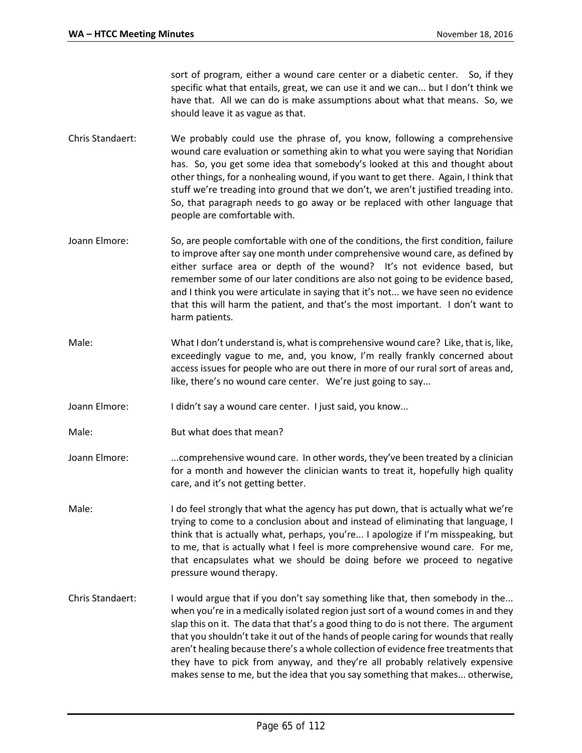sort of program, either a wound care center or a diabetic center. So, if they specific what that entails, great, we can use it and we can... but I don't think we have that. All we can do is make assumptions about what that means. So, we should leave it as vague as that.

Chris Standaert: We probably could use the phrase of, you know, following a comprehensive wound care evaluation or something akin to what you were saying that Noridian has. So, you get some idea that somebody's looked at this and thought about other things, for a nonhealing wound, if you want to get there. Again, I think that stuff we're treading into ground that we don't, we aren't justified treading into. So, that paragraph needs to go away or be replaced with other language that people are comfortable with.

Joann Elmore: So, are people comfortable with one of the conditions, the first condition, failure to improve after say one month under comprehensive wound care, as defined by either surface area or depth of the wound? It's not evidence based, but remember some of our later conditions are also not going to be evidence based, and I think you were articulate in saying that it's not... we have seen no evidence that this will harm the patient, and that's the most important. I don't want to harm patients.

Male: What I don't understand is, what is comprehensive wound care? Like, that is, like, exceedingly vague to me, and, you know, I'm really frankly concerned about access issues for people who are out there in more of our rural sort of areas and, like, there's no wound care center. We're just going to say...

Joann Elmore: I didn't say a wound care center. I just said, you know...

Male: But what does that mean?

Joann Elmore: ...comprehensive wound care. In other words, they've been treated by a clinician for a month and however the clinician wants to treat it, hopefully high quality care, and it's not getting better.

Male: I do feel strongly that what the agency has put down, that is actually what we're trying to come to a conclusion about and instead of eliminating that language, I think that is actually what, perhaps, you're... I apologize if I'm misspeaking, but to me, that is actually what I feel is more comprehensive wound care. For me, that encapsulates what we should be doing before we proceed to negative pressure wound therapy.

Chris Standaert: I would argue that if you don't say something like that, then somebody in the... when you're in a medically isolated region just sort of a wound comes in and they slap this on it. The data that that's a good thing to do is not there. The argument that you shouldn't take it out of the hands of people caring for wounds that really aren't healing because there's a whole collection of evidence free treatments that they have to pick from anyway, and they're all probably relatively expensive makes sense to me, but the idea that you say something that makes... otherwise,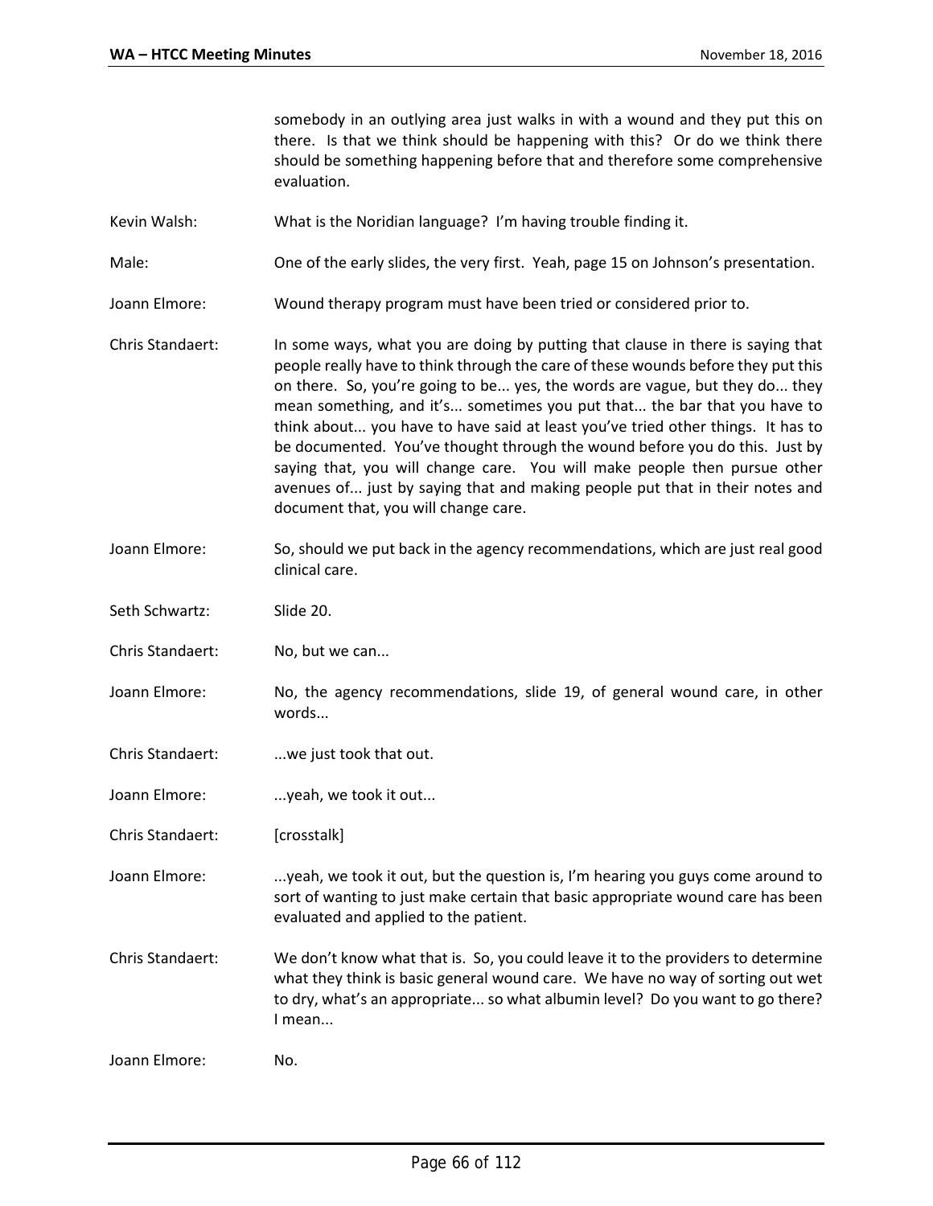somebody in an outlying area just walks in with a wound and they put this on there. Is that we think should be happening with this? Or do we think there should be something happening before that and therefore some comprehensive evaluation.

Kevin Walsh: What is the Noridian language? I'm having trouble finding it.

Male: One of the early slides, the very first. Yeah, page 15 on Johnson's presentation.

Joann Elmore: Wound therapy program must have been tried or considered prior to.

Chris Standaert: In some ways, what you are doing by putting that clause in there is saying that people really have to think through the care of these wounds before they put this on there. So, you're going to be... yes, the words are vague, but they do... they mean something, and it's... sometimes you put that... the bar that you have to think about... you have to have said at least you've tried other things. It has to be documented. You've thought through the wound before you do this. Just by saying that, you will change care. You will make people then pursue other avenues of... just by saying that and making people put that in their notes and document that, you will change care.

Joann Elmore: So, should we put back in the agency recommendations, which are just real good clinical care.

Seth Schwartz: Slide 20.

Chris Standaert: No, but we can...

Joann Elmore: No, the agency recommendations, slide 19, of general wound care, in other words...

Chris Standaert: ...we just took that out.

Joann Elmore: ...yeah, we took it out...

Chris Standaert: [crosstalk]

Joann Elmore: ...yeah, we took it out, but the question is, I'm hearing you guys come around to sort of wanting to just make certain that basic appropriate wound care has been evaluated and applied to the patient.

Chris Standaert: We don't know what that is. So, you could leave it to the providers to determine what they think is basic general wound care. We have no way of sorting out wet to dry, what's an appropriate... so what albumin level? Do you want to go there? I mean...

Joann Elmore: No.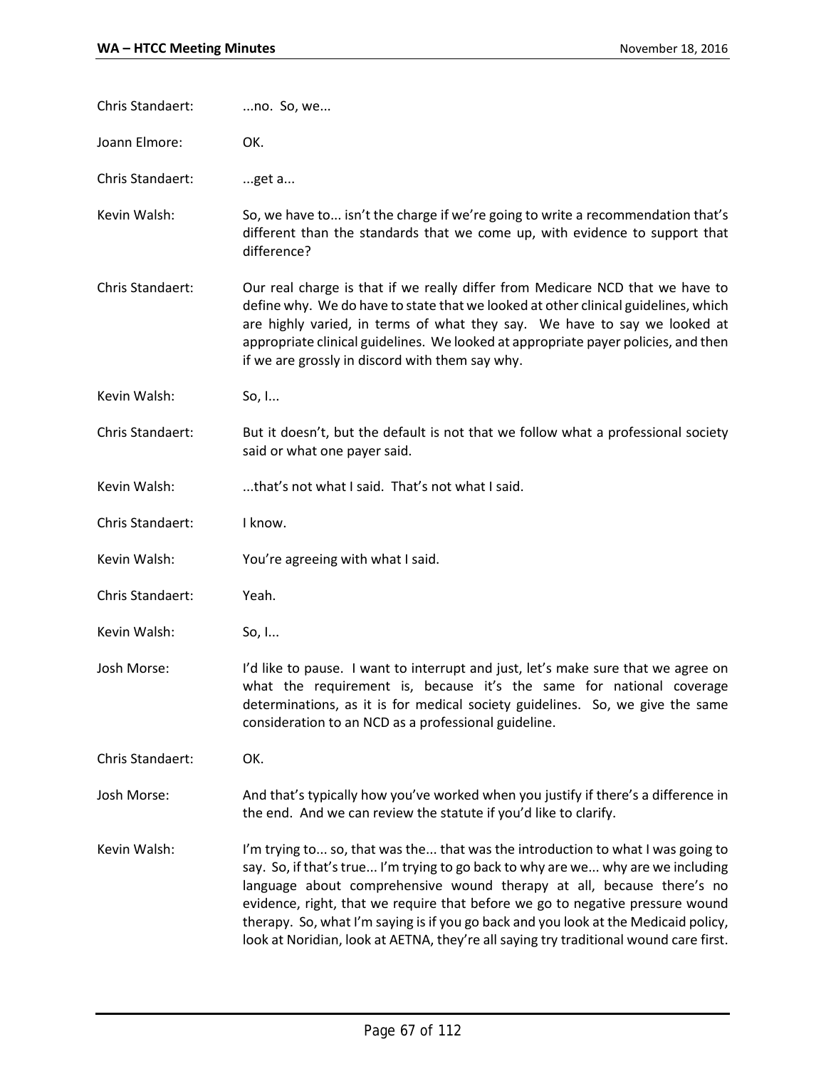Chris Standaert: ...no. So, we...

Joann Elmore: OK.

Chris Standaert: ...get a...

Kevin Walsh: So, we have to... isn't the charge if we're going to write a recommendation that's different than the standards that we come up, with evidence to support that difference?

Chris Standaert: Our real charge is that if we really differ from Medicare NCD that we have to define why. We do have to state that we looked at other clinical guidelines, which are highly varied, in terms of what they say. We have to say we looked at appropriate clinical guidelines. We looked at appropriate payer policies, and then if we are grossly in discord with them say why.

Kevin Walsh: So, I...

Chris Standaert: But it doesn't, but the default is not that we follow what a professional society said or what one payer said.

Kevin Walsh: ...that's not what I said. That's not what I said.

Chris Standaert: I know.

Kevin Walsh: You're agreeing with what I said.

Chris Standaert: Yeah.

Kevin Walsh: So, I...

Josh Morse: I'd like to pause. I want to interrupt and just, let's make sure that we agree on what the requirement is, because it's the same for national coverage determinations, as it is for medical society guidelines. So, we give the same consideration to an NCD as a professional guideline.

Chris Standaert: OK.

Josh Morse: And that's typically how you've worked when you justify if there's a difference in the end. And we can review the statute if you'd like to clarify.

Kevin Walsh: I'm trying to... so, that was the... that was the introduction to what I was going to say. So, if that's true... I'm trying to go back to why are we... why are we including language about comprehensive wound therapy at all, because there's no evidence, right, that we require that before we go to negative pressure wound therapy. So, what I'm saying is if you go back and you look at the Medicaid policy, look at Noridian, look at AETNA, they're all saying try traditional wound care first.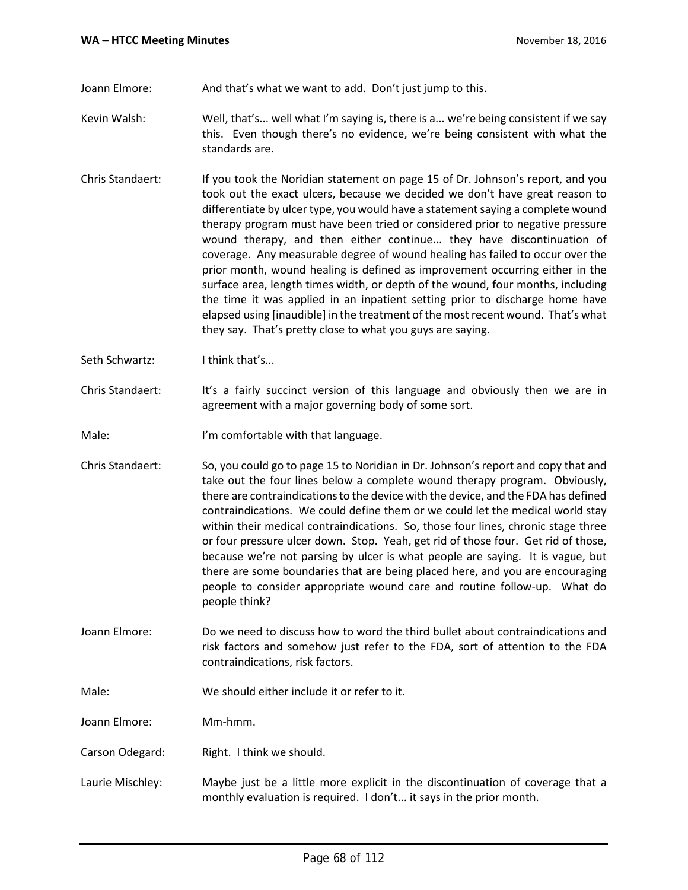Joann Elmore: And that's what we want to add. Don't just jump to this.

Kevin Walsh: Well, that's... well what I'm saying is, there is a... we're being consistent if we say this. Even though there's no evidence, we're being consistent with what the standards are.

Chris Standaert: If you took the Noridian statement on page 15 of Dr. Johnson's report, and you took out the exact ulcers, because we decided we don't have great reason to differentiate by ulcer type, you would have a statement saying a complete wound therapy program must have been tried or considered prior to negative pressure wound therapy, and then either continue... they have discontinuation of coverage. Any measurable degree of wound healing has failed to occur over the prior month, wound healing is defined as improvement occurring either in the surface area, length times width, or depth of the wound, four months, including the time it was applied in an inpatient setting prior to discharge home have elapsed using [inaudible] in the treatment of the most recent wound. That's what they say. That's pretty close to what you guys are saying.

Seth Schwartz: I think that's...

Chris Standaert: It's a fairly succinct version of this language and obviously then we are in agreement with a major governing body of some sort.

Male: I'm comfortable with that language.

Chris Standaert: So, you could go to page 15 to Noridian in Dr. Johnson's report and copy that and take out the four lines below a complete wound therapy program. Obviously, there are contraindications to the device with the device, and the FDA has defined contraindications. We could define them or we could let the medical world stay within their medical contraindications. So, those four lines, chronic stage three or four pressure ulcer down. Stop. Yeah, get rid of those four. Get rid of those, because we're not parsing by ulcer is what people are saying. It is vague, but there are some boundaries that are being placed here, and you are encouraging people to consider appropriate wound care and routine follow-up. What do people think?

Joann Elmore: Do we need to discuss how to word the third bullet about contraindications and risk factors and somehow just refer to the FDA, sort of attention to the FDA contraindications, risk factors.

Male: We should either include it or refer to it.

Joann Elmore: Mm-hmm.

Carson Odegard: Right. I think we should.

Laurie Mischley: Maybe just be a little more explicit in the discontinuation of coverage that a monthly evaluation is required. I don't... it says in the prior month.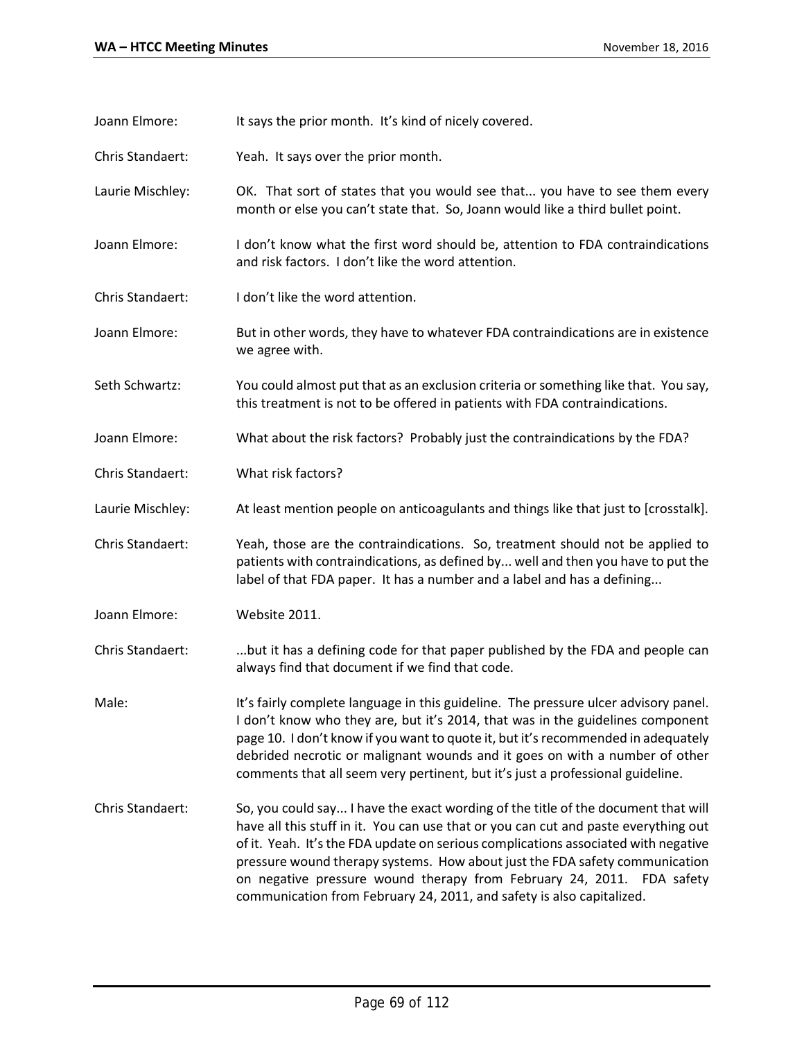Joann Elmore: It says the prior month. It's kind of nicely covered.

Chris Standaert: Yeah. It says over the prior month.

Laurie Mischley: OK. That sort of states that you would see that... you have to see them every month or else you can't state that. So, Joann would like a third bullet point.

Joann Elmore: I don't know what the first word should be, attention to FDA contraindications and risk factors. I don't like the word attention.

Chris Standaert: I don't like the word attention.

Joann Elmore: But in other words, they have to whatever FDA contraindications are in existence we agree with.

Seth Schwartz: You could almost put that as an exclusion criteria or something like that. You say, this treatment is not to be offered in patients with FDA contraindications.

Joann Elmore: What about the risk factors? Probably just the contraindications by the FDA?

Chris Standaert: What risk factors?

Laurie Mischley: At least mention people on anticoagulants and things like that just to [crosstalk].

Chris Standaert: Yeah, those are the contraindications. So, treatment should not be applied to patients with contraindications, as defined by... well and then you have to put the label of that FDA paper. It has a number and a label and has a defining...

Joann Elmore: Website 2011.

Chris Standaert: ...but it has a defining code for that paper published by the FDA and people can always find that document if we find that code.

Male: It's fairly complete language in this guideline. The pressure ulcer advisory panel. I don't know who they are, but it's 2014, that was in the guidelines component page 10. I don't know if you want to quote it, but it's recommended in adequately debrided necrotic or malignant wounds and it goes on with a number of other comments that all seem very pertinent, but it's just a professional guideline.

Chris Standaert: So, you could say... I have the exact wording of the title of the document that will have all this stuff in it. You can use that or you can cut and paste everything out of it. Yeah. It's the FDA update on serious complications associated with negative pressure wound therapy systems. How about just the FDA safety communication on negative pressure wound therapy from February 24, 2011. FDA safety communication from February 24, 2011, and safety is also capitalized.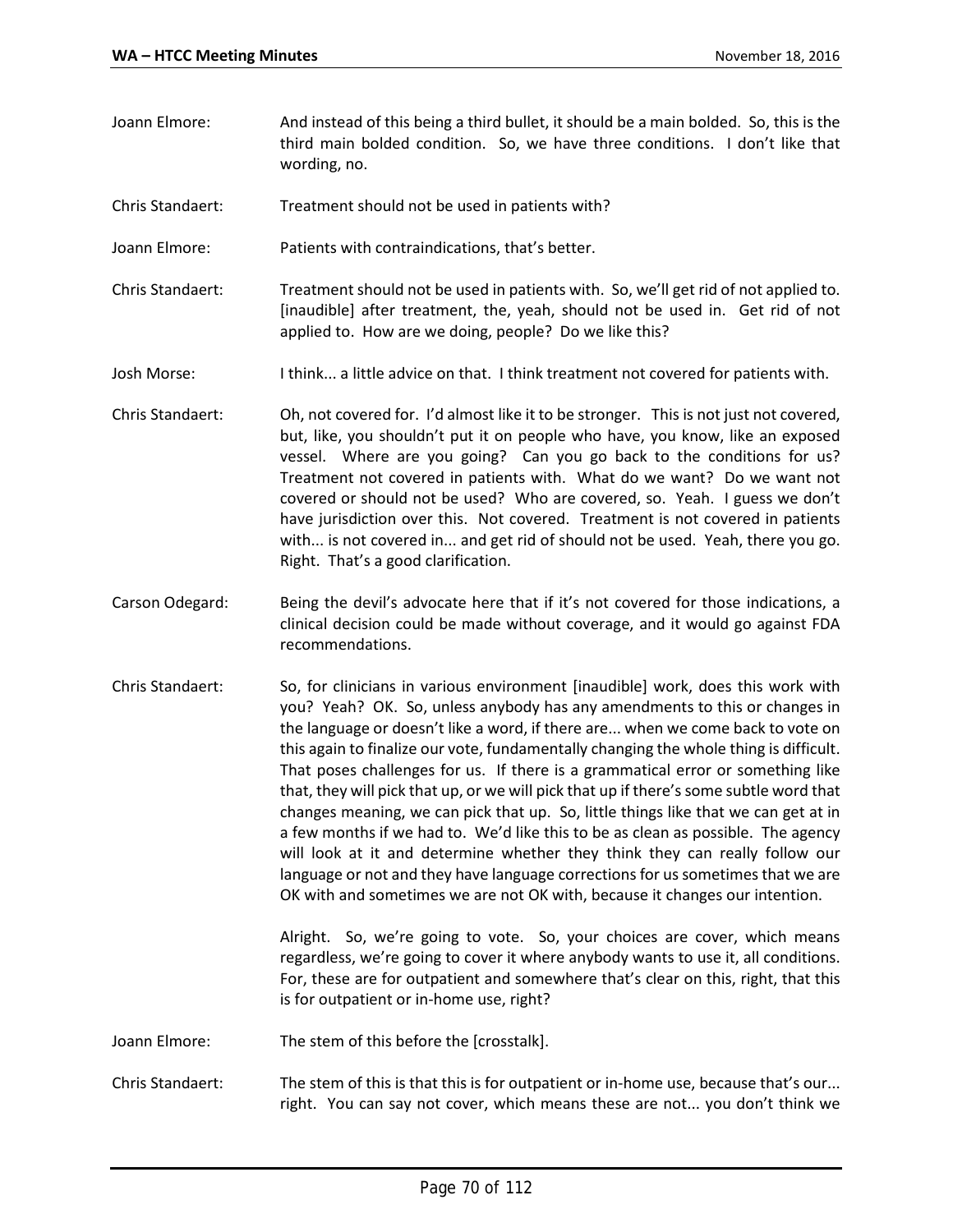Joann Elmore: And instead of this being a third bullet, it should be a main bolded. So, this is the third main bolded condition. So, we have three conditions. I don't like that wording, no.

Chris Standaert: Treatment should not be used in patients with?

Joann Elmore: Patients with contraindications, that's better.

Chris Standaert: Treatment should not be used in patients with. So, we'll get rid of not applied to. [inaudible] after treatment, the, yeah, should not be used in. Get rid of not applied to. How are we doing, people? Do we like this?

Josh Morse: I think... a little advice on that. I think treatment not covered for patients with.

Chris Standaert: Oh, not covered for. I'd almost like it to be stronger. This is not just not covered, but, like, you shouldn't put it on people who have, you know, like an exposed vessel. Where are you going? Can you go back to the conditions for us? Treatment not covered in patients with. What do we want? Do we want not covered or should not be used? Who are covered, so. Yeah. I guess we don't have jurisdiction over this. Not covered. Treatment is not covered in patients with... is not covered in... and get rid of should not be used. Yeah, there you go. Right. That's a good clarification.

Carson Odegard: Being the devil's advocate here that if it's not covered for those indications, a clinical decision could be made without coverage, and it would go against FDA recommendations.

Chris Standaert: So, for clinicians in various environment [inaudible] work, does this work with you? Yeah? OK. So, unless anybody has any amendments to this or changes in the language or doesn't like a word, if there are... when we come back to vote on this again to finalize our vote, fundamentally changing the whole thing is difficult. That poses challenges for us. If there is a grammatical error or something like that, they will pick that up, or we will pick that up if there's some subtle word that changes meaning, we can pick that up. So, little things like that we can get at in a few months if we had to. We'd like this to be as clean as possible. The agency will look at it and determine whether they think they can really follow our language or not and they have language corrections for us sometimes that we are OK with and sometimes we are not OK with, because it changes our intention.

Alright. So, we're going to vote. So, your choices are cover, which means regardless, we're going to cover it where anybody wants to use it, all conditions. For, these are for outpatient and somewhere that's clear on this, right, that this is for outpatient or in-home use, right?

Joann Elmore: The stem of this before the [crosstalk].

Chris Standaert: The stem of this is that this is for outpatient or in-home use, because that's our... right. You can say not cover, which means these are not... you don't think we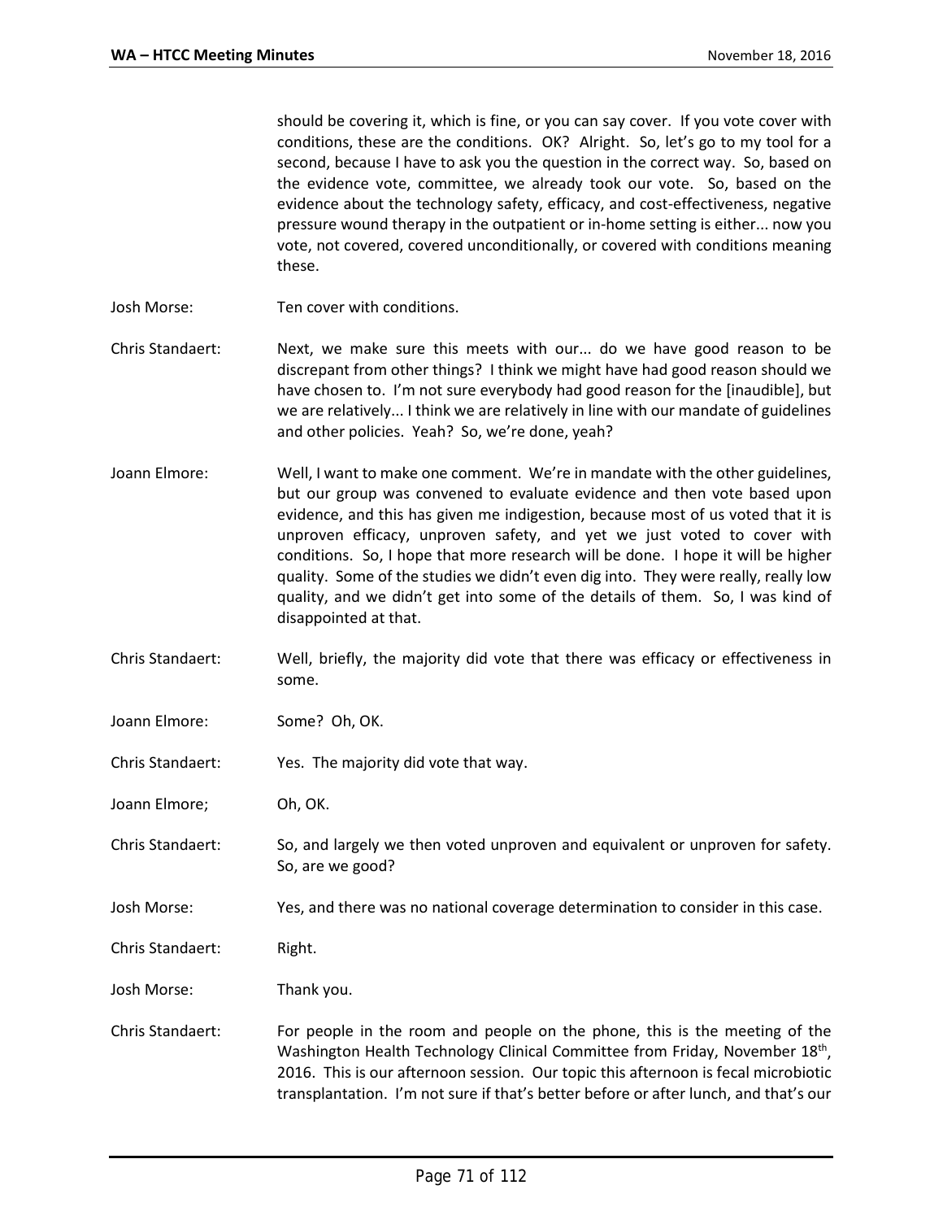should be covering it, which is fine, or you can say cover. If you vote cover with conditions, these are the conditions. OK? Alright. So, let's go to my tool for a second, because I have to ask you the question in the correct way. So, based on the evidence vote, committee, we already took our vote. So, based on the evidence about the technology safety, efficacy, and cost-effectiveness, negative pressure wound therapy in the outpatient or in-home setting is either... now you vote, not covered, covered unconditionally, or covered with conditions meaning these.

Josh Morse: Ten cover with conditions.

Chris Standaert: Next, we make sure this meets with our... do we have good reason to be discrepant from other things? I think we might have had good reason should we have chosen to. I'm not sure everybody had good reason for the [inaudible], but we are relatively... I think we are relatively in line with our mandate of guidelines and other policies. Yeah? So, we're done, yeah?

Joann Elmore: Well, I want to make one comment. We're in mandate with the other guidelines, but our group was convened to evaluate evidence and then vote based upon evidence, and this has given me indigestion, because most of us voted that it is unproven efficacy, unproven safety, and yet we just voted to cover with conditions. So, I hope that more research will be done. I hope it will be higher quality. Some of the studies we didn't even dig into. They were really, really low quality, and we didn't get into some of the details of them. So, I was kind of disappointed at that.

Chris Standaert: Well, briefly, the majority did vote that there was efficacy or effectiveness in some.

Joann Elmore: Some? Oh, OK.

Chris Standaert: Yes. The majority did vote that way.

Joann Elmore; Oh, OK.

Chris Standaert: So, and largely we then voted unproven and equivalent or unproven for safety. So, are we good?

Josh Morse: Yes, and there was no national coverage determination to consider in this case.

Chris Standaert: Right.

Josh Morse: Thank you.

Chris Standaert: For people in the room and people on the phone, this is the meeting of the Washington Health Technology Clinical Committee from Friday, November 18th, 2016. This is our afternoon session. Our topic this afternoon is fecal microbiotic transplantation. I'm not sure if that's better before or after lunch, and that's our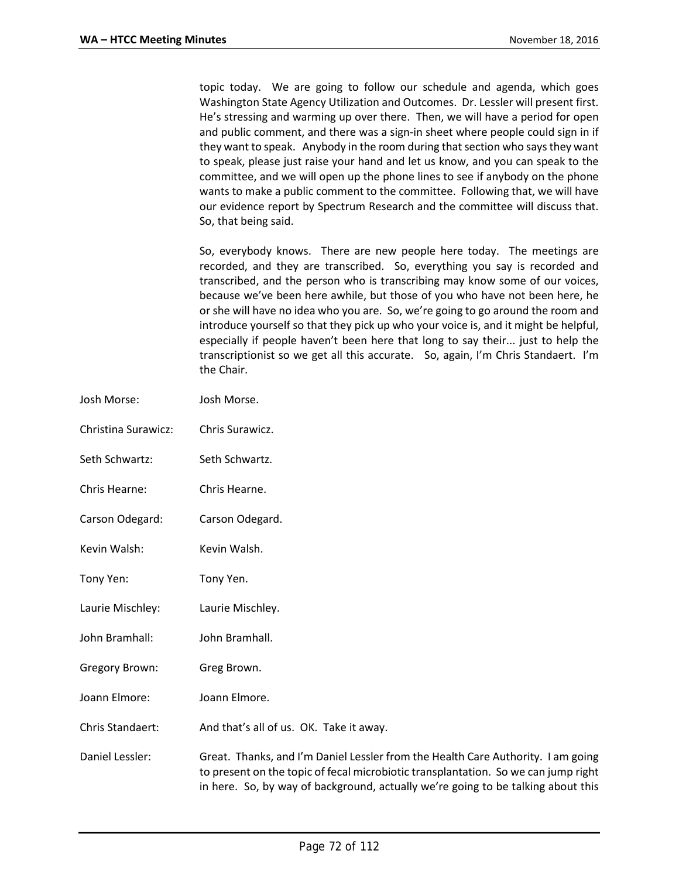topic today. We are going to follow our schedule and agenda, which goes Washington State Agency Utilization and Outcomes. Dr. Lessler will present first. He's stressing and warming up over there. Then, we will have a period for open and public comment, and there was a sign-in sheet where people could sign in if they want to speak. Anybody in the room during that section who says they want to speak, please just raise your hand and let us know, and you can speak to the committee, and we will open up the phone lines to see if anybody on the phone wants to make a public comment to the committee. Following that, we will have our evidence report by Spectrum Research and the committee will discuss that. So, that being said.

So, everybody knows. There are new people here today. The meetings are recorded, and they are transcribed. So, everything you say is recorded and transcribed, and the person who is transcribing may know some of our voices, because we've been here awhile, but those of you who have not been here, he or she will have no idea who you are. So, we're going to go around the room and introduce yourself so that they pick up who your voice is, and it might be helpful, especially if people haven't been here that long to say their... just to help the transcriptionist so we get all this accurate. So, again, I'm Chris Standaert. I'm the Chair.

Josh Morse: Josh Morse.

Christina Surawicz: Chris Surawicz.

Seth Schwartz: Seth Schwartz.

Chris Hearne: Chris Hearne.

Carson Odegard: Carson Odegard.

Kevin Walsh: Kevin Walsh.

Tony Yen: Tony Yen.

Laurie Mischley: Laurie Mischley.

John Bramhall: John Bramhall.

Gregory Brown: Greg Brown.

Joann Elmore: Joann Elmore.

Chris Standaert: And that's all of us. OK. Take it away.

Daniel Lessler: Great. Thanks, and I'm Daniel Lessler from the Health Care Authority. I am going to present on the topic of fecal microbiotic transplantation. So we can jump right in here. So, by way of background, actually we're going to be talking about this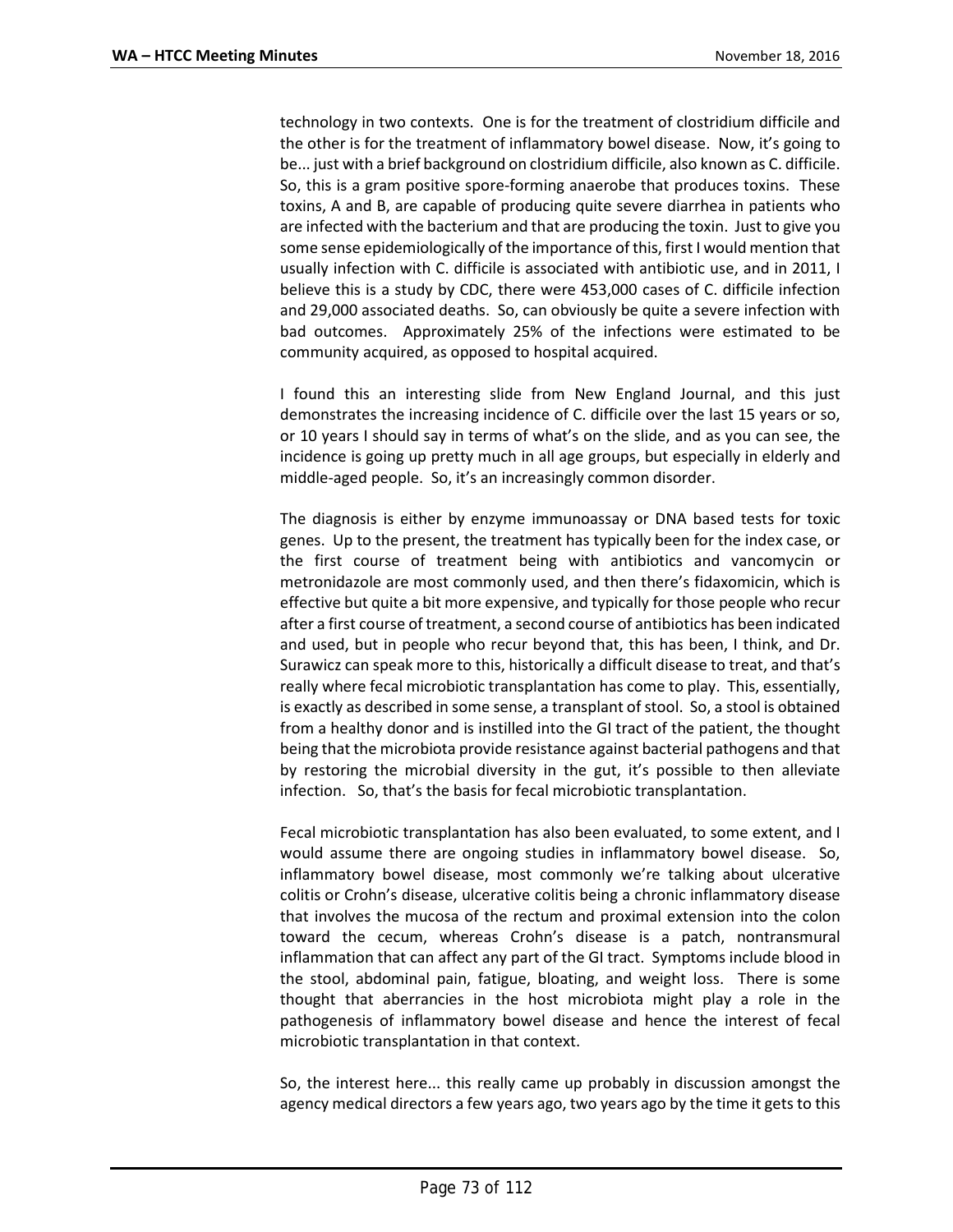technology in two contexts. One is for the treatment of clostridium difficile and the other is for the treatment of inflammatory bowel disease. Now, it's going to be... just with a brief background on clostridium difficile, also known as C. difficile. So, this is a gram positive spore-forming anaerobe that produces toxins. These toxins, A and B, are capable of producing quite severe diarrhea in patients who are infected with the bacterium and that are producing the toxin. Just to give you some sense epidemiologically of the importance of this, first I would mention that usually infection with C. difficile is associated with antibiotic use, and in 2011, I believe this is a study by CDC, there were 453,000 cases of C. difficile infection and 29,000 associated deaths. So, can obviously be quite a severe infection with bad outcomes. Approximately 25% of the infections were estimated to be community acquired, as opposed to hospital acquired.

I found this an interesting slide from New England Journal, and this just demonstrates the increasing incidence of C. difficile over the last 15 years or so, or 10 years I should say in terms of what's on the slide, and as you can see, the incidence is going up pretty much in all age groups, but especially in elderly and middle-aged people. So, it's an increasingly common disorder.

The diagnosis is either by enzyme immunoassay or DNA based tests for toxic genes. Up to the present, the treatment has typically been for the index case, or the first course of treatment being with antibiotics and vancomycin or metronidazole are most commonly used, and then there's fidaxomicin, which is effective but quite a bit more expensive, and typically for those people who recur after a first course of treatment, a second course of antibiotics has been indicated and used, but in people who recur beyond that, this has been, I think, and Dr. Surawicz can speak more to this, historically a difficult disease to treat, and that's really where fecal microbiotic transplantation has come to play. This, essentially, is exactly as described in some sense, a transplant of stool. So, a stool is obtained from a healthy donor and is instilled into the GI tract of the patient, the thought being that the microbiota provide resistance against bacterial pathogens and that by restoring the microbial diversity in the gut, it's possible to then alleviate infection. So, that's the basis for fecal microbiotic transplantation.

Fecal microbiotic transplantation has also been evaluated, to some extent, and I would assume there are ongoing studies in inflammatory bowel disease. So, inflammatory bowel disease, most commonly we're talking about ulcerative colitis or Crohn's disease, ulcerative colitis being a chronic inflammatory disease that involves the mucosa of the rectum and proximal extension into the colon toward the cecum, whereas Crohn's disease is a patch, nontransmural inflammation that can affect any part of the GI tract. Symptoms include blood in the stool, abdominal pain, fatigue, bloating, and weight loss. There is some thought that aberrancies in the host microbiota might play a role in the pathogenesis of inflammatory bowel disease and hence the interest of fecal microbiotic transplantation in that context.

So, the interest here... this really came up probably in discussion amongst the agency medical directors a few years ago, two years ago by the time it gets to this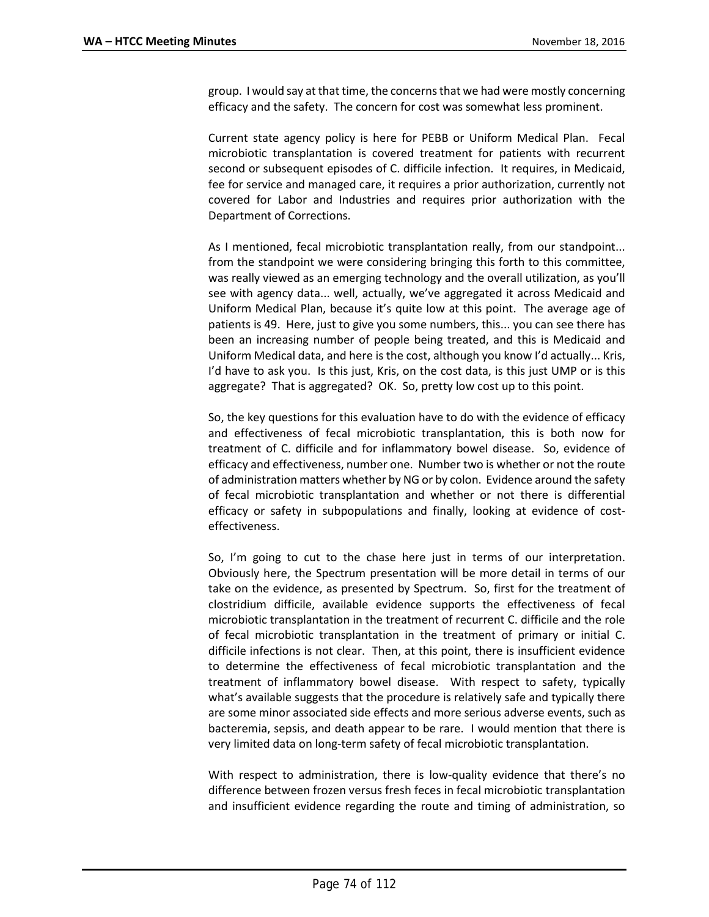group. I would say at that time, the concerns that we had were mostly concerning efficacy and the safety. The concern for cost was somewhat less prominent.

Current state agency policy is here for PEBB or Uniform Medical Plan. Fecal microbiotic transplantation is covered treatment for patients with recurrent second or subsequent episodes of C. difficile infection. It requires, in Medicaid, fee for service and managed care, it requires a prior authorization, currently not covered for Labor and Industries and requires prior authorization with the Department of Corrections.

As I mentioned, fecal microbiotic transplantation really, from our standpoint... from the standpoint we were considering bringing this forth to this committee, was really viewed as an emerging technology and the overall utilization, as you'll see with agency data... well, actually, we've aggregated it across Medicaid and Uniform Medical Plan, because it's quite low at this point. The average age of patients is 49. Here, just to give you some numbers, this... you can see there has been an increasing number of people being treated, and this is Medicaid and Uniform Medical data, and here is the cost, although you know I'd actually... Kris, I'd have to ask you. Is this just, Kris, on the cost data, is this just UMP or is this aggregate? That is aggregated? OK. So, pretty low cost up to this point.

So, the key questions for this evaluation have to do with the evidence of efficacy and effectiveness of fecal microbiotic transplantation, this is both now for treatment of C. difficile and for inflammatory bowel disease. So, evidence of efficacy and effectiveness, number one. Number two is whether or not the route of administration matters whether by NG or by colon. Evidence around the safety of fecal microbiotic transplantation and whether or not there is differential efficacy or safety in subpopulations and finally, looking at evidence of cost-effectiveness.

So, I'm going to cut to the chase here just in terms of our interpretation. Obviously here, the Spectrum presentation will be more detail in terms of our take on the evidence, as presented by Spectrum. So, first for the treatment of clostridium difficile, available evidence supports the effectiveness of fecal microbiotic transplantation in the treatment of recurrent C. difficile and the role of fecal microbiotic transplantation in the treatment of primary or initial C. difficile infections is not clear. Then, at this point, there is insufficient evidence to determine the effectiveness of fecal microbiotic transplantation and the treatment of inflammatory bowel disease. With respect to safety, typically what's available suggests that the procedure is relatively safe and typically there are some minor associated side effects and more serious adverse events, such as bacteremia, sepsis, and death appear to be rare. I would mention that there is very limited data on long-term safety of fecal microbiotic transplantation.

With respect to administration, there is low-quality evidence that there's no difference between frozen versus fresh feces in fecal microbiotic transplantation and insufficient evidence regarding the route and timing of administration, so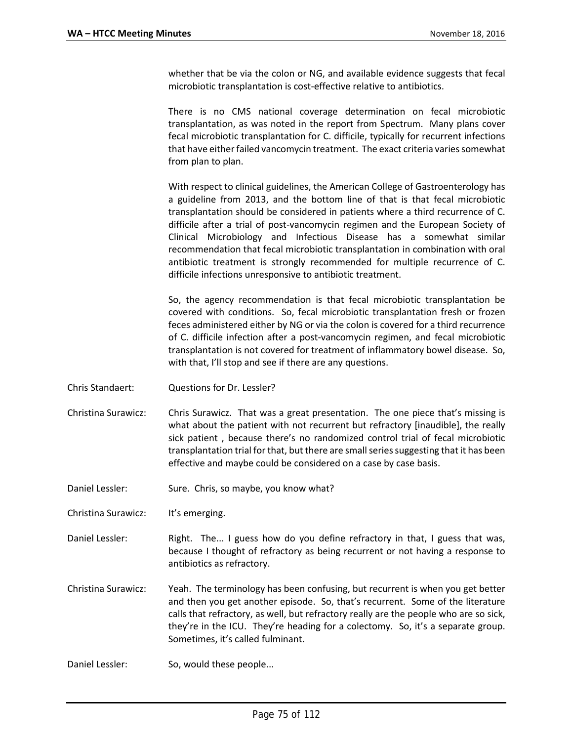whether that be via the colon or NG, and available evidence suggests that fecal microbiotic transplantation is cost-effective relative to antibiotics.

There is no CMS national coverage determination on fecal microbiotic transplantation, as was noted in the report from Spectrum. Many plans cover fecal microbiotic transplantation for C. difficile, typically for recurrent infections that have either failed vancomycin treatment. The exact criteria varies somewhat from plan to plan.

With respect to clinical guidelines, the American College of Gastroenterology has a guideline from 2013, and the bottom line of that is that fecal microbiotic transplantation should be considered in patients where a third recurrence of C. difficile after a trial of post-vancomycin regimen and the European Society of Clinical Microbiology and Infectious Disease has a somewhat similar recommendation that fecal microbiotic transplantation in combination with oral antibiotic treatment is strongly recommended for multiple recurrence of C. difficile infections unresponsive to antibiotic treatment.

So, the agency recommendation is that fecal microbiotic transplantation be covered with conditions. So, fecal microbiotic transplantation fresh or frozen feces administered either by NG or via the colon is covered for a third recurrence of C. difficile infection after a post-vancomycin regimen, and fecal microbiotic transplantation is not covered for treatment of inflammatory bowel disease. So, with that, I'll stop and see if there are any questions.

Chris Standaert: Questions for Dr. Lessler?

Christina Surawicz: Chris Surawicz. That was a great presentation. The one piece that's missing is what about the patient with not recurrent but refractory [inaudible], the really sick patient , because there's no randomized control trial of fecal microbiotic transplantation trial for that, but there are small series suggesting that it has been effective and maybe could be considered on a case by case basis.

Daniel Lessler: Sure. Chris, so maybe, you know what?

Christina Surawicz: It's emerging.

Daniel Lessler: Right. The... I guess how do you define refractory in that, I guess that was, because I thought of refractory as being recurrent or not having a response to antibiotics as refractory.

Christina Surawicz: Yeah. The terminology has been confusing, but recurrent is when you get better and then you get another episode. So, that's recurrent. Some of the literature calls that refractory, as well, but refractory really are the people who are so sick, they're in the ICU. They're heading for a colectomy. So, it's a separate group. Sometimes, it's called fulminant.

Daniel Lessler: So, would these people...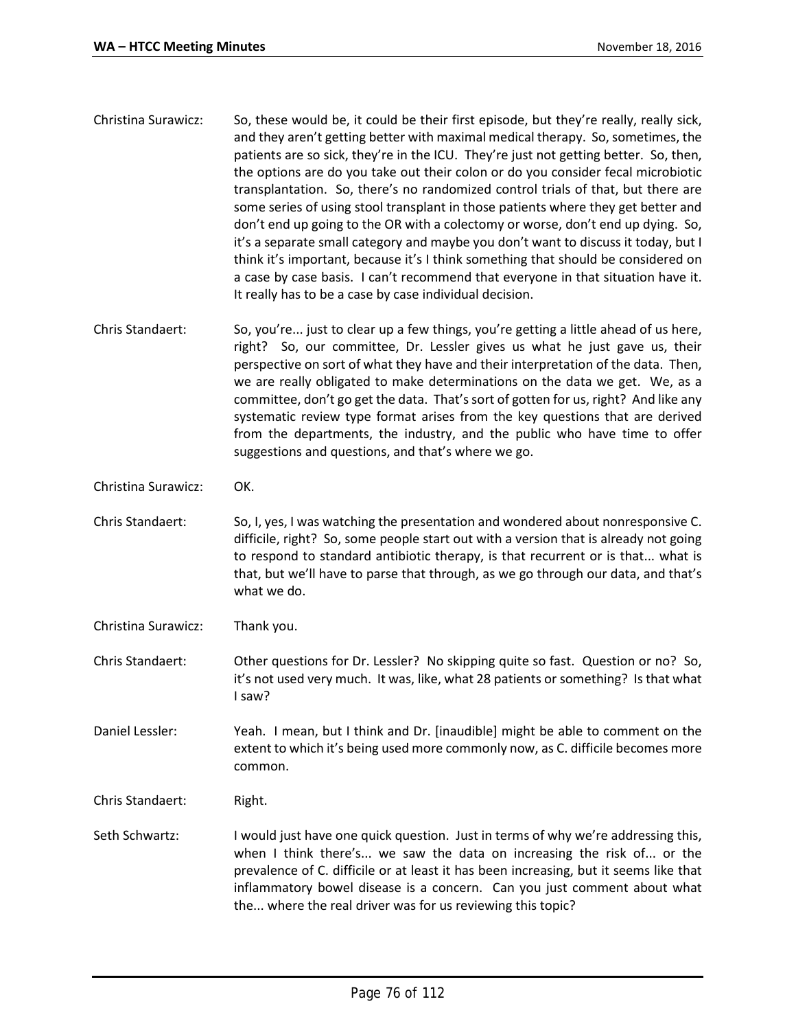Christina Surawicz: So, these would be, it could be their first episode, but they're really, really sick, and they aren't getting better with maximal medical therapy. So, sometimes, the patients are so sick, they're in the ICU. They're just not getting better. So, then, the options are do you take out their colon or do you consider fecal microbiotic transplantation. So, there's no randomized control trials of that, but there are some series of using stool transplant in those patients where they get better and don't end up going to the OR with a colectomy or worse, don't end up dying. So, it's a separate small category and maybe you don't want to discuss it today, but I think it's important, because it's I think something that should be considered on a case by case basis. I can't recommend that everyone in that situation have it. It really has to be a case by case individual decision.

Chris Standaert: So, you're... just to clear up a few things, you're getting a little ahead of us here, right? So, our committee, Dr. Lessler gives us what he just gave us, their perspective on sort of what they have and their interpretation of the data. Then, we are really obligated to make determinations on the data we get. We, as a committee, don't go get the data. That's sort of gotten for us, right? And like any systematic review type format arises from the key questions that are derived from the departments, the industry, and the public who have time to offer suggestions and questions, and that's where we go.

Christina Surawicz: OK.

Chris Standaert: So, I, yes, I was watching the presentation and wondered about nonresponsive C. difficile, right? So, some people start out with a version that is already not going to respond to standard antibiotic therapy, is that recurrent or is that... what is that, but we'll have to parse that through, as we go through our data, and that's what we do.

Christina Surawicz: Thank you.

Chris Standaert: Other questions for Dr. Lessler? No skipping quite so fast. Question or no? So, it's not used very much. It was, like, what 28 patients or something? Is that what I saw?

Daniel Lessler: Yeah. I mean, but I think and Dr. [inaudible] might be able to comment on the extent to which it's being used more commonly now, as C. difficile becomes more common.

Chris Standaert: Right.

Seth Schwartz: I would just have one quick question. Just in terms of why we're addressing this, when I think there's... we saw the data on increasing the risk of... or the prevalence of C. difficile or at least it has been increasing, but it seems like that inflammatory bowel disease is a concern. Can you just comment about what the... where the real driver was for us reviewing this topic?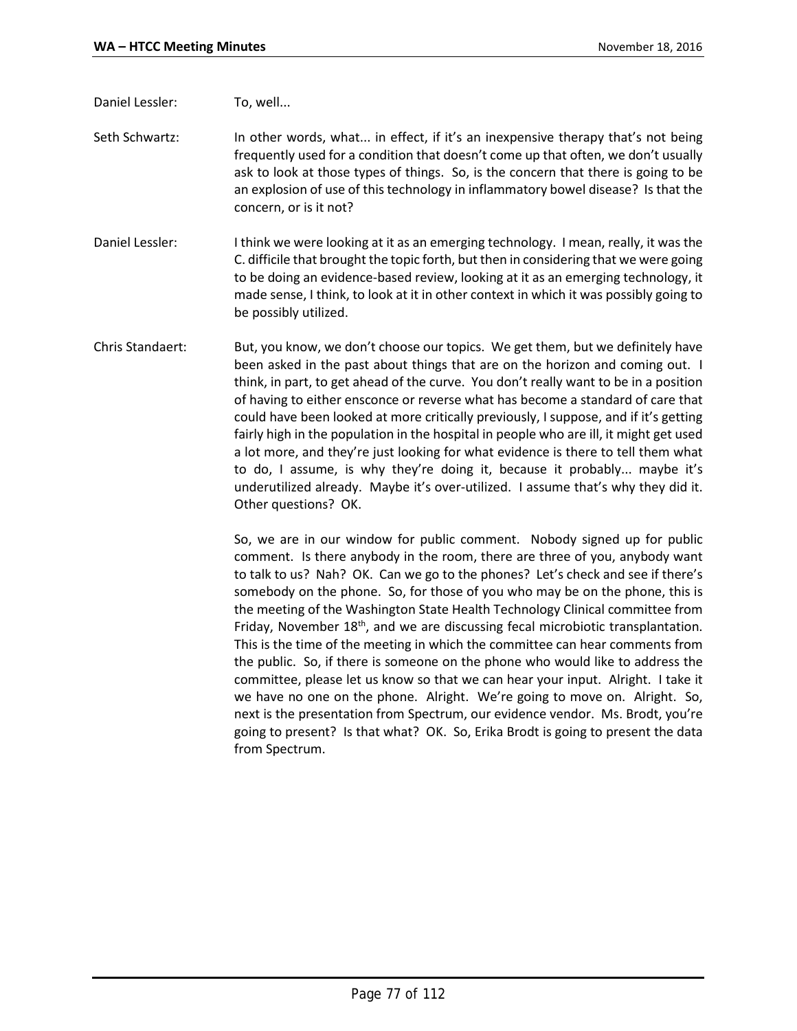Daniel Lessler: To, well...

Seth Schwartz: In other words, what... in effect, if it's an inexpensive therapy that's not being frequently used for a condition that doesn't come up that often, we don't usually ask to look at those types of things. So, is the concern that there is going to be an explosion of use of this technology in inflammatory bowel disease? Is that the concern, or is it not?

Daniel Lessler: I think we were looking at it as an emerging technology. I mean, really, it was the C. difficile that brought the topic forth, but then in considering that we were going to be doing an evidence-based review, looking at it as an emerging technology, it made sense, I think, to look at it in other context in which it was possibly going to be possibly utilized.

Chris Standaert: But, you know, we don't choose our topics. We get them, but we definitely have been asked in the past about things that are on the horizon and coming out. I think, in part, to get ahead of the curve. You don't really want to be in a position of having to either ensconce or reverse what has become a standard of care that could have been looked at more critically previously, I suppose, and if it's getting fairly high in the population in the hospital in people who are ill, it might get used a lot more, and they're just looking for what evidence is there to tell them what to do, I assume, is why they're doing it, because it probably... maybe it's underutilized already. Maybe it's over-utilized. I assume that's why they did it. Other questions? OK.

So, we are in our window for public comment. Nobody signed up for public comment. Is there anybody in the room, there are three of you, anybody want to talk to us? Nah? OK. Can we go to the phones? Let's check and see if there's somebody on the phone. So, for those of you who may be on the phone, this is the meeting of the Washington State Health Technology Clinical committee from Friday, November 18th, and we are discussing fecal microbiotic transplantation. This is the time of the meeting in which the committee can hear comments from the public. So, if there is someone on the phone who would like to address the committee, please let us know so that we can hear your input. Alright. I take it we have no one on the phone. Alright. We're going to move on. Alright. So, next is the presentation from Spectrum, our evidence vendor. Ms. Brodt, you're going to present? Is that what? OK. So, Erika Brodt is going to present the data from Spectrum.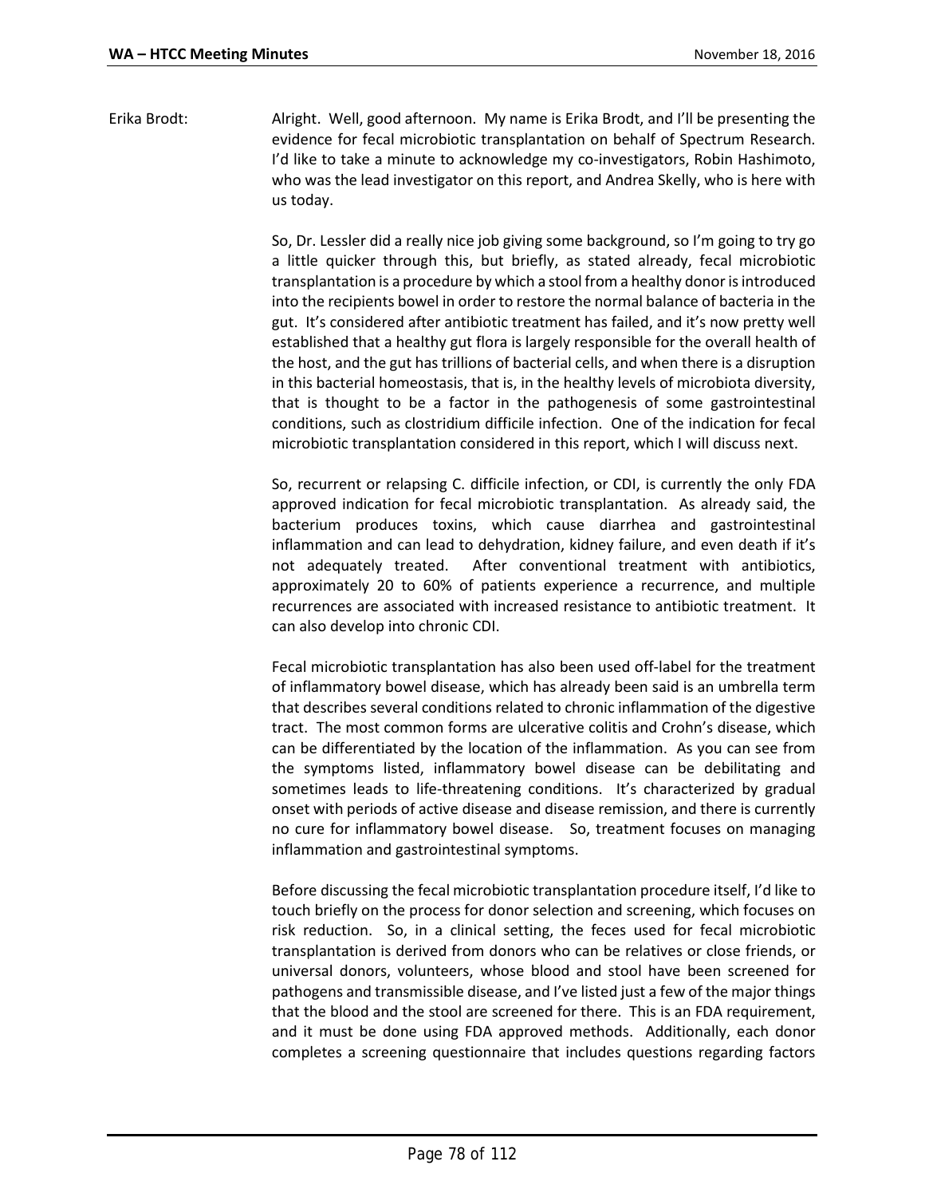Erika Brodt: Alright. Well, good afternoon. My name is Erika Brodt, and I'll be presenting the evidence for fecal microbiotic transplantation on behalf of Spectrum Research. I'd like to take a minute to acknowledge my co-investigators, Robin Hashimoto, who was the lead investigator on this report, and Andrea Skelly, who is here with us today.

So, Dr. Lessler did a really nice job giving some background, so I'm going to try go a little quicker through this, but briefly, as stated already, fecal microbiotic transplantation is a procedure by which a stool from a healthy donor is introduced into the recipients bowel in order to restore the normal balance of bacteria in the gut. It's considered after antibiotic treatment has failed, and it's now pretty well established that a healthy gut flora is largely responsible for the overall health of the host, and the gut has trillions of bacterial cells, and when there is a disruption in this bacterial homeostasis, that is, in the healthy levels of microbiota diversity, that is thought to be a factor in the pathogenesis of some gastrointestinal conditions, such as clostridium difficile infection. One of the indication for fecal microbiotic transplantation considered in this report, which I will discuss next.

So, recurrent or relapsing C. difficile infection, or CDI, is currently the only FDA approved indication for fecal microbiotic transplantation. As already said, the bacterium produces toxins, which cause diarrhea and gastrointestinal inflammation and can lead to dehydration, kidney failure, and even death if it's not adequately treated. After conventional treatment with antibiotics, approximately 20 to 60% of patients experience a recurrence, and multiple recurrences are associated with increased resistance to antibiotic treatment. It can also develop into chronic CDI.

Fecal microbiotic transplantation has also been used off-label for the treatment of inflammatory bowel disease, which has already been said is an umbrella term that describes several conditions related to chronic inflammation of the digestive tract. The most common forms are ulcerative colitis and Crohn's disease, which can be differentiated by the location of the inflammation. As you can see from the symptoms listed, inflammatory bowel disease can be debilitating and sometimes leads to life-threatening conditions. It's characterized by gradual onset with periods of active disease and disease remission, and there is currently no cure for inflammatory bowel disease. So, treatment focuses on managing inflammation and gastrointestinal symptoms.

Before discussing the fecal microbiotic transplantation procedure itself, I'd like to touch briefly on the process for donor selection and screening, which focuses on risk reduction. So, in a clinical setting, the feces used for fecal microbiotic transplantation is derived from donors who can be relatives or close friends, or universal donors, volunteers, whose blood and stool have been screened for pathogens and transmissible disease, and I've listed just a few of the major things that the blood and the stool are screened for there. This is an FDA requirement, and it must be done using FDA approved methods. Additionally, each donor completes a screening questionnaire that includes questions regarding factors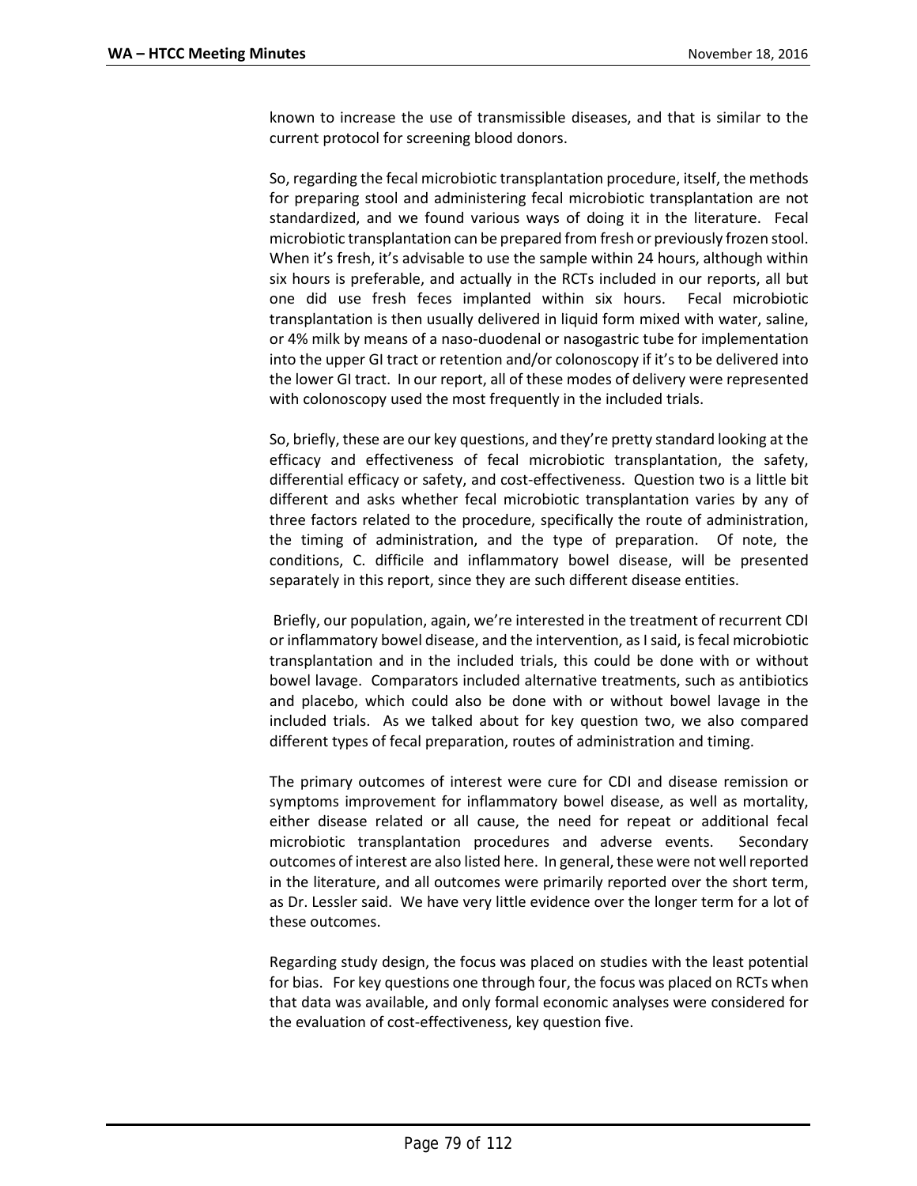known to increase the use of transmissible diseases, and that is similar to the current protocol for screening blood donors.

So, regarding the fecal microbiotic transplantation procedure, itself, the methods for preparing stool and administering fecal microbiotic transplantation are not standardized, and we found various ways of doing it in the literature. Fecal microbiotic transplantation can be prepared from fresh or previously frozen stool. When it's fresh, it's advisable to use the sample within 24 hours, although within six hours is preferable, and actually in the RCTs included in our reports, all but one did use fresh feces implanted within six hours. Fecal microbiotic transplantation is then usually delivered in liquid form mixed with water, saline, or 4% milk by means of a naso-duodenal or nasogastric tube for implementation into the upper GI tract or retention and/or colonoscopy if it's to be delivered into the lower GI tract. In our report, all of these modes of delivery were represented with colonoscopy used the most frequently in the included trials.

So, briefly, these are our key questions, and they're pretty standard looking at the efficacy and effectiveness of fecal microbiotic transplantation, the safety, differential efficacy or safety, and cost-effectiveness. Question two is a little bit different and asks whether fecal microbiotic transplantation varies by any of three factors related to the procedure, specifically the route of administration, the timing of administration, and the type of preparation. Of note, the conditions, C. difficile and inflammatory bowel disease, will be presented separately in this report, since they are such different disease entities.

Briefly, our population, again, we're interested in the treatment of recurrent CDI or inflammatory bowel disease, and the intervention, as I said, is fecal microbiotic transplantation and in the included trials, this could be done with or without bowel lavage. Comparators included alternative treatments, such as antibiotics and placebo, which could also be done with or without bowel lavage in the included trials. As we talked about for key question two, we also compared different types of fecal preparation, routes of administration and timing.

The primary outcomes of interest were cure for CDI and disease remission or symptoms improvement for inflammatory bowel disease, as well as mortality, either disease related or all cause, the need for repeat or additional fecal microbiotic transplantation procedures and adverse events. Secondary outcomes of interest are also listed here. In general, these were not well reported in the literature, and all outcomes were primarily reported over the short term, as Dr. Lessler said. We have very little evidence over the longer term for a lot of these outcomes.

Regarding study design, the focus was placed on studies with the least potential for bias. For key questions one through four, the focus was placed on RCTs when that data was available, and only formal economic analyses were considered for the evaluation of cost-effectiveness, key question five.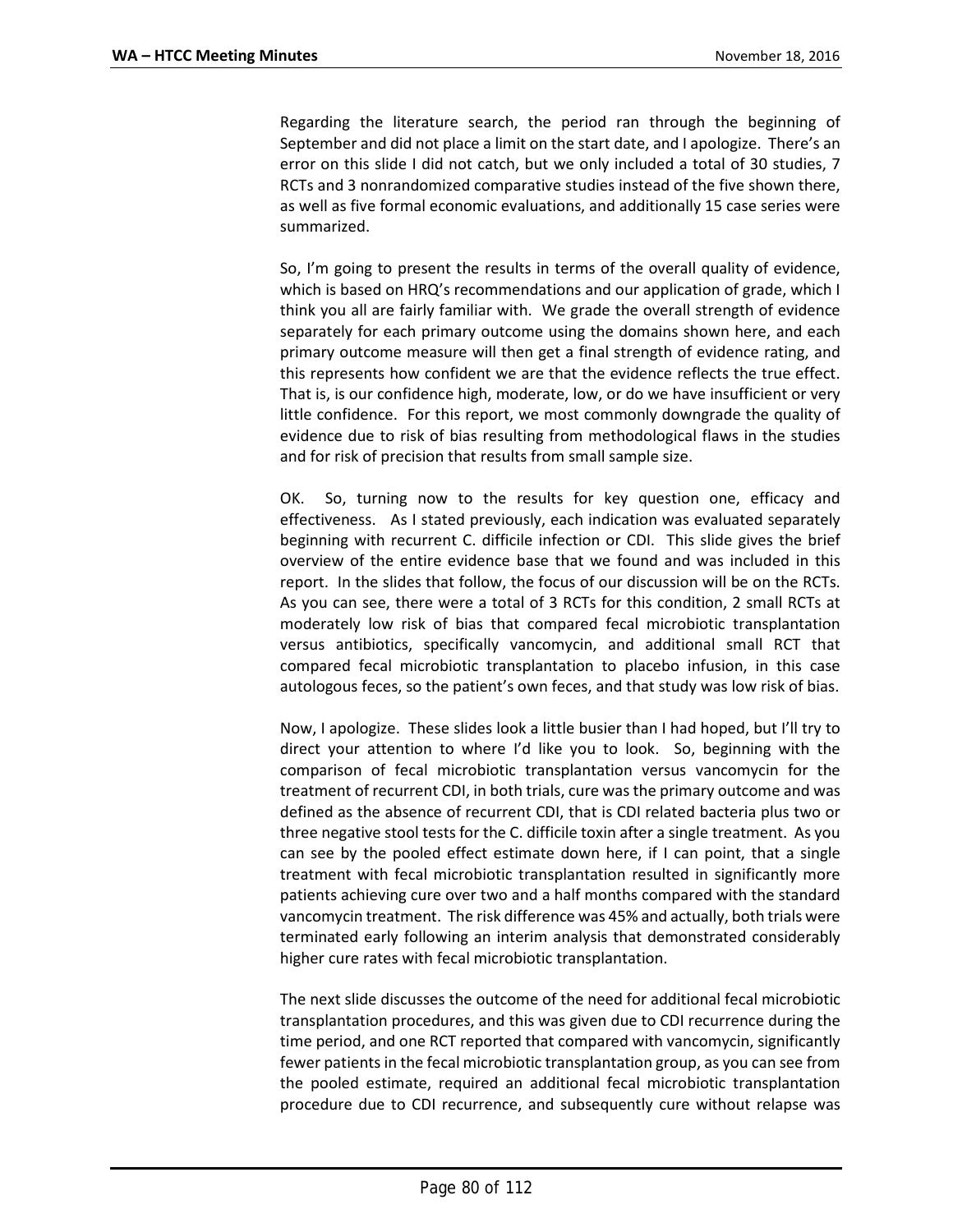Regarding the literature search, the period ran through the beginning of September and did not place a limit on the start date, and I apologize. There's an error on this slide I did not catch, but we only included a total of 30 studies, 7 RCTs and 3 nonrandomized comparative studies instead of the five shown there, as well as five formal economic evaluations, and additionally 15 case series were summarized.

So, I'm going to present the results in terms of the overall quality of evidence, which is based on HRQ's recommendations and our application of grade, which I think you all are fairly familiar with. We grade the overall strength of evidence separately for each primary outcome using the domains shown here, and each primary outcome measure will then get a final strength of evidence rating, and this represents how confident we are that the evidence reflects the true effect. That is, is our confidence high, moderate, low, or do we have insufficient or very little confidence. For this report, we most commonly downgrade the quality of evidence due to risk of bias resulting from methodological flaws in the studies and for risk of precision that results from small sample size.

OK. So, turning now to the results for key question one, efficacy and effectiveness. As I stated previously, each indication was evaluated separately beginning with recurrent C. difficile infection or CDI. This slide gives the brief overview of the entire evidence base that we found and was included in this report. In the slides that follow, the focus of our discussion will be on the RCTs. As you can see, there were a total of 3 RCTs for this condition, 2 small RCTs at moderately low risk of bias that compared fecal microbiotic transplantation versus antibiotics, specifically vancomycin, and additional small RCT that compared fecal microbiotic transplantation to placebo infusion, in this case autologous feces, so the patient's own feces, and that study was low risk of bias.

Now, I apologize. These slides look a little busier than I had hoped, but I'll try to direct your attention to where I'd like you to look. So, beginning with the comparison of fecal microbiotic transplantation versus vancomycin for the treatment of recurrent CDI, in both trials, cure was the primary outcome and was defined as the absence of recurrent CDI, that is CDI related bacteria plus two or three negative stool tests for the C. difficile toxin after a single treatment. As you can see by the pooled effect estimate down here, if I can point, that a single treatment with fecal microbiotic transplantation resulted in significantly more patients achieving cure over two and a half months compared with the standard vancomycin treatment. The risk difference was 45% and actually, both trials were terminated early following an interim analysis that demonstrated considerably higher cure rates with fecal microbiotic transplantation.

The next slide discusses the outcome of the need for additional fecal microbiotic transplantation procedures, and this was given due to CDI recurrence during the time period, and one RCT reported that compared with vancomycin, significantly fewer patients in the fecal microbiotic transplantation group, as you can see from the pooled estimate, required an additional fecal microbiotic transplantation procedure due to CDI recurrence, and subsequently cure without relapse was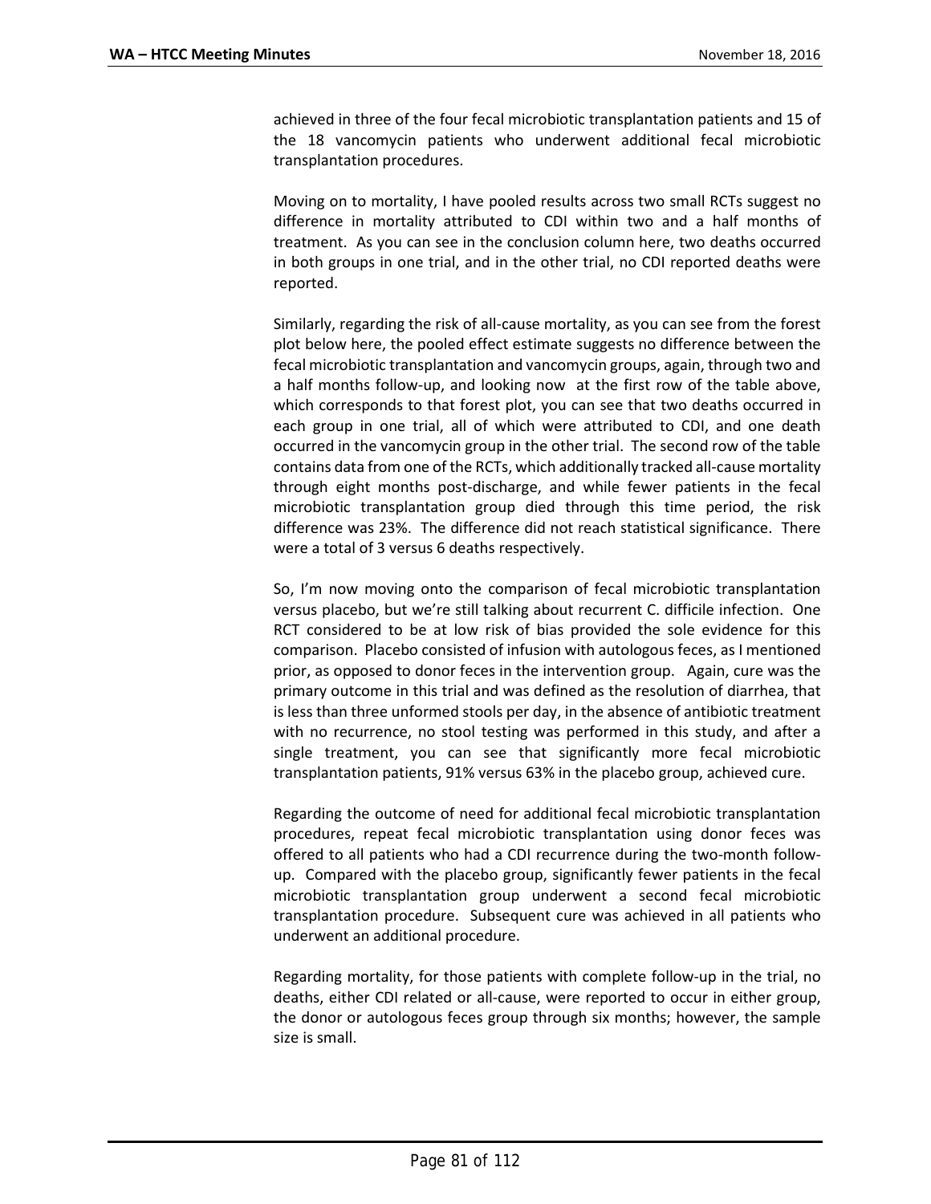achieved in three of the four fecal microbiotic transplantation patients and 15 of the 18 vancomycin patients who underwent additional fecal microbiotic transplantation procedures.

Moving on to mortality, I have pooled results across two small RCTs suggest no difference in mortality attributed to CDI within two and a half months of treatment. As you can see in the conclusion column here, two deaths occurred in both groups in one trial, and in the other trial, no CDI reported deaths were reported.

Similarly, regarding the risk of all-cause mortality, as you can see from the forest plot below here, the pooled effect estimate suggests no difference between the fecal microbiotic transplantation and vancomycin groups, again, through two and a half months follow-up, and looking now at the first row of the table above, which corresponds to that forest plot, you can see that two deaths occurred in each group in one trial, all of which were attributed to CDI, and one death occurred in the vancomycin group in the other trial. The second row of the table contains data from one of the RCTs, which additionally tracked all-cause mortality through eight months post-discharge, and while fewer patients in the fecal microbiotic transplantation group died through this time period, the risk difference was 23%. The difference did not reach statistical significance. There were a total of 3 versus 6 deaths respectively.

So, I'm now moving onto the comparison of fecal microbiotic transplantation versus placebo, but we're still talking about recurrent C. difficile infection. One RCT considered to be at low risk of bias provided the sole evidence for this comparison. Placebo consisted of infusion with autologous feces, as I mentioned prior, as opposed to donor feces in the intervention group. Again, cure was the primary outcome in this trial and was defined as the resolution of diarrhea, that is less than three unformed stools per day, in the absence of antibiotic treatment with no recurrence, no stool testing was performed in this study, and after a single treatment, you can see that significantly more fecal microbiotic transplantation patients, 91% versus 63% in the placebo group, achieved cure.

Regarding the outcome of need for additional fecal microbiotic transplantation procedures, repeat fecal microbiotic transplantation using donor feces was offered to all patients who had a CDI recurrence during the two-month follow-up. Compared with the placebo group, significantly fewer patients in the fecal microbiotic transplantation group underwent a second fecal microbiotic transplantation procedure. Subsequent cure was achieved in all patients who underwent an additional procedure.

Regarding mortality, for those patients with complete follow-up in the trial, no deaths, either CDI related or all-cause, were reported to occur in either group, the donor or autologous feces group through six months; however, the sample size is small.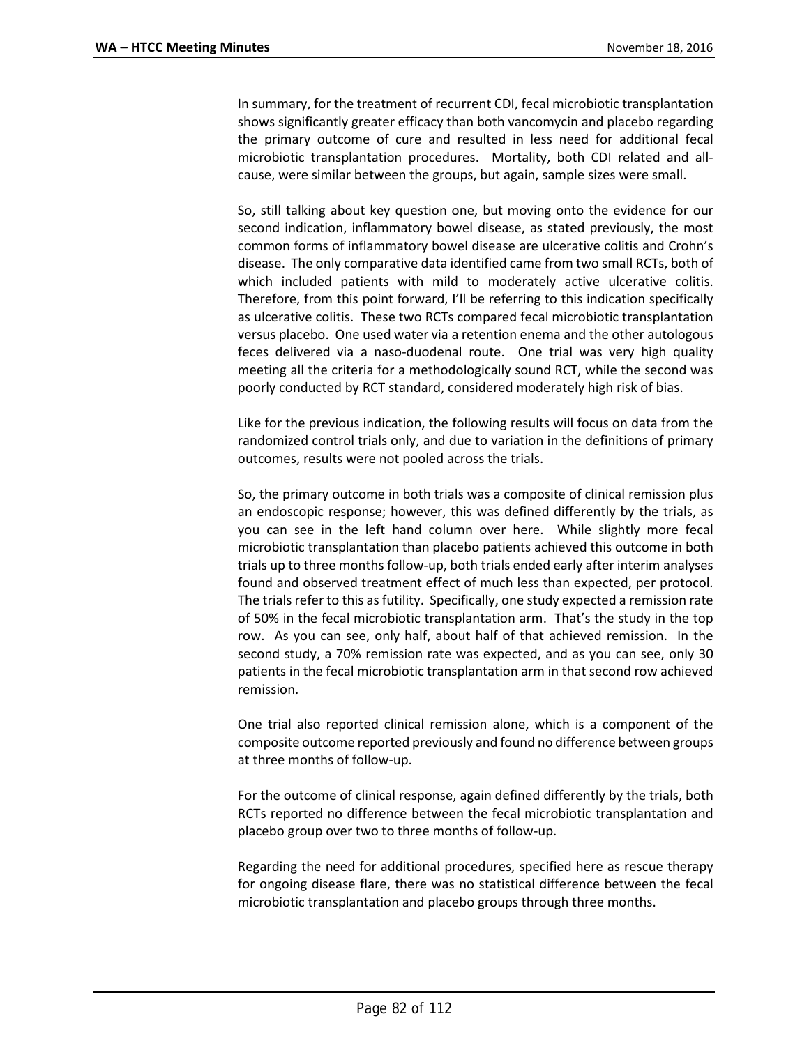In summary, for the treatment of recurrent CDI, fecal microbiotic transplantation shows significantly greater efficacy than both vancomycin and placebo regarding the primary outcome of cure and resulted in less need for additional fecal microbiotic transplantation procedures. Mortality, both CDI related and all-cause, were similar between the groups, but again, sample sizes were small.

So, still talking about key question one, but moving onto the evidence for our second indication, inflammatory bowel disease, as stated previously, the most common forms of inflammatory bowel disease are ulcerative colitis and Crohn's disease. The only comparative data identified came from two small RCTs, both of which included patients with mild to moderately active ulcerative colitis. Therefore, from this point forward, I'll be referring to this indication specifically as ulcerative colitis. These two RCTs compared fecal microbiotic transplantation versus placebo. One used water via a retention enema and the other autologous feces delivered via a naso-duodenal route. One trial was very high quality meeting all the criteria for a methodologically sound RCT, while the second was poorly conducted by RCT standard, considered moderately high risk of bias.

Like for the previous indication, the following results will focus on data from the randomized control trials only, and due to variation in the definitions of primary outcomes, results were not pooled across the trials.

So, the primary outcome in both trials was a composite of clinical remission plus an endoscopic response; however, this was defined differently by the trials, as you can see in the left hand column over here. While slightly more fecal microbiotic transplantation than placebo patients achieved this outcome in both trials up to three months follow-up, both trials ended early after interim analyses found and observed treatment effect of much less than expected, per protocol. The trials refer to this as futility. Specifically, one study expected a remission rate of 50% in the fecal microbiotic transplantation arm. That's the study in the top row. As you can see, only half, about half of that achieved remission. In the second study, a 70% remission rate was expected, and as you can see, only 30 patients in the fecal microbiotic transplantation arm in that second row achieved remission.

One trial also reported clinical remission alone, which is a component of the composite outcome reported previously and found no difference between groups at three months of follow-up.

For the outcome of clinical response, again defined differently by the trials, both RCTs reported no difference between the fecal microbiotic transplantation and placebo group over two to three months of follow-up.

Regarding the need for additional procedures, specified here as rescue therapy for ongoing disease flare, there was no statistical difference between the fecal microbiotic transplantation and placebo groups through three months.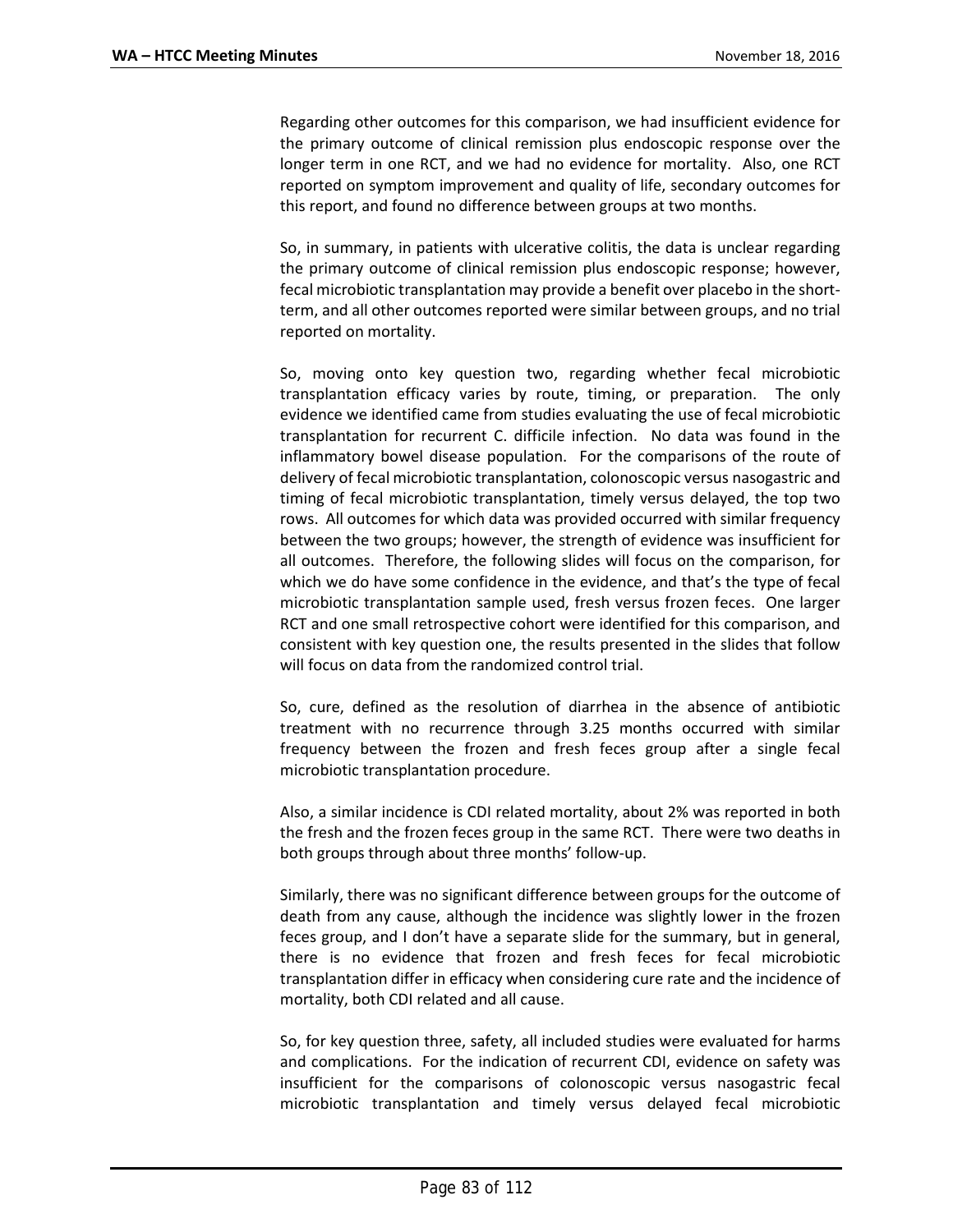Regarding other outcomes for this comparison, we had insufficient evidence for the primary outcome of clinical remission plus endoscopic response over the longer term in one RCT, and we had no evidence for mortality. Also, one RCT reported on symptom improvement and quality of life, secondary outcomes for this report, and found no difference between groups at two months.

So, in summary, in patients with ulcerative colitis, the data is unclear regarding the primary outcome of clinical remission plus endoscopic response; however, fecal microbiotic transplantation may provide a benefit over placebo in the short-term, and all other outcomes reported were similar between groups, and no trial reported on mortality.

So, moving onto key question two, regarding whether fecal microbiotic transplantation efficacy varies by route, timing, or preparation. The only evidence we identified came from studies evaluating the use of fecal microbiotic transplantation for recurrent C. difficile infection. No data was found in the inflammatory bowel disease population. For the comparisons of the route of delivery of fecal microbiotic transplantation, colonoscopic versus nasogastric and timing of fecal microbiotic transplantation, timely versus delayed, the top two rows. All outcomes for which data was provided occurred with similar frequency between the two groups; however, the strength of evidence was insufficient for all outcomes. Therefore, the following slides will focus on the comparison, for which we do have some confidence in the evidence, and that's the type of fecal microbiotic transplantation sample used, fresh versus frozen feces. One larger RCT and one small retrospective cohort were identified for this comparison, and consistent with key question one, the results presented in the slides that follow will focus on data from the randomized control trial.

So, cure, defined as the resolution of diarrhea in the absence of antibiotic treatment with no recurrence through 3.25 months occurred with similar frequency between the frozen and fresh feces group after a single fecal microbiotic transplantation procedure.

Also, a similar incidence is CDI related mortality, about 2% was reported in both the fresh and the frozen feces group in the same RCT. There were two deaths in both groups through about three months' follow-up.

Similarly, there was no significant difference between groups for the outcome of death from any cause, although the incidence was slightly lower in the frozen feces group, and I don't have a separate slide for the summary, but in general, there is no evidence that frozen and fresh feces for fecal microbiotic transplantation differ in efficacy when considering cure rate and the incidence of mortality, both CDI related and all cause.

So, for key question three, safety, all included studies were evaluated for harms and complications. For the indication of recurrent CDI, evidence on safety was insufficient for the comparisons of colonoscopic versus nasogastric fecal microbiotic transplantation and timely versus delayed fecal microbiotic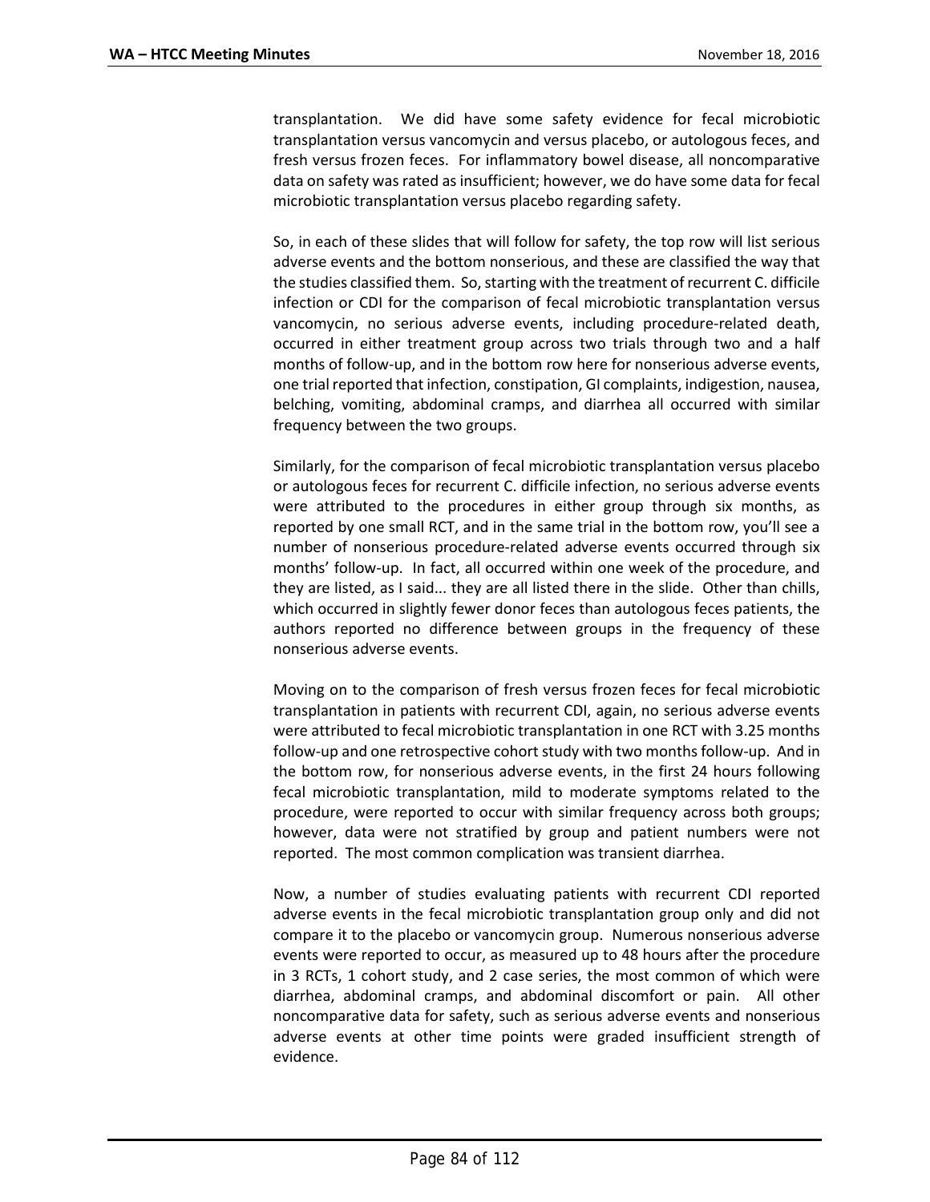transplantation. We did have some safety evidence for fecal microbiotic transplantation versus vancomycin and versus placebo, or autologous feces, and fresh versus frozen feces. For inflammatory bowel disease, all noncomparative data on safety was rated as insufficient; however, we do have some data for fecal microbiotic transplantation versus placebo regarding safety.

So, in each of these slides that will follow for safety, the top row will list serious adverse events and the bottom nonserious, and these are classified the way that the studies classified them. So, starting with the treatment of recurrent C. difficile infection or CDI for the comparison of fecal microbiotic transplantation versus vancomycin, no serious adverse events, including procedure-related death, occurred in either treatment group across two trials through two and a half months of follow-up, and in the bottom row here for nonserious adverse events, one trial reported that infection, constipation, GI complaints, indigestion, nausea, belching, vomiting, abdominal cramps, and diarrhea all occurred with similar frequency between the two groups.

Similarly, for the comparison of fecal microbiotic transplantation versus placebo or autologous feces for recurrent C. difficile infection, no serious adverse events were attributed to the procedures in either group through six months, as reported by one small RCT, and in the same trial in the bottom row, you'll see a number of nonserious procedure-related adverse events occurred through six months' follow-up. In fact, all occurred within one week of the procedure, and they are listed, as I said... they are all listed there in the slide. Other than chills, which occurred in slightly fewer donor feces than autologous feces patients, the authors reported no difference between groups in the frequency of these nonserious adverse events.

Moving on to the comparison of fresh versus frozen feces for fecal microbiotic transplantation in patients with recurrent CDI, again, no serious adverse events were attributed to fecal microbiotic transplantation in one RCT with 3.25 months follow-up and one retrospective cohort study with two months follow-up. And in the bottom row, for nonserious adverse events, in the first 24 hours following fecal microbiotic transplantation, mild to moderate symptoms related to the procedure, were reported to occur with similar frequency across both groups; however, data were not stratified by group and patient numbers were not reported. The most common complication was transient diarrhea.

Now, a number of studies evaluating patients with recurrent CDI reported adverse events in the fecal microbiotic transplantation group only and did not compare it to the placebo or vancomycin group. Numerous nonserious adverse events were reported to occur, as measured up to 48 hours after the procedure in 3 RCTs, 1 cohort study, and 2 case series, the most common of which were diarrhea, abdominal cramps, and abdominal discomfort or pain. All other noncomparative data for safety, such as serious adverse events and nonserious adverse events at other time points were graded insufficient strength of evidence.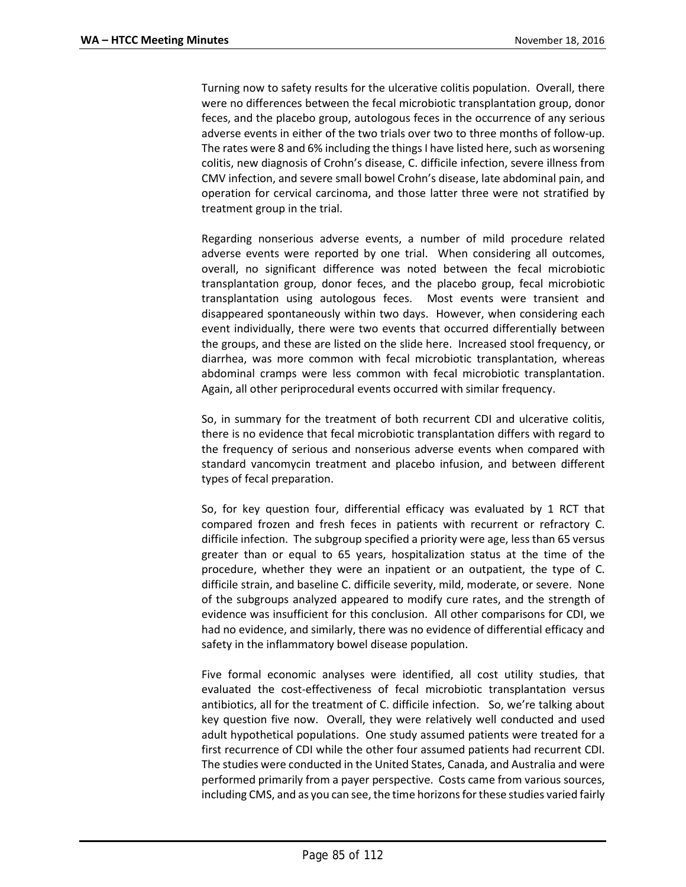Turning now to safety results for the ulcerative colitis population. Overall, there were no differences between the fecal microbiotic transplantation group, donor feces, and the placebo group, autologous feces in the occurrence of any serious adverse events in either of the two trials over two to three months of follow-up. The rates were 8 and 6% including the things I have listed here, such as worsening colitis, new diagnosis of Crohn's disease, C. difficile infection, severe illness from CMV infection, and severe small bowel Crohn's disease, late abdominal pain, and operation for cervical carcinoma, and those latter three were not stratified by treatment group in the trial.

Regarding nonserious adverse events, a number of mild procedure related adverse events were reported by one trial. When considering all outcomes, overall, no significant difference was noted between the fecal microbiotic transplantation group, donor feces, and the placebo group, fecal microbiotic transplantation using autologous feces. Most events were transient and disappeared spontaneously within two days. However, when considering each event individually, there were two events that occurred differentially between the groups, and these are listed on the slide here. Increased stool frequency, or diarrhea, was more common with fecal microbiotic transplantation, whereas abdominal cramps were less common with fecal microbiotic transplantation. Again, all other periprocedural events occurred with similar frequency.

So, in summary for the treatment of both recurrent CDI and ulcerative colitis, there is no evidence that fecal microbiotic transplantation differs with regard to the frequency of serious and nonserious adverse events when compared with standard vancomycin treatment and placebo infusion, and between different types of fecal preparation.

So, for key question four, differential efficacy was evaluated by 1 RCT that compared frozen and fresh feces in patients with recurrent or refractory C. difficile infection. The subgroup specified a priority were age, less than 65 versus greater than or equal to 65 years, hospitalization status at the time of the procedure, whether they were an inpatient or an outpatient, the type of C. difficile strain, and baseline C. difficile severity, mild, moderate, or severe. None of the subgroups analyzed appeared to modify cure rates, and the strength of evidence was insufficient for this conclusion. All other comparisons for CDI, we had no evidence, and similarly, there was no evidence of differential efficacy and safety in the inflammatory bowel disease population.

Five formal economic analyses were identified, all cost utility studies, that evaluated the cost-effectiveness of fecal microbiotic transplantation versus antibiotics, all for the treatment of C. difficile infection. So, we're talking about key question five now. Overall, they were relatively well conducted and used adult hypothetical populations. One study assumed patients were treated for a first recurrence of CDI while the other four assumed patients had recurrent CDI. The studies were conducted in the United States, Canada, and Australia and were performed primarily from a payer perspective. Costs came from various sources, including CMS, and as you can see, the time horizons for these studies varied fairly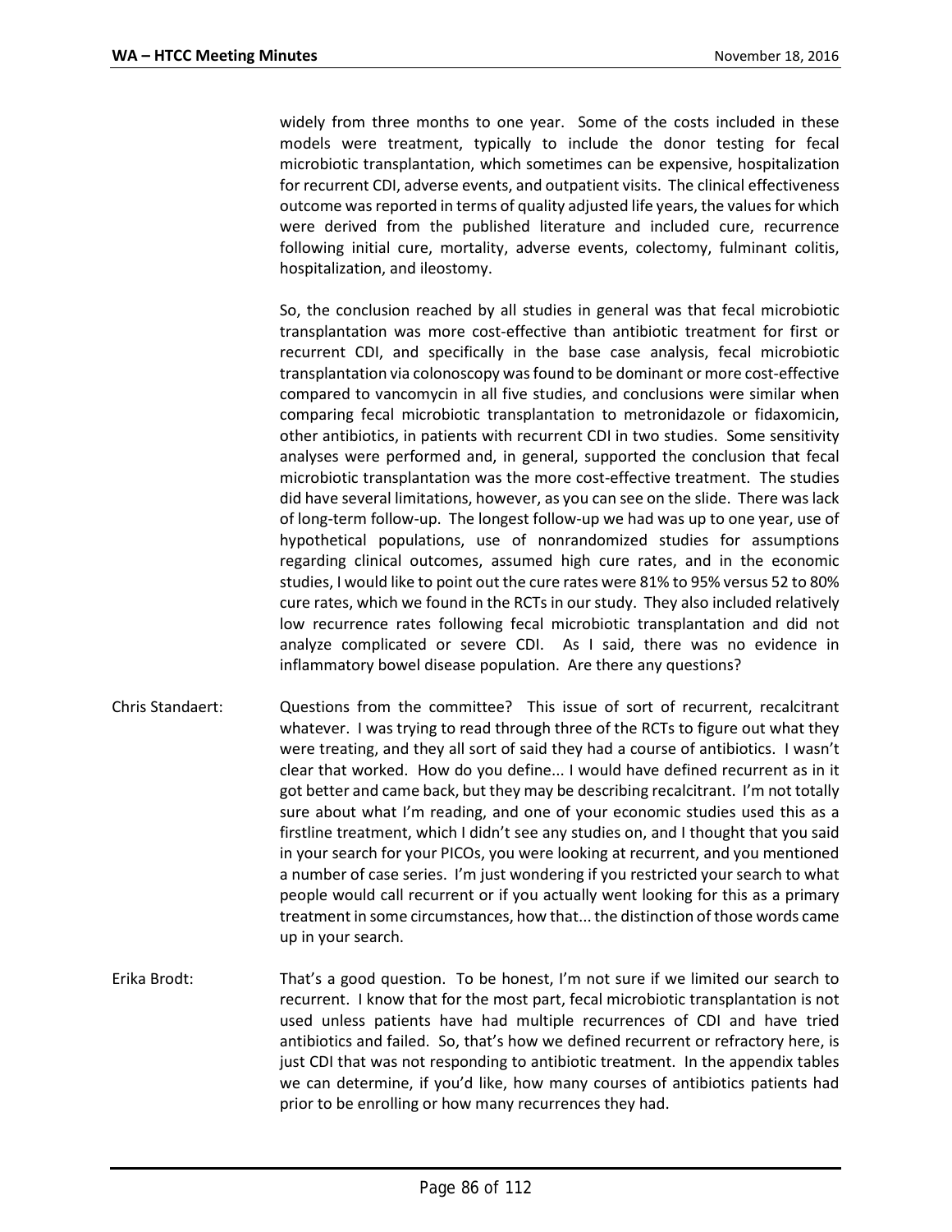widely from three months to one year. Some of the costs included in these models were treatment, typically to include the donor testing for fecal microbiotic transplantation, which sometimes can be expensive, hospitalization for recurrent CDI, adverse events, and outpatient visits. The clinical effectiveness outcome was reported in terms of quality adjusted life years, the values for which were derived from the published literature and included cure, recurrence following initial cure, mortality, adverse events, colectomy, fulminant colitis, hospitalization, and ileostomy.

So, the conclusion reached by all studies in general was that fecal microbiotic transplantation was more cost-effective than antibiotic treatment for first or recurrent CDI, and specifically in the base case analysis, fecal microbiotic transplantation via colonoscopy was found to be dominant or more cost-effective compared to vancomycin in all five studies, and conclusions were similar when comparing fecal microbiotic transplantation to metronidazole or fidaxomicin, other antibiotics, in patients with recurrent CDI in two studies. Some sensitivity analyses were performed and, in general, supported the conclusion that fecal microbiotic transplantation was the more cost-effective treatment. The studies did have several limitations, however, as you can see on the slide. There was lack of long-term follow-up. The longest follow-up we had was up to one year, use of hypothetical populations, use of nonrandomized studies for assumptions regarding clinical outcomes, assumed high cure rates, and in the economic studies, I would like to point out the cure rates were 81% to 95% versus 52 to 80% cure rates, which we found in the RCTs in our study. They also included relatively low recurrence rates following fecal microbiotic transplantation and did not analyze complicated or severe CDI. As I said, there was no evidence in inflammatory bowel disease population. Are there any questions?

Chris Standaert: Questions from the committee? This issue of sort of recurrent, recalcitrant whatever. I was trying to read through three of the RCTs to figure out what they were treating, and they all sort of said they had a course of antibiotics. I wasn't clear that worked. How do you define... I would have defined recurrent as in it got better and came back, but they may be describing recalcitrant. I'm not totally sure about what I'm reading, and one of your economic studies used this as a firstline treatment, which I didn't see any studies on, and I thought that you said in your search for your PICOs, you were looking at recurrent, and you mentioned a number of case series. I'm just wondering if you restricted your search to what people would call recurrent or if you actually went looking for this as a primary treatment in some circumstances, how that... the distinction of those words came up in your search.

Erika Brodt: That's a good question. To be honest, I'm not sure if we limited our search to recurrent. I know that for the most part, fecal microbiotic transplantation is not used unless patients have had multiple recurrences of CDI and have tried antibiotics and failed. So, that's how we defined recurrent or refractory here, is just CDI that was not responding to antibiotic treatment. In the appendix tables we can determine, if you'd like, how many courses of antibiotics patients had prior to be enrolling or how many recurrences they had.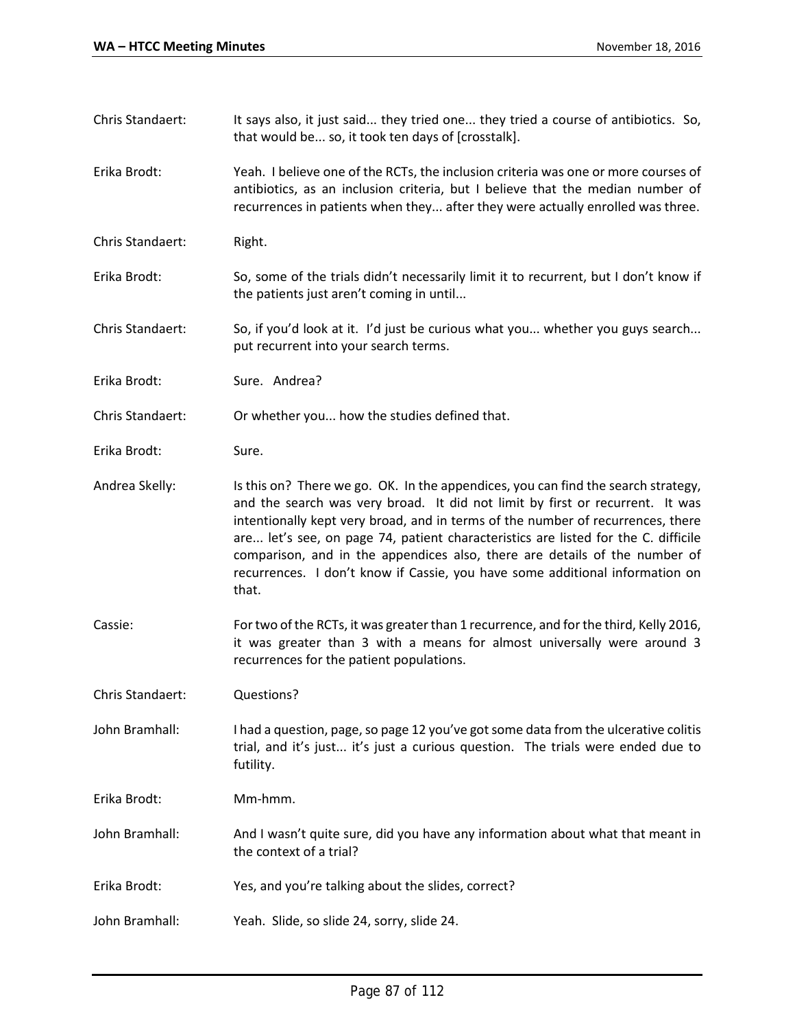Chris Standaert: It says also, it just said... they tried one... they tried a course of antibiotics. So, that would be... so, it took ten days of [crosstalk].

Erika Brodt: Yeah. I believe one of the RCTs, the inclusion criteria was one or more courses of antibiotics, as an inclusion criteria, but I believe that the median number of recurrences in patients when they... after they were actually enrolled was three.

Chris Standaert: Right.

Erika Brodt: So, some of the trials didn't necessarily limit it to recurrent, but I don't know if the patients just aren't coming in until...

Chris Standaert: So, if you'd look at it. I'd just be curious what you... whether you guys search... put recurrent into your search terms.

Erika Brodt: Sure. Andrea?

Chris Standaert: Or whether you... how the studies defined that.

Erika Brodt: Sure.

Andrea Skelly: Is this on? There we go. OK. In the appendices, you can find the search strategy, and the search was very broad. It did not limit by first or recurrent. It was intentionally kept very broad, and in terms of the number of recurrences, there are... let's see, on page 74, patient characteristics are listed for the C. difficile comparison, and in the appendices also, there are details of the number of recurrences. I don't know if Cassie, you have some additional information on that.

Cassie: For two of the RCTs, it was greater than 1 recurrence, and for the third, Kelly 2016, it was greater than 3 with a means for almost universally were around 3 recurrences for the patient populations.

Chris Standaert: Questions?

John Bramhall: I had a question, page, so page 12 you've got some data from the ulcerative colitis trial, and it's just... it's just a curious question. The trials were ended due to futility.

Erika Brodt: Mm-hmm.

John Bramhall: And I wasn't quite sure, did you have any information about what that meant in the context of a trial?

Erika Brodt: Yes, and you're talking about the slides, correct?

John Bramhall: Yeah. Slide, so slide 24, sorry, slide 24.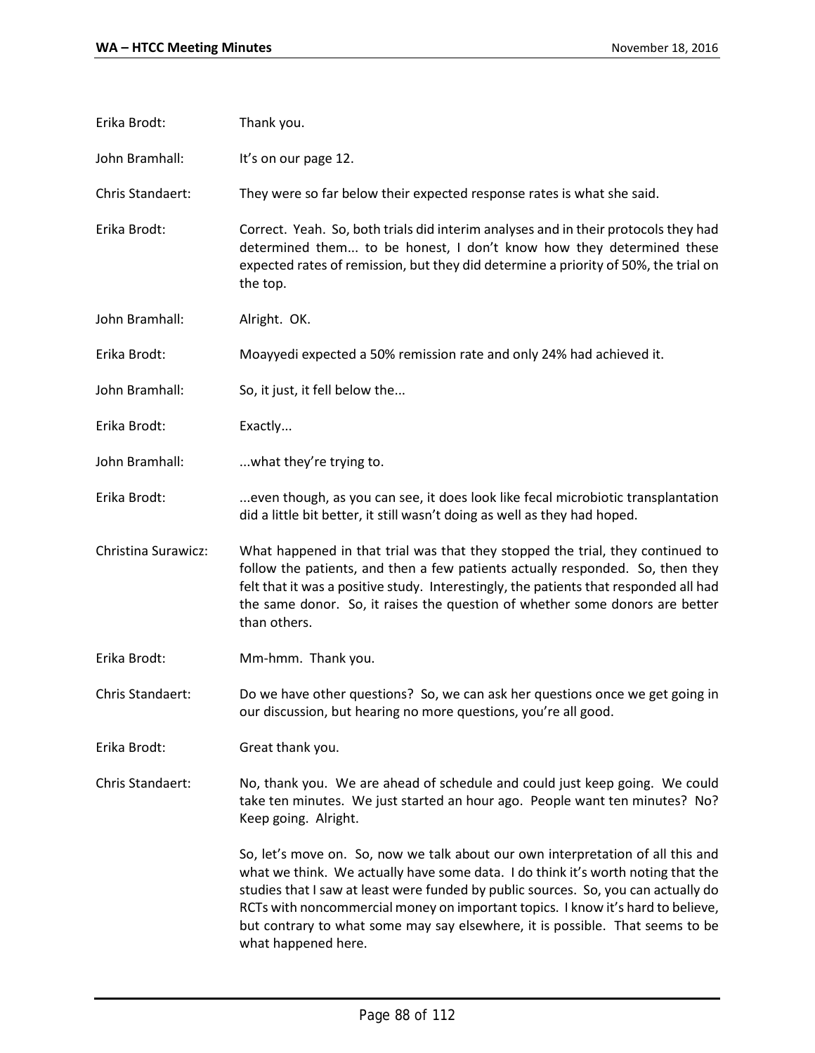Erika Brodt: Thank you.

John Bramhall: It's on our page 12.

Chris Standaert: They were so far below their expected response rates is what she said.

Erika Brodt: Correct. Yeah. So, both trials did interim analyses and in their protocols they had determined them... to be honest, I don't know how they determined these expected rates of remission, but they did determine a priority of 50%, the trial on the top.

John Bramhall: Alright. OK.

Erika Brodt: Moayyedi expected a 50% remission rate and only 24% had achieved it.

John Bramhall: So, it just, it fell below the...

Erika Brodt: Exactly...

John Bramhall: ...what they're trying to.

Erika Brodt: ...even though, as you can see, it does look like fecal microbiotic transplantation did a little bit better, it still wasn't doing as well as they had hoped.

Christina Surawicz: What happened in that trial was that they stopped the trial, they continued to follow the patients, and then a few patients actually responded. So, then they felt that it was a positive study. Interestingly, the patients that responded all had the same donor. So, it raises the question of whether some donors are better than others.

Erika Brodt: Mm-hmm. Thank you.

Chris Standaert: Do we have other questions? So, we can ask her questions once we get going in our discussion, but hearing no more questions, you're all good.

Erika Brodt: Great thank you.

Chris Standaert: No, thank you. We are ahead of schedule and could just keep going. We could take ten minutes. We just started an hour ago. People want ten minutes? No? Keep going. Alright.

So, let's move on. So, now we talk about our own interpretation of all this and what we think. We actually have some data. I do think it's worth noting that the studies that I saw at least were funded by public sources. So, you can actually do RCTs with noncommercial money on important topics. I know it's hard to believe, but contrary to what some may say elsewhere, it is possible. That seems to be what happened here.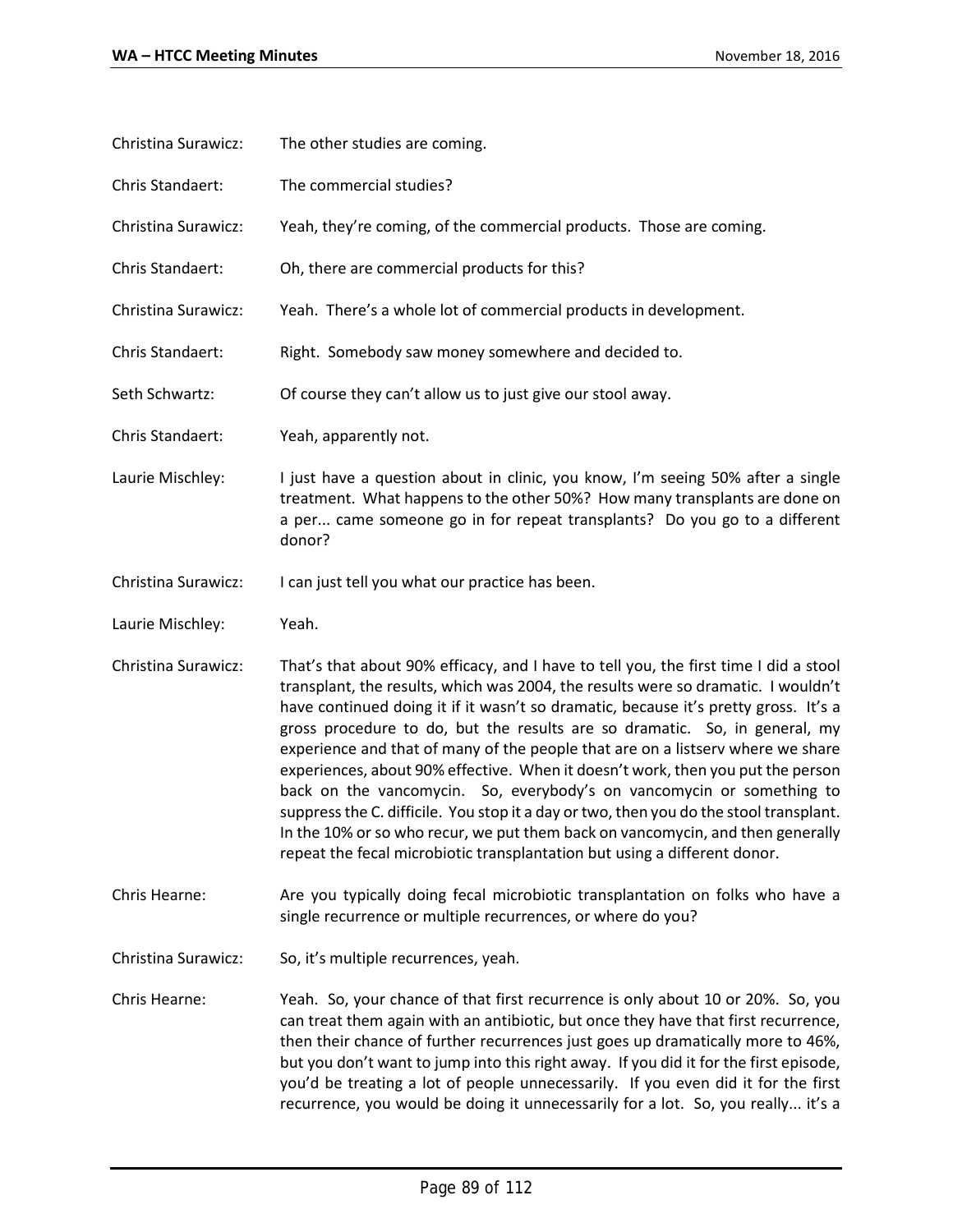Christina Surawicz: The other studies are coming.

Chris Standaert: The commercial studies?

Christina Surawicz: Yeah, they're coming, of the commercial products. Those are coming.

Chris Standaert: Oh, there are commercial products for this?

Christina Surawicz: Yeah. There's a whole lot of commercial products in development.

Chris Standaert: Right. Somebody saw money somewhere and decided to.

Seth Schwartz: Of course they can't allow us to just give our stool away.

Chris Standaert: Yeah, apparently not.

Laurie Mischley: I just have a question about in clinic, you know, I'm seeing 50% after a single treatment. What happens to the other 50%? How many transplants are done on a per... came someone go in for repeat transplants? Do you go to a different donor?

Christina Surawicz: I can just tell you what our practice has been.

Laurie Mischley: Yeah.

Christina Surawicz: That's that about 90% efficacy, and I have to tell you, the first time I did a stool transplant, the results, which was 2004, the results were so dramatic. I wouldn't have continued doing it if it wasn't so dramatic, because it's pretty gross. It's a gross procedure to do, but the results are so dramatic. So, in general, my experience and that of many of the people that are on a listserv where we share experiences, about 90% effective. When it doesn't work, then you put the person back on the vancomycin. So, everybody's on vancomycin or something to suppress the C. difficile. You stop it a day or two, then you do the stool transplant. In the 10% or so who recur, we put them back on vancomycin, and then generally repeat the fecal microbiotic transplantation but using a different donor.

Chris Hearne: Are you typically doing fecal microbiotic transplantation on folks who have a single recurrence or multiple recurrences, or where do you?

Christina Surawicz: So, it's multiple recurrences, yeah.

Chris Hearne: Yeah. So, your chance of that first recurrence is only about 10 or 20%. So, you can treat them again with an antibiotic, but once they have that first recurrence, then their chance of further recurrences just goes up dramatically more to 46%, but you don't want to jump into this right away. If you did it for the first episode, you'd be treating a lot of people unnecessarily. If you even did it for the first recurrence, you would be doing it unnecessarily for a lot. So, you really... it's a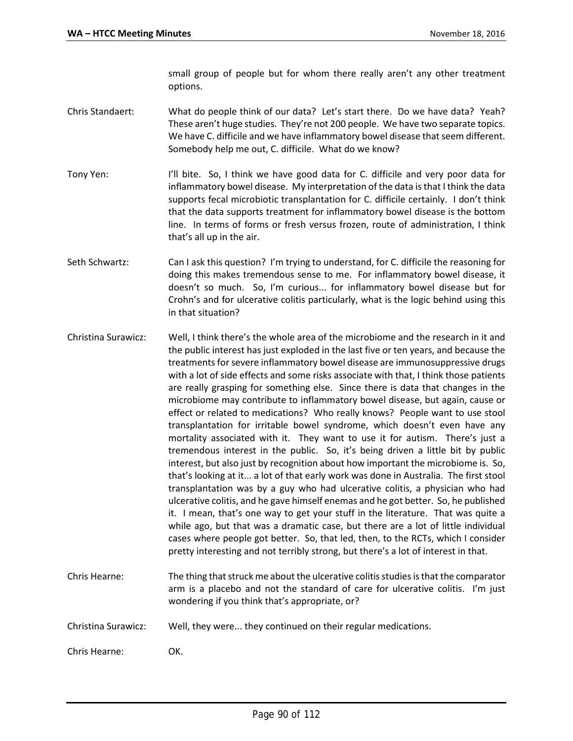small group of people but for whom there really aren't any other treatment options.

**Chris Standaert:** What do people think of our data? Let's start there. Do we have data? Yeah? These aren't huge studies. They're not 200 people. We have two separate topics. We have C. difficile and we have inflammatory bowel disease that seem different. Somebody help me out, C. difficile. What do we know?

**Tony Yen:** I'll bite. So, I think we have good data for C. difficile and very poor data for inflammatory bowel disease. My interpretation of the data is that I think the data supports fecal microbiotic transplantation for C. difficile certainly. I don't think that the data supports treatment for inflammatory bowel disease is the bottom line. In terms of forms or fresh versus frozen, route of administration, I think that's all up in the air.

**Seth Schwartz:** Can I ask this question? I'm trying to understand, for C. difficile the reasoning for doing this makes tremendous sense to me. For inflammatory bowel disease, it doesn't so much. So, I'm curious... for inflammatory bowel disease but for Crohn's and for ulcerative colitis particularly, what is the logic behind using this in that situation?

**Christina Surawicz:** Well, I think there's the whole area of the microbiome and the research in it and the public interest has just exploded in the last five or ten years, and because the treatments for severe inflammatory bowel disease are immunosuppressive drugs with a lot of side effects and some risks associate with that, I think those patients are really grasping for something else. Since there is data that changes in the microbiome may contribute to inflammatory bowel disease, but again, cause or effect or related to medications? Who really knows? People want to use stool transplantation for irritable bowel syndrome, which doesn't even have any mortality associated with it. They want to use it for autism. There's just a tremendous interest in the public. So, it's being driven a little bit by public interest, but also just by recognition about how important the microbiome is. So, that's looking at it... a lot of that early work was done in Australia. The first stool transplantation was by a guy who had ulcerative colitis, a physician who had ulcerative colitis, and he gave himself enemas and he got better. So, he published it. I mean, that's one way to get your stuff in the literature. That was quite a while ago, but that was a dramatic case, but there are a lot of little individual cases where people got better. So, that led, then, to the RCTs, which I consider pretty interesting and not terribly strong, but there's a lot of interest in that.

**Chris Hearne:** The thing that struck me about the ulcerative colitis studies is that the comparator arm is a placebo and not the standard of care for ulcerative colitis. I'm just wondering if you think that's appropriate, or?

**Christina Surawicz:** Well, they were... they continued on their regular medications.

**Chris Hearne:** OK.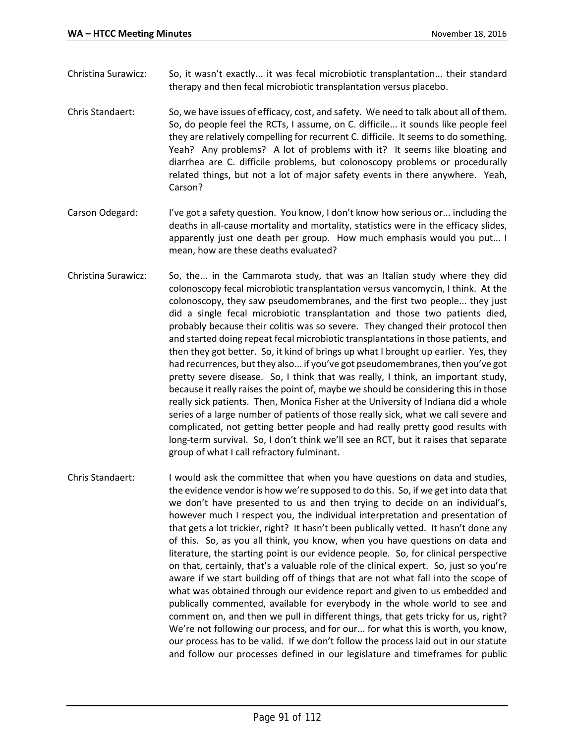Christina Surawicz: So, it wasn't exactly... it was fecal microbiotic transplantation... their standard therapy and then fecal microbiotic transplantation versus placebo.

Chris Standaert: So, we have issues of efficacy, cost, and safety. We need to talk about all of them. So, do people feel the RCTs, I assume, on C. difficile... it sounds like people feel they are relatively compelling for recurrent C. difficile. It seems to do something. Yeah? Any problems? A lot of problems with it? It seems like bloating and diarrhea are C. difficile problems, but colonoscopy problems or procedurally related things, but not a lot of major safety events in there anywhere. Yeah, Carson?

Carson Odegard: I've got a safety question. You know, I don't know how serious or... including the deaths in all-cause mortality and mortality, statistics were in the efficacy slides, apparently just one death per group. How much emphasis would you put... I mean, how are these deaths evaluated?

Christina Surawicz: So, the... in the Cammarota study, that was an Italian study where they did colonoscopy fecal microbiotic transplantation versus vancomycin, I think. At the colonoscopy, they saw pseudomembranes, and the first two people... they just did a single fecal microbiotic transplantation and those two patients died, probably because their colitis was so severe. They changed their protocol then and started doing repeat fecal microbiotic transplantations in those patients, and then they got better. So, it kind of brings up what I brought up earlier. Yes, they had recurrences, but they also... if you've got pseudomembranes, then you've got pretty severe disease. So, I think that was really, I think, an important study, because it really raises the point of, maybe we should be considering this in those really sick patients. Then, Monica Fisher at the University of Indiana did a whole series of a large number of patients of those really sick, what we call severe and complicated, not getting better people and had really pretty good results with long-term survival. So, I don't think we'll see an RCT, but it raises that separate group of what I call refractory fulminant.

Chris Standaert: I would ask the committee that when you have questions on data and studies, the evidence vendor is how we're supposed to do this. So, if we get into data that we don't have presented to us and then trying to decide on an individual's, however much I respect you, the individual interpretation and presentation of that gets a lot trickier, right? It hasn't been publically vetted. It hasn't done any of this. So, as you all think, you know, when you have questions on data and literature, the starting point is our evidence people. So, for clinical perspective on that, certainly, that's a valuable role of the clinical expert. So, just so you're aware if we start building off of things that are not what fall into the scope of what was obtained through our evidence report and given to us embedded and publically commented, available for everybody in the whole world to see and comment on, and then we pull in different things, that gets tricky for us, right? We're not following our process, and for our... for what this is worth, you know, our process has to be valid. If we don't follow the process laid out in our statute and follow our processes defined in our legislature and timeframes for public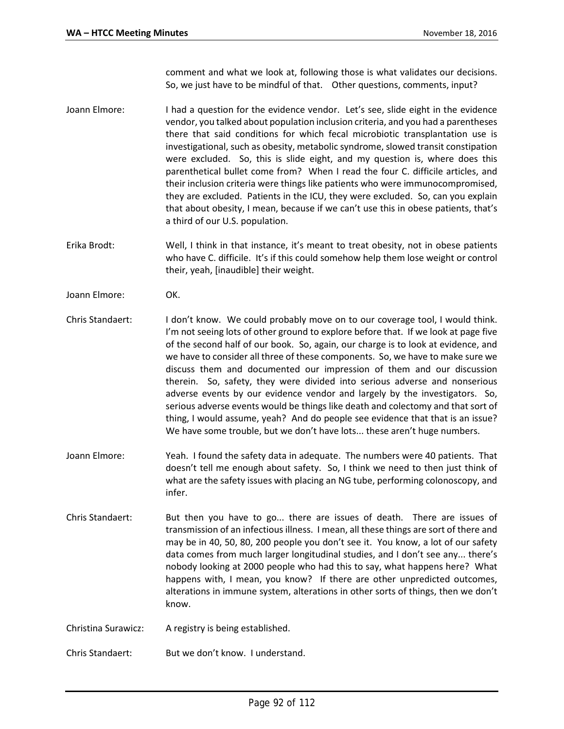comment and what we look at, following those is what validates our decisions. So, we just have to be mindful of that. Other questions, comments, input?

Joann Elmore: I had a question for the evidence vendor. Let's see, slide eight in the evidence vendor, you talked about population inclusion criteria, and you had a parentheses there that said conditions for which fecal microbiotic transplantation use is investigational, such as obesity, metabolic syndrome, slowed transit constipation were excluded. So, this is slide eight, and my question is, where does this parenthetical bullet come from? When I read the four C. difficile articles, and their inclusion criteria were things like patients who were immunocompromised, they are excluded. Patients in the ICU, they were excluded. So, can you explain that about obesity, I mean, because if we can't use this in obese patients, that's a third of our U.S. population.

Erika Brodt: Well, I think in that instance, it's meant to treat obesity, not in obese patients who have C. difficile. It's if this could somehow help them lose weight or control their, yeah, [inaudible] their weight.

Joann Elmore: OK.

Chris Standaert: I don't know. We could probably move on to our coverage tool, I would think. I'm not seeing lots of other ground to explore before that. If we look at page five of the second half of our book. So, again, our charge is to look at evidence, and we have to consider all three of these components. So, we have to make sure we discuss them and documented our impression of them and our discussion therein. So, safety, they were divided into serious adverse and nonserious adverse events by our evidence vendor and largely by the investigators. So, serious adverse events would be things like death and colectomy and that sort of thing, I would assume, yeah? And do people see evidence that that is an issue? We have some trouble, but we don't have lots... these aren't huge numbers.

Joann Elmore: Yeah. I found the safety data in adequate. The numbers were 40 patients. That doesn't tell me enough about safety. So, I think we need to then just think of what are the safety issues with placing an NG tube, performing colonoscopy, and infer.

Chris Standaert: But then you have to go... there are issues of death. There are issues of transmission of an infectious illness. I mean, all these things are sort of there and may be in 40, 50, 80, 200 people you don't see it. You know, a lot of our safety data comes from much larger longitudinal studies, and I don't see any... there's nobody looking at 2000 people who had this to say, what happens here? What happens with, I mean, you know? If there are other unpredicted outcomes, alterations in immune system, alterations in other sorts of things, then we don't know.

Christina Surawicz: A registry is being established.

Chris Standaert: But we don't know. I understand.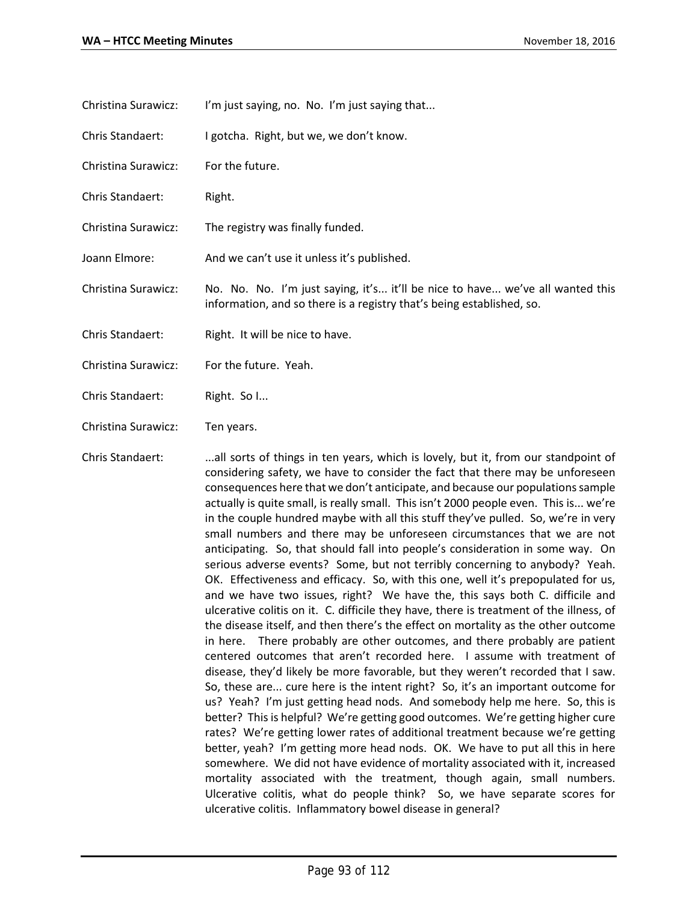Christina Surawicz: I'm just saying, no. No. I'm just saying that...

Chris Standaert: I gotcha. Right, but we, we don't know.

Christina Surawicz: For the future.

Chris Standaert: Right.

Christina Surawicz: The registry was finally funded.

Joann Elmore: And we can't use it unless it's published.

Christina Surawicz: No. No. No. I'm just saying, it's... it'll be nice to have... we've all wanted this information, and so there is a registry that's being established, so.

Chris Standaert: Right. It will be nice to have.

Christina Surawicz: For the future. Yeah.

Chris Standaert: Right. So I...

Christina Surawicz: Ten years.

Chris Standaert: ...all sorts of things in ten years, which is lovely, but it, from our standpoint of considering safety, we have to consider the fact that there may be unforeseen consequences here that we don't anticipate, and because our populations sample actually is quite small, is really small. This isn't 2000 people even. This is... we're in the couple hundred maybe with all this stuff they've pulled. So, we're in very small numbers and there may be unforeseen circumstances that we are not anticipating. So, that should fall into people's consideration in some way. On serious adverse events? Some, but not terribly concerning to anybody? Yeah. OK. Effectiveness and efficacy. So, with this one, well it's prepopulated for us, and we have two issues, right? We have the, this says both C. difficile and ulcerative colitis on it. C. difficile they have, there is treatment of the illness, of the disease itself, and then there's the effect on mortality as the other outcome in here. There probably are other outcomes, and there probably are patient centered outcomes that aren't recorded here. I assume with treatment of disease, they'd likely be more favorable, but they weren't recorded that I saw. So, these are... cure here is the intent right? So, it's an important outcome for us? Yeah? I'm just getting head nods. And somebody help me here. So, this is better? This is helpful? We're getting good outcomes. We're getting higher cure rates? We're getting lower rates of additional treatment because we're getting better, yeah? I'm getting more head nods. OK. We have to put all this in here somewhere. We did not have evidence of mortality associated with it, increased mortality associated with the treatment, though again, small numbers. Ulcerative colitis, what do people think? So, we have separate scores for ulcerative colitis. Inflammatory bowel disease in general?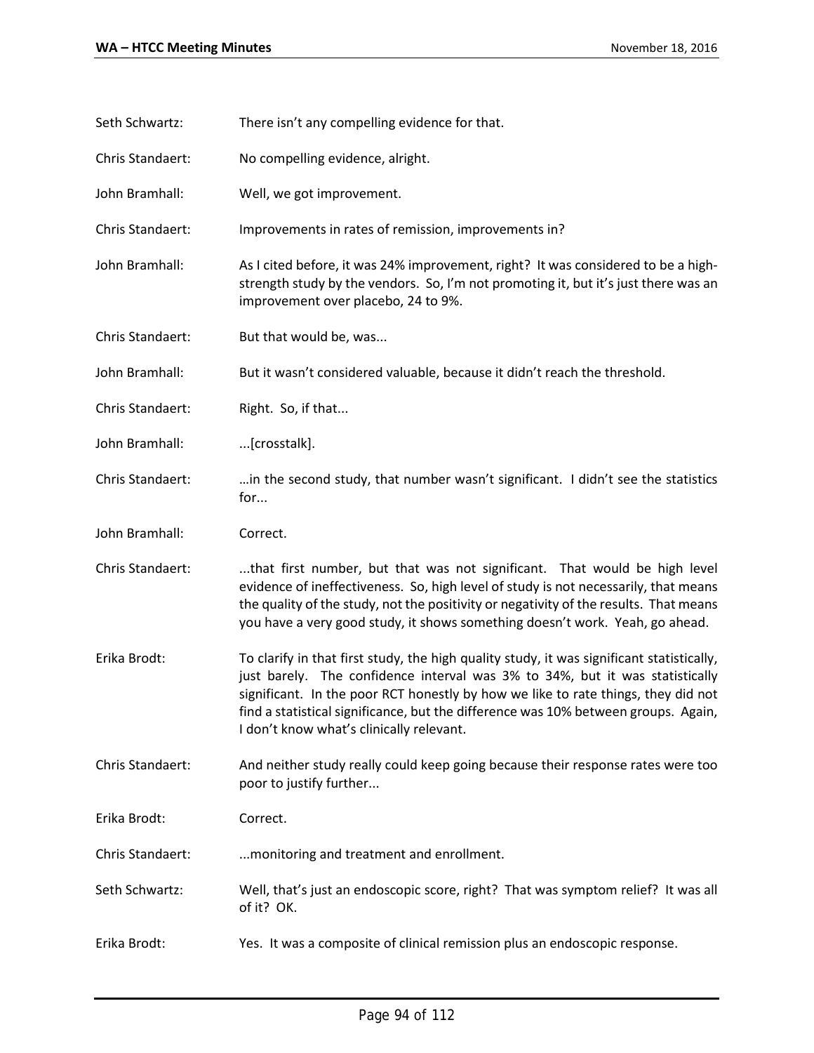Seth Schwartz: There isn't any compelling evidence for that.

Chris Standaert: No compelling evidence, alright.

John Bramhall: Well, we got improvement.

Chris Standaert: Improvements in rates of remission, improvements in?

John Bramhall: As I cited before, it was 24% improvement, right? It was considered to be a high-strength study by the vendors. So, I'm not promoting it, but it's just there was an improvement over placebo, 24 to 9%.

Chris Standaert: But that would be, was...

John Bramhall: But it wasn't considered valuable, because it didn't reach the threshold.

Chris Standaert: Right. So, if that...

John Bramhall: ...[crosstalk].

Chris Standaert: …in the second study, that number wasn't significant. I didn't see the statistics for...

John Bramhall: Correct.

Chris Standaert: ...that first number, but that was not significant. That would be high level evidence of ineffectiveness. So, high level of study is not necessarily, that means the quality of the study, not the positivity or negativity of the results. That means you have a very good study, it shows something doesn't work. Yeah, go ahead.

Erika Brodt: To clarify in that first study, the high quality study, it was significant statistically, just barely. The confidence interval was 3% to 34%, but it was statistically significant. In the poor RCT honestly by how we like to rate things, they did not find a statistical significance, but the difference was 10% between groups. Again, I don't know what's clinically relevant.

Chris Standaert: And neither study really could keep going because their response rates were too poor to justify further...

Erika Brodt: Correct.

Chris Standaert: ...monitoring and treatment and enrollment.

Seth Schwartz: Well, that's just an endoscopic score, right? That was symptom relief? It was all of it? OK.

Erika Brodt: Yes. It was a composite of clinical remission plus an endoscopic response.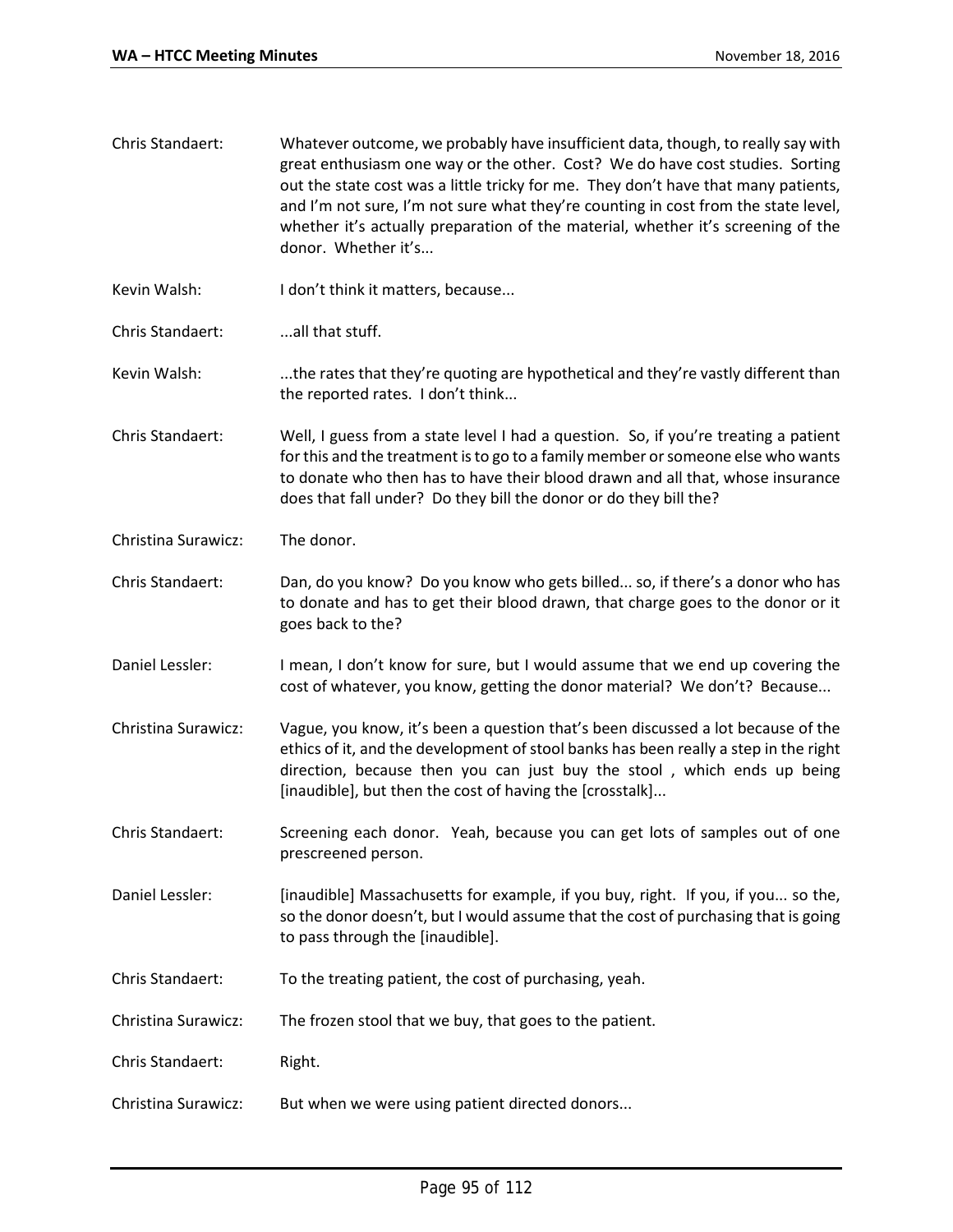Chris Standaert: Whatever outcome, we probably have insufficient data, though, to really say with great enthusiasm one way or the other. Cost? We do have cost studies. Sorting out the state cost was a little tricky for me. They don't have that many patients, and I'm not sure, I'm not sure what they're counting in cost from the state level, whether it's actually preparation of the material, whether it's screening of the donor. Whether it's...

Kevin Walsh: I don't think it matters, because...

Chris Standaert: ...all that stuff.

Kevin Walsh: ...the rates that they're quoting are hypothetical and they're vastly different than the reported rates. I don't think...

Chris Standaert: Well, I guess from a state level I had a question. So, if you're treating a patient for this and the treatment is to go to a family member or someone else who wants to donate who then has to have their blood drawn and all that, whose insurance does that fall under? Do they bill the donor or do they bill the?

Christina Surawicz: The donor.

Chris Standaert: Dan, do you know? Do you know who gets billed... so, if there's a donor who has to donate and has to get their blood drawn, that charge goes to the donor or it goes back to the?

Daniel Lessler: I mean, I don't know for sure, but I would assume that we end up covering the cost of whatever, you know, getting the donor material? We don't? Because...

Christina Surawicz: Vague, you know, it's been a question that's been discussed a lot because of the ethics of it, and the development of stool banks has been really a step in the right direction, because then you can just buy the stool , which ends up being [inaudible], but then the cost of having the [crosstalk]...

Chris Standaert: Screening each donor. Yeah, because you can get lots of samples out of one prescreened person.

Daniel Lessler: [inaudible] Massachusetts for example, if you buy, right. If you, if you... so the, so the donor doesn't, but I would assume that the cost of purchasing that is going to pass through the [inaudible].

Chris Standaert: To the treating patient, the cost of purchasing, yeah.

Christina Surawicz: The frozen stool that we buy, that goes to the patient.

Chris Standaert: Right.

Christina Surawicz: But when we were using patient directed donors...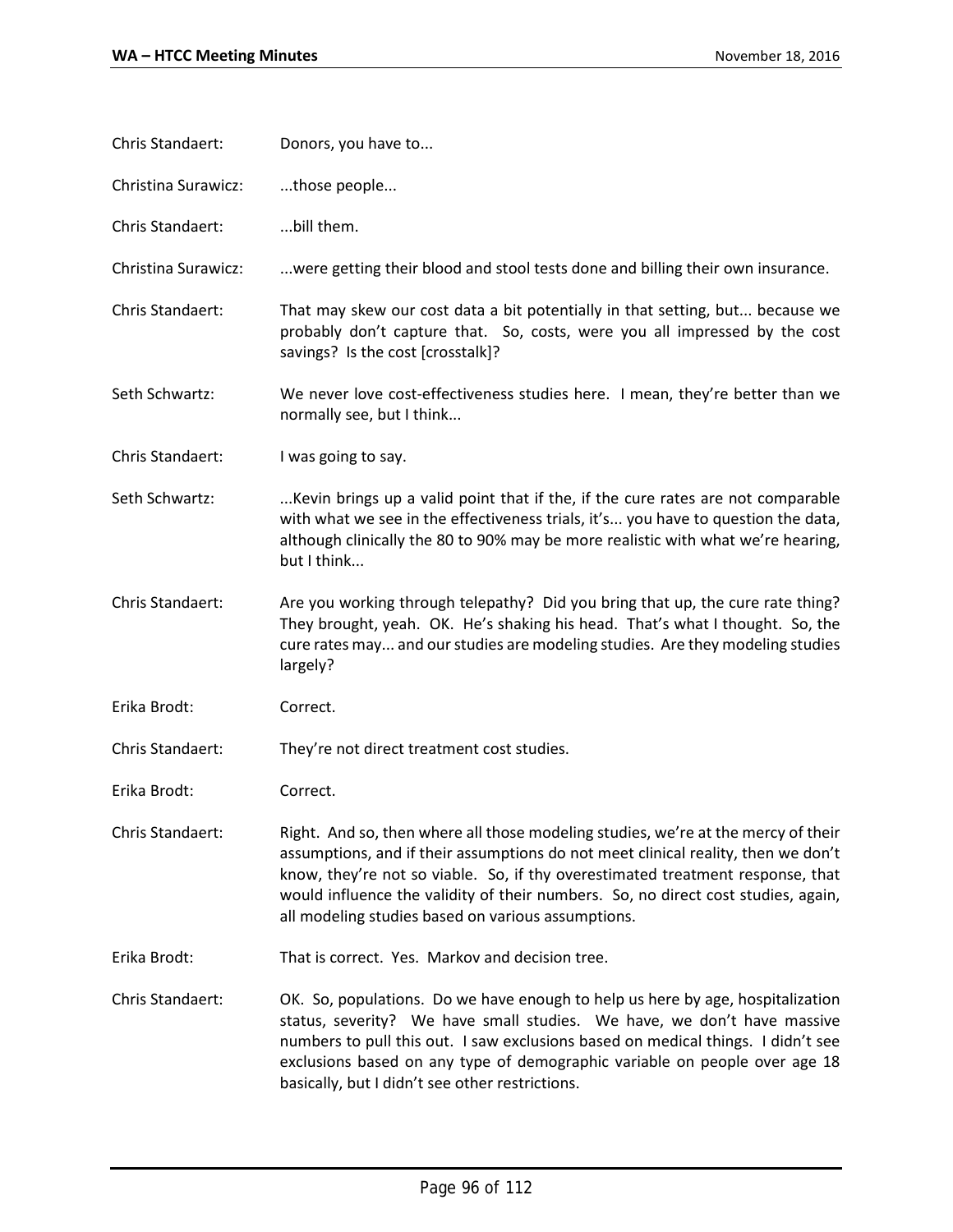Chris Standaert: Donors, you have to...

Christina Surawicz: ...those people...

Chris Standaert: ...bill them.

Christina Surawicz: ...were getting their blood and stool tests done and billing their own insurance.

Chris Standaert: That may skew our cost data a bit potentially in that setting, but... because we probably don't capture that. So, costs, were you all impressed by the cost savings? Is the cost [crosstalk]?

Seth Schwartz: We never love cost-effectiveness studies here. I mean, they're better than we normally see, but I think...

Chris Standaert: I was going to say.

Seth Schwartz: ...Kevin brings up a valid point that if the, if the cure rates are not comparable with what we see in the effectiveness trials, it's... you have to question the data, although clinically the 80 to 90% may be more realistic with what we're hearing, but I think...

Chris Standaert: Are you working through telepathy? Did you bring that up, the cure rate thing? They brought, yeah. OK. He's shaking his head. That's what I thought. So, the cure rates may... and our studies are modeling studies. Are they modeling studies largely?

Erika Brodt: Correct.

Chris Standaert: They're not direct treatment cost studies.

Erika Brodt: Correct.

Chris Standaert: Right. And so, then where all those modeling studies, we're at the mercy of their assumptions, and if their assumptions do not meet clinical reality, then we don't know, they're not so viable. So, if thy overestimated treatment response, that would influence the validity of their numbers. So, no direct cost studies, again, all modeling studies based on various assumptions.

Erika Brodt: That is correct. Yes. Markov and decision tree.

Chris Standaert: OK. So, populations. Do we have enough to help us here by age, hospitalization status, severity? We have small studies. We have, we don't have massive numbers to pull this out. I saw exclusions based on medical things. I didn't see exclusions based on any type of demographic variable on people over age 18 basically, but I didn't see other restrictions.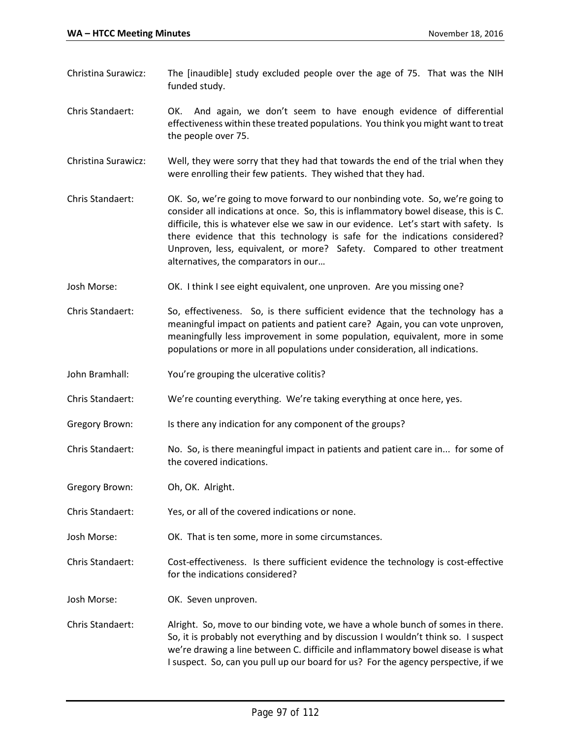Christina Surawicz: The [inaudible] study excluded people over the age of 75. That was the NIH funded study.

Chris Standaert: OK. And again, we don't seem to have enough evidence of differential effectiveness within these treated populations. You think you might want to treat the people over 75.

Christina Surawicz: Well, they were sorry that they had that towards the end of the trial when they were enrolling their few patients. They wished that they had.

Chris Standaert: OK. So, we're going to move forward to our nonbinding vote. So, we're going to consider all indications at once. So, this is inflammatory bowel disease, this is C. difficile, this is whatever else we saw in our evidence. Let's start with safety. Is there evidence that this technology is safe for the indications considered? Unproven, less, equivalent, or more? Safety. Compared to other treatment alternatives, the comparators in our…

Josh Morse: OK. I think I see eight equivalent, one unproven. Are you missing one?

Chris Standaert: So, effectiveness. So, is there sufficient evidence that the technology has a meaningful impact on patients and patient care? Again, you can vote unproven, meaningfully less improvement in some population, equivalent, more in some populations or more in all populations under consideration, all indications.

John Bramhall: You're grouping the ulcerative colitis?

Chris Standaert: We're counting everything. We're taking everything at once here, yes.

Gregory Brown: Is there any indication for any component of the groups?

Chris Standaert: No. So, is there meaningful impact in patients and patient care in... for some of the covered indications.

Gregory Brown: Oh, OK. Alright.

Chris Standaert: Yes, or all of the covered indications or none.

Josh Morse: OK. That is ten some, more in some circumstances.

Chris Standaert: Cost-effectiveness. Is there sufficient evidence the technology is cost-effective for the indications considered?

Josh Morse: OK. Seven unproven.

Chris Standaert: Alright. So, move to our binding vote, we have a whole bunch of somes in there. So, it is probably not everything and by discussion I wouldn't think so. I suspect we're drawing a line between C. difficile and inflammatory bowel disease is what I suspect. So, can you pull up our board for us? For the agency perspective, if we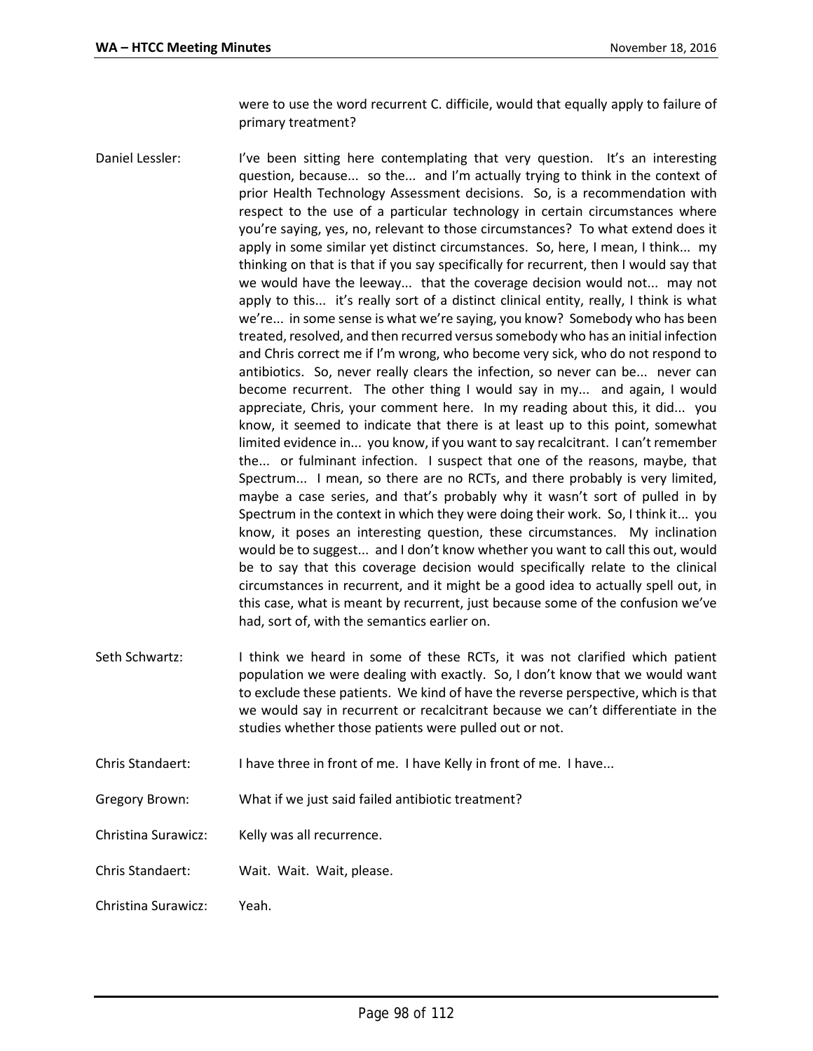were to use the word recurrent C. difficile, would that equally apply to failure of primary treatment?

Daniel Lessler: I've been sitting here contemplating that very question. It's an interesting question, because... so the... and I'm actually trying to think in the context of prior Health Technology Assessment decisions. So, is a recommendation with respect to the use of a particular technology in certain circumstances where you're saying, yes, no, relevant to those circumstances? To what extend does it apply in some similar yet distinct circumstances. So, here, I mean, I think... my thinking on that is that if you say specifically for recurrent, then I would say that we would have the leeway... that the coverage decision would not... may not apply to this... it's really sort of a distinct clinical entity, really, I think is what we're... in some sense is what we're saying, you know? Somebody who has been treated, resolved, and then recurred versus somebody who has an initial infection and Chris correct me if I'm wrong, who become very sick, who do not respond to antibiotics. So, never really clears the infection, so never can be... never can become recurrent. The other thing I would say in my... and again, I would appreciate, Chris, your comment here. In my reading about this, it did... you know, it seemed to indicate that there is at least up to this point, somewhat limited evidence in... you know, if you want to say recalcitrant. I can't remember the... or fulminant infection. I suspect that one of the reasons, maybe, that Spectrum... I mean, so there are no RCTs, and there probably is very limited, maybe a case series, and that's probably why it wasn't sort of pulled in by Spectrum in the context in which they were doing their work. So, I think it... you know, it poses an interesting question, these circumstances. My inclination would be to suggest... and I don't know whether you want to call this out, would be to say that this coverage decision would specifically relate to the clinical circumstances in recurrent, and it might be a good idea to actually spell out, in this case, what is meant by recurrent, just because some of the confusion we've had, sort of, with the semantics earlier on.

Seth Schwartz: I think we heard in some of these RCTs, it was not clarified which patient population we were dealing with exactly. So, I don't know that we would want to exclude these patients. We kind of have the reverse perspective, which is that we would say in recurrent or recalcitrant because we can't differentiate in the studies whether those patients were pulled out or not.

Chris Standaert: I have three in front of me. I have Kelly in front of me. I have...

Gregory Brown: What if we just said failed antibiotic treatment?

Christina Surawicz: Kelly was all recurrence.

Chris Standaert: Wait. Wait. Wait, please.

Christina Surawicz: Yeah.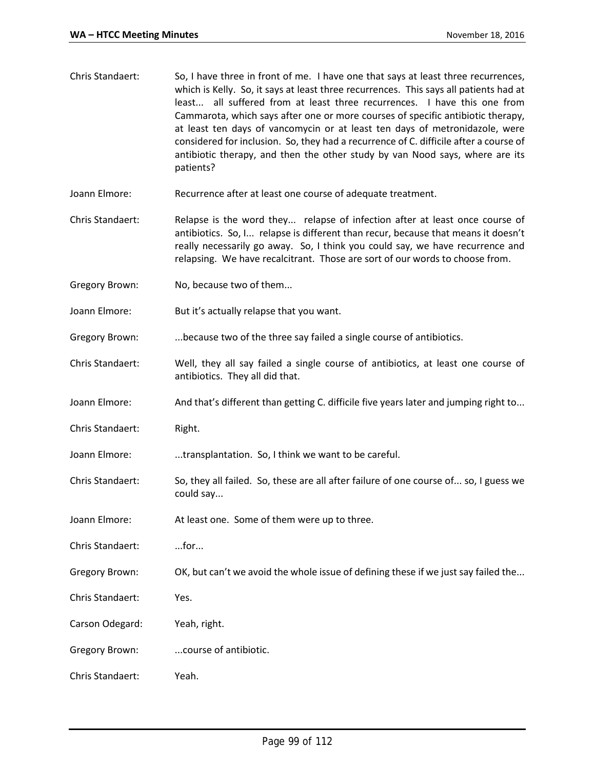Chris Standaert: So, I have three in front of me. I have one that says at least three recurrences, which is Kelly. So, it says at least three recurrences. This says all patients had at least... all suffered from at least three recurrences. I have this one from Cammarota, which says after one or more courses of specific antibiotic therapy, at least ten days of vancomycin or at least ten days of metronidazole, were considered for inclusion. So, they had a recurrence of C. difficile after a course of antibiotic therapy, and then the other study by van Nood says, where are its patients?

Joann Elmore: Recurrence after at least one course of adequate treatment.

Chris Standaert: Relapse is the word they... relapse of infection after at least once course of antibiotics. So, I... relapse is different than recur, because that means it doesn't really necessarily go away. So, I think you could say, we have recurrence and relapsing. We have recalcitrant. Those are sort of our words to choose from.

Gregory Brown: No, because two of them...

Joann Elmore: But it's actually relapse that you want.

Gregory Brown: ...because two of the three say failed a single course of antibiotics.

Chris Standaert: Well, they all say failed a single course of antibiotics, at least one course of antibiotics. They all did that.

Joann Elmore: And that's different than getting C. difficile five years later and jumping right to...

Chris Standaert: Right.

Joann Elmore: ...transplantation. So, I think we want to be careful.

Chris Standaert: So, they all failed. So, these are all after failure of one course of... so, I guess we could say...

Joann Elmore: At least one. Some of them were up to three.

Chris Standaert: ...for...

Gregory Brown: OK, but can't we avoid the whole issue of defining these if we just say failed the...

Chris Standaert: Yes.

Carson Odegard: Yeah, right.

Gregory Brown: ...course of antibiotic.

Chris Standaert: Yeah.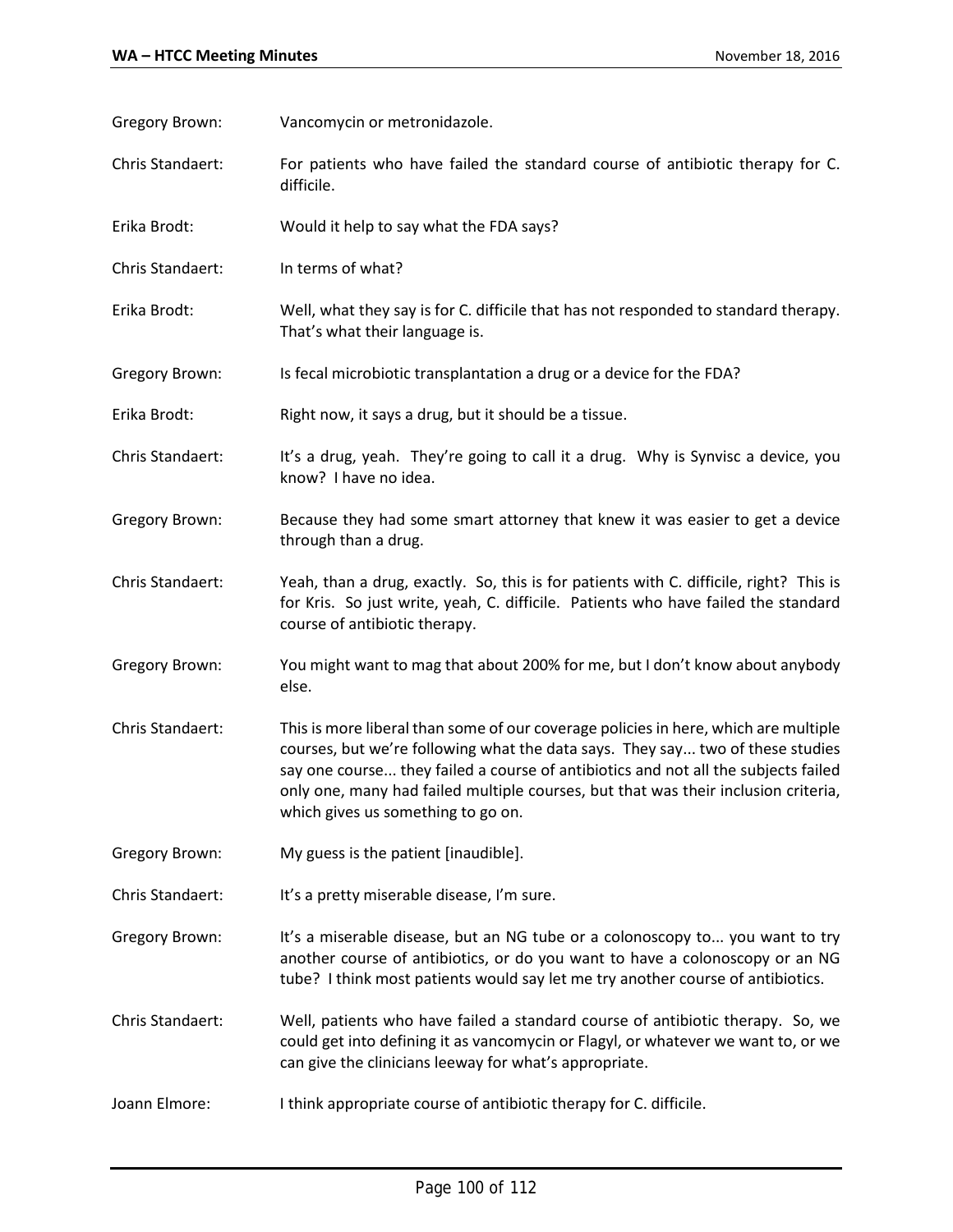Gregory Brown: Vancomycin or metronidazole.

Chris Standaert: For patients who have failed the standard course of antibiotic therapy for C. difficile.

Erika Brodt: Would it help to say what the FDA says?

Chris Standaert: In terms of what?

Erika Brodt: Well, what they say is for C. difficile that has not responded to standard therapy. That's what their language is.

Gregory Brown: Is fecal microbiotic transplantation a drug or a device for the FDA?

Erika Brodt: Right now, it says a drug, but it should be a tissue.

Chris Standaert: It's a drug, yeah. They're going to call it a drug. Why is Synvisc a device, you know? I have no idea.

Gregory Brown: Because they had some smart attorney that knew it was easier to get a device through than a drug.

Chris Standaert: Yeah, than a drug, exactly. So, this is for patients with C. difficile, right? This is for Kris. So just write, yeah, C. difficile. Patients who have failed the standard course of antibiotic therapy.

Gregory Brown: You might want to mag that about 200% for me, but I don't know about anybody else.

Chris Standaert: This is more liberal than some of our coverage policies in here, which are multiple courses, but we're following what the data says. They say... two of these studies say one course... they failed a course of antibiotics and not all the subjects failed only one, many had failed multiple courses, but that was their inclusion criteria, which gives us something to go on.

Gregory Brown: My guess is the patient [inaudible].

Chris Standaert: It's a pretty miserable disease, I'm sure.

Gregory Brown: It's a miserable disease, but an NG tube or a colonoscopy to... you want to try another course of antibiotics, or do you want to have a colonoscopy or an NG tube? I think most patients would say let me try another course of antibiotics.

Chris Standaert: Well, patients who have failed a standard course of antibiotic therapy. So, we could get into defining it as vancomycin or Flagyl, or whatever we want to, or we can give the clinicians leeway for what's appropriate.

Joann Elmore: I think appropriate course of antibiotic therapy for C. difficile.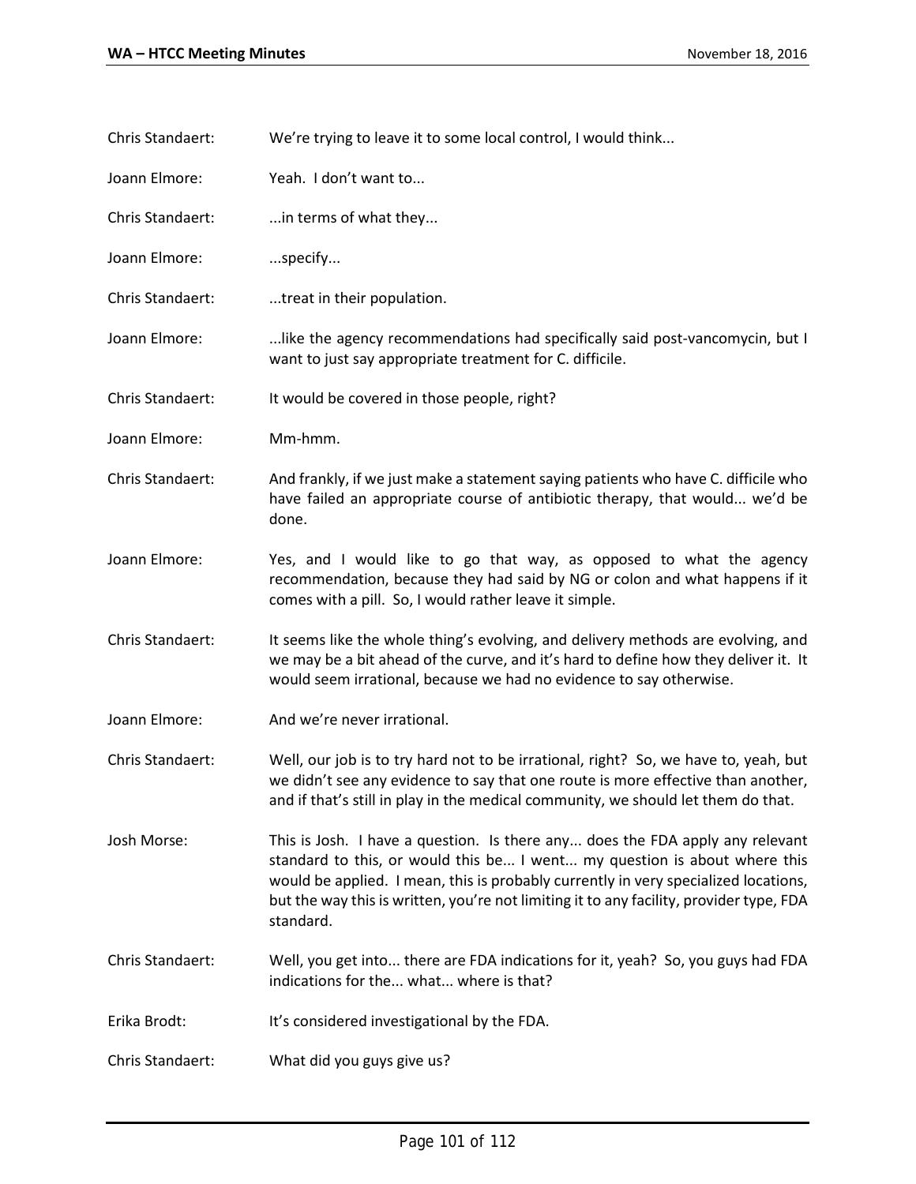Chris Standaert: We're trying to leave it to some local control, I would think...

Joann Elmore: Yeah. I don't want to...

Chris Standaert: ...in terms of what they...

Joann Elmore: ...specify...

Chris Standaert: ...treat in their population.

Joann Elmore: ...like the agency recommendations had specifically said post-vancomycin, but I want to just say appropriate treatment for C. difficile.

Chris Standaert: It would be covered in those people, right?

Joann Elmore: Mm-hmm.

Chris Standaert: And frankly, if we just make a statement saying patients who have C. difficile who have failed an appropriate course of antibiotic therapy, that would... we'd be done.

Joann Elmore: Yes, and I would like to go that way, as opposed to what the agency recommendation, because they had said by NG or colon and what happens if it comes with a pill. So, I would rather leave it simple.

Chris Standaert: It seems like the whole thing's evolving, and delivery methods are evolving, and we may be a bit ahead of the curve, and it's hard to define how they deliver it. It would seem irrational, because we had no evidence to say otherwise.

Joann Elmore: And we're never irrational.

Chris Standaert: Well, our job is to try hard not to be irrational, right? So, we have to, yeah, but we didn't see any evidence to say that one route is more effective than another, and if that's still in play in the medical community, we should let them do that.

Josh Morse: This is Josh. I have a question. Is there any... does the FDA apply any relevant standard to this, or would this be... I went... my question is about where this would be applied. I mean, this is probably currently in very specialized locations, but the way this is written, you're not limiting it to any facility, provider type, FDA standard.

Chris Standaert: Well, you get into... there are FDA indications for it, yeah? So, you guys had FDA indications for the... what... where is that?

Erika Brodt: It's considered investigational by the FDA.

Chris Standaert: What did you guys give us?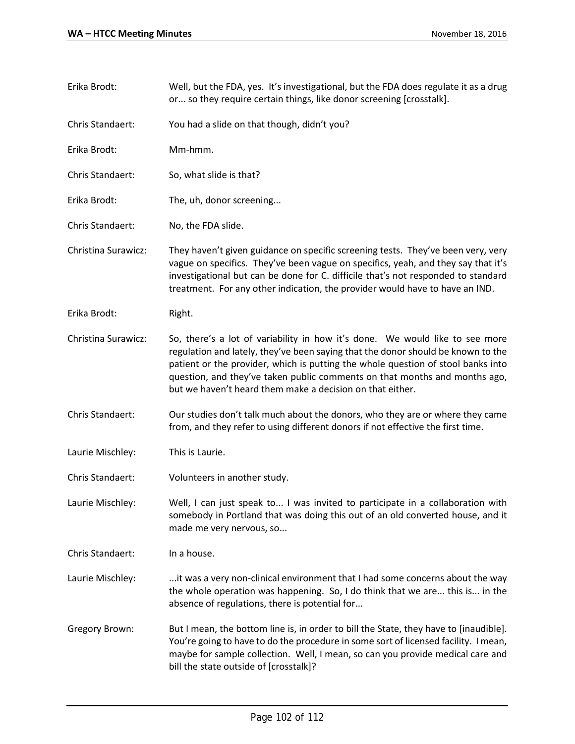Erika Brodt: Well, but the FDA, yes. It's investigational, but the FDA does regulate it as a drug or... so they require certain things, like donor screening [crosstalk].

Chris Standaert: You had a slide on that though, didn't you?

Erika Brodt: Mm-hmm.

Chris Standaert: So, what slide is that?

Erika Brodt: The, uh, donor screening...

Chris Standaert: No, the FDA slide.

Christina Surawicz: They haven't given guidance on specific screening tests. They've been very, very vague on specifics. They've been vague on specifics, yeah, and they say that it's investigational but can be done for C. difficile that's not responded to standard treatment. For any other indication, the provider would have to have an IND.

Erika Brodt: Right.

Christina Surawicz: So, there's a lot of variability in how it's done. We would like to see more regulation and lately, they've been saying that the donor should be known to the patient or the provider, which is putting the whole question of stool banks into question, and they've taken public comments on that months and months ago, but we haven't heard them make a decision on that either.

Chris Standaert: Our studies don't talk much about the donors, who they are or where they came from, and they refer to using different donors if not effective the first time.

Laurie Mischley: This is Laurie.

Chris Standaert: Volunteers in another study.

Laurie Mischley: Well, I can just speak to... I was invited to participate in a collaboration with somebody in Portland that was doing this out of an old converted house, and it made me very nervous, so...

Chris Standaert: In a house.

Laurie Mischley: ...it was a very non-clinical environment that I had some concerns about the way the whole operation was happening. So, I do think that we are... this is... in the absence of regulations, there is potential for...

Gregory Brown: But I mean, the bottom line is, in order to bill the State, they have to [inaudible]. You're going to have to do the procedure in some sort of licensed facility. I mean, maybe for sample collection. Well, I mean, so can you provide medical care and bill the state outside of [crosstalk]?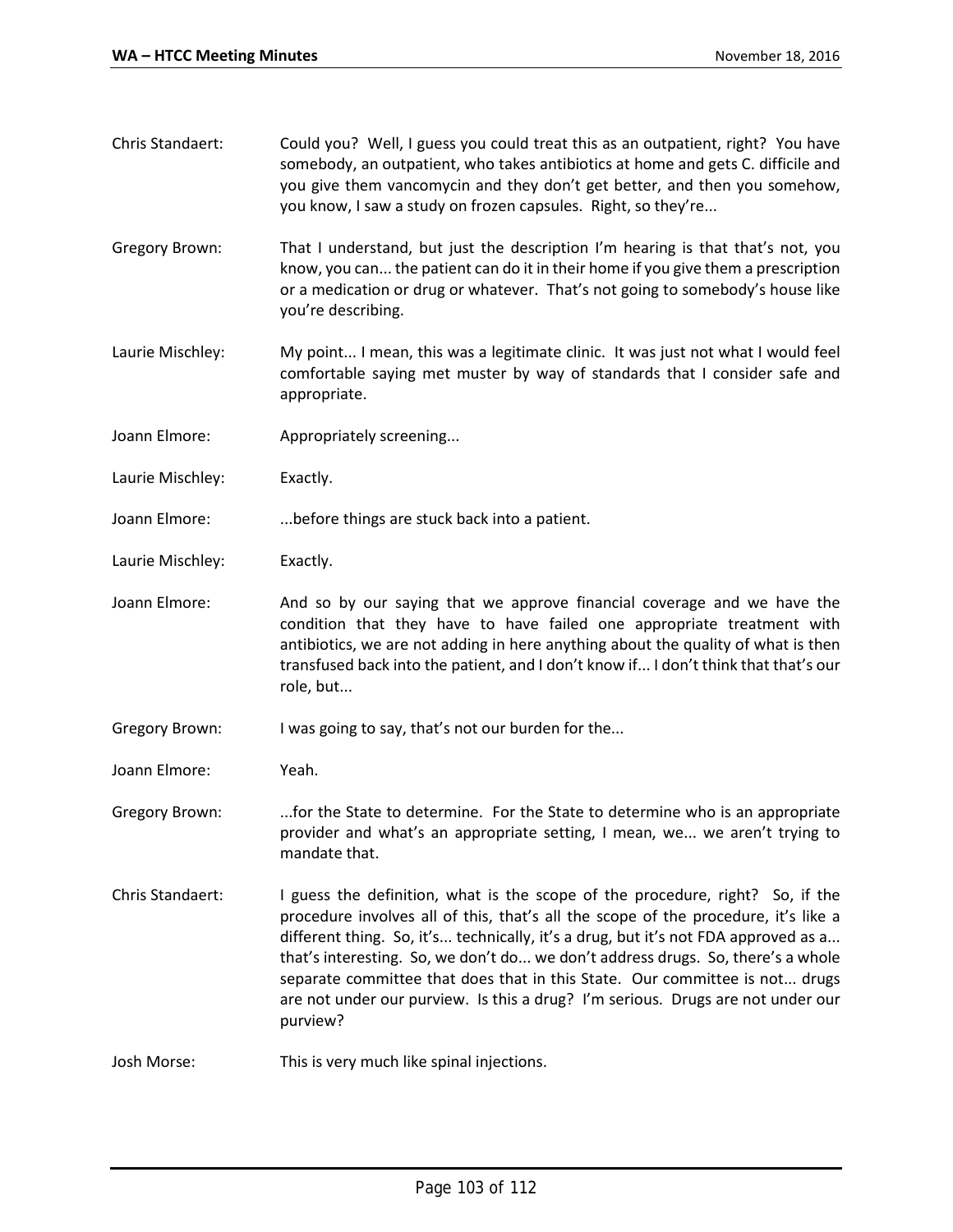Chris Standaert: Could you? Well, I guess you could treat this as an outpatient, right? You have somebody, an outpatient, who takes antibiotics at home and gets C. difficile and you give them vancomycin and they don't get better, and then you somehow, you know, I saw a study on frozen capsules. Right, so they're...

Gregory Brown: That I understand, but just the description I'm hearing is that that's not, you know, you can... the patient can do it in their home if you give them a prescription or a medication or drug or whatever. That's not going to somebody's house like you're describing.

Laurie Mischley: My point... I mean, this was a legitimate clinic. It was just not what I would feel comfortable saying met muster by way of standards that I consider safe and appropriate.

Joann Elmore: Appropriately screening...

Laurie Mischley: Exactly.

Joann Elmore: ...before things are stuck back into a patient.

Laurie Mischley: Exactly.

Joann Elmore: And so by our saying that we approve financial coverage and we have the condition that they have to have failed one appropriate treatment with antibiotics, we are not adding in here anything about the quality of what is then transfused back into the patient, and I don't know if... I don't think that that's our role, but...

Gregory Brown: I was going to say, that's not our burden for the...

Joann Elmore: Yeah.

Gregory Brown: ...for the State to determine. For the State to determine who is an appropriate provider and what's an appropriate setting, I mean, we... we aren't trying to mandate that.

Chris Standaert: I guess the definition, what is the scope of the procedure, right? So, if the procedure involves all of this, that's all the scope of the procedure, it's like a different thing. So, it's... technically, it's a drug, but it's not FDA approved as a... that's interesting. So, we don't do... we don't address drugs. So, there's a whole separate committee that does that in this State. Our committee is not... drugs are not under our purview. Is this a drug? I'm serious. Drugs are not under our purview?

Josh Morse: This is very much like spinal injections.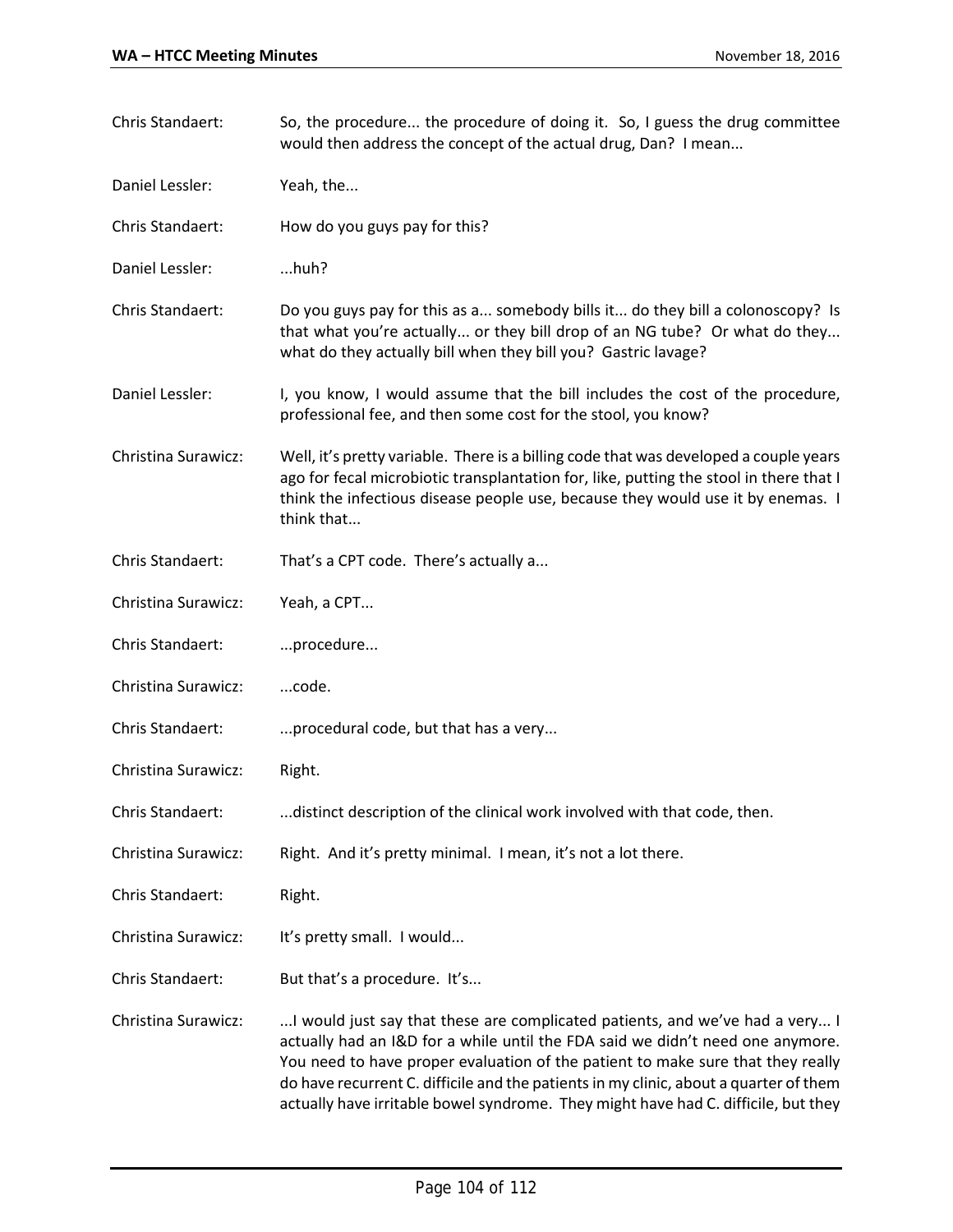Chris Standaert: So, the procedure... the procedure of doing it. So, I guess the drug committee would then address the concept of the actual drug, Dan? I mean...

Daniel Lessler: Yeah, the...

Chris Standaert: How do you guys pay for this?

Daniel Lessler: ...huh?

Chris Standaert: Do you guys pay for this as a... somebody bills it... do they bill a colonoscopy? Is that what you're actually... or they bill drop of an NG tube? Or what do they... what do they actually bill when they bill you? Gastric lavage?

Daniel Lessler: I, you know, I would assume that the bill includes the cost of the procedure, professional fee, and then some cost for the stool, you know?

Christina Surawicz: Well, it's pretty variable. There is a billing code that was developed a couple years ago for fecal microbiotic transplantation for, like, putting the stool in there that I think the infectious disease people use, because they would use it by enemas. I think that...

Chris Standaert: That's a CPT code. There's actually a...

Christina Surawicz: Yeah, a CPT...

Chris Standaert: ...procedure...

Christina Surawicz: ...code.

Chris Standaert: ...procedural code, but that has a very...

Christina Surawicz: Right.

Chris Standaert: ...distinct description of the clinical work involved with that code, then.

Christina Surawicz: Right. And it's pretty minimal. I mean, it's not a lot there.

Chris Standaert: Right.

Christina Surawicz: It's pretty small. I would...

Chris Standaert: But that's a procedure. It's...

Christina Surawicz: ...I would just say that these are complicated patients, and we've had a very... I actually had an I&D for a while until the FDA said we didn't need one anymore. You need to have proper evaluation of the patient to make sure that they really do have recurrent C. difficile and the patients in my clinic, about a quarter of them actually have irritable bowel syndrome. They might have had C. difficile, but they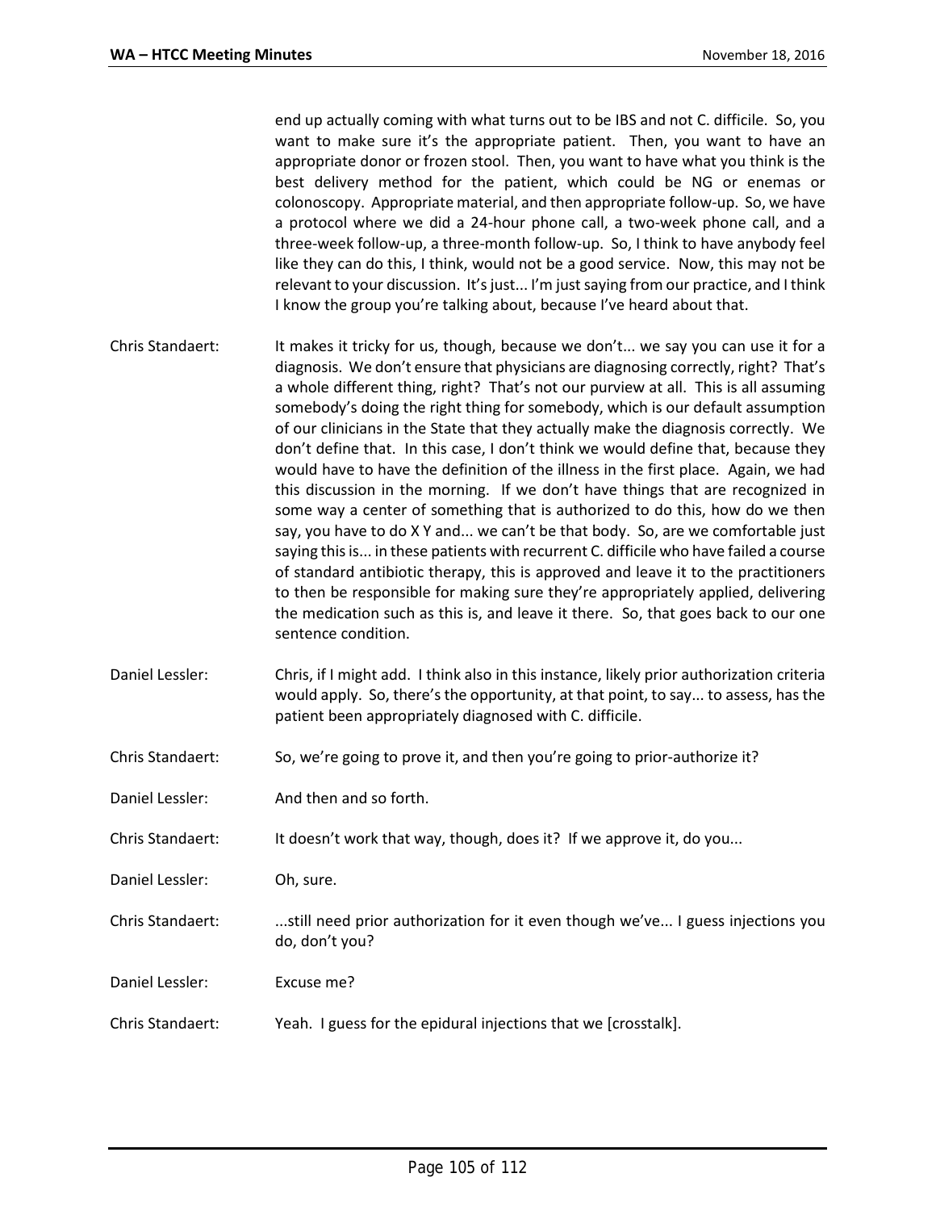end up actually coming with what turns out to be IBS and not C. difficile. So, you want to make sure it's the appropriate patient. Then, you want to have an appropriate donor or frozen stool. Then, you want to have what you think is the best delivery method for the patient, which could be NG or enemas or colonoscopy. Appropriate material, and then appropriate follow-up. So, we have a protocol where we did a 24-hour phone call, a two-week phone call, and a three-week follow-up, a three-month follow-up. So, I think to have anybody feel like they can do this, I think, would not be a good service. Now, this may not be relevant to your discussion. It's just... I'm just saying from our practice, and I think I know the group you're talking about, because I've heard about that.

Chris Standaert: It makes it tricky for us, though, because we don't... we say you can use it for a diagnosis. We don't ensure that physicians are diagnosing correctly, right? That's a whole different thing, right? That's not our purview at all. This is all assuming somebody's doing the right thing for somebody, which is our default assumption of our clinicians in the State that they actually make the diagnosis correctly. We don't define that. In this case, I don't think we would define that, because they would have to have the definition of the illness in the first place. Again, we had this discussion in the morning. If we don't have things that are recognized in some way a center of something that is authorized to do this, how do we then say, you have to do X Y and... we can't be that body. So, are we comfortable just saying this is... in these patients with recurrent C. difficile who have failed a course of standard antibiotic therapy, this is approved and leave it to the practitioners to then be responsible for making sure they're appropriately applied, delivering the medication such as this is, and leave it there. So, that goes back to our one sentence condition.

Daniel Lessler: Chris, if I might add. I think also in this instance, likely prior authorization criteria would apply. So, there's the opportunity, at that point, to say... to assess, has the patient been appropriately diagnosed with C. difficile.

Chris Standaert: So, we're going to prove it, and then you're going to prior-authorize it?

Daniel Lessler: And then and so forth.

Chris Standaert: It doesn't work that way, though, does it? If we approve it, do you...

Daniel Lessler: Oh, sure.

Chris Standaert: ...still need prior authorization for it even though we've... I guess injections you do, don't you?

Daniel Lessler: Excuse me?

Chris Standaert: Yeah. I guess for the epidural injections that we [crosstalk].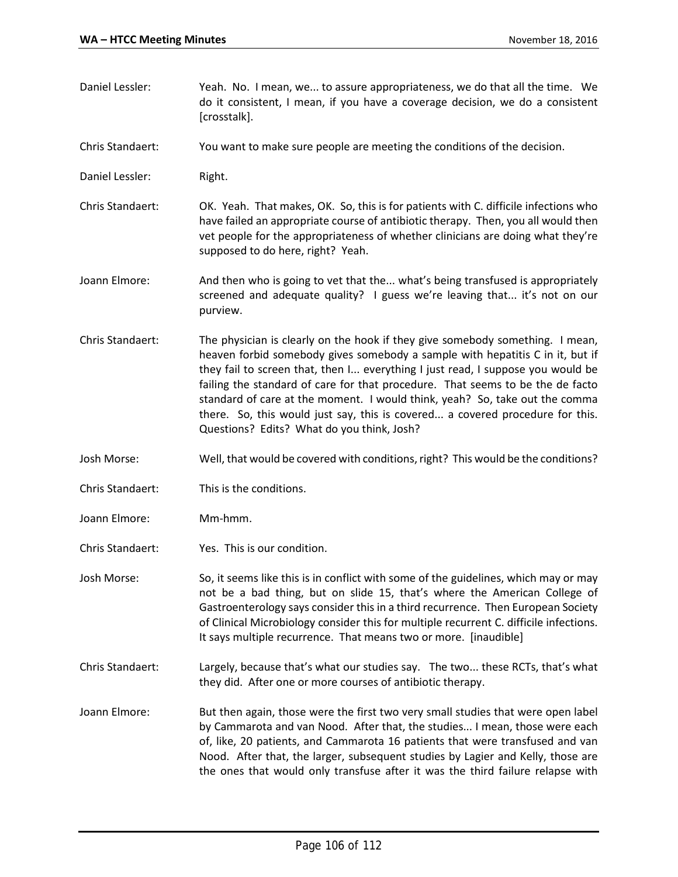Daniel Lessler: Yeah. No. I mean, we... to assure appropriateness, we do that all the time. We do it consistent, I mean, if you have a coverage decision, we do a consistent [crosstalk].

Chris Standaert: You want to make sure people are meeting the conditions of the decision.

Daniel Lessler: Right.

Chris Standaert: OK. Yeah. That makes, OK. So, this is for patients with C. difficile infections who have failed an appropriate course of antibiotic therapy. Then, you all would then vet people for the appropriateness of whether clinicians are doing what they're supposed to do here, right? Yeah.

Joann Elmore: And then who is going to vet that the... what's being transfused is appropriately screened and adequate quality? I guess we're leaving that... it's not on our purview.

Chris Standaert: The physician is clearly on the hook if they give somebody something. I mean, heaven forbid somebody gives somebody a sample with hepatitis C in it, but if they fail to screen that, then I... everything I just read, I suppose you would be failing the standard of care for that procedure. That seems to be the de facto standard of care at the moment. I would think, yeah? So, take out the comma there. So, this would just say, this is covered... a covered procedure for this. Questions? Edits? What do you think, Josh?

Josh Morse: Well, that would be covered with conditions, right? This would be the conditions?

Chris Standaert: This is the conditions.

Joann Elmore: Mm-hmm.

Chris Standaert: Yes. This is our condition.

Josh Morse: So, it seems like this is in conflict with some of the guidelines, which may or may not be a bad thing, but on slide 15, that's where the American College of Gastroenterology says consider this in a third recurrence. Then European Society of Clinical Microbiology consider this for multiple recurrent C. difficile infections. It says multiple recurrence. That means two or more. [inaudible]

Chris Standaert: Largely, because that's what our studies say. The two... these RCTs, that's what they did. After one or more courses of antibiotic therapy.

Joann Elmore: But then again, those were the first two very small studies that were open label by Cammarota and van Nood. After that, the studies... I mean, those were each of, like, 20 patients, and Cammarota 16 patients that were transfused and van Nood. After that, the larger, subsequent studies by Lagier and Kelly, those are the ones that would only transfuse after it was the third failure relapse with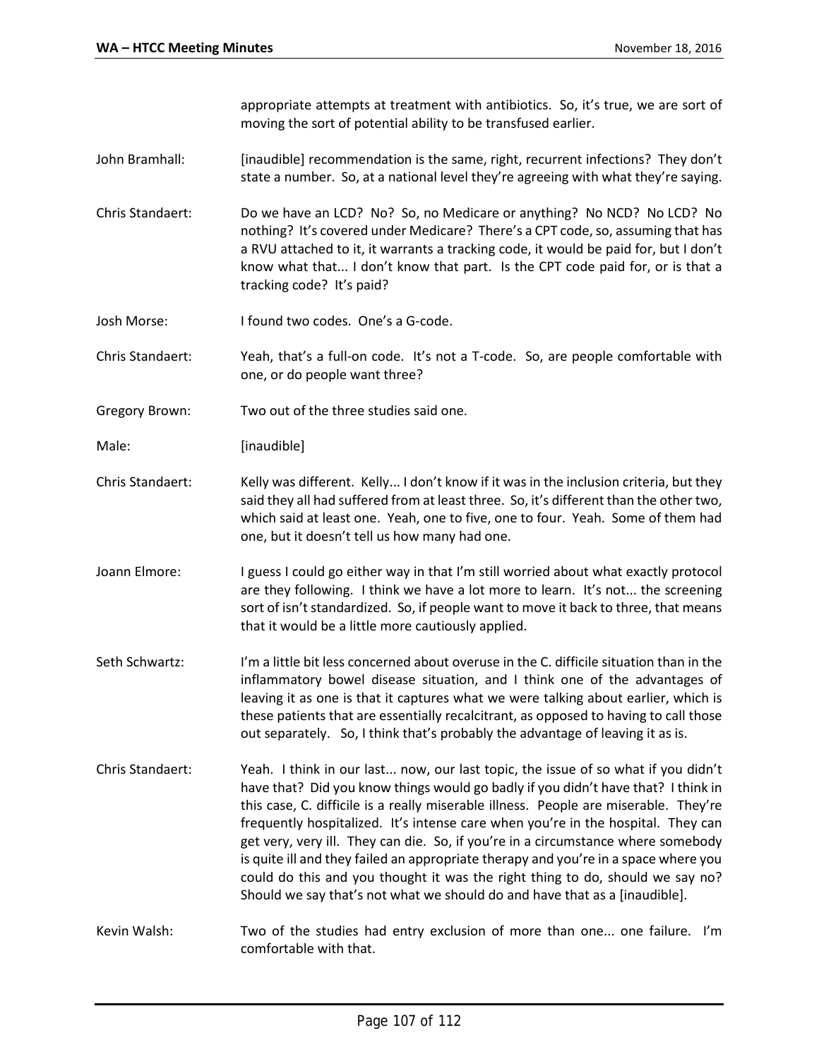appropriate attempts at treatment with antibiotics. So, it's true, we are sort of moving the sort of potential ability to be transfused earlier.

John Bramhall: [inaudible] recommendation is the same, right, recurrent infections? They don't state a number. So, at a national level they're agreeing with what they're saying.

Chris Standaert: Do we have an LCD? No? So, no Medicare or anything? No NCD? No LCD? No nothing? It's covered under Medicare? There's a CPT code, so, assuming that has a RVU attached to it, it warrants a tracking code, it would be paid for, but I don't know what that... I don't know that part. Is the CPT code paid for, or is that a tracking code? It's paid?

Josh Morse: I found two codes. One's a G-code.

Chris Standaert: Yeah, that's a full-on code. It's not a T-code. So, are people comfortable with one, or do people want three?

Gregory Brown: Two out of the three studies said one.

Male: [inaudible]

Chris Standaert: Kelly was different. Kelly... I don't know if it was in the inclusion criteria, but they said they all had suffered from at least three. So, it's different than the other two, which said at least one. Yeah, one to five, one to four. Yeah. Some of them had one, but it doesn't tell us how many had one.

Joann Elmore: I guess I could go either way in that I'm still worried about what exactly protocol are they following. I think we have a lot more to learn. It's not... the screening sort of isn't standardized. So, if people want to move it back to three, that means that it would be a little more cautiously applied.

Seth Schwartz: I'm a little bit less concerned about overuse in the C. difficile situation than in the inflammatory bowel disease situation, and I think one of the advantages of leaving it as one is that it captures what we were talking about earlier, which is these patients that are essentially recalcitrant, as opposed to having to call those out separately. So, I think that's probably the advantage of leaving it as is.

Chris Standaert: Yeah. I think in our last... now, our last topic, the issue of so what if you didn't have that? Did you know things would go badly if you didn't have that? I think in this case, C. difficile is a really miserable illness. People are miserable. They're frequently hospitalized. It's intense care when you're in the hospital. They can get very, very ill. They can die. So, if you're in a circumstance where somebody is quite ill and they failed an appropriate therapy and you're in a space where you could do this and you thought it was the right thing to do, should we say no? Should we say that's not what we should do and have that as a [inaudible].

Kevin Walsh: Two of the studies had entry exclusion of more than one... one failure. I'm comfortable with that.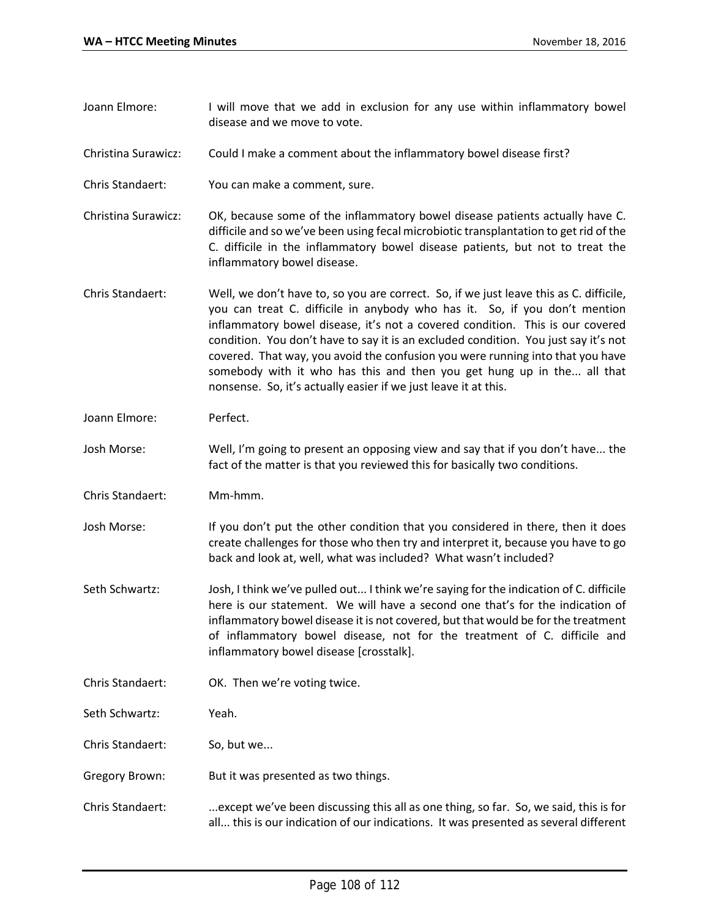Joann Elmore: I will move that we add in exclusion for any use within inflammatory bowel disease and we move to vote.

Christina Surawicz: Could I make a comment about the inflammatory bowel disease first?

Chris Standaert: You can make a comment, sure.

Christina Surawicz: OK, because some of the inflammatory bowel disease patients actually have C. difficile and so we've been using fecal microbiotic transplantation to get rid of the C. difficile in the inflammatory bowel disease patients, but not to treat the inflammatory bowel disease.

Chris Standaert: Well, we don't have to, so you are correct. So, if we just leave this as C. difficile, you can treat C. difficile in anybody who has it. So, if you don't mention inflammatory bowel disease, it's not a covered condition. This is our covered condition. You don't have to say it is an excluded condition. You just say it's not covered. That way, you avoid the confusion you were running into that you have somebody with it who has this and then you get hung up in the... all that nonsense. So, it's actually easier if we just leave it at this.

Joann Elmore: Perfect.

Josh Morse: Well, I'm going to present an opposing view and say that if you don't have... the fact of the matter is that you reviewed this for basically two conditions.

Chris Standaert: Mm-hmm.

Josh Morse: If you don't put the other condition that you considered in there, then it does create challenges for those who then try and interpret it, because you have to go back and look at, well, what was included? What wasn't included?

Seth Schwartz: Josh, I think we've pulled out... I think we're saying for the indication of C. difficile here is our statement. We will have a second one that's for the indication of inflammatory bowel disease it is not covered, but that would be for the treatment of inflammatory bowel disease, not for the treatment of C. difficile and inflammatory bowel disease [crosstalk].

Chris Standaert: OK. Then we're voting twice.

Seth Schwartz: Yeah.

Chris Standaert: So, but we...

Gregory Brown: But it was presented as two things.

Chris Standaert: ...except we've been discussing this all as one thing, so far. So, we said, this is for all... this is our indication of our indications. It was presented as several different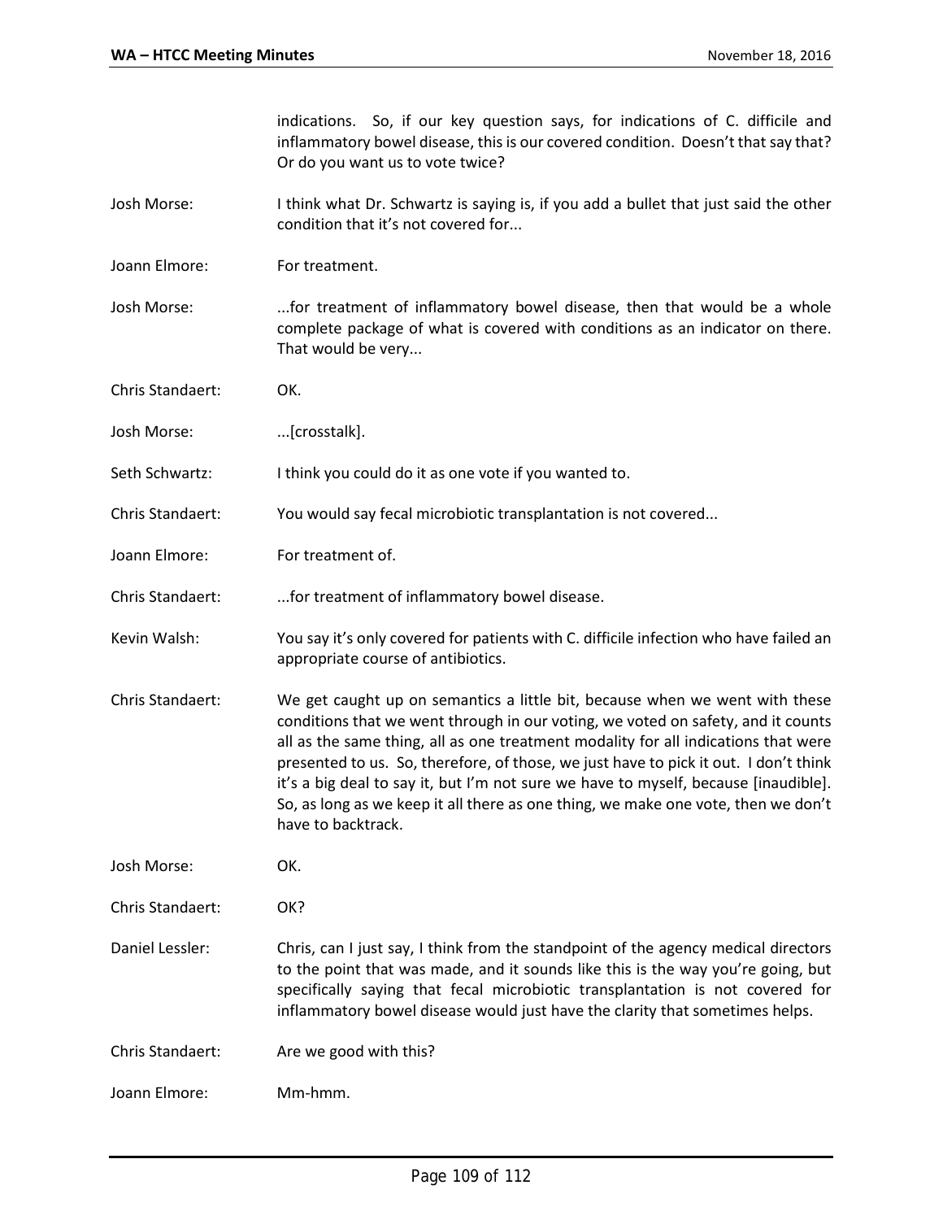indications. So, if our key question says, for indications of C. difficile and inflammatory bowel disease, this is our covered condition. Doesn't that say that? Or do you want us to vote twice?

Josh Morse: I think what Dr. Schwartz is saying is, if you add a bullet that just said the other condition that it's not covered for...

Joann Elmore: For treatment.

Josh Morse: ...for treatment of inflammatory bowel disease, then that would be a whole complete package of what is covered with conditions as an indicator on there. That would be very...

Chris Standaert: OK.

Josh Morse: ...[crosstalk].

Seth Schwartz: I think you could do it as one vote if you wanted to.

Chris Standaert: You would say fecal microbiotic transplantation is not covered...

Joann Elmore: For treatment of.

Chris Standaert: ...for treatment of inflammatory bowel disease.

Kevin Walsh: You say it's only covered for patients with C. difficile infection who have failed an appropriate course of antibiotics.

Chris Standaert: We get caught up on semantics a little bit, because when we went with these conditions that we went through in our voting, we voted on safety, and it counts all as the same thing, all as one treatment modality for all indications that were presented to us. So, therefore, of those, we just have to pick it out. I don't think it's a big deal to say it, but I'm not sure we have to myself, because [inaudible]. So, as long as we keep it all there as one thing, we make one vote, then we don't have to backtrack.

Josh Morse: OK.

Chris Standaert: OK?

Daniel Lessler: Chris, can I just say, I think from the standpoint of the agency medical directors to the point that was made, and it sounds like this is the way you're going, but specifically saying that fecal microbiotic transplantation is not covered for inflammatory bowel disease would just have the clarity that sometimes helps.

Chris Standaert: Are we good with this?

Joann Elmore: Mm-hmm.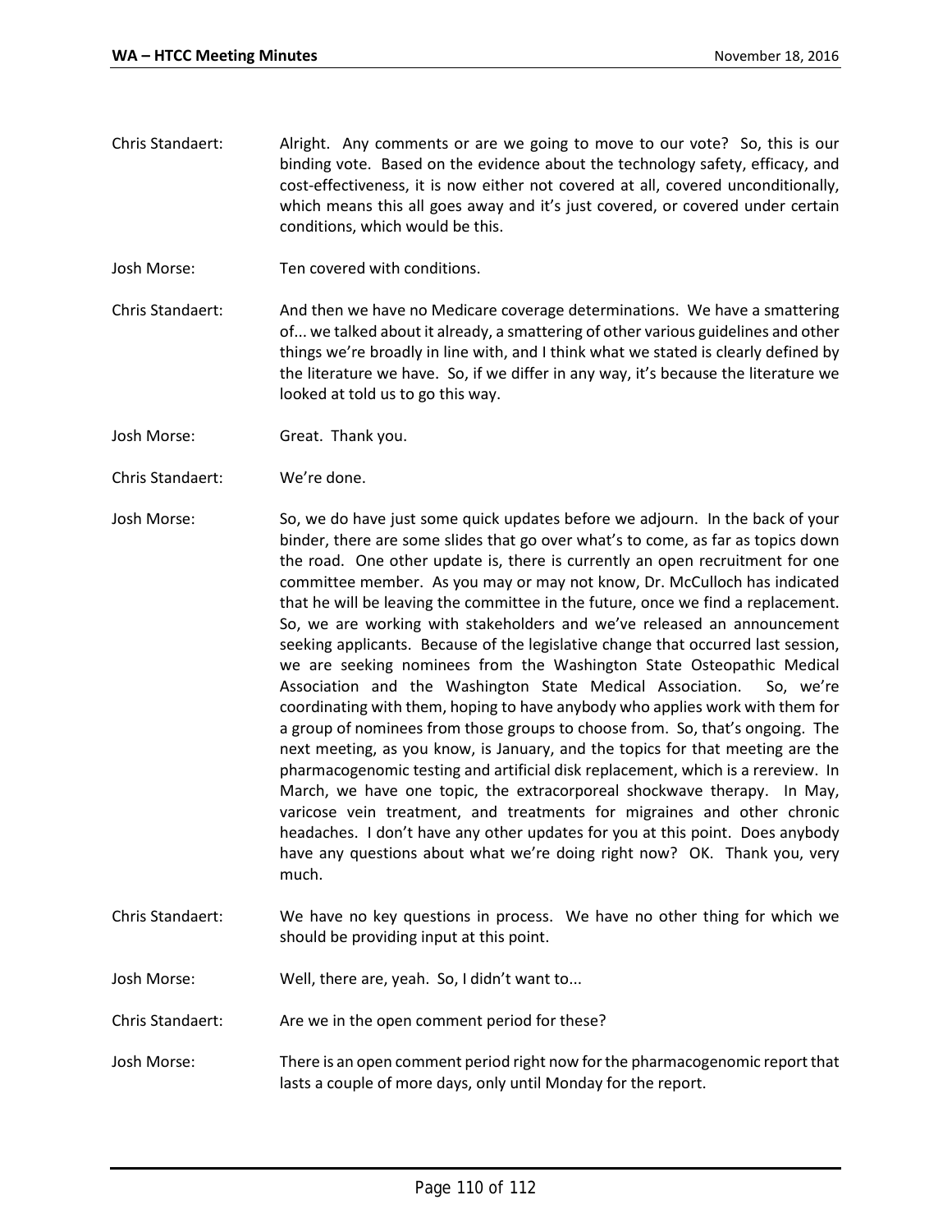Chris Standaert: Alright. Any comments or are we going to move to our vote? So, this is our binding vote. Based on the evidence about the technology safety, efficacy, and cost-effectiveness, it is now either not covered at all, covered unconditionally, which means this all goes away and it's just covered, or covered under certain conditions, which would be this.

Josh Morse: Ten covered with conditions.

Chris Standaert: And then we have no Medicare coverage determinations. We have a smattering of... we talked about it already, a smattering of other various guidelines and other things we're broadly in line with, and I think what we stated is clearly defined by the literature we have. So, if we differ in any way, it's because the literature we looked at told us to go this way.

Josh Morse: Great. Thank you.

Chris Standaert: We're done.

Josh Morse: So, we do have just some quick updates before we adjourn. In the back of your binder, there are some slides that go over what's to come, as far as topics down the road. One other update is, there is currently an open recruitment for one committee member. As you may or may not know, Dr. McCulloch has indicated that he will be leaving the committee in the future, once we find a replacement. So, we are working with stakeholders and we've released an announcement seeking applicants. Because of the legislative change that occurred last session, we are seeking nominees from the Washington State Osteopathic Medical Association and the Washington State Medical Association. So, we're coordinating with them, hoping to have anybody who applies work with them for a group of nominees from those groups to choose from. So, that's ongoing. The next meeting, as you know, is January, and the topics for that meeting are the pharmacogenomic testing and artificial disk replacement, which is a rereview. In March, we have one topic, the extracorporeal shockwave therapy. In May, varicose vein treatment, and treatments for migraines and other chronic headaches. I don't have any other updates for you at this point. Does anybody have any questions about what we're doing right now? OK. Thank you, very much.

Chris Standaert: We have no key questions in process. We have no other thing for which we should be providing input at this point.

Josh Morse: Well, there are, yeah. So, I didn't want to...

Chris Standaert: Are we in the open comment period for these?

Josh Morse: There is an open comment period right now for the pharmacogenomic report that lasts a couple of more days, only until Monday for the report.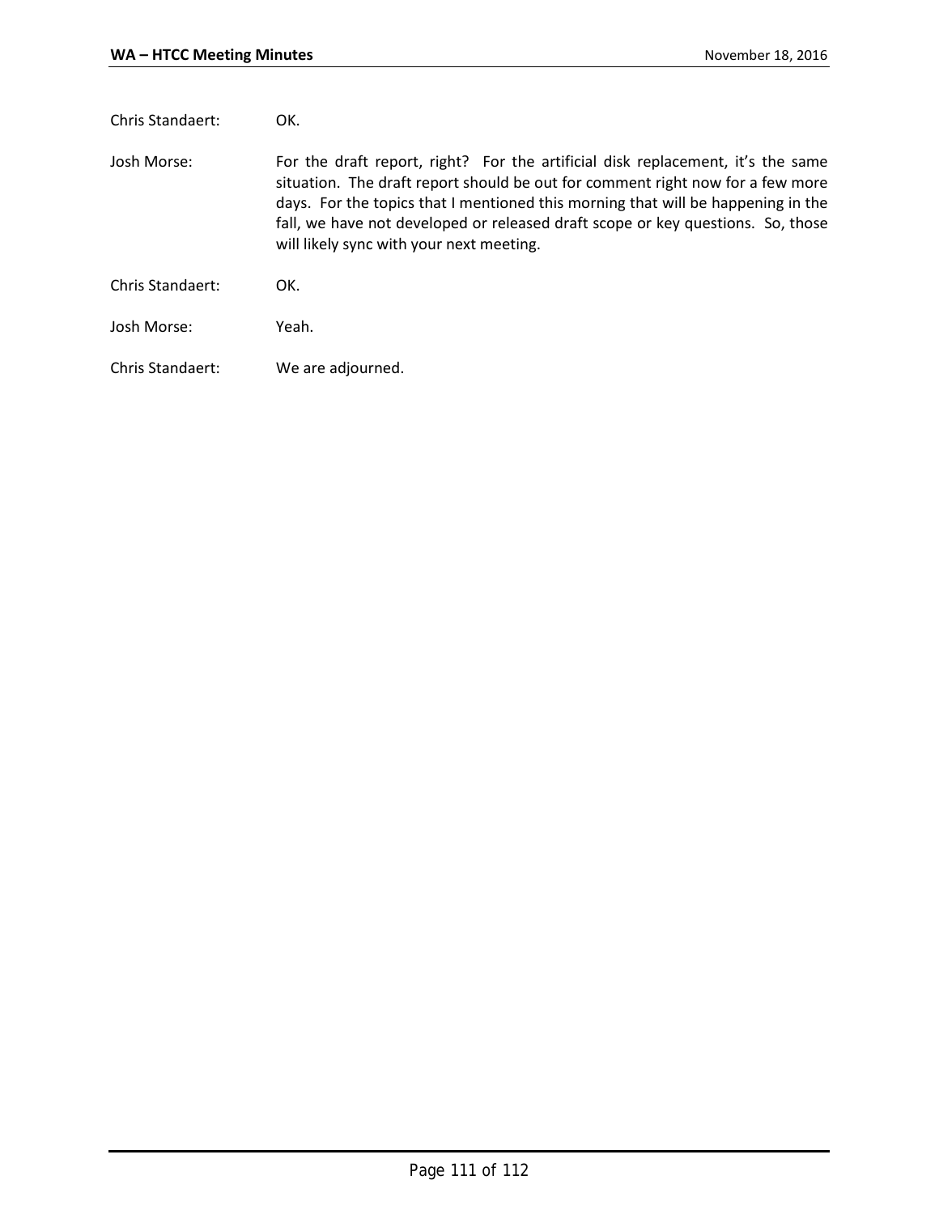Chris Standaert: OK.

Josh Morse: For the draft report, right? For the artificial disk replacement, it's the same situation. The draft report should be out for comment right now for a few more days. For the topics that I mentioned this morning that will be happening in the fall, we have not developed or released draft scope or key questions. So, those will likely sync with your next meeting.

Chris Standaert: OK.

Josh Morse: Yeah.

Chris Standaert: We are adjourned.